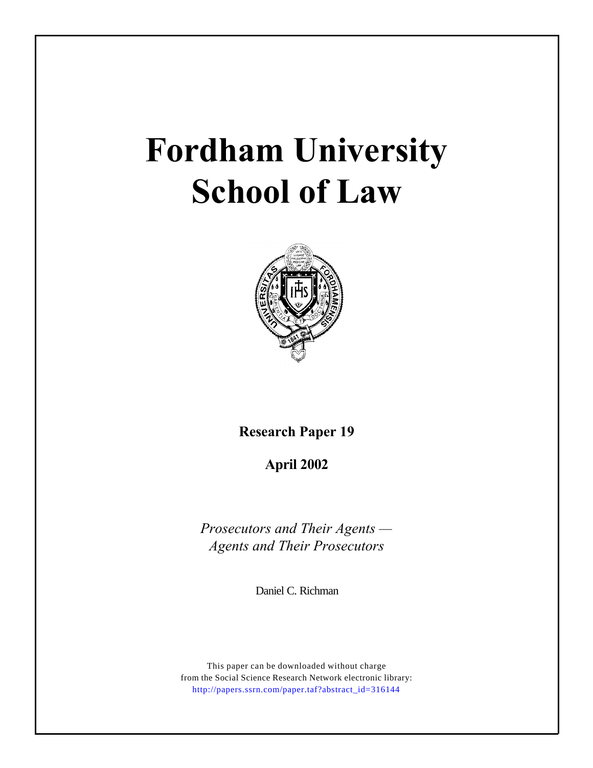# Fordham University School of Law

**Research Paper 19**

**April 2002**

*Prosecutors and Their Agents —*
*Agents and Their Prosecutors*

Daniel C. Richman

This paper can be downloaded without charge
from the Social Science Research Network electronic library:
http://papers.ssrn.com/paper.taf?abstract_id=316144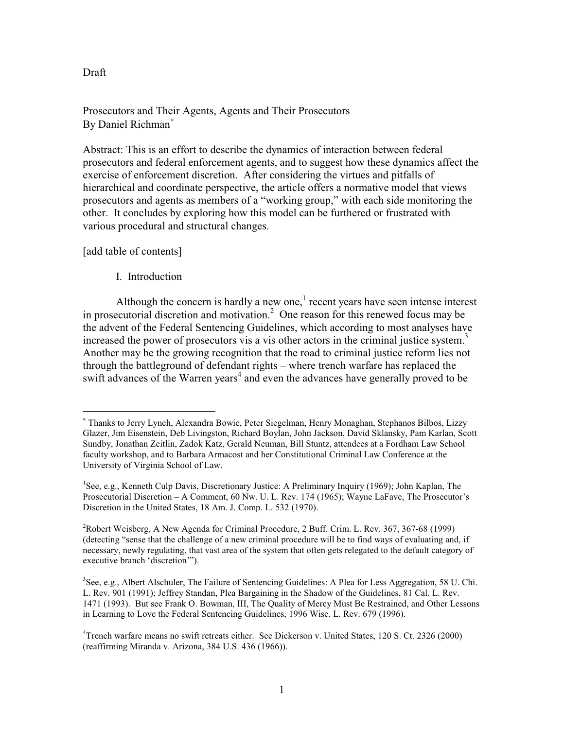Draft

Prosecutors and Their Agents, Agents and Their Prosecutors
By Daniel Richman[*]

Abstract: This is an effort to describe the dynamics of interaction between federal prosecutors and federal enforcement agents, and to suggest how these dynamics affect the exercise of enforcement discretion. After considering the virtues and pitfalls of hierarchical and coordinate perspective, the article offers a normative model that views prosecutors and agents as members of a "working group," with each side monitoring the other. It concludes by exploring how this model can be furthered or frustrated with various procedural and structural changes.

[add table of contents]

## I. Introduction

Although the concern is hardly a new one,[1] recent years have seen intense interest in prosecutorial discretion and motivation.[2] One reason for this renewed focus may be the advent of the Federal Sentencing Guidelines, which according to most analyses have increased the power of prosecutors vis a vis other actors in the criminal justice system.[3] Another may be the growing recognition that the road to criminal justice reform lies not through the battleground of defendant rights – where trench warfare has replaced the swift advances of the Warren years[4] and even the advances have generally proved to be

---

[*] Thanks to Jerry Lynch, Alexandra Bowie, Peter Siegelman, Henry Monaghan, Stephanos Bilbos, Lizzy Glazer, Jim Eisenstein, Deb Livingston, Richard Boylan, John Jackson, David Sklansky, Pam Karlan, Scott Sundby, Jonathan Zeitlin, Zadok Katz, Gerald Neuman, Bill Stuntz, attendees at a Fordham Law School faculty workshop, and to Barbara Armacost and her Constitutional Criminal Law Conference at the University of Virginia School of Law.

[1] See, e.g., Kenneth Culp Davis, Discretionary Justice: A Preliminary Inquiry (1969); John Kaplan, The Prosecutorial Discretion – A Comment, 60 Nw. U. L. Rev. 174 (1965); Wayne LaFave, The Prosecutor's Discretion in the United States, 18 Am. J. Comp. L. 532 (1970).

[2] Robert Weisberg, A New Agenda for Criminal Procedure, 2 Buff. Crim. L. Rev. 367, 367-68 (1999) (detecting "sense that the challenge of a new criminal procedure will be to find ways of evaluating and, if necessary, newly regulating, that vast area of the system that often gets relegated to the default category of executive branch 'discretion'").

[3] See, e.g., Albert Alschuler, The Failure of Sentencing Guidelines: A Plea for Less Aggregation, 58 U. Chi. L. Rev. 901 (1991); Jeffrey Standan, Plea Bargaining in the Shadow of the Guidelines, 81 Cal. L. Rev. 1471 (1993). But see Frank O. Bowman, III, The Quality of Mercy Must Be Restrained, and Other Lessons in Learning to Love the Federal Sentencing Guidelines, 1996 Wisc. L. Rev. 679 (1996).

[4] Trench warfare means no swift retreats either. See Dickerson v. United States, 120 S. Ct. 2326 (2000) (reaffirming Miranda v. Arizona, 384 U.S. 436 (1966)).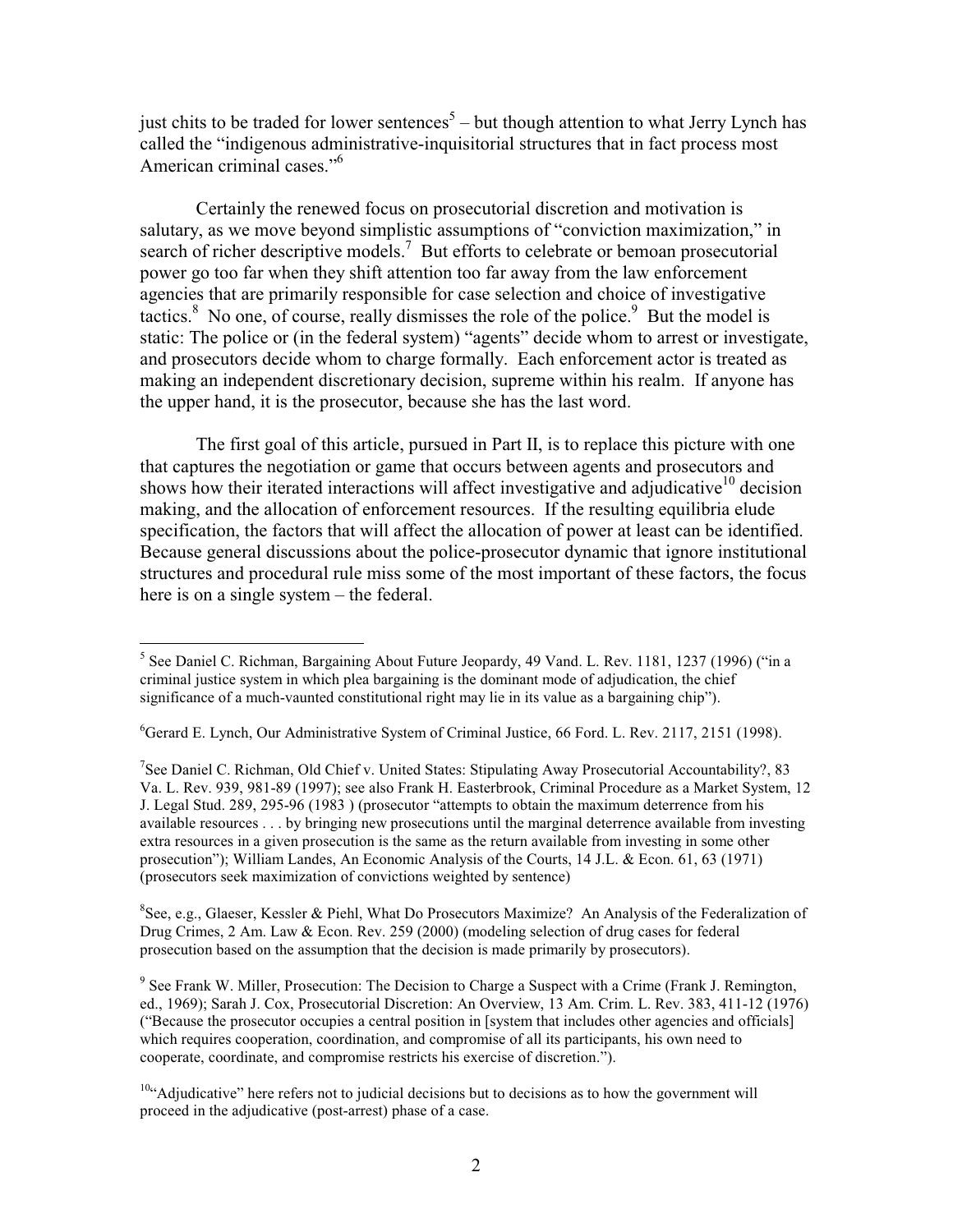just chits to be traded for lower sentences[5] – but though attention to what Jerry Lynch has called the "indigenous administrative-inquisitorial structures that in fact process most American criminal cases."[6]

Certainly the renewed focus on prosecutorial discretion and motivation is salutary, as we move beyond simplistic assumptions of "conviction maximization," in search of richer descriptive models.[7] But efforts to celebrate or bemoan prosecutorial power go too far when they shift attention too far away from the law enforcement agencies that are primarily responsible for case selection and choice of investigative tactics.[8] No one, of course, really dismisses the role of the police.[9] But the model is static: The police or (in the federal system) "agents" decide whom to arrest or investigate, and prosecutors decide whom to charge formally. Each enforcement actor is treated as making an independent discretionary decision, supreme within his realm. If anyone has the upper hand, it is the prosecutor, because she has the last word.

The first goal of this article, pursued in Part II, is to replace this picture with one that captures the negotiation or game that occurs between agents and prosecutors and shows how their iterated interactions will affect investigative and adjudicative[10] decision making, and the allocation of enforcement resources. If the resulting equilibria elude specification, the factors that will affect the allocation of power at least can be identified. Because general discussions about the police-prosecutor dynamic that ignore institutional structures and procedural rule miss some of the most important of these factors, the focus here is on a single system – the federal.

---

[5] See Daniel C. Richman, Bargaining About Future Jeopardy, 49 Vand. L. Rev. 1181, 1237 (1996) ("in a criminal justice system in which plea bargaining is the dominant mode of adjudication, the chief significance of a much-vaunted constitutional right may lie in its value as a bargaining chip").

[6] Gerard E. Lynch, Our Administrative System of Criminal Justice, 66 Ford. L. Rev. 2117, 2151 (1998).

[7] See Daniel C. Richman, Old Chief v. United States: Stipulating Away Prosecutorial Accountability?, 83 Va. L. Rev. 939, 981-89 (1997); see also Frank H. Easterbrook, Criminal Procedure as a Market System, 12 J. Legal Stud. 289, 295-96 (1983 ) (prosecutor "attempts to obtain the maximum deterrence from his available resources . . . by bringing new prosecutions until the marginal deterrence available from investing extra resources in a given prosecution is the same as the return available from investing in some other prosecution"); William Landes, An Economic Analysis of the Courts, 14 J.L. & Econ. 61, 63 (1971) (prosecutors seek maximization of convictions weighted by sentence)

[8] See, e.g., Glaeser, Kessler & Piehl, What Do Prosecutors Maximize? An Analysis of the Federalization of Drug Crimes, 2 Am. Law & Econ. Rev. 259 (2000) (modeling selection of drug cases for federal prosecution based on the assumption that the decision is made primarily by prosecutors).

[9] See Frank W. Miller, Prosecution: The Decision to Charge a Suspect with a Crime (Frank J. Remington, ed., 1969); Sarah J. Cox, Prosecutorial Discretion: An Overview, 13 Am. Crim. L. Rev. 383, 411-12 (1976) ("Because the prosecutor occupies a central position in [system that includes other agencies and officials] which requires cooperation, coordination, and compromise of all its participants, his own need to cooperate, coordinate, and compromise restricts his exercise of discretion.").

[10] "Adjudicative" here refers not to judicial decisions but to decisions as to how the government will proceed in the adjudicative (post-arrest) phase of a case.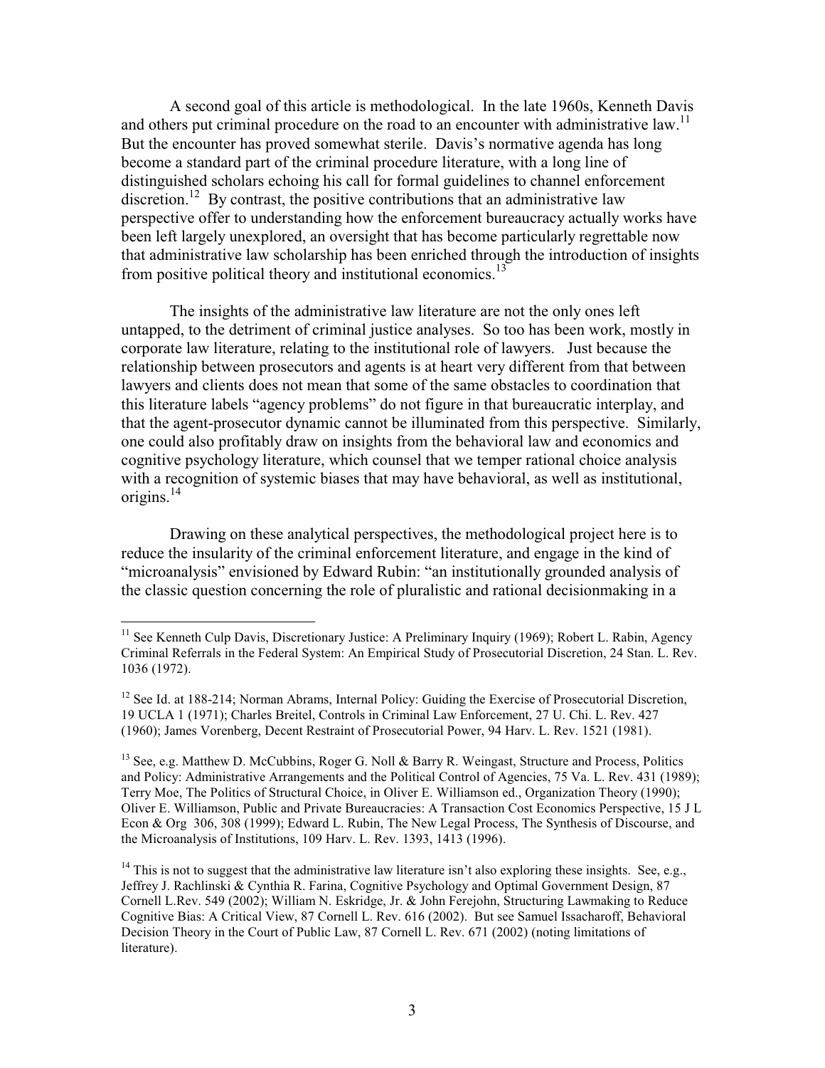A second goal of this article is methodological. In the late 1960s, Kenneth Davis and others put criminal procedure on the road to an encounter with administrative law.[11] But the encounter has proved somewhat sterile. Davis's normative agenda has long become a standard part of the criminal procedure literature, with a long line of distinguished scholars echoing his call for formal guidelines to channel enforcement discretion.[12] By contrast, the positive contributions that an administrative law perspective offer to understanding how the enforcement bureaucracy actually works have been left largely unexplored, an oversight that has become particularly regrettable now that administrative law scholarship has been enriched through the introduction of insights from positive political theory and institutional economics.[13]

The insights of the administrative law literature are not the only ones left untapped, to the detriment of criminal justice analyses. So too has been work, mostly in corporate law literature, relating to the institutional role of lawyers. Just because the relationship between prosecutors and agents is at heart very different from that between lawyers and clients does not mean that some of the same obstacles to coordination that this literature labels "agency problems" do not figure in that bureaucratic interplay, and that the agent-prosecutor dynamic cannot be illuminated from this perspective. Similarly, one could also profitably draw on insights from the behavioral law and economics and cognitive psychology literature, which counsel that we temper rational choice analysis with a recognition of systemic biases that may have behavioral, as well as institutional, origins.[14]

Drawing on these analytical perspectives, the methodological project here is to reduce the insularity of the criminal enforcement literature, and engage in the kind of "microanalysis" envisioned by Edward Rubin: "an institutionally grounded analysis of the classic question concerning the role of pluralistic and rational decisionmaking in a

---

[11] See Kenneth Culp Davis, Discretionary Justice: A Preliminary Inquiry (1969); Robert L. Rabin, Agency Criminal Referrals in the Federal System: An Empirical Study of Prosecutorial Discretion, 24 Stan. L. Rev. 1036 (1972).

[12] See Id. at 188-214; Norman Abrams, Internal Policy: Guiding the Exercise of Prosecutorial Discretion, 19 UCLA 1 (1971); Charles Breitel, Controls in Criminal Law Enforcement, 27 U. Chi. L. Rev. 427 (1960); James Vorenberg, Decent Restraint of Prosecutorial Power, 94 Harv. L. Rev. 1521 (1981).

[13] See, e.g. Matthew D. McCubbins, Roger G. Noll & Barry R. Weingast, Structure and Process, Politics and Policy: Administrative Arrangements and the Political Control of Agencies, 75 Va. L. Rev. 431 (1989); Terry Moe, The Politics of Structural Choice, in Oliver E. Williamson ed., Organization Theory (1990); Oliver E. Williamson, Public and Private Bureaucracies: A Transaction Cost Economics Perspective, 15 J L Econ & Org 306, 308 (1999); Edward L. Rubin, The New Legal Process, The Synthesis of Discourse, and the Microanalysis of Institutions, 109 Harv. L. Rev. 1393, 1413 (1996).

[14] This is not to suggest that the administrative law literature isn't also exploring these insights. See, e.g., Jeffrey J. Rachlinski & Cynthia R. Farina, Cognitive Psychology and Optimal Government Design, 87 Cornell L.Rev. 549 (2002); William N. Eskridge, Jr. & John Ferejohn, Structuring Lawmaking to Reduce Cognitive Bias: A Critical View, 87 Cornell L. Rev. 616 (2002). But see Samuel Issacharoff, Behavioral Decision Theory in the Court of Public Law, 87 Cornell L. Rev. 671 (2002) (noting limitations of literature).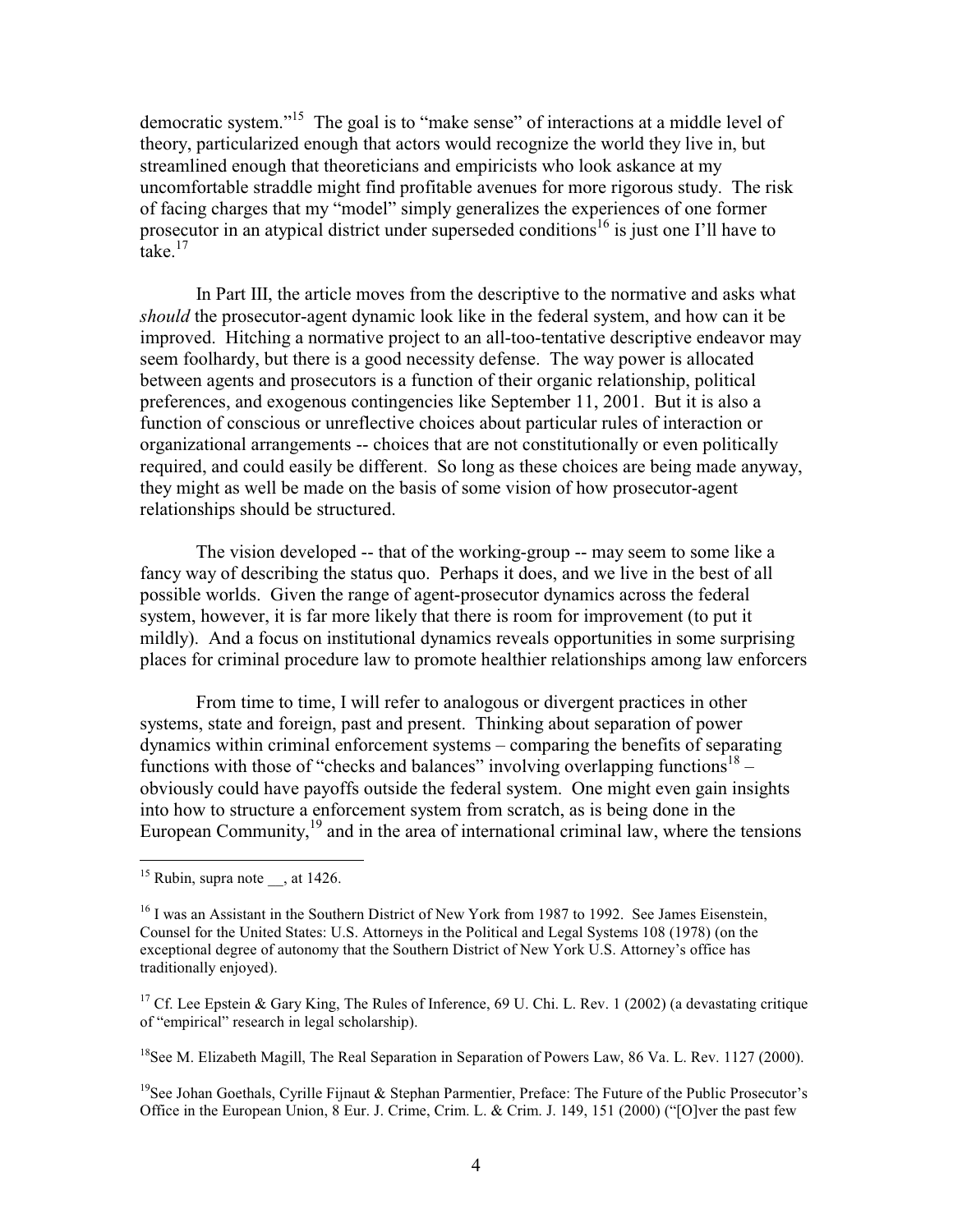democratic system."[15] The goal is to "make sense" of interactions at a middle level of theory, particularized enough that actors would recognize the world they live in, but streamlined enough that theoreticians and empiricists who look askance at my uncomfortable straddle might find profitable avenues for more rigorous study. The risk of facing charges that my "model" simply generalizes the experiences of one former prosecutor in an atypical district under superseded conditions[16] is just one I'll have to take.[17]

In Part III, the article moves from the descriptive to the normative and asks what *should* the prosecutor-agent dynamic look like in the federal system, and how can it be improved. Hitching a normative project to an all-too-tentative descriptive endeavor may seem foolhardy, but there is a good necessity defense. The way power is allocated between agents and prosecutors is a function of their organic relationship, political preferences, and exogenous contingencies like September 11, 2001. But it is also a function of conscious or unreflective choices about particular rules of interaction or organizational arrangements -- choices that are not constitutionally or even politically required, and could easily be different. So long as these choices are being made anyway, they might as well be made on the basis of some vision of how prosecutor-agent relationships should be structured.

The vision developed -- that of the working-group -- may seem to some like a fancy way of describing the status quo. Perhaps it does, and we live in the best of all possible worlds. Given the range of agent-prosecutor dynamics across the federal system, however, it is far more likely that there is room for improvement (to put it mildly). And a focus on institutional dynamics reveals opportunities in some surprising places for criminal procedure law to promote healthier relationships among law enforcers

From time to time, I will refer to analogous or divergent practices in other systems, state and foreign, past and present. Thinking about separation of power dynamics within criminal enforcement systems – comparing the benefits of separating functions with those of "checks and balances" involving overlapping functions[18] – obviously could have payoffs outside the federal system. One might even gain insights into how to structure a enforcement system from scratch, as is being done in the European Community,[19] and in the area of international criminal law, where the tensions

---

[15] Rubin, supra note __, at 1426.

[16] I was an Assistant in the Southern District of New York from 1987 to 1992. See James Eisenstein, Counsel for the United States: U.S. Attorneys in the Political and Legal Systems 108 (1978) (on the exceptional degree of autonomy that the Southern District of New York U.S. Attorney's office has traditionally enjoyed).

[17] Cf. Lee Epstein & Gary King, The Rules of Inference, 69 U. Chi. L. Rev. 1 (2002) (a devastating critique of "empirical" research in legal scholarship).

[18] See M. Elizabeth Magill, The Real Separation in Separation of Powers Law, 86 Va. L. Rev. 1127 (2000).

[19] See Johan Goethals, Cyrille Fijnaut & Stephan Parmentier, Preface: The Future of the Public Prosecutor's Office in the European Union, 8 Eur. J. Crime, Crim. L. & Crim. J. 149, 151 (2000) ("[O]ver the past few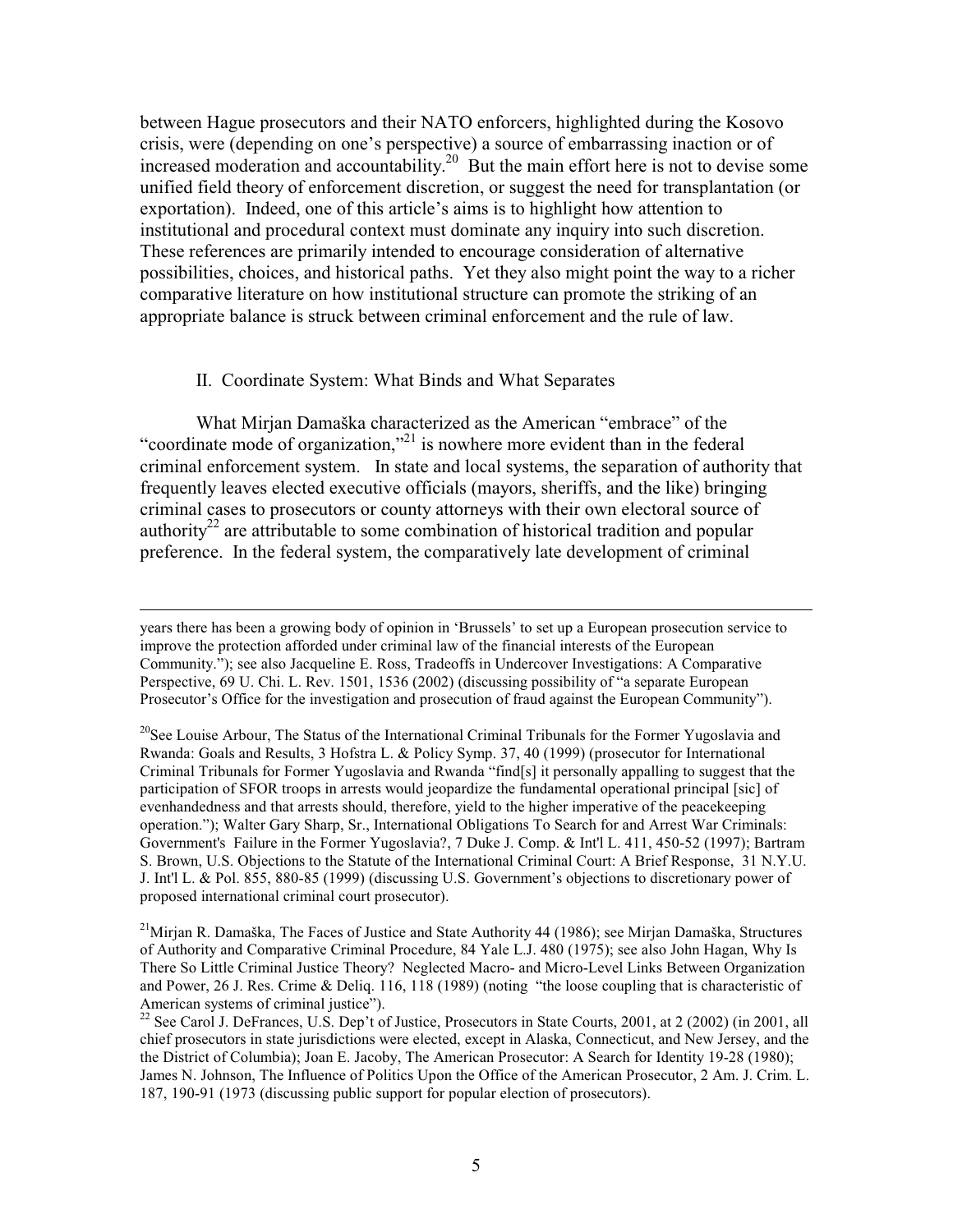between Hague prosecutors and their NATO enforcers, highlighted during the Kosovo crisis, were (depending on one's perspective) a source of embarrassing inaction or of increased moderation and accountability.[20] But the main effort here is not to devise some unified field theory of enforcement discretion, or suggest the need for transplantation (or exportation). Indeed, one of this article's aims is to highlight how attention to institutional and procedural context must dominate any inquiry into such discretion. These references are primarily intended to encourage consideration of alternative possibilities, choices, and historical paths. Yet they also might point the way to a richer comparative literature on how institutional structure can promote the striking of an appropriate balance is struck between criminal enforcement and the rule of law.

## II. Coordinate System: What Binds and What Separates

What Mirjan Damaška characterized as the American "embrace" of the "coordinate mode of organization,"[21] is nowhere more evident than in the federal criminal enforcement system. In state and local systems, the separation of authority that frequently leaves elected executive officials (mayors, sheriffs, and the like) bringing criminal cases to prosecutors or county attorneys with their own electoral source of authority[22] are attributable to some combination of historical tradition and popular preference. In the federal system, the comparatively late development of criminal

---

years there has been a growing body of opinion in 'Brussels' to set up a European prosecution service to improve the protection afforded under criminal law of the financial interests of the European Community."); see also Jacqueline E. Ross, Tradeoffs in Undercover Investigations: A Comparative Perspective, 69 U. Chi. L. Rev. 1501, 1536 (2002) (discussing possibility of "a separate European Prosecutor's Office for the investigation and prosecution of fraud against the European Community").

[20] See Louise Arbour, The Status of the International Criminal Tribunals for the Former Yugoslavia and Rwanda: Goals and Results, 3 Hofstra L. & Policy Symp. 37, 40 (1999) (prosecutor for International Criminal Tribunals for Former Yugoslavia and Rwanda "find[s] it personally appalling to suggest that the participation of SFOR troops in arrests would jeopardize the fundamental operational principal [sic] of evenhandedness and that arrests should, therefore, yield to the higher imperative of the peacekeeping operation."); Walter Gary Sharp, Sr., International Obligations To Search for and Arrest War Criminals: Government's Failure in the Former Yugoslavia?, 7 Duke J. Comp. & Int'l L. 411, 450-52 (1997); Bartram S. Brown, U.S. Objections to the Statute of the International Criminal Court: A Brief Response, 31 N.Y.U. J. Int'l L. & Pol. 855, 880-85 (1999) (discussing U.S. Government's objections to discretionary power of proposed international criminal court prosecutor).

[21] Mirjan R. Damaška, The Faces of Justice and State Authority 44 (1986); see Mirjan Damaška, Structures of Authority and Comparative Criminal Procedure, 84 Yale L.J. 480 (1975); see also John Hagan, Why Is There So Little Criminal Justice Theory? Neglected Macro- and Micro-Level Links Between Organization and Power, 26 J. Res. Crime & Deliq. 116, 118 (1989) (noting "the loose coupling that is characteristic of American systems of criminal justice").

[22] See Carol J. DeFrances, U.S. Dep't of Justice, Prosecutors in State Courts, 2001, at 2 (2002) (in 2001, all chief prosecutors in state jurisdictions were elected, except in Alaska, Connecticut, and New Jersey, and the the District of Columbia); Joan E. Jacoby, The American Prosecutor: A Search for Identity 19-28 (1980); James N. Johnson, The Influence of Politics Upon the Office of the American Prosecutor, 2 Am. J. Crim. L. 187, 190-91 (1973 (discussing public support for popular election of prosecutors).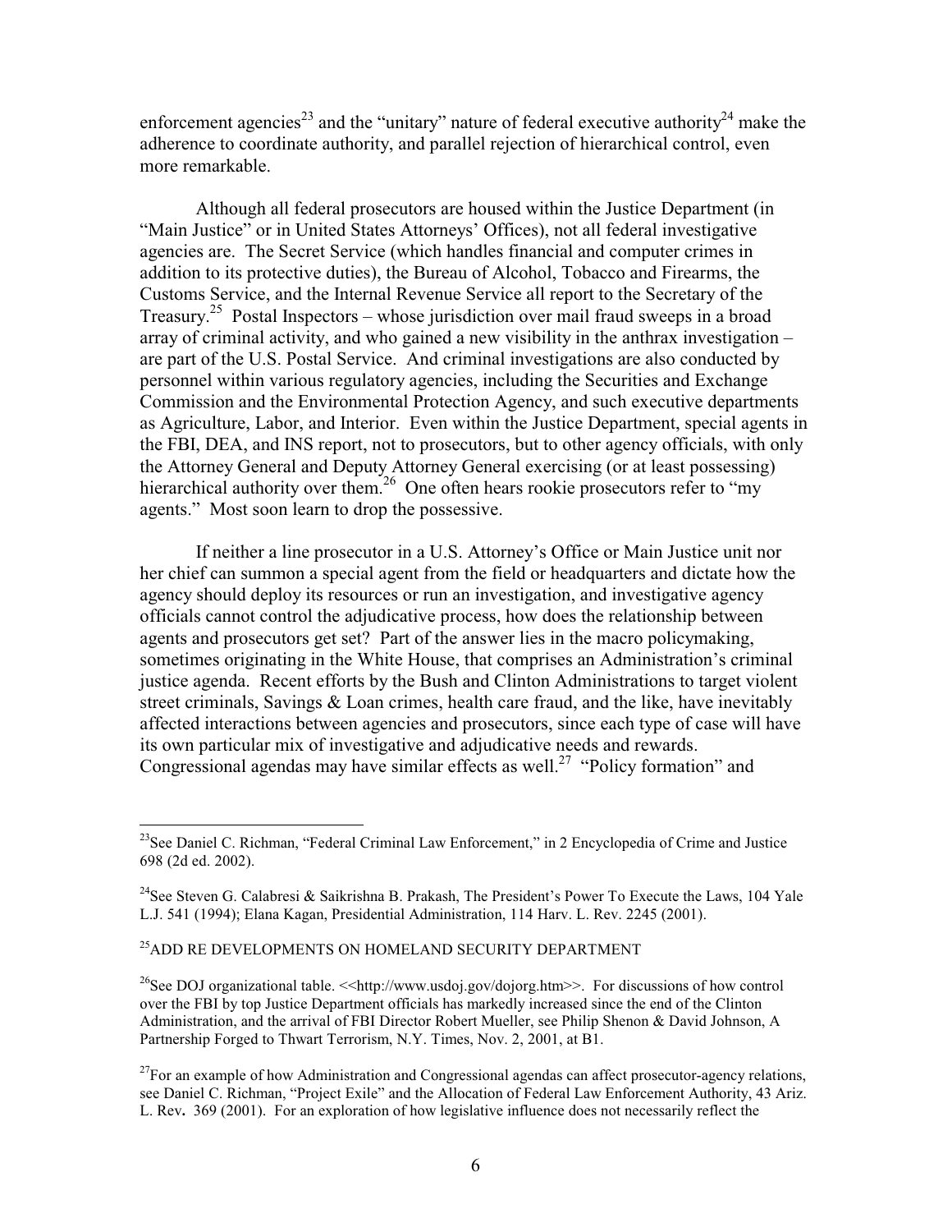enforcement agencies[23] and the "unitary" nature of federal executive authority[24] make the adherence to coordinate authority, and parallel rejection of hierarchical control, even more remarkable.

Although all federal prosecutors are housed within the Justice Department (in "Main Justice" or in United States Attorneys' Offices), not all federal investigative agencies are. The Secret Service (which handles financial and computer crimes in addition to its protective duties), the Bureau of Alcohol, Tobacco and Firearms, the Customs Service, and the Internal Revenue Service all report to the Secretary of the Treasury.[25] Postal Inspectors – whose jurisdiction over mail fraud sweeps in a broad array of criminal activity, and who gained a new visibility in the anthrax investigation – are part of the U.S. Postal Service. And criminal investigations are also conducted by personnel within various regulatory agencies, including the Securities and Exchange Commission and the Environmental Protection Agency, and such executive departments as Agriculture, Labor, and Interior. Even within the Justice Department, special agents in the FBI, DEA, and INS report, not to prosecutors, but to other agency officials, with only the Attorney General and Deputy Attorney General exercising (or at least possessing) hierarchical authority over them.[26] One often hears rookie prosecutors refer to "my agents." Most soon learn to drop the possessive.

If neither a line prosecutor in a U.S. Attorney's Office or Main Justice unit nor her chief can summon a special agent from the field or headquarters and dictate how the agency should deploy its resources or run an investigation, and investigative agency officials cannot control the adjudicative process, how does the relationship between agents and prosecutors get set? Part of the answer lies in the macro policymaking, sometimes originating in the White House, that comprises an Administration's criminal justice agenda. Recent efforts by the Bush and Clinton Administrations to target violent street criminals, Savings & Loan crimes, health care fraud, and the like, have inevitably affected interactions between agencies and prosecutors, since each type of case will have its own particular mix of investigative and adjudicative needs and rewards. Congressional agendas may have similar effects as well.[27] "Policy formation" and

---

[23]See Daniel C. Richman, "Federal Criminal Law Enforcement," in 2 Encyclopedia of Crime and Justice 698 (2d ed. 2002).

[24]See Steven G. Calabresi & Saikrishna B. Prakash, The President's Power To Execute the Laws, 104 Yale L.J. 541 (1994); Elana Kagan, Presidential Administration, 114 Harv. L. Rev. 2245 (2001).

[25]ADD RE DEVELOPMENTS ON HOMELAND SECURITY DEPARTMENT

[26]See DOJ organizational table. <<http://www.usdoj.gov/dojorg.htm>>. For discussions of how control over the FBI by top Justice Department officials has markedly increased since the end of the Clinton Administration, and the arrival of FBI Director Robert Mueller, see Philip Shenon & David Johnson, A Partnership Forged to Thwart Terrorism, N.Y. Times, Nov. 2, 2001, at B1.

[27]For an example of how Administration and Congressional agendas can affect prosecutor-agency relations, see Daniel C. Richman, "Project Exile" and the Allocation of Federal Law Enforcement Authority, 43 Ariz. L. Rev. 369 (2001). For an exploration of how legislative influence does not necessarily reflect the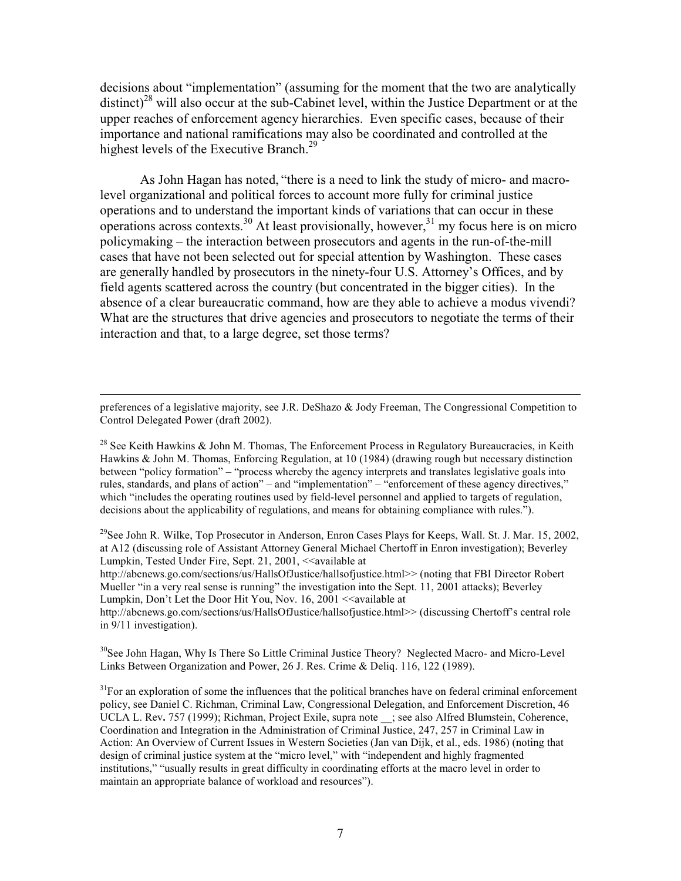decisions about "implementation" (assuming for the moment that the two are analytically distinct)[28] will also occur at the sub-Cabinet level, within the Justice Department or at the upper reaches of enforcement agency hierarchies. Even specific cases, because of their importance and national ramifications may also be coordinated and controlled at the highest levels of the Executive Branch.[29]

As John Hagan has noted, "there is a need to link the study of micro- and macro-level organizational and political forces to account more fully for criminal justice operations and to understand the important kinds of variations that can occur in these operations across contexts.[30] At least provisionally, however,[31] my focus here is on micro policymaking – the interaction between prosecutors and agents in the run-of-the-mill cases that have not been selected out for special attention by Washington. These cases are generally handled by prosecutors in the ninety-four U.S. Attorney's Offices, and by field agents scattered across the country (but concentrated in the bigger cities). In the absence of a clear bureaucratic command, how are they able to achieve a modus vivendi? What are the structures that drive agencies and prosecutors to negotiate the terms of their interaction and that, to a large degree, set those terms?

---

preferences of a legislative majority, see J.R. DeShazo & Jody Freeman, The Congressional Competition to Control Delegated Power (draft 2002).

[28] See Keith Hawkins & John M. Thomas, The Enforcement Process in Regulatory Bureaucracies, in Keith Hawkins & John M. Thomas, Enforcing Regulation, at 10 (1984) (drawing rough but necessary distinction between "policy formation" – "process whereby the agency interprets and translates legislative goals into rules, standards, and plans of action" – and "implementation" – "enforcement of these agency directives," which "includes the operating routines used by field-level personnel and applied to targets of regulation, decisions about the applicability of regulations, and means for obtaining compliance with rules.").

[29] See John R. Wilke, Top Prosecutor in Anderson, Enron Cases Plays for Keeps, Wall. St. J. Mar. 15, 2002, at A12 (discussing role of Assistant Attorney General Michael Chertoff in Enron investigation); Beverley Lumpkin, Tested Under Fire, Sept. 21, 2001, <<available at http://abcnews.go.com/sections/us/HallsOfJustice/hallsofjustice.html>> (noting that FBI Director Robert Mueller "in a very real sense is running" the investigation into the Sept. 11, 2001 attacks); Beverley Lumpkin, Don't Let the Door Hit You, Nov. 16, 2001 <<available at http://abcnews.go.com/sections/us/HallsOfJustice/hallsofjustice.html>> (discussing Chertoff's central role in 9/11 investigation).

[30] See John Hagan, Why Is There So Little Criminal Justice Theory? Neglected Macro- and Micro-Level Links Between Organization and Power, 26 J. Res. Crime & Deliq. 116, 122 (1989).

[31] For an exploration of some the influences that the political branches have on federal criminal enforcement policy, see Daniel C. Richman, Criminal Law, Congressional Delegation, and Enforcement Discretion, 46 UCLA L. Rev**.** 757 (1999); Richman, Project Exile, supra note __; see also Alfred Blumstein, Coherence, Coordination and Integration in the Administration of Criminal Justice, 247, 257 in Criminal Law in Action: An Overview of Current Issues in Western Societies (Jan van Dijk, et al., eds. 1986) (noting that design of criminal justice system at the "micro level," with "independent and highly fragmented institutions," "usually results in great difficulty in coordinating efforts at the macro level in order to maintain an appropriate balance of workload and resources").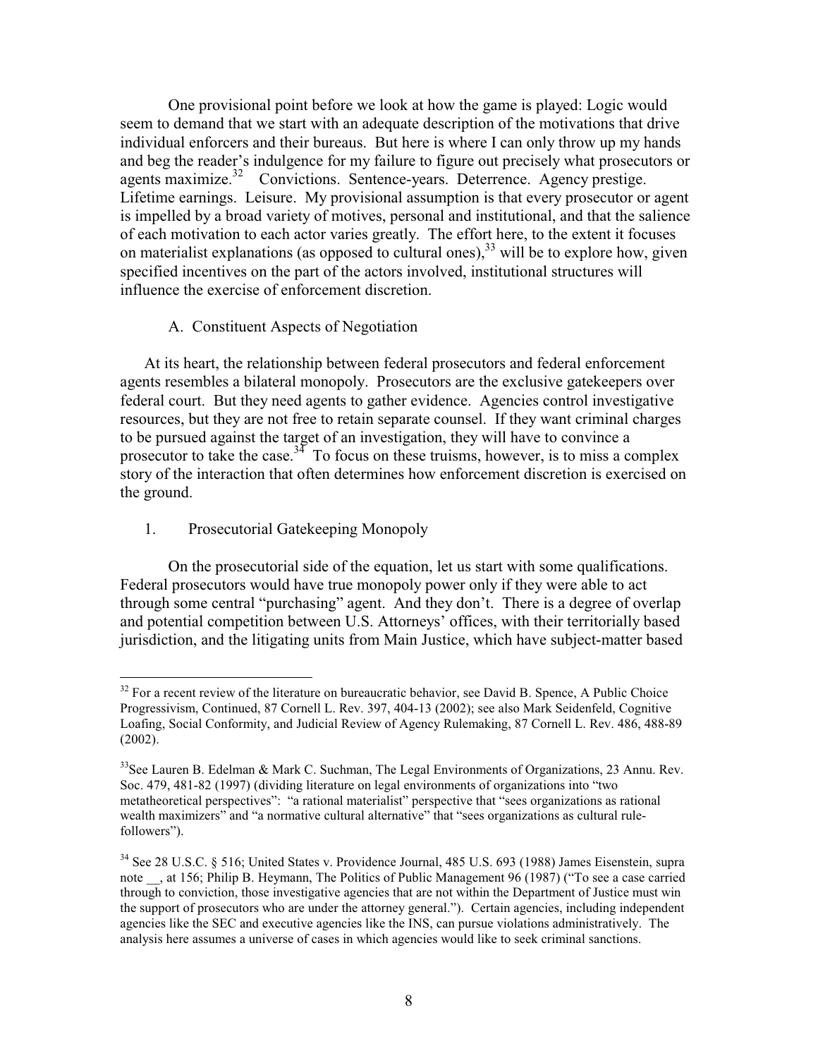One provisional point before we look at how the game is played: Logic would seem to demand that we start with an adequate description of the motivations that drive individual enforcers and their bureaus. But here is where I can only throw up my hands and beg the reader's indulgence for my failure to figure out precisely what prosecutors or agents maximize.[32] Convictions. Sentence-years. Deterrence. Agency prestige. Lifetime earnings. Leisure. My provisional assumption is that every prosecutor or agent is impelled by a broad variety of motives, personal and institutional, and that the salience of each motivation to each actor varies greatly. The effort here, to the extent it focuses on materialist explanations (as opposed to cultural ones),[33] will be to explore how, given specified incentives on the part of the actors involved, institutional structures will influence the exercise of enforcement discretion.

### A. Constituent Aspects of Negotiation

At its heart, the relationship between federal prosecutors and federal enforcement agents resembles a bilateral monopoly. Prosecutors are the exclusive gatekeepers over federal court. But they need agents to gather evidence. Agencies control investigative resources, but they are not free to retain separate counsel. If they want criminal charges to be pursued against the target of an investigation, they will have to convince a prosecutor to take the case.[34] To focus on these truisms, however, is to miss a complex story of the interaction that often determines how enforcement discretion is exercised on the ground.

#### 1. Prosecutorial Gatekeeping Monopoly

On the prosecutorial side of the equation, let us start with some qualifications. Federal prosecutors would have true monopoly power only if they were able to act through some central "purchasing" agent. And they don't. There is a degree of overlap and potential competition between U.S. Attorneys' offices, with their territorially based jurisdiction, and the litigating units from Main Justice, which have subject-matter based

---

[32] For a recent review of the literature on bureaucratic behavior, see David B. Spence, A Public Choice Progressivism, Continued, 87 Cornell L. Rev. 397, 404-13 (2002); see also Mark Seidenfeld, Cognitive Loafing, Social Conformity, and Judicial Review of Agency Rulemaking, 87 Cornell L. Rev. 486, 488-89 (2002).

[33] See Lauren B. Edelman & Mark C. Suchman, The Legal Environments of Organizations, 23 Annu. Rev. Soc. 479, 481-82 (1997) (dividing literature on legal environments of organizations into "two metatheoretical perspectives": "a rational materialist" perspective that "sees organizations as rational wealth maximizers" and "a normative cultural alternative" that "sees organizations as cultural rule-followers").

[34] See 28 U.S.C. § 516; United States v. Providence Journal, 485 U.S. 693 (1988) James Eisenstein, supra note __, at 156; Philip B. Heymann, The Politics of Public Management 96 (1987) ("To see a case carried through to conviction, those investigative agencies that are not within the Department of Justice must win the support of prosecutors who are under the attorney general."). Certain agencies, including independent agencies like the SEC and executive agencies like the INS, can pursue violations administratively. The analysis here assumes a universe of cases in which agencies would like to seek criminal sanctions.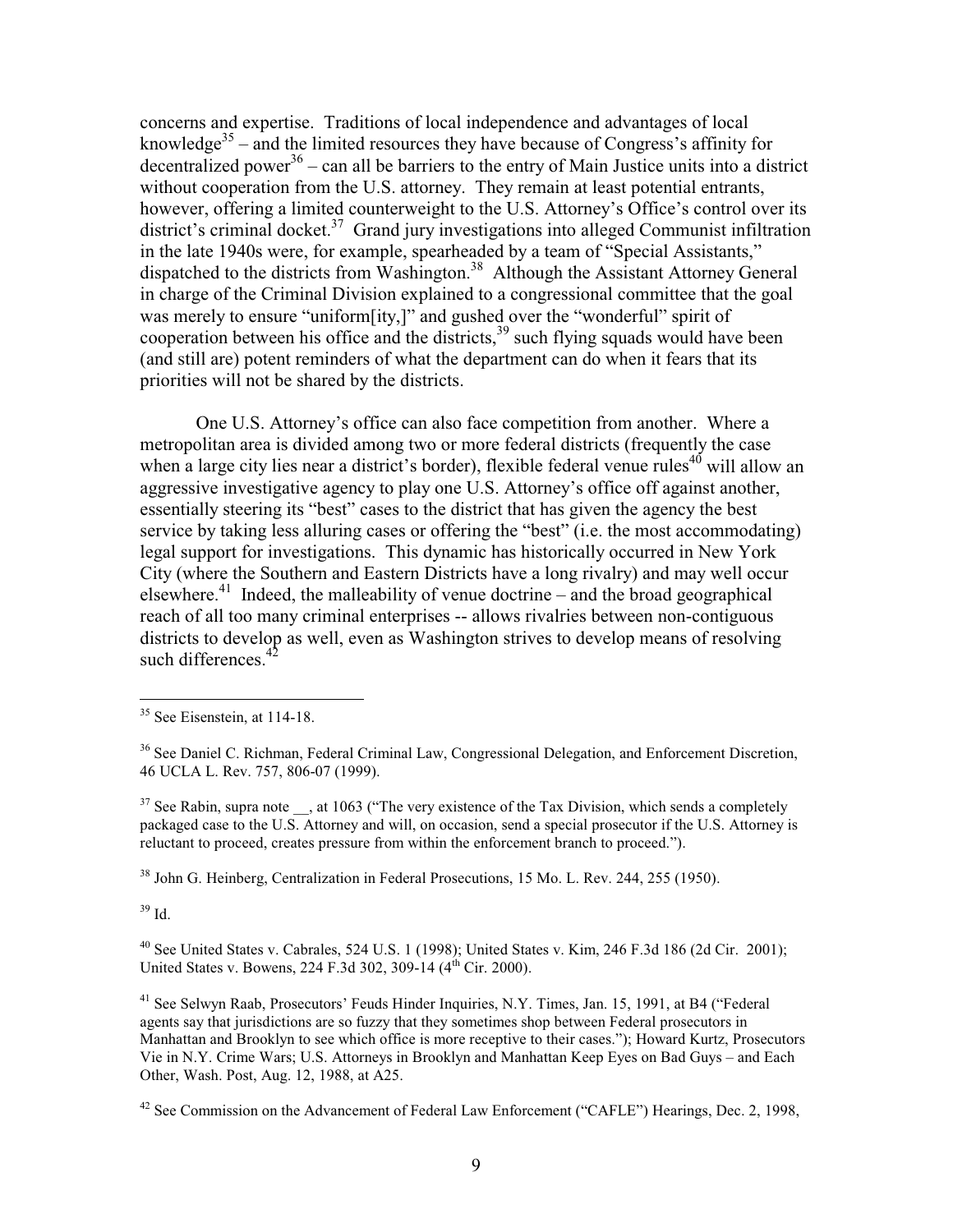concerns and expertise. Traditions of local independence and advantages of local knowledge[35] – and the limited resources they have because of Congress's affinity for decentralized power[36] – can all be barriers to the entry of Main Justice units into a district without cooperation from the U.S. attorney. They remain at least potential entrants, however, offering a limited counterweight to the U.S. Attorney's Office's control over its district's criminal docket.[37] Grand jury investigations into alleged Communist infiltration in the late 1940s were, for example, spearheaded by a team of "Special Assistants," dispatched to the districts from Washington.[38] Although the Assistant Attorney General in charge of the Criminal Division explained to a congressional committee that the goal was merely to ensure "uniform[ity,]" and gushed over the "wonderful" spirit of cooperation between his office and the districts,[39] such flying squads would have been (and still are) potent reminders of what the department can do when it fears that its priorities will not be shared by the districts.

One U.S. Attorney's office can also face competition from another. Where a metropolitan area is divided among two or more federal districts (frequently the case when a large city lies near a district's border), flexible federal venue rules[40] will allow an aggressive investigative agency to play one U.S. Attorney's office off against another, essentially steering its "best" cases to the district that has given the agency the best service by taking less alluring cases or offering the "best" (i.e. the most accommodating) legal support for investigations. This dynamic has historically occurred in New York City (where the Southern and Eastern Districts have a long rivalry) and may well occur elsewhere.[41] Indeed, the malleability of venue doctrine – and the broad geographical reach of all too many criminal enterprises -- allows rivalries between non-contiguous districts to develop as well, even as Washington strives to develop means of resolving such differences.[42]

---

[35] See Eisenstein, at 114-18.

[36] See Daniel C. Richman, Federal Criminal Law, Congressional Delegation, and Enforcement Discretion, 46 UCLA L. Rev. 757, 806-07 (1999).

[37] See Rabin, supra note __, at 1063 ("The very existence of the Tax Division, which sends a completely packaged case to the U.S. Attorney and will, on occasion, send a special prosecutor if the U.S. Attorney is reluctant to proceed, creates pressure from within the enforcement branch to proceed.").

[38] John G. Heinberg, Centralization in Federal Prosecutions, 15 Mo. L. Rev. 244, 255 (1950).

[39] Id.

[40] See United States v. Cabrales, 524 U.S. 1 (1998); United States v. Kim, 246 F.3d 186 (2d Cir. 2001); United States v. Bowens, 224 F.3d 302, 309-14 (4th Cir. 2000).

[41] See Selwyn Raab, Prosecutors' Feuds Hinder Inquiries, N.Y. Times, Jan. 15, 1991, at B4 ("Federal agents say that jurisdictions are so fuzzy that they sometimes shop between Federal prosecutors in Manhattan and Brooklyn to see which office is more receptive to their cases."); Howard Kurtz, Prosecutors Vie in N.Y. Crime Wars; U.S. Attorneys in Brooklyn and Manhattan Keep Eyes on Bad Guys – and Each Other, Wash. Post, Aug. 12, 1988, at A25.

[42] See Commission on the Advancement of Federal Law Enforcement ("CAFLE") Hearings, Dec. 2, 1998,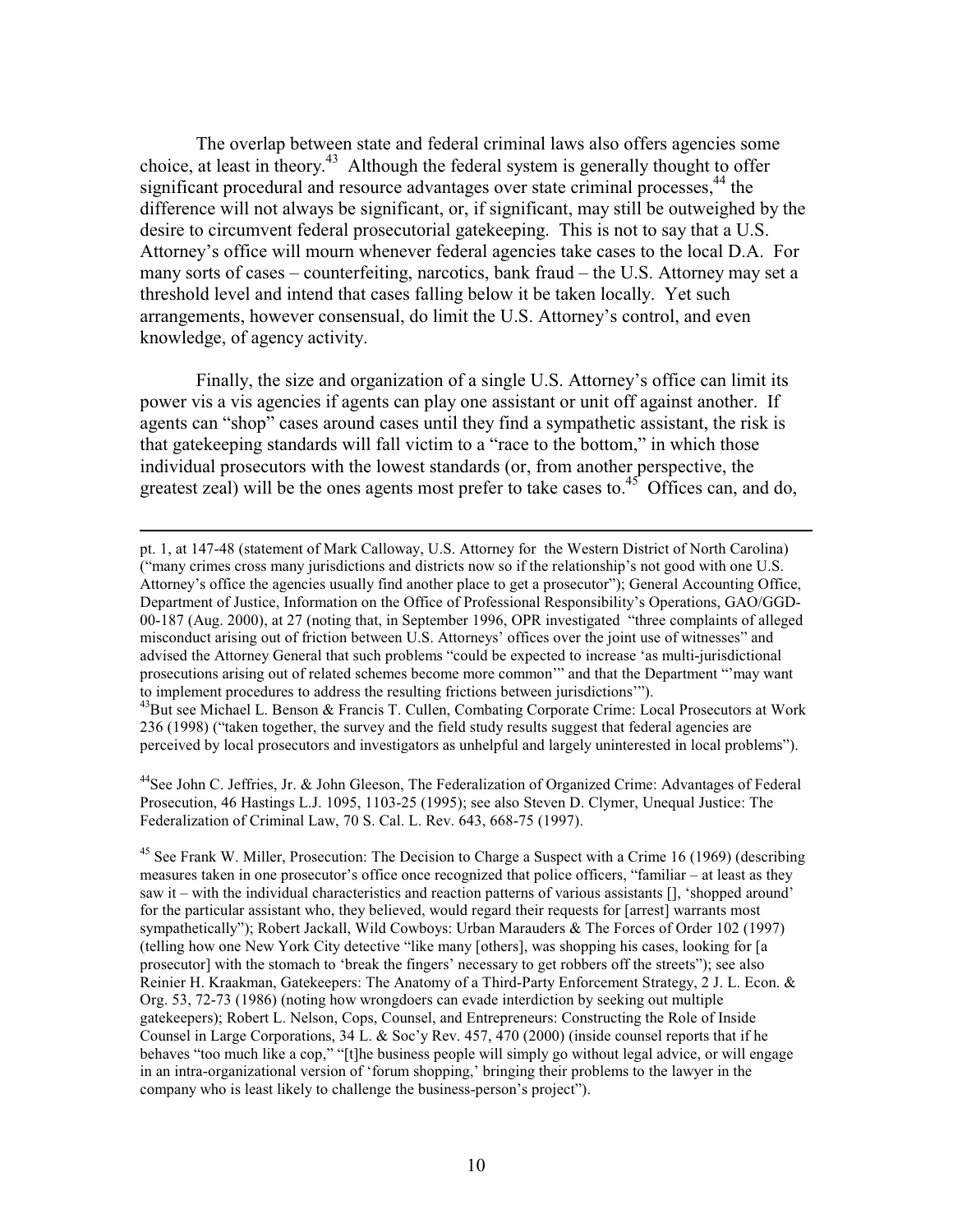The overlap between state and federal criminal laws also offers agencies some choice, at least in theory.[43] Although the federal system is generally thought to offer significant procedural and resource advantages over state criminal processes,[44] the difference will not always be significant, or, if significant, may still be outweighed by the desire to circumvent federal prosecutorial gatekeeping. This is not to say that a U.S. Attorney's office will mourn whenever federal agencies take cases to the local D.A. For many sorts of cases – counterfeiting, narcotics, bank fraud – the U.S. Attorney may set a threshold level and intend that cases falling below it be taken locally. Yet such arrangements, however consensual, do limit the U.S. Attorney's control, and even knowledge, of agency activity.

Finally, the size and organization of a single U.S. Attorney's office can limit its power vis a vis agencies if agents can play one assistant or unit off against another. If agents can "shop" cases around cases until they find a sympathetic assistant, the risk is that gatekeeping standards will fall victim to a "race to the bottom," in which those individual prosecutors with the lowest standards (or, from another perspective, the greatest zeal) will be the ones agents most prefer to take cases to.[45] Offices can, and do,

---

pt. 1, at 147-48 (statement of Mark Calloway, U.S. Attorney for the Western District of North Carolina) ("many crimes cross many jurisdictions and districts now so if the relationship's not good with one U.S. Attorney's office the agencies usually find another place to get a prosecutor"); General Accounting Office, Department of Justice, Information on the Office of Professional Responsibility's Operations, GAO/GGD-00-187 (Aug. 2000), at 27 (noting that, in September 1996, OPR investigated "three complaints of alleged misconduct arising out of friction between U.S. Attorneys' offices over the joint use of witnesses" and advised the Attorney General that such problems "could be expected to increase 'as multi-jurisdictional prosecutions arising out of related schemes become more common'" and that the Department "'may want to implement procedures to address the resulting frictions between jurisdictions'").

[43] But see Michael L. Benson & Francis T. Cullen, Combating Corporate Crime: Local Prosecutors at Work 236 (1998) ("taken together, the survey and the field study results suggest that federal agencies are perceived by local prosecutors and investigators as unhelpful and largely uninterested in local problems").

[44] See John C. Jeffries, Jr. & John Gleeson, The Federalization of Organized Crime: Advantages of Federal Prosecution, 46 Hastings L.J. 1095, 1103-25 (1995); see also Steven D. Clymer, Unequal Justice: The Federalization of Criminal Law, 70 S. Cal. L. Rev. 643, 668-75 (1997).

[45] See Frank W. Miller, Prosecution: The Decision to Charge a Suspect with a Crime 16 (1969) (describing measures taken in one prosecutor's office once recognized that police officers, "familiar – at least as they saw it – with the individual characteristics and reaction patterns of various assistants [], 'shopped around' for the particular assistant who, they believed, would regard their requests for [arrest] warrants most sympathetically"); Robert Jackall, Wild Cowboys: Urban Marauders & The Forces of Order 102 (1997) (telling how one New York City detective "like many [others], was shopping his cases, looking for [a prosecutor] with the stomach to 'break the fingers' necessary to get robbers off the streets"); see also Reinier H. Kraakman, Gatekeepers: The Anatomy of a Third-Party Enforcement Strategy, 2 J. L. Econ. & Org. 53, 72-73 (1986) (noting how wrongdoers can evade interdiction by seeking out multiple gatekeepers); Robert L. Nelson, Cops, Counsel, and Entrepreneurs: Constructing the Role of Inside Counsel in Large Corporations, 34 L. & Soc'y Rev. 457, 470 (2000) (inside counsel reports that if he behaves "too much like a cop," "[t]he business people will simply go without legal advice, or will engage in an intra-organizational version of 'forum shopping,' bringing their problems to the lawyer in the company who is least likely to challenge the business-person's project").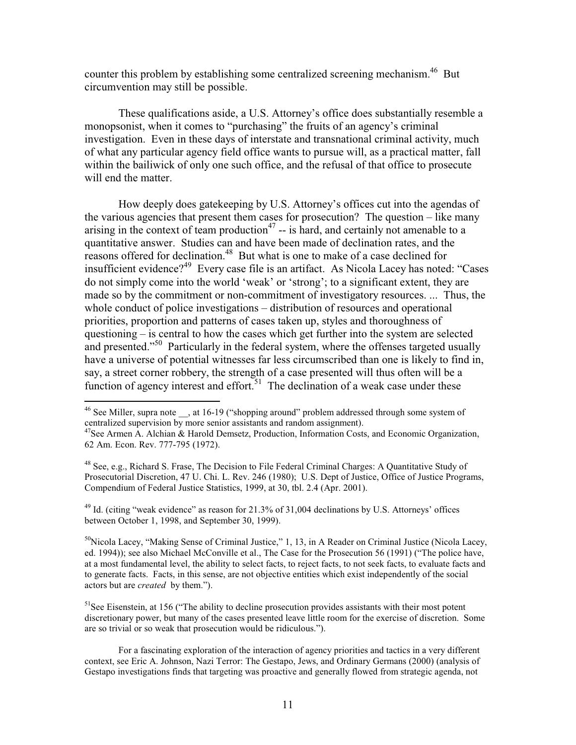counter this problem by establishing some centralized screening mechanism.[46] But circumvention may still be possible.

These qualifications aside, a U.S. Attorney's office does substantially resemble a monopsonist, when it comes to "purchasing" the fruits of an agency's criminal investigation. Even in these days of interstate and transnational criminal activity, much of what any particular agency field office wants to pursue will, as a practical matter, fall within the bailiwick of only one such office, and the refusal of that office to prosecute will end the matter.

How deeply does gatekeeping by U.S. Attorney's offices cut into the agendas of the various agencies that present them cases for prosecution? The question – like many arising in the context of team production[47] -- is hard, and certainly not amenable to a quantitative answer. Studies can and have been made of declination rates, and the reasons offered for declination.[48] But what is one to make of a case declined for insufficient evidence?[49] Every case file is an artifact. As Nicola Lacey has noted: "Cases do not simply come into the world 'weak' or 'strong'; to a significant extent, they are made so by the commitment or non-commitment of investigatory resources. ... Thus, the whole conduct of police investigations – distribution of resources and operational priorities, proportion and patterns of cases taken up, styles and thoroughness of questioning – is central to how the cases which get further into the system are selected and presented."[50] Particularly in the federal system, where the offenses targeted usually have a universe of potential witnesses far less circumscribed than one is likely to find in, say, a street corner robbery, the strength of a case presented will thus often will be a function of agency interest and effort.[51] The declination of a weak case under these

---

[46] See Miller, supra note __, at 16-19 ("shopping around" problem addressed through some system of centralized supervision by more senior assistants and random assignment).

[47] See Armen A. Alchian & Harold Demsetz, Production, Information Costs, and Economic Organization, 62 Am. Econ. Rev. 777-795 (1972).

[48] See, e.g., Richard S. Frase, The Decision to File Federal Criminal Charges: A Quantitative Study of Prosecutorial Discretion, 47 U. Chi. L. Rev. 246 (1980); U.S. Dept of Justice, Office of Justice Programs, Compendium of Federal Justice Statistics, 1999, at 30, tbl. 2.4 (Apr. 2001).

[49] Id. (citing "weak evidence" as reason for 21.3% of 31,004 declinations by U.S. Attorneys' offices between October 1, 1998, and September 30, 1999).

[50] Nicola Lacey, "Making Sense of Criminal Justice," 1, 13, in A Reader on Criminal Justice (Nicola Lacey, ed. 1994)); see also Michael McConville et al., The Case for the Prosecution 56 (1991) ("The police have, at a most fundamental level, the ability to select facts, to reject facts, to not seek facts, to evaluate facts and to generate facts. Facts, in this sense, are not objective entities which exist independently of the social actors but are *created* by them.").

[51] See Eisenstein, at 156 ("The ability to decline prosecution provides assistants with their most potent discretionary power, but many of the cases presented leave little room for the exercise of discretion. Some are so trivial or so weak that prosecution would be ridiculous.").

For a fascinating exploration of the interaction of agency priorities and tactics in a very different context, see Eric A. Johnson, Nazi Terror: The Gestapo, Jews, and Ordinary Germans (2000) (analysis of Gestapo investigations finds that targeting was proactive and generally flowed from strategic agenda, not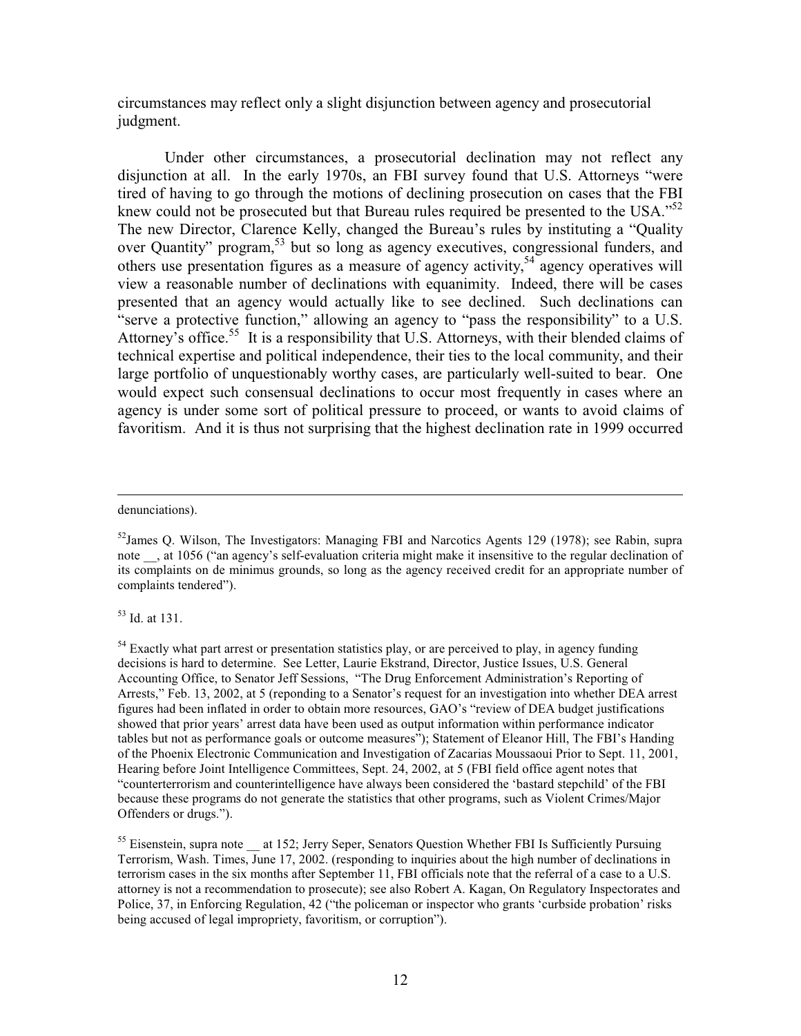circumstances may reflect only a slight disjunction between agency and prosecutorial judgment.

Under other circumstances, a prosecutorial declination may not reflect any disjunction at all. In the early 1970s, an FBI survey found that U.S. Attorneys "were tired of having to go through the motions of declining prosecution on cases that the FBI knew could not be prosecuted but that Bureau rules required be presented to the USA."[52] The new Director, Clarence Kelly, changed the Bureau's rules by instituting a "Quality over Quantity" program,[53] but so long as agency executives, congressional funders, and others use presentation figures as a measure of agency activity,[54] agency operatives will view a reasonable number of declinations with equanimity. Indeed, there will be cases presented that an agency would actually like to see declined. Such declinations can "serve a protective function," allowing an agency to "pass the responsibility" to a U.S. Attorney's office.[55] It is a responsibility that U.S. Attorneys, with their blended claims of technical expertise and political independence, their ties to the local community, and their large portfolio of unquestionably worthy cases, are particularly well-suited to bear. One would expect such consensual declinations to occur most frequently in cases where an agency is under some sort of political pressure to proceed, or wants to avoid claims of favoritism. And it is thus not surprising that the highest declination rate in 1999 occurred

---

denunciations).

[52] James Q. Wilson, The Investigators: Managing FBI and Narcotics Agents 129 (1978); see Rabin, supra note __, at 1056 ("an agency's self-evaluation criteria might make it insensitive to the regular declination of its complaints on de minimus grounds, so long as the agency received credit for an appropriate number of complaints tendered").

[53] Id. at 131.

[54] Exactly what part arrest or presentation statistics play, or are perceived to play, in agency funding decisions is hard to determine. See Letter, Laurie Ekstrand, Director, Justice Issues, U.S. General Accounting Office, to Senator Jeff Sessions, "The Drug Enforcement Administration's Reporting of Arrests," Feb. 13, 2002, at 5 (reponding to a Senator's request for an investigation into whether DEA arrest figures had been inflated in order to obtain more resources, GAO's "review of DEA budget justifications showed that prior years' arrest data have been used as output information within performance indicator tables but not as performance goals or outcome measures"); Statement of Eleanor Hill, The FBI's Handing of the Phoenix Electronic Communication and Investigation of Zacarias Moussaoui Prior to Sept. 11, 2001, Hearing before Joint Intelligence Committees, Sept. 24, 2002, at 5 (FBI field office agent notes that "counterterrorism and counterintelligence have always been considered the 'bastard stepchild' of the FBI because these programs do not generate the statistics that other programs, such as Violent Crimes/Major Offenders or drugs.").

[55] Eisenstein, supra note __ at 152; Jerry Seper, Senators Question Whether FBI Is Sufficiently Pursuing Terrorism, Wash. Times, June 17, 2002. (responding to inquiries about the high number of declinations in terrorism cases in the six months after September 11, FBI officials note that the referral of a case to a U.S. attorney is not a recommendation to prosecute); see also Robert A. Kagan, On Regulatory Inspectorates and Police, 37, in Enforcing Regulation, 42 ("the policeman or inspector who grants 'curbside probation' risks being accused of legal impropriety, favoritism, or corruption").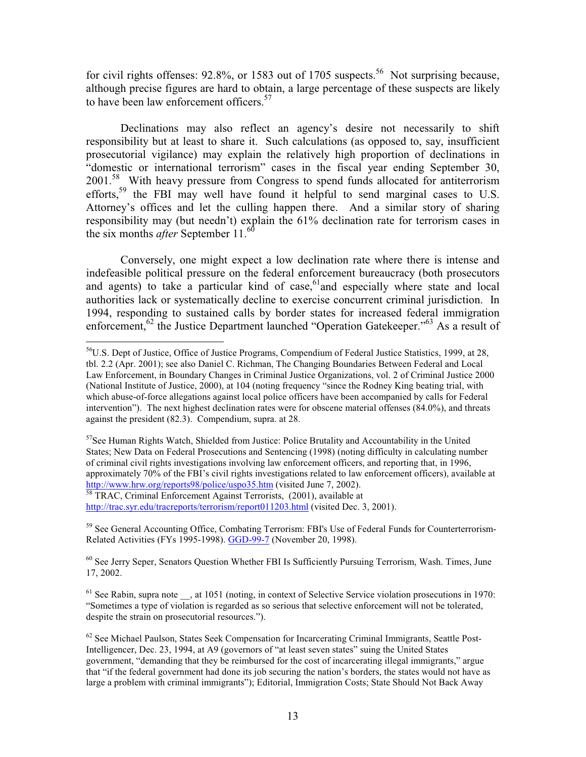for civil rights offenses: 92.8%, or 1583 out of 1705 suspects.[56] Not surprising because, although precise figures are hard to obtain, a large percentage of these suspects are likely to have been law enforcement officers.[57]

Declinations may also reflect an agency's desire not necessarily to shift responsibility but at least to share it. Such calculations (as opposed to, say, insufficient prosecutorial vigilance) may explain the relatively high proportion of declinations in "domestic or international terrorism" cases in the fiscal year ending September 30, 2001.[58] With heavy pressure from Congress to spend funds allocated for antiterrorism efforts,[59] the FBI may well have found it helpful to send marginal cases to U.S. Attorney's offices and let the culling happen there. And a similar story of sharing responsibility may (but needn't) explain the 61% declination rate for terrorism cases in the six months *after* September 11.[60]

Conversely, one might expect a low declination rate where there is intense and indefeasible political pressure on the federal enforcement bureaucracy (both prosecutors and agents) to take a particular kind of case,[61] and especially where state and local authorities lack or systematically decline to exercise concurrent criminal jurisdiction. In 1994, responding to sustained calls by border states for increased federal immigration enforcement,[62] the Justice Department launched "Operation Gatekeeper."[63] As a result of

---

[56] U.S. Dept of Justice, Office of Justice Programs, Compendium of Federal Justice Statistics, 1999, at 28, tbl. 2.2 (Apr. 2001); see also Daniel C. Richman, The Changing Boundaries Between Federal and Local Law Enforcement, in Boundary Changes in Criminal Justice Organizations, vol. 2 of Criminal Justice 2000 (National Institute of Justice, 2000), at 104 (noting frequency "since the Rodney King beating trial, with which abuse-of-force allegations against local police officers have been accompanied by calls for Federal intervention"). The next highest declination rates were for obscene material offenses (84.0%), and threats against the president (82.3). Compendium, supra. at 28.

[57] See Human Rights Watch, Shielded from Justice: Police Brutality and Accountability in the United States; New Data on Federal Prosecutions and Sentencing (1998) (noting difficulty in calculating number of criminal civil rights investigations involving law enforcement officers, and reporting that, in 1996, approximately 70% of the FBI's civil rights investigations related to law enforcement officers), available at http://www.hrw.org/reports98/police/uspo35.htm (visited June 7, 2002).

[58] TRAC, Criminal Enforcement Against Terrorists, (2001), available at http://trac.syr.edu/tracreports/terrorism/report011203.html (visited Dec. 3, 2001).

[59] See General Accounting Office, Combating Terrorism: FBI's Use of Federal Funds for Counterterrorism-Related Activities (FYs 1995-1998). GGD-99-7 (November 20, 1998).

[60] See Jerry Seper, Senators Question Whether FBI Is Sufficiently Pursuing Terrorism, Wash. Times, June 17, 2002.

[61] See Rabin, supra note __, at 1051 (noting, in context of Selective Service violation prosecutions in 1970: "Sometimes a type of violation is regarded as so serious that selective enforcement will not be tolerated, despite the strain on prosecutorial resources.").

[62] See Michael Paulson, States Seek Compensation for Incarcerating Criminal Immigrants, Seattle Post-Intelligencer, Dec. 23, 1994, at A9 (governors of "at least seven states" suing the United States government, "demanding that they be reimbursed for the cost of incarcerating illegal immigrants," argue that "if the federal government had done its job securing the nation's borders, the states would not have as large a problem with criminal immigrants"); Editorial, Immigration Costs; State Should Not Back Away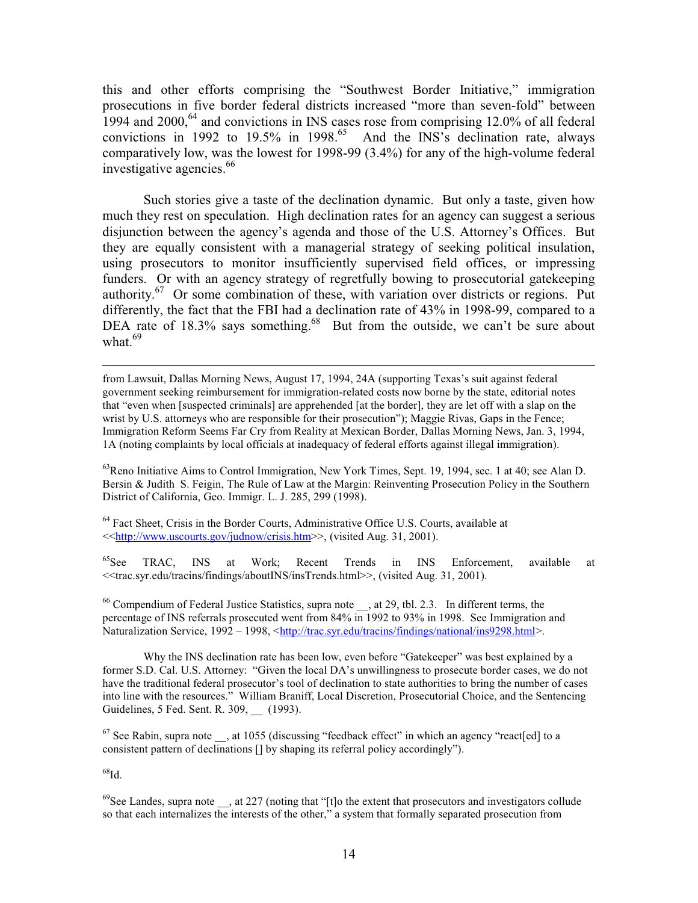this and other efforts comprising the "Southwest Border Initiative," immigration prosecutions in five border federal districts increased "more than seven-fold" between 1994 and 2000,[64] and convictions in INS cases rose from comprising 12.0% of all federal convictions in 1992 to 19.5% in 1998.[65] And the INS's declination rate, always comparatively low, was the lowest for 1998-99 (3.4%) for any of the high-volume federal investigative agencies.[66]

Such stories give a taste of the declination dynamic. But only a taste, given how much they rest on speculation. High declination rates for an agency can suggest a serious disjunction between the agency's agenda and those of the U.S. Attorney's Offices. But they are equally consistent with a managerial strategy of seeking political insulation, using prosecutors to monitor insufficiently supervised field offices, or impressing funders. Or with an agency strategy of regretfully bowing to prosecutorial gatekeeping authority.[67] Or some combination of these, with variation over districts or regions. Put differently, the fact that the FBI had a declination rate of 43% in 1998-99, compared to a DEA rate of 18.3% says something.[68] But from the outside, we can't be sure about what.[69]

---

from Lawsuit, Dallas Morning News, August 17, 1994, 24A (supporting Texas's suit against federal government seeking reimbursement for immigration-related costs now borne by the state, editorial notes that "even when [suspected criminals] are apprehended [at the border], they are let off with a slap on the wrist by U.S. attorneys who are responsible for their prosecution"); Maggie Rivas, Gaps in the Fence; Immigration Reform Seems Far Cry from Reality at Mexican Border, Dallas Morning News, Jan. 3, 1994, 1A (noting complaints by local officials at inadequacy of federal efforts against illegal immigration).

[63] Reno Initiative Aims to Control Immigration, New York Times, Sept. 19, 1994, sec. 1 at 40; see Alan D. Bersin & Judith S. Feigin, The Rule of Law at the Margin: Reinventing Prosecution Policy in the Southern District of California, Geo. Immigr. L. J. 285, 299 (1998).

[64] Fact Sheet, Crisis in the Border Courts, Administrative Office U.S. Courts, available at <<http://www.uscourts.gov/judnow/crisis.htm>>, (visited Aug. 31, 2001).

[65] See TRAC, INS at Work; Recent Trends in INS Enforcement, available at <<trac.syr.edu/tracins/findings/aboutINS/insTrends.html>>, (visited Aug. 31, 2001).

[66] Compendium of Federal Justice Statistics, supra note __, at 29, tbl. 2.3. In different terms, the percentage of INS referrals prosecuted went from 84% in 1992 to 93% in 1998. See Immigration and Naturalization Service, 1992 – 1998, <http://trac.syr.edu/tracins/findings/national/ins9298.html>.

Why the INS declination rate has been low, even before "Gatekeeper" was best explained by a former S.D. Cal. U.S. Attorney: "Given the local DA's unwillingness to prosecute border cases, we do not have the traditional federal prosecutor's tool of declination to state authorities to bring the number of cases into line with the resources." William Braniff, Local Discretion, Prosecutorial Choice, and the Sentencing Guidelines, 5 Fed. Sent. R. 309, __ (1993).

[67] See Rabin, supra note __, at 1055 (discussing "feedback effect" in which an agency "react[ed] to a consistent pattern of declinations [] by shaping its referral policy accordingly").

[68] Id.

[69] See Landes, supra note __, at 227 (noting that "[t]o the extent that prosecutors and investigators collude so that each internalizes the interests of the other," a system that formally separated prosecution from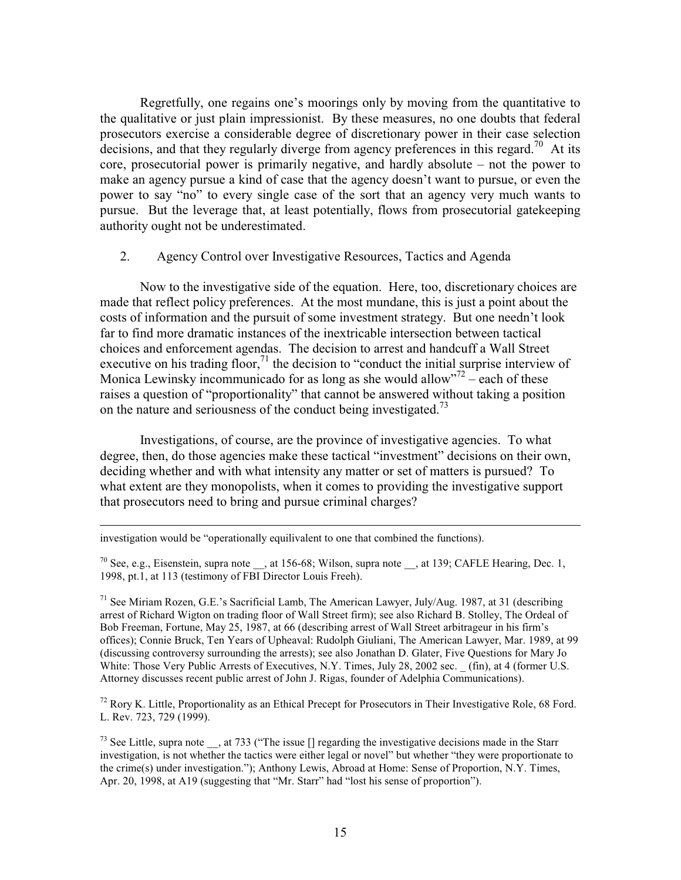Regretfully, one regains one's moorings only by moving from the quantitative to the qualitative or just plain impressionist. By these measures, no one doubts that federal prosecutors exercise a considerable degree of discretionary power in their case selection decisions, and that they regularly diverge from agency preferences in this regard.[70] At its core, prosecutorial power is primarily negative, and hardly absolute – not the power to make an agency pursue a kind of case that the agency doesn't want to pursue, or even the power to say "no" to every single case of the sort that an agency very much wants to pursue. But the leverage that, at least potentially, flows from prosecutorial gatekeeping authority ought not be underestimated.

## 2. Agency Control over Investigative Resources, Tactics and Agenda

Now to the investigative side of the equation. Here, too, discretionary choices are made that reflect policy preferences. At the most mundane, this is just a point about the costs of information and the pursuit of some investment strategy. But one needn't look far to find more dramatic instances of the inextricable intersection between tactical choices and enforcement agendas. The decision to arrest and handcuff a Wall Street executive on his trading floor,[71] the decision to "conduct the initial surprise interview of Monica Lewinsky incommunicado for as long as she would allow"[72] – each of these raises a question of "proportionality" that cannot be answered without taking a position on the nature and seriousness of the conduct being investigated.[73]

Investigations, of course, are the province of investigative agencies. To what degree, then, do those agencies make these tactical "investment" decisions on their own, deciding whether and with what intensity any matter or set of matters is pursued? To what extent are they monopolists, when it comes to providing the investigative support that prosecutors need to bring and pursue criminal charges?

---

investigation would be "operationally equivalent to one that combined the functions).

[70] See, e.g., Eisenstein, supra note __, at 156-68; Wilson, supra note __, at 139; CAFLE Hearing, Dec. 1, 1998, pt.1, at 113 (testimony of FBI Director Louis Freeh).

[71] See Miriam Rozen, G.E.'s Sacrificial Lamb, The American Lawyer, July/Aug. 1987, at 31 (describing arrest of Richard Wigton on trading floor of Wall Street firm); see also Richard B. Stolley, The Ordeal of Bob Freeman, Fortune, May 25, 1987, at 66 (describing arrest of Wall Street arbitrageur in his firm's offices); Connie Bruck, Ten Years of Upheaval: Rudolph Giuliani, The American Lawyer, Mar. 1989, at 99 (discussing controversy surrounding the arrests); see also Jonathan D. Glater, Five Questions for Mary Jo White: Those Very Public Arrests of Executives, N.Y. Times, July 28, 2002 sec. _ (fin), at 4 (former U.S. Attorney discusses recent public arrest of John J. Rigas, founder of Adelphia Communications).

[72] Rory K. Little, Proportionality as an Ethical Precept for Prosecutors in Their Investigative Role, 68 Ford. L. Rev. 723, 729 (1999).

[73] See Little, supra note __, at 733 ("The issue [] regarding the investigative decisions made in the Starr investigation, is not whether the tactics were either legal or novel" but whether "they were proportionate to the crime(s) under investigation."); Anthony Lewis, Abroad at Home: Sense of Proportion, N.Y. Times, Apr. 20, 1998, at A19 (suggesting that "Mr. Starr" had "lost his sense of proportion").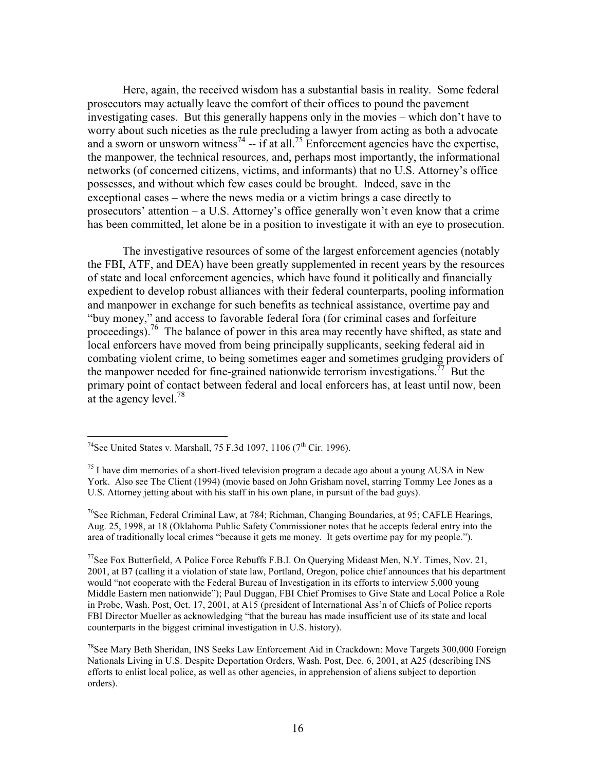Here, again, the received wisdom has a substantial basis in reality. Some federal prosecutors may actually leave the comfort of their offices to pound the pavement investigating cases. But this generally happens only in the movies – which don't have to worry about such niceties as the rule precluding a lawyer from acting as both a advocate and a sworn or unsworn witness[74] -- if at all.[75] Enforcement agencies have the expertise, the manpower, the technical resources, and, perhaps most importantly, the informational networks (of concerned citizens, victims, and informants) that no U.S. Attorney's office possesses, and without which few cases could be brought. Indeed, save in the exceptional cases – where the news media or a victim brings a case directly to prosecutors' attention – a U.S. Attorney's office generally won't even know that a crime has been committed, let alone be in a position to investigate it with an eye to prosecution.

The investigative resources of some of the largest enforcement agencies (notably the FBI, ATF, and DEA) have been greatly supplemented in recent years by the resources of state and local enforcement agencies, which have found it politically and financially expedient to develop robust alliances with their federal counterparts, pooling information and manpower in exchange for such benefits as technical assistance, overtime pay and "buy money," and access to favorable federal fora (for criminal cases and forfeiture proceedings).[76] The balance of power in this area may recently have shifted, as state and local enforcers have moved from being principally supplicants, seeking federal aid in combating violent crime, to being sometimes eager and sometimes grudging providers of the manpower needed for fine-grained nationwide terrorism investigations.[77] But the primary point of contact between federal and local enforcers has, at least until now, been at the agency level.[78]

---

[74] See United States v. Marshall, 75 F.3d 1097, 1106 (7th Cir. 1996).

[75] I have dim memories of a short-lived television program a decade ago about a young AUSA in New York. Also see The Client (1994) (movie based on John Grisham novel, starring Tommy Lee Jones as a U.S. Attorney jetting about with his staff in his own plane, in pursuit of the bad guys).

[76] See Richman, Federal Criminal Law, at 784; Richman, Changing Boundaries, at 95; CAFLE Hearings, Aug. 25, 1998, at 18 (Oklahoma Public Safety Commissioner notes that he accepts federal entry into the area of traditionally local crimes "because it gets me money. It gets overtime pay for my people.").

[77] See Fox Butterfield, A Police Force Rebuffs F.B.I. On Querying Mideast Men, N.Y. Times, Nov. 21, 2001, at B7 (calling it a violation of state law, Portland, Oregon, police chief announces that his department would "not cooperate with the Federal Bureau of Investigation in its efforts to interview 5,000 young Middle Eastern men nationwide"); Paul Duggan, FBI Chief Promises to Give State and Local Police a Role in Probe, Wash. Post, Oct. 17, 2001, at A15 (president of International Ass'n of Chiefs of Police reports FBI Director Mueller as acknowledging "that the bureau has made insufficient use of its state and local counterparts in the biggest criminal investigation in U.S. history).

[78] See Mary Beth Sheridan, INS Seeks Law Enforcement Aid in Crackdown: Move Targets 300,000 Foreign Nationals Living in U.S. Despite Deportation Orders, Wash. Post, Dec. 6, 2001, at A25 (describing INS efforts to enlist local police, as well as other agencies, in apprehension of aliens subject to deportion orders).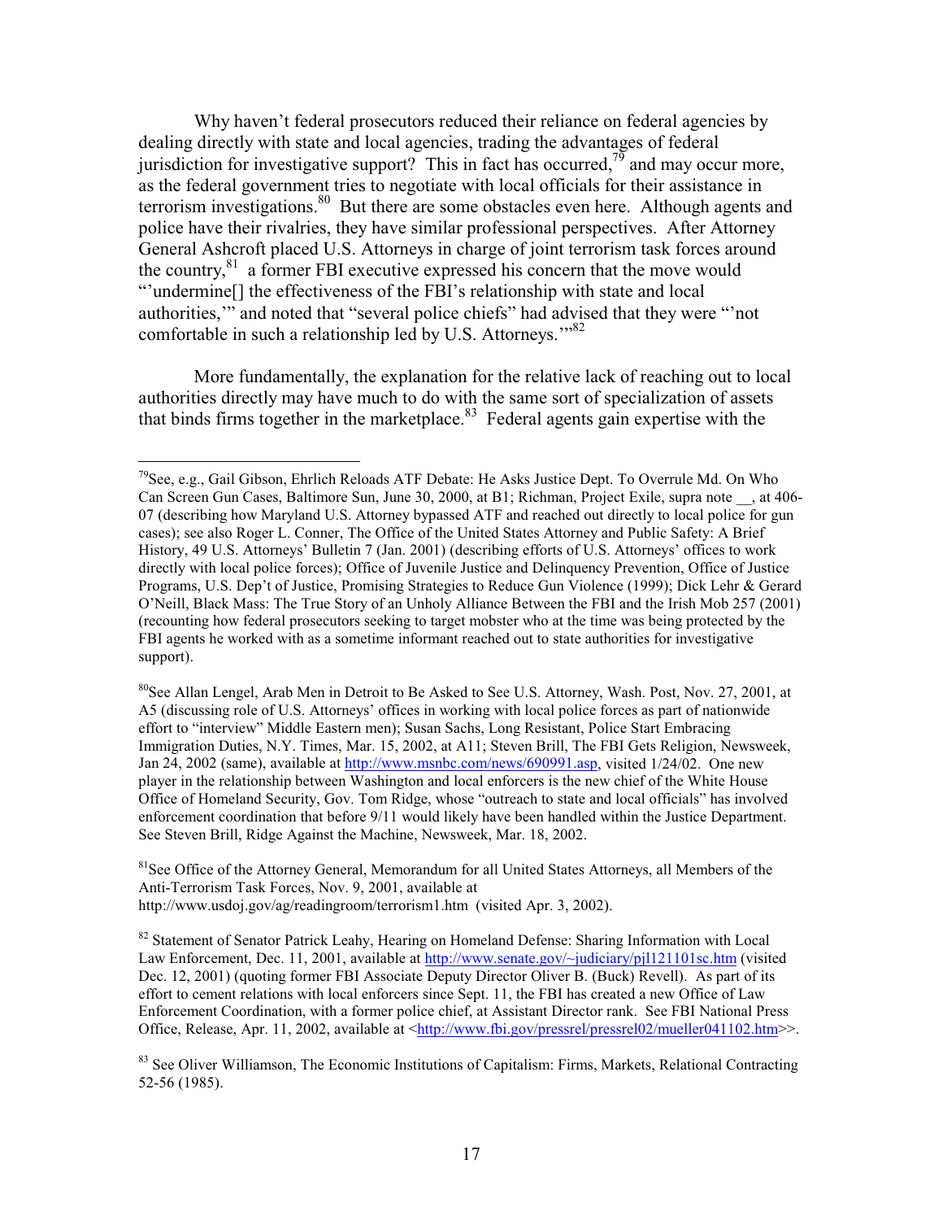Why haven't federal prosecutors reduced their reliance on federal agencies by dealing directly with state and local agencies, trading the advantages of federal jurisdiction for investigative support? This in fact has occurred,[79] and may occur more, as the federal government tries to negotiate with local officials for their assistance in terrorism investigations.[80] But there are some obstacles even here. Although agents and police have their rivalries, they have similar professional perspectives. After Attorney General Ashcroft placed U.S. Attorneys in charge of joint terrorism task forces around the country,[81] a former FBI executive expressed his concern that the move would "'undermine[] the effectiveness of the FBI's relationship with state and local authorities,'" and noted that "several police chiefs" had advised that they were "'not comfortable in such a relationship led by U.S. Attorneys.'"[82]

More fundamentally, the explanation for the relative lack of reaching out to local authorities directly may have much to do with the same sort of specialization of assets that binds firms together in the marketplace.[83] Federal agents gain expertise with the

---

[79]See, e.g., Gail Gibson, Ehrlich Reloads ATF Debate: He Asks Justice Dept. To Overrule Md. On Who Can Screen Gun Cases, Baltimore Sun, June 30, 2000, at B1; Richman, Project Exile, supra note __, at 406-07 (describing how Maryland U.S. Attorney bypassed ATF and reached out directly to local police for gun cases); see also Roger L. Conner, The Office of the United States Attorney and Public Safety: A Brief History, 49 U.S. Attorneys' Bulletin 7 (Jan. 2001) (describing efforts of U.S. Attorneys' offices to work directly with local police forces); Office of Juvenile Justice and Delinquency Prevention, Office of Justice Programs, U.S. Dep't of Justice, Promising Strategies to Reduce Gun Violence (1999); Dick Lehr & Gerard O'Neill, Black Mass: The True Story of an Unholy Alliance Between the FBI and the Irish Mob 257 (2001) (recounting how federal prosecutors seeking to target mobster who at the time was being protected by the FBI agents he worked with as a sometime informant reached out to state authorities for investigative support).

[80]See Allan Lengel, Arab Men in Detroit to Be Asked to See U.S. Attorney, Wash. Post, Nov. 27, 2001, at A5 (discussing role of U.S. Attorneys' offices in working with local police forces as part of nationwide effort to "interview" Middle Eastern men); Susan Sachs, Long Resistant, Police Start Embracing Immigration Duties, N.Y. Times, Mar. 15, 2002, at A11; Steven Brill, The FBI Gets Religion, Newsweek, Jan 24, 2002 (same), available at http://www.msnbc.com/news/690991.asp, visited 1/24/02. One new player in the relationship between Washington and local enforcers is the new chief of the White House Office of Homeland Security, Gov. Tom Ridge, whose "outreach to state and local officials" has involved enforcement coordination that before 9/11 would likely have been handled within the Justice Department. See Steven Brill, Ridge Against the Machine, Newsweek, Mar. 18, 2002.

[81]See Office of the Attorney General, Memorandum for all United States Attorneys, all Members of the Anti-Terrorism Task Forces, Nov. 9, 2001, available at http://www.usdoj.gov/ag/readingroom/terrorism1.htm (visited Apr. 3, 2002).

[82] Statement of Senator Patrick Leahy, Hearing on Homeland Defense: Sharing Information with Local Law Enforcement, Dec. 11, 2001, available at http://www.senate.gov/~judiciary/pjl121101sc.htm (visited Dec. 12, 2001) (quoting former FBI Associate Deputy Director Oliver B. (Buck) Revell). As part of its effort to cement relations with local enforcers since Sept. 11, the FBI has created a new Office of Law Enforcement Coordination, with a former police chief, at Assistant Director rank. See FBI National Press Office, Release, Apr. 11, 2002, available at <http://www.fbi.gov/pressrel/pressrel02/mueller041102.htm>>.

[83] See Oliver Williamson, The Economic Institutions of Capitalism: Firms, Markets, Relational Contracting 52-56 (1985).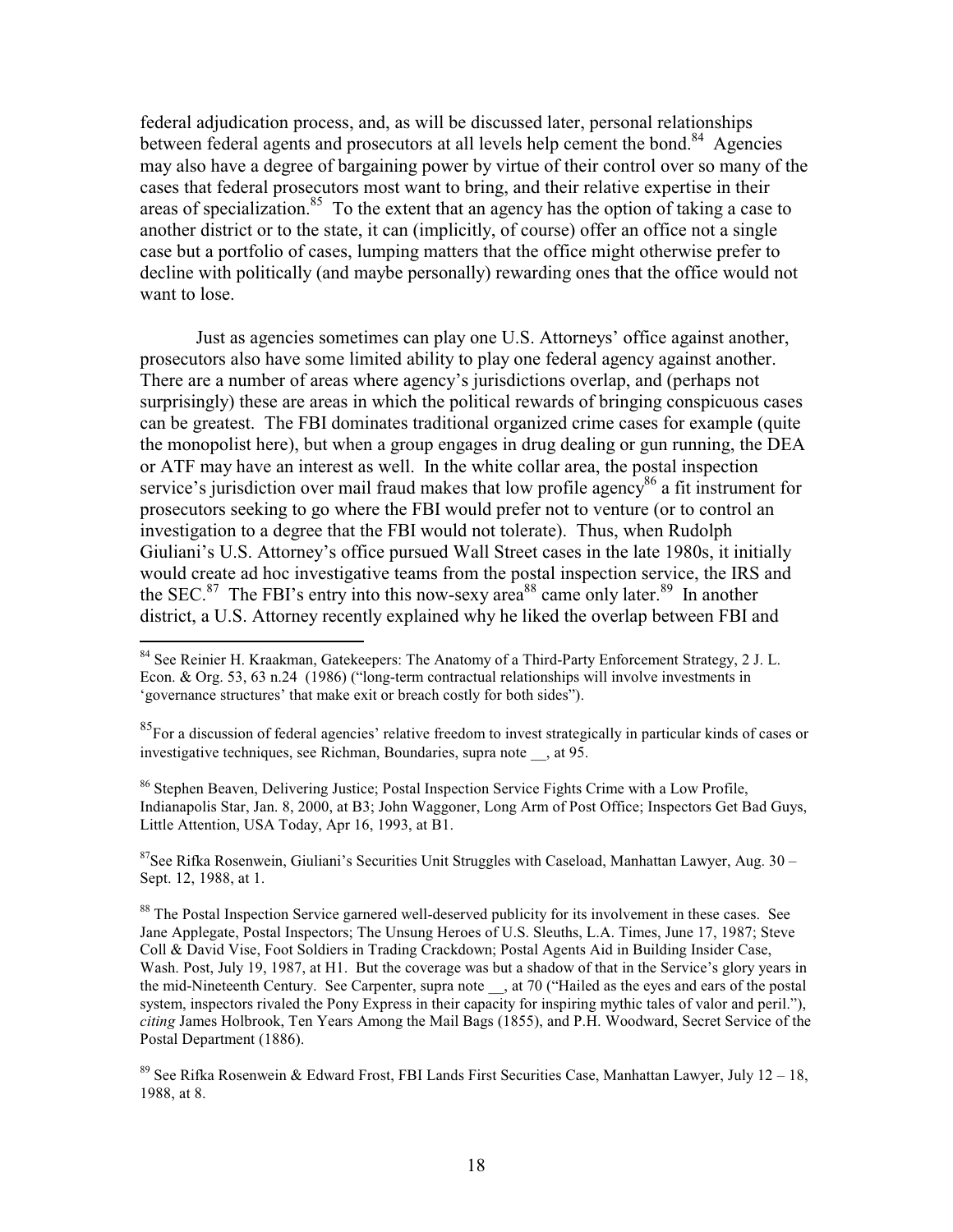federal adjudication process, and, as will be discussed later, personal relationships between federal agents and prosecutors at all levels help cement the bond.[84] Agencies may also have a degree of bargaining power by virtue of their control over so many of the cases that federal prosecutors most want to bring, and their relative expertise in their areas of specialization.[85] To the extent that an agency has the option of taking a case to another district or to the state, it can (implicitly, of course) offer an office not a single case but a portfolio of cases, lumping matters that the office might otherwise prefer to decline with politically (and maybe personally) rewarding ones that the office would not want to lose.

Just as agencies sometimes can play one U.S. Attorneys' office against another, prosecutors also have some limited ability to play one federal agency against another. There are a number of areas where agency's jurisdictions overlap, and (perhaps not surprisingly) these are areas in which the political rewards of bringing conspicuous cases can be greatest. The FBI dominates traditional organized crime cases for example (quite the monopolist here), but when a group engages in drug dealing or gun running, the DEA or ATF may have an interest as well. In the white collar area, the postal inspection service's jurisdiction over mail fraud makes that low profile agency[86] a fit instrument for prosecutors seeking to go where the FBI would prefer not to venture (or to control an investigation to a degree that the FBI would not tolerate). Thus, when Rudolph Giuliani's U.S. Attorney's office pursued Wall Street cases in the late 1980s, it initially would create ad hoc investigative teams from the postal inspection service, the IRS and the SEC.[87] The FBI's entry into this now-sexy area[88] came only later.[89] In another district, a U.S. Attorney recently explained why he liked the overlap between FBI and

---

[84] See Reinier H. Kraakman, Gatekeepers: The Anatomy of a Third-Party Enforcement Strategy, 2 J. L. Econ. & Org. 53, 63 n.24 (1986) ("long-term contractual relationships will involve investments in 'governance structures' that make exit or breach costly for both sides").

[85] For a discussion of federal agencies' relative freedom to invest strategically in particular kinds of cases or investigative techniques, see Richman, Boundaries, supra note __, at 95.

[86] Stephen Beaven, Delivering Justice; Postal Inspection Service Fights Crime with a Low Profile, Indianapolis Star, Jan. 8, 2000, at B3; John Waggoner, Long Arm of Post Office; Inspectors Get Bad Guys, Little Attention, USA Today, Apr 16, 1993, at B1.

[87] See Rifka Rosenwein, Giuliani's Securities Unit Struggles with Caseload, Manhattan Lawyer, Aug. 30 – Sept. 12, 1988, at 1.

[88] The Postal Inspection Service garnered well-deserved publicity for its involvement in these cases. See Jane Applegate, Postal Inspectors; The Unsung Heroes of U.S. Sleuths, L.A. Times, June 17, 1987; Steve Coll & David Vise, Foot Soldiers in Trading Crackdown; Postal Agents Aid in Building Insider Case, Wash. Post, July 19, 1987, at H1. But the coverage was but a shadow of that in the Service's glory years in the mid-Nineteenth Century. See Carpenter, supra note __, at 70 ("Hailed as the eyes and ears of the postal system, inspectors rivaled the Pony Express in their capacity for inspiring mythic tales of valor and peril."), *citing* James Holbrook, Ten Years Among the Mail Bags (1855), and P.H. Woodward, Secret Service of the Postal Department (1886).

[89] See Rifka Rosenwein & Edward Frost, FBI Lands First Securities Case, Manhattan Lawyer, July 12 – 18, 1988, at 8.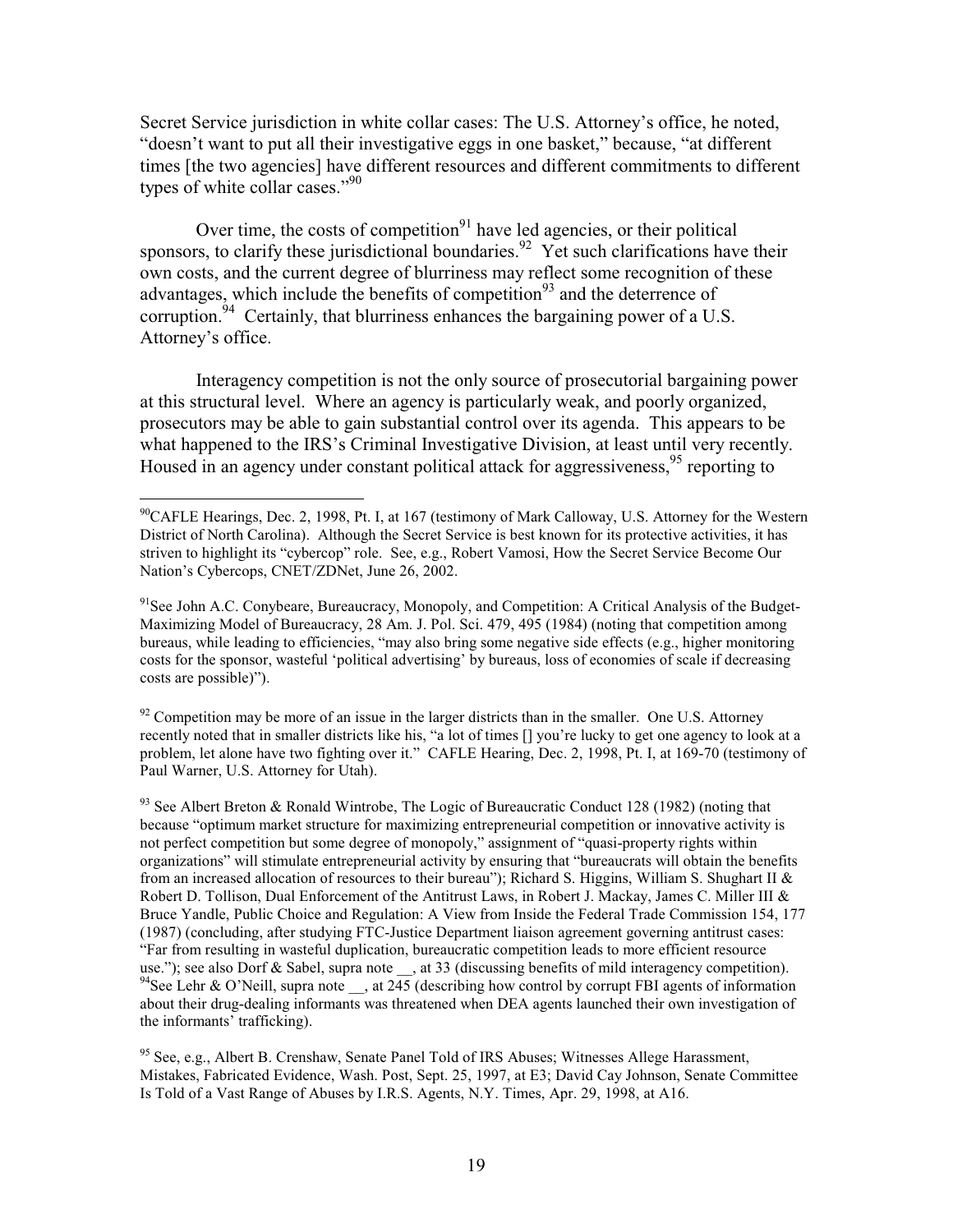Secret Service jurisdiction in white collar cases: The U.S. Attorney's office, he noted, "doesn't want to put all their investigative eggs in one basket," because, "at different times [the two agencies] have different resources and different commitments to different types of white collar cases."[90]

Over time, the costs of competition[91] have led agencies, or their political sponsors, to clarify these jurisdictional boundaries.[92] Yet such clarifications have their own costs, and the current degree of blurriness may reflect some recognition of these advantages, which include the benefits of competition[93] and the deterrence of corruption.[94] Certainly, that blurriness enhances the bargaining power of a U.S. Attorney's office.

Interagency competition is not the only source of prosecutorial bargaining power at this structural level. Where an agency is particularly weak, and poorly organized, prosecutors may be able to gain substantial control over its agenda. This appears to be what happened to the IRS's Criminal Investigative Division, at least until very recently. Housed in an agency under constant political attack for aggressiveness,[95] reporting to

---

[90] CAFLE Hearings, Dec. 2, 1998, Pt. I, at 167 (testimony of Mark Calloway, U.S. Attorney for the Western District of North Carolina). Although the Secret Service is best known for its protective activities, it has striven to highlight its "cybercop" role. See, e.g., Robert Vamosi, How the Secret Service Become Our Nation's Cybercops, CNET/ZDNet, June 26, 2002.

[91] See John A.C. Conybeare, Bureaucracy, Monopoly, and Competition: A Critical Analysis of the Budget-Maximizing Model of Bureaucracy, 28 Am. J. Pol. Sci. 479, 495 (1984) (noting that competition among bureaus, while leading to efficiencies, "may also bring some negative side effects (e.g., higher monitoring costs for the sponsor, wasteful 'political advertising' by bureaus, loss of economies of scale if decreasing costs are possible)").

[92] Competition may be more of an issue in the larger districts than in the smaller. One U.S. Attorney recently noted that in smaller districts like his, "a lot of times [] you're lucky to get one agency to look at a problem, let alone have two fighting over it." CAFLE Hearing, Dec. 2, 1998, Pt. I, at 169-70 (testimony of Paul Warner, U.S. Attorney for Utah).

[93] See Albert Breton & Ronald Wintrobe, The Logic of Bureaucratic Conduct 128 (1982) (noting that because "optimum market structure for maximizing entrepreneurial competition or innovative activity is not perfect competition but some degree of monopoly," assignment of "quasi-property rights within organizations" will stimulate entrepreneurial activity by ensuring that "bureaucrats will obtain the benefits from an increased allocation of resources to their bureau"); Richard S. Higgins, William S. Shughart II & Robert D. Tollison, Dual Enforcement of the Antitrust Laws, in Robert J. Mackay, James C. Miller III & Bruce Yandle, Public Choice and Regulation: A View from Inside the Federal Trade Commission 154, 177 (1987) (concluding, after studying FTC-Justice Department liaison agreement governing antitrust cases: "Far from resulting in wasteful duplication, bureaucratic competition leads to more efficient resource use."); see also Dorf & Sabel, supra note __, at 33 (discussing benefits of mild interagency competition).

[94] See Lehr & O'Neill, supra note __, at 245 (describing how control by corrupt FBI agents of information about their drug-dealing informants was threatened when DEA agents launched their own investigation of the informants' trafficking).

[95] See, e.g., Albert B. Crenshaw, Senate Panel Told of IRS Abuses; Witnesses Allege Harassment, Mistakes, Fabricated Evidence, Wash. Post, Sept. 25, 1997, at E3; David Cay Johnson, Senate Committee Is Told of a Vast Range of Abuses by I.R.S. Agents, N.Y. Times, Apr. 29, 1998, at A16.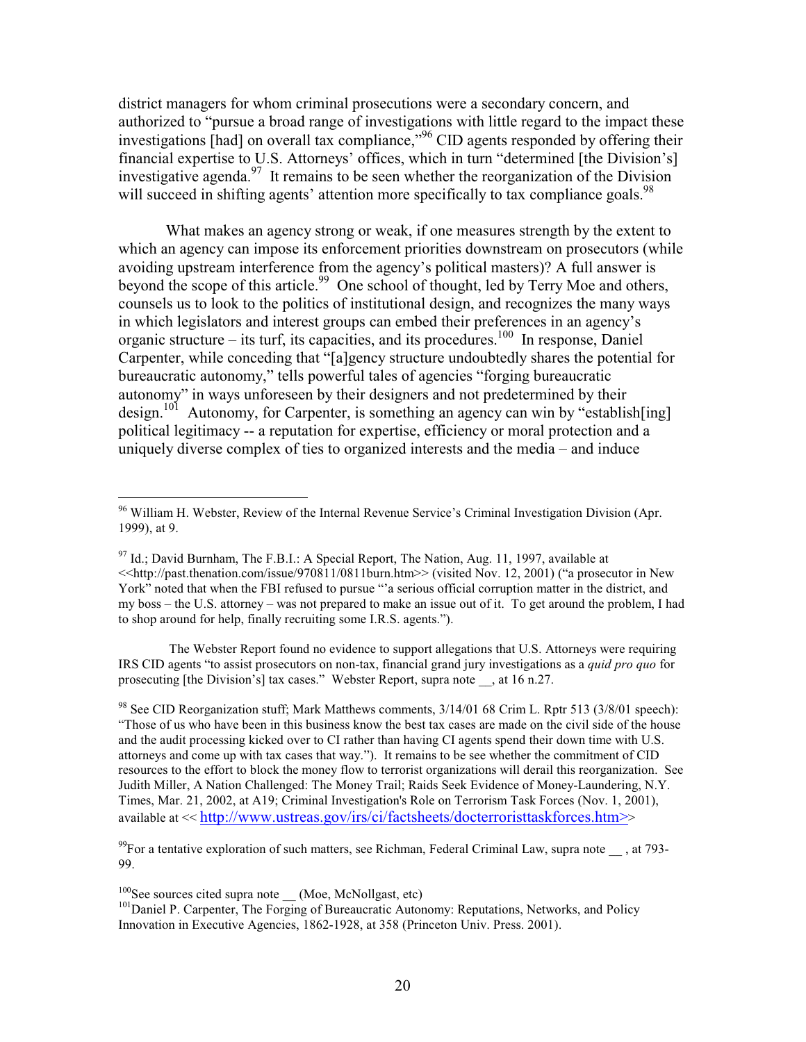district managers for whom criminal prosecutions were a secondary concern, and authorized to "pursue a broad range of investigations with little regard to the impact these investigations [had] on overall tax compliance,"[96] CID agents responded by offering their financial expertise to U.S. Attorneys' offices, which in turn "determined [the Division's] investigative agenda.[97] It remains to be seen whether the reorganization of the Division will succeed in shifting agents' attention more specifically to tax compliance goals.[98]

What makes an agency strong or weak, if one measures strength by the extent to which an agency can impose its enforcement priorities downstream on prosecutors (while avoiding upstream interference from the agency's political masters)? A full answer is beyond the scope of this article.[99] One school of thought, led by Terry Moe and others, counsels us to look to the politics of institutional design, and recognizes the many ways in which legislators and interest groups can embed their preferences in an agency's organic structure – its turf, its capacities, and its procedures.[100] In response, Daniel Carpenter, while conceding that "[a]gency structure undoubtedly shares the potential for bureaucratic autonomy," tells powerful tales of agencies "forging bureaucratic autonomy" in ways unforeseen by their designers and not predetermined by their design.[101] Autonomy, for Carpenter, is something an agency can win by "establish[ing] political legitimacy -- a reputation for expertise, efficiency or moral protection and a uniquely diverse complex of ties to organized interests and the media – and induce

---

[96] William H. Webster, Review of the Internal Revenue Service's Criminal Investigation Division (Apr. 1999), at 9.

[97] Id.; David Burnham, The F.B.I.: A Special Report, The Nation, Aug. 11, 1997, available at <<http://past.thenation.com/issue/970811/0811burn.htm>> (visited Nov. 12, 2001) ("a prosecutor in New York" noted that when the FBI refused to pursue "'a serious official corruption matter in the district, and my boss – the U.S. attorney – was not prepared to make an issue out of it. To get around the problem, I had to shop around for help, finally recruiting some I.R.S. agents.").

The Webster Report found no evidence to support allegations that U.S. Attorneys were requiring IRS CID agents "to assist prosecutors on non-tax, financial grand jury investigations as a *quid pro quo* for prosecuting [the Division's] tax cases." Webster Report, supra note __, at 16 n.27.

[98] See CID Reorganization stuff; Mark Matthews comments, 3/14/01 68 Crim L. Rptr 513 (3/8/01 speech): "Those of us who have been in this business know the best tax cases are made on the civil side of the house and the audit processing kicked over to CI rather than having CI agents spend their down time with U.S. attorneys and come up with tax cases that way."). It remains to be see whether the commitment of CID resources to the effort to block the money flow to terrorist organizations will derail this reorganization. See Judith Miller, A Nation Challenged: The Money Trail; Raids Seek Evidence of Money-Laundering, N.Y. Times, Mar. 21, 2002, at A19; Criminal Investigation's Role on Terrorism Task Forces (Nov. 1, 2001), available at << http://www.ustreas.gov/irs/ci/factsheets/docterroristtaskforces.htm>>

[99] For a tentative exploration of such matters, see Richman, Federal Criminal Law, supra note __ , at 793-99.

[100] See sources cited supra note __ (Moe, McNollgast, etc)

[101] Daniel P. Carpenter, The Forging of Bureaucratic Autonomy: Reputations, Networks, and Policy Innovation in Executive Agencies, 1862-1928, at 358 (Princeton Univ. Press. 2001).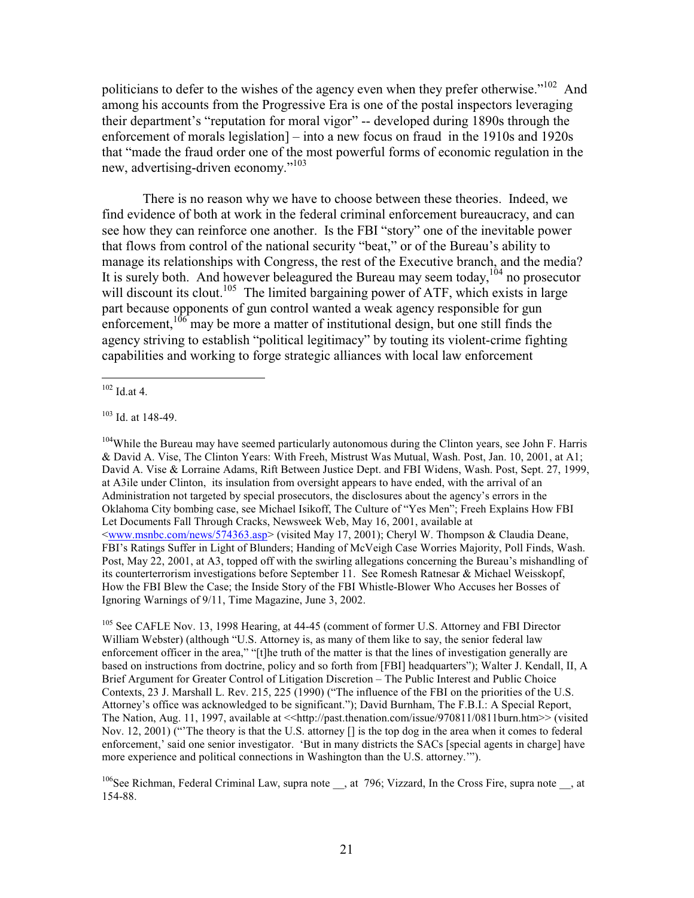politicians to defer to the wishes of the agency even when they prefer otherwise."[102] And among his accounts from the Progressive Era is one of the postal inspectors leveraging their department's "reputation for moral vigor" -- developed during 1890s through the enforcement of morals legislation] – into a new focus on fraud in the 1910s and 1920s that "made the fraud order one of the most powerful forms of economic regulation in the new, advertising-driven economy."[103]

There is no reason why we have to choose between these theories. Indeed, we find evidence of both at work in the federal criminal enforcement bureaucracy, and can see how they can reinforce one another. Is the FBI "story" one of the inevitable power that flows from control of the national security "beat," or of the Bureau's ability to manage its relationships with Congress, the rest of the Executive branch, and the media? It is surely both. And however beleagured the Bureau may seem today,[104] no prosecutor will discount its clout.[105] The limited bargaining power of ATF, which exists in large part because opponents of gun control wanted a weak agency responsible for gun enforcement,[106] may be more a matter of institutional design, but one still finds the agency striving to establish "political legitimacy" by touting its violent-crime fighting capabilities and working to forge strategic alliances with local law enforcement

---

[102] Id.at 4.

[103] Id. at 148-49.

[104] While the Bureau may have seemed particularly autonomous during the Clinton years, see John F. Harris & David A. Vise, The Clinton Years: With Freeh, Mistrust Was Mutual, Wash. Post, Jan. 10, 2001, at A1; David A. Vise & Lorraine Adams, Rift Between Justice Dept. and FBI Widens, Wash. Post, Sept. 27, 1999, at A3ile under Clinton, its insulation from oversight appears to have ended, with the arrival of an Administration not targeted by special prosecutors, the disclosures about the agency's errors in the Oklahoma City bombing case, see Michael Isikoff, The Culture of "Yes Men"; Freeh Explains How FBI Let Documents Fall Through Cracks, Newsweek Web, May 16, 2001, available at <www.msnbc.com/news/574363.asp> (visited May 17, 2001); Cheryl W. Thompson & Claudia Deane, FBI's Ratings Suffer in Light of Blunders; Handing of McVeigh Case Worries Majority, Poll Finds, Wash. Post, May 22, 2001, at A3, topped off with the swirling allegations concerning the Bureau's mishandling of its counterterrorism investigations before September 11. See Romesh Ratnesar & Michael Weisskopf, How the FBI Blew the Case; the Inside Story of the FBI Whistle-Blower Who Accuses her Bosses of Ignoring Warnings of 9/11, Time Magazine, June 3, 2002.

[105] See CAFLE Nov. 13, 1998 Hearing, at 44-45 (comment of former U.S. Attorney and FBI Director William Webster) (although "U.S. Attorney is, as many of them like to say, the senior federal law enforcement officer in the area," "[t]he truth of the matter is that the lines of investigation generally are based on instructions from doctrine, policy and so forth from [FBI] headquarters"); Walter J. Kendall, II, A Brief Argument for Greater Control of Litigation Discretion – The Public Interest and Public Choice Contexts, 23 J. Marshall L. Rev. 215, 225 (1990) ("The influence of the FBI on the priorities of the U.S. Attorney's office was acknowledged to be significant."); David Burnham, The F.B.I.: A Special Report, The Nation, Aug. 11, 1997, available at <<http://past.thenation.com/issue/970811/0811burn.htm>> (visited Nov. 12, 2001) ("'The theory is that the U.S. attorney [] is the top dog in the area when it comes to federal enforcement,' said one senior investigator. 'But in many districts the SACs [special agents in charge] have more experience and political connections in Washington than the U.S. attorney.'").

[106] See Richman, Federal Criminal Law, supra note __, at 796; Vizzard, In the Cross Fire, supra note __, at 154-88.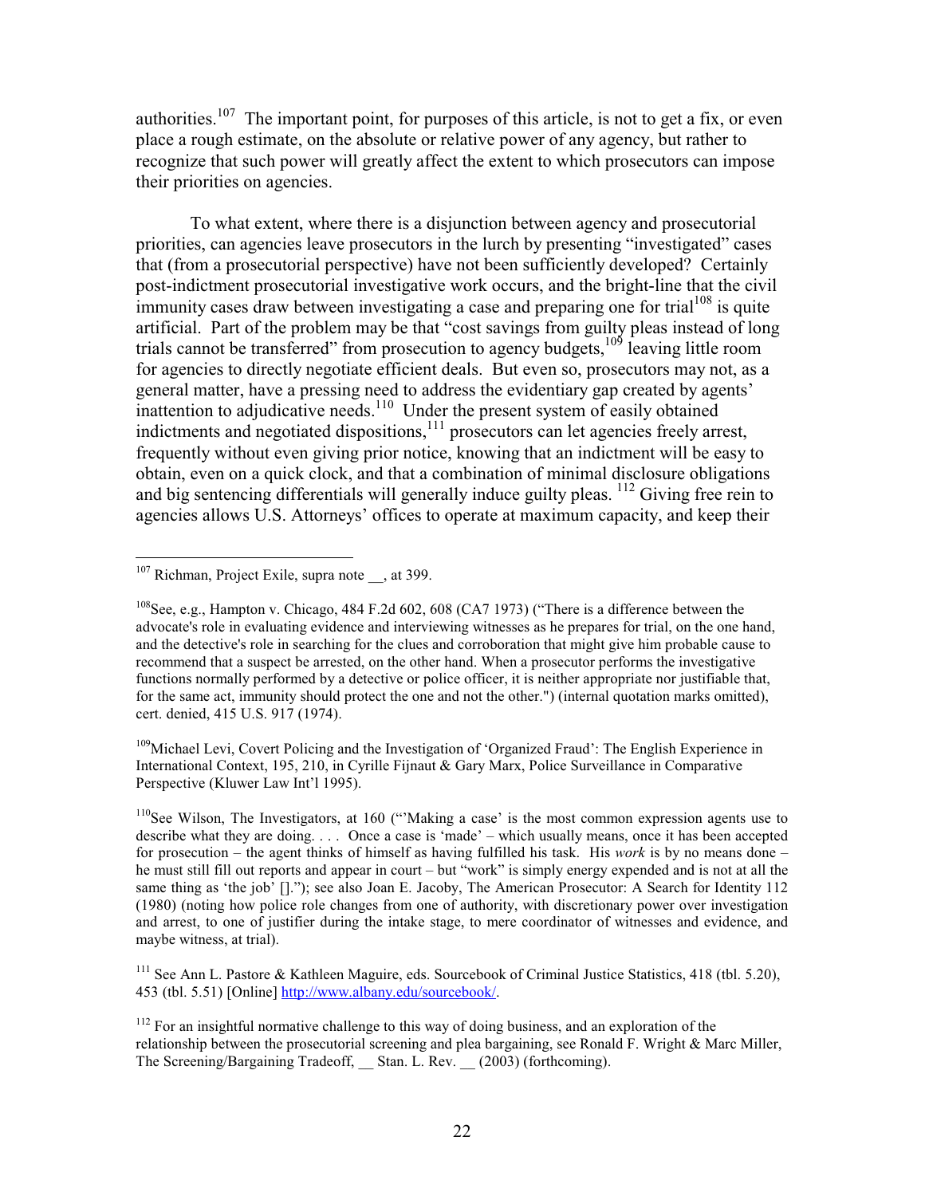authorities.[107] The important point, for purposes of this article, is not to get a fix, or even place a rough estimate, on the absolute or relative power of any agency, but rather to recognize that such power will greatly affect the extent to which prosecutors can impose their priorities on agencies.

To what extent, where there is a disjunction between agency and prosecutorial priorities, can agencies leave prosecutors in the lurch by presenting "investigated" cases that (from a prosecutorial perspective) have not been sufficiently developed? Certainly post-indictment prosecutorial investigative work occurs, and the bright-line that the civil immunity cases draw between investigating a case and preparing one for trial[108] is quite artificial. Part of the problem may be that "cost savings from guilty pleas instead of long trials cannot be transferred" from prosecution to agency budgets,[109] leaving little room for agencies to directly negotiate efficient deals. But even so, prosecutors may not, as a general matter, have a pressing need to address the evidentiary gap created by agents' inattention to adjudicative needs.[110] Under the present system of easily obtained indictments and negotiated dispositions,[111] prosecutors can let agencies freely arrest, frequently without even giving prior notice, knowing that an indictment will be easy to obtain, even on a quick clock, and that a combination of minimal disclosure obligations and big sentencing differentials will generally induce guilty pleas.[112] Giving free rein to agencies allows U.S. Attorneys' offices to operate at maximum capacity, and keep their

---

[107] Richman, Project Exile, supra note __, at 399.

[108] See, e.g., Hampton v. Chicago, 484 F.2d 602, 608 (CA7 1973) ("There is a difference between the advocate's role in evaluating evidence and interviewing witnesses as he prepares for trial, on the one hand, and the detective's role in searching for the clues and corroboration that might give him probable cause to recommend that a suspect be arrested, on the other hand. When a prosecutor performs the investigative functions normally performed by a detective or police officer, it is neither appropriate nor justifiable that, for the same act, immunity should protect the one and not the other.") (internal quotation marks omitted), cert. denied, 415 U.S. 917 (1974).

[109] Michael Levi, Covert Policing and the Investigation of 'Organized Fraud': The English Experience in International Context, 195, 210, in Cyrille Fijnaut & Gary Marx, Police Surveillance in Comparative Perspective (Kluwer Law Int'l 1995).

[110] See Wilson, The Investigators, at 160 ("'Making a case' is the most common expression agents use to describe what they are doing. . . . Once a case is 'made' – which usually means, once it has been accepted for prosecution – the agent thinks of himself as having fulfilled his task. His *work* is by no means done – he must still fill out reports and appear in court – but "work" is simply energy expended and is not at all the same thing as 'the job' []."); see also Joan E. Jacoby, The American Prosecutor: A Search for Identity 112 (1980) (noting how police role changes from one of authority, with discretionary power over investigation and arrest, to one of justifier during the intake stage, to mere coordinator of witnesses and evidence, and maybe witness, at trial).

[111] See Ann L. Pastore & Kathleen Maguire, eds. Sourcebook of Criminal Justice Statistics, 418 (tbl. 5.20), 453 (tbl. 5.51) [Online] http://www.albany.edu/sourcebook/.

[112] For an insightful normative challenge to this way of doing business, and an exploration of the relationship between the prosecutorial screening and plea bargaining, see Ronald F. Wright & Marc Miller, The Screening/Bargaining Tradeoff, __ Stan. L. Rev. __ (2003) (forthcoming).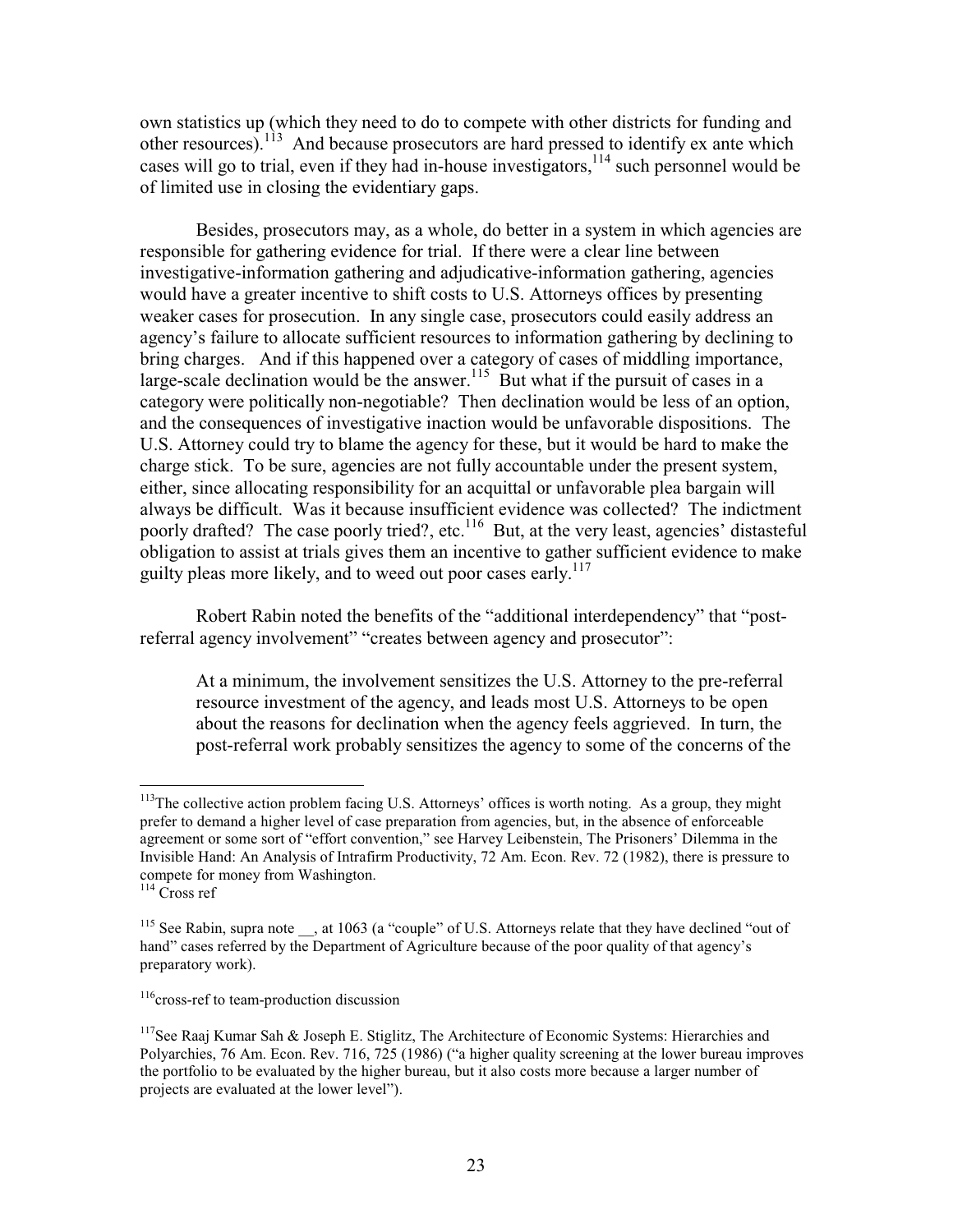own statistics up (which they need to do to compete with other districts for funding and other resources).[113] And because prosecutors are hard pressed to identify ex ante which cases will go to trial, even if they had in-house investigators,[114] such personnel would be of limited use in closing the evidentiary gaps.

Besides, prosecutors may, as a whole, do better in a system in which agencies are responsible for gathering evidence for trial. If there were a clear line between investigative-information gathering and adjudicative-information gathering, agencies would have a greater incentive to shift costs to U.S. Attorneys offices by presenting weaker cases for prosecution. In any single case, prosecutors could easily address an agency's failure to allocate sufficient resources to information gathering by declining to bring charges. And if this happened over a category of cases of middling importance, large-scale declination would be the answer.[115] But what if the pursuit of cases in a category were politically non-negotiable? Then declination would be less of an option, and the consequences of investigative inaction would be unfavorable dispositions. The U.S. Attorney could try to blame the agency for these, but it would be hard to make the charge stick. To be sure, agencies are not fully accountable under the present system, either, since allocating responsibility for an acquittal or unfavorable plea bargain will always be difficult. Was it because insufficient evidence was collected? The indictment poorly drafted? The case poorly tried?, etc.[116] But, at the very least, agencies' distasteful obligation to assist at trials gives them an incentive to gather sufficient evidence to make guilty pleas more likely, and to weed out poor cases early.[117]

Robert Rabin noted the benefits of the "additional interdependency" that "post-referral agency involvement" "creates between agency and prosecutor":

> At a minimum, the involvement sensitizes the U.S. Attorney to the pre-referral resource investment of the agency, and leads most U.S. Attorneys to be open about the reasons for declination when the agency feels aggrieved. In turn, the post-referral work probably sensitizes the agency to some of the concerns of the

---

[113] The collective action problem facing U.S. Attorneys' offices is worth noting. As a group, they might prefer to demand a higher level of case preparation from agencies, but, in the absence of enforceable agreement or some sort of "effort convention," see Harvey Leibenstein, The Prisoners' Dilemma in the Invisible Hand: An Analysis of Intrafirm Productivity, 72 Am. Econ. Rev. 72 (1982), there is pressure to compete for money from Washington.

[114] Cross ref

[115] See Rabin, supra note __, at 1063 (a "couple" of U.S. Attorneys relate that they have declined "out of hand" cases referred by the Department of Agriculture because of the poor quality of that agency's preparatory work).

[116] cross-ref to team-production discussion

[117] See Raaj Kumar Sah & Joseph E. Stiglitz, The Architecture of Economic Systems: Hierarchies and Polyarchies, 76 Am. Econ. Rev. 716, 725 (1986) ("a higher quality screening at the lower bureau improves the portfolio to be evaluated by the higher bureau, but it also costs more because a larger number of projects are evaluated at the lower level").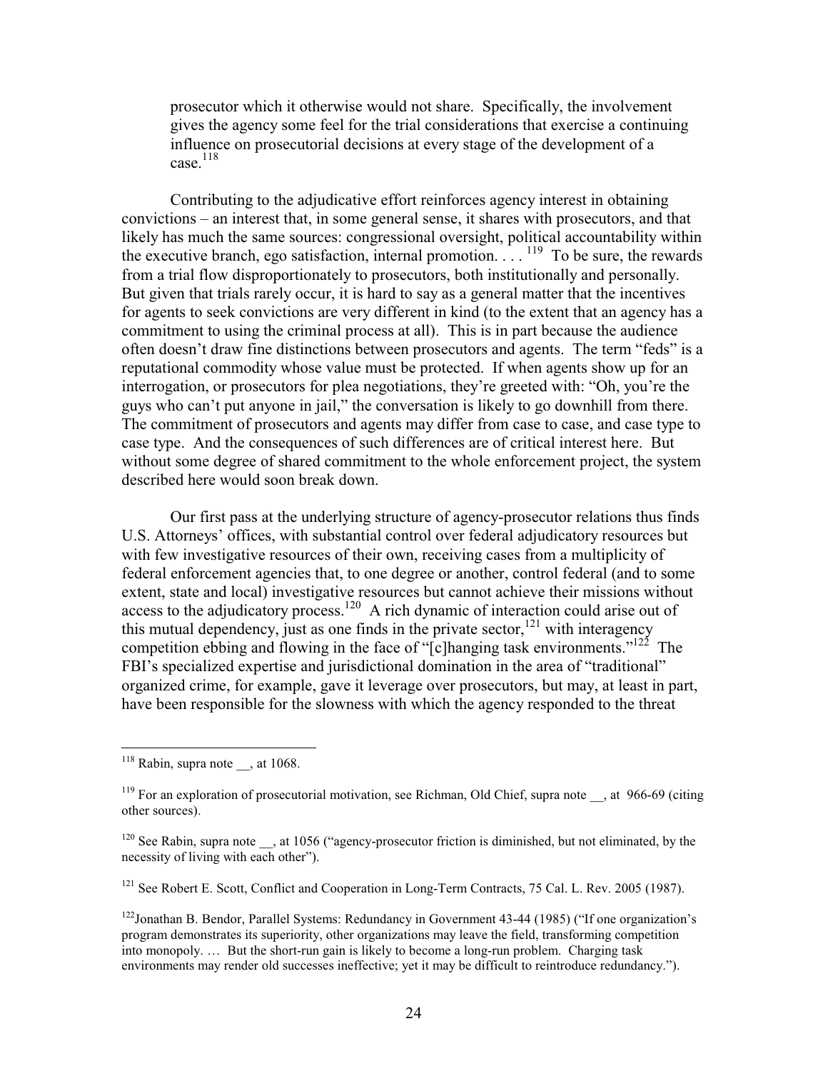prosecutor which it otherwise would not share. Specifically, the involvement gives the agency some feel for the trial considerations that exercise a continuing influence on prosecutorial decisions at every stage of the development of a case.[118]

Contributing to the adjudicative effort reinforces agency interest in obtaining convictions – an interest that, in some general sense, it shares with prosecutors, and that likely has much the same sources: congressional oversight, political accountability within the executive branch, ego satisfaction, internal promotion. . . . [119] To be sure, the rewards from a trial flow disproportionately to prosecutors, both institutionally and personally. But given that trials rarely occur, it is hard to say as a general matter that the incentives for agents to seek convictions are very different in kind (to the extent that an agency has a commitment to using the criminal process at all). This is in part because the audience often doesn't draw fine distinctions between prosecutors and agents. The term "feds" is a reputational commodity whose value must be protected. If when agents show up for an interrogation, or prosecutors for plea negotiations, they're greeted with: "Oh, you're the guys who can't put anyone in jail," the conversation is likely to go downhill from there. The commitment of prosecutors and agents may differ from case to case, and case type to case type. And the consequences of such differences are of critical interest here. But without some degree of shared commitment to the whole enforcement project, the system described here would soon break down.

Our first pass at the underlying structure of agency-prosecutor relations thus finds U.S. Attorneys' offices, with substantial control over federal adjudicatory resources but with few investigative resources of their own, receiving cases from a multiplicity of federal enforcement agencies that, to one degree or another, control federal (and to some extent, state and local) investigative resources but cannot achieve their missions without access to the adjudicatory process.[120] A rich dynamic of interaction could arise out of this mutual dependency, just as one finds in the private sector,[121] with interagency competition ebbing and flowing in the face of "[c]hanging task environments."[122] The FBI's specialized expertise and jurisdictional domination in the area of "traditional" organized crime, for example, gave it leverage over prosecutors, but may, at least in part, have been responsible for the slowness with which the agency responded to the threat

---

[118] Rabin, supra note __, at 1068.

[119] For an exploration of prosecutorial motivation, see Richman, Old Chief, supra note __, at 966-69 (citing other sources).

[120] See Rabin, supra note __, at 1056 ("agency-prosecutor friction is diminished, but not eliminated, by the necessity of living with each other").

[121] See Robert E. Scott, Conflict and Cooperation in Long-Term Contracts, 75 Cal. L. Rev. 2005 (1987).

[122] Jonathan B. Bendor, Parallel Systems: Redundancy in Government 43-44 (1985) ("If one organization's program demonstrates its superiority, other organizations may leave the field, transforming competition into monopoly. … But the short-run gain is likely to become a long-run problem. Charging task environments may render old successes ineffective; yet it may be difficult to reintroduce redundancy.").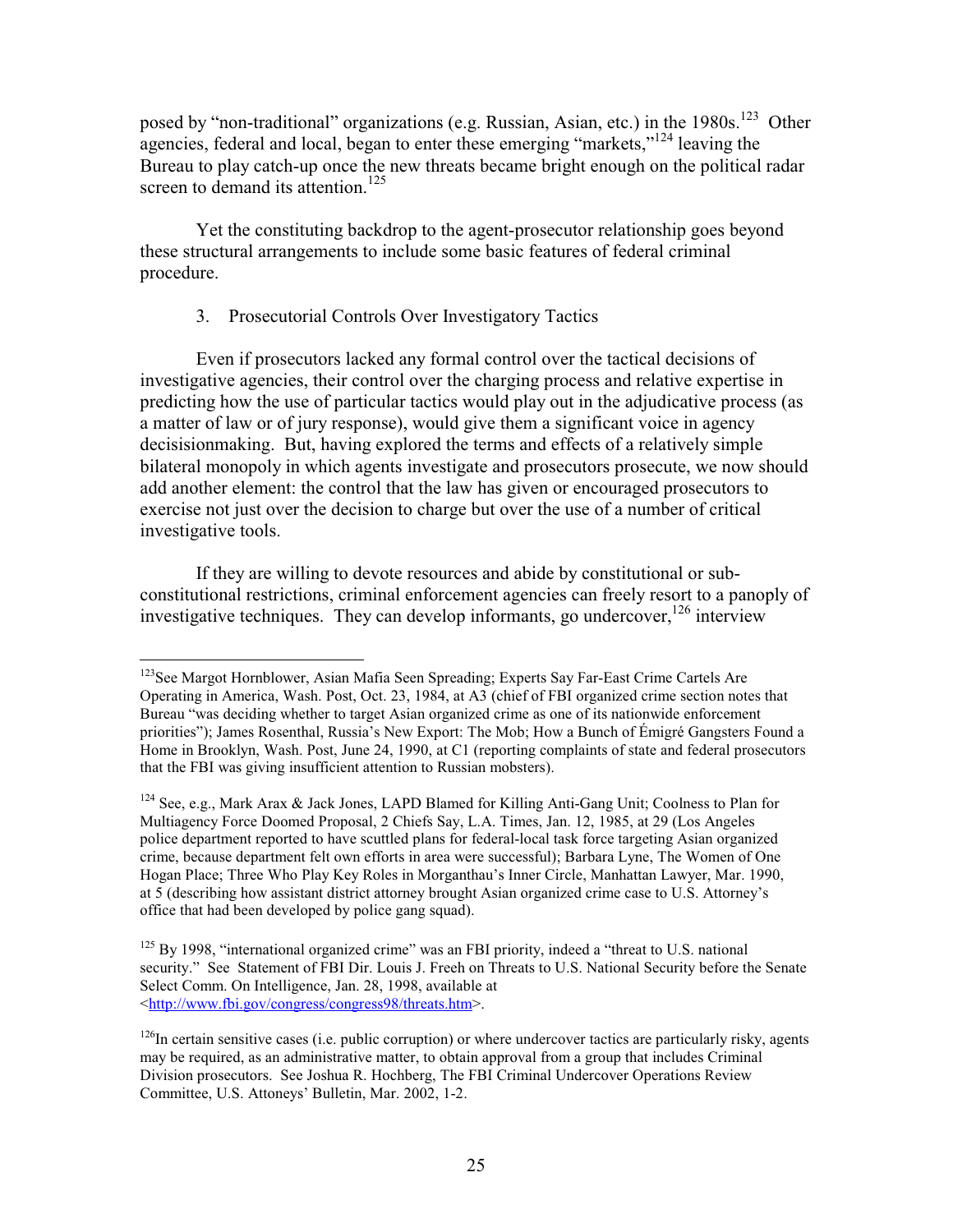posed by "non-traditional" organizations (e.g. Russian, Asian, etc.) in the 1980s.[123] Other agencies, federal and local, began to enter these emerging "markets,"[124] leaving the Bureau to play catch-up once the new threats became bright enough on the political radar screen to demand its attention.[125]

Yet the constituting backdrop to the agent-prosecutor relationship goes beyond these structural arrangements to include some basic features of federal criminal procedure.

### 3. Prosecutorial Controls Over Investigatory Tactics

Even if prosecutors lacked any formal control over the tactical decisions of investigative agencies, their control over the charging process and relative expertise in predicting how the use of particular tactics would play out in the adjudicative process (as a matter of law or of jury response), would give them a significant voice in agency decisionmaking. But, having explored the terms and effects of a relatively simple bilateral monopoly in which agents investigate and prosecutors prosecute, we now should add another element: the control that the law has given or encouraged prosecutors to exercise not just over the decision to charge but over the use of a number of critical investigative tools.

If they are willing to devote resources and abide by constitutional or sub-constitutional restrictions, criminal enforcement agencies can freely resort to a panoply of investigative techniques. They can develop informants, go undercover,[126] interview

---

[123] See Margot Hornblower, Asian Mafia Seen Spreading; Experts Say Far-East Crime Cartels Are Operating in America, Wash. Post, Oct. 23, 1984, at A3 (chief of FBI organized crime section notes that Bureau "was deciding whether to target Asian organized crime as one of its nationwide enforcement priorities"); James Rosenthal, Russia's New Export: The Mob; How a Bunch of Émigré Gangsters Found a Home in Brooklyn, Wash. Post, June 24, 1990, at C1 (reporting complaints of state and federal prosecutors that the FBI was giving insufficient attention to Russian mobsters).

[124] See, e.g., Mark Arax & Jack Jones, LAPD Blamed for Killing Anti-Gang Unit; Coolness to Plan for Multiagency Force Doomed Proposal, 2 Chiefs Say, L.A. Times, Jan. 12, 1985, at 29 (Los Angeles police department reported to have scuttled plans for federal-local task force targeting Asian organized crime, because department felt own efforts in area were successful); Barbara Lyne, The Women of One Hogan Place; Three Who Play Key Roles in Morganthau's Inner Circle, Manhattan Lawyer, Mar. 1990, at 5 (describing how assistant district attorney brought Asian organized crime case to U.S. Attorney's office that had been developed by police gang squad).

[125] By 1998, "international organized crime" was an FBI priority, indeed a "threat to U.S. national security." See Statement of FBI Dir. Louis J. Freeh on Threats to U.S. National Security before the Senate Select Comm. On Intelligence, Jan. 28, 1998, available at <http://www.fbi.gov/congress/congress98/threats.htm>.

[126] In certain sensitive cases (i.e. public corruption) or where undercover tactics are particularly risky, agents may be required, as an administrative matter, to obtain approval from a group that includes Criminal Division prosecutors. See Joshua R. Hochberg, The FBI Criminal Undercover Operations Review Committee, U.S. Attoneys' Bulletin, Mar. 2002, 1-2.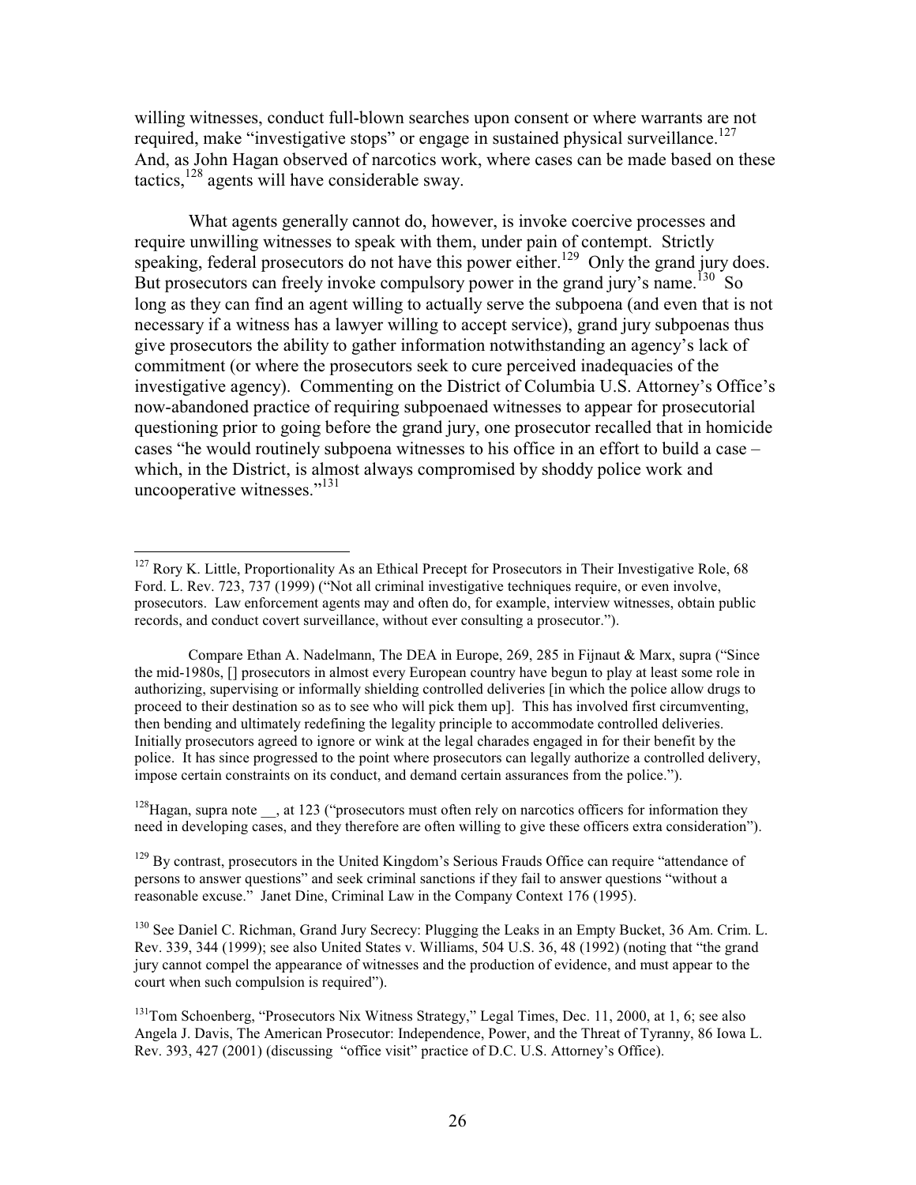willing witnesses, conduct full-blown searches upon consent or where warrants are not required, make "investigative stops" or engage in sustained physical surveillance.[127] And, as John Hagan observed of narcotics work, where cases can be made based on these tactics,[128] agents will have considerable sway.

What agents generally cannot do, however, is invoke coercive processes and require unwilling witnesses to speak with them, under pain of contempt. Strictly speaking, federal prosecutors do not have this power either.[129] Only the grand jury does. But prosecutors can freely invoke compulsory power in the grand jury's name.[130] So long as they can find an agent willing to actually serve the subpoena (and even that is not necessary if a witness has a lawyer willing to accept service), grand jury subpoenas thus give prosecutors the ability to gather information notwithstanding an agency's lack of commitment (or where the prosecutors seek to cure perceived inadequacies of the investigative agency). Commenting on the District of Columbia U.S. Attorney's Office's now-abandoned practice of requiring subpoenaed witnesses to appear for prosecutorial questioning prior to going before the grand jury, one prosecutor recalled that in homicide cases "he would routinely subpoena witnesses to his office in an effort to build a case – which, in the District, is almost always compromised by shoddy police work and uncooperative witnesses."[131]

---

[127] Rory K. Little, Proportionality As an Ethical Precept for Prosecutors in Their Investigative Role, 68 Ford. L. Rev. 723, 737 (1999) ("Not all criminal investigative techniques require, or even involve, prosecutors. Law enforcement agents may and often do, for example, interview witnesses, obtain public records, and conduct covert surveillance, without ever consulting a prosecutor.").

Compare Ethan A. Nadelmann, The DEA in Europe, 269, 285 in Fijnaut & Marx, supra ("Since the mid-1980s, [] prosecutors in almost every European country have begun to play at least some role in authorizing, supervising or informally shielding controlled deliveries [in which the police allow drugs to proceed to their destination so as to see who will pick them up]. This has involved first circumventing, then bending and ultimately redefining the legality principle to accommodate controlled deliveries. Initially prosecutors agreed to ignore or wink at the legal charades engaged in for their benefit by the police. It has since progressed to the point where prosecutors can legally authorize a controlled delivery, impose certain constraints on its conduct, and demand certain assurances from the police.").

[128] Hagan, supra note __, at 123 ("prosecutors must often rely on narcotics officers for information they need in developing cases, and they therefore are often willing to give these officers extra consideration").

[129] By contrast, prosecutors in the United Kingdom's Serious Frauds Office can require "attendance of persons to answer questions" and seek criminal sanctions if they fail to answer questions "without a reasonable excuse." Janet Dine, Criminal Law in the Company Context 176 (1995).

[130] See Daniel C. Richman, Grand Jury Secrecy: Plugging the Leaks in an Empty Bucket, 36 Am. Crim. L. Rev. 339, 344 (1999); see also United States v. Williams, 504 U.S. 36, 48 (1992) (noting that "the grand jury cannot compel the appearance of witnesses and the production of evidence, and must appear to the court when such compulsion is required").

[131] Tom Schoenberg, "Prosecutors Nix Witness Strategy," Legal Times, Dec. 11, 2000, at 1, 6; see also Angela J. Davis, The American Prosecutor: Independence, Power, and the Threat of Tyranny, 86 Iowa L. Rev. 393, 427 (2001) (discussing "office visit" practice of D.C. U.S. Attorney's Office).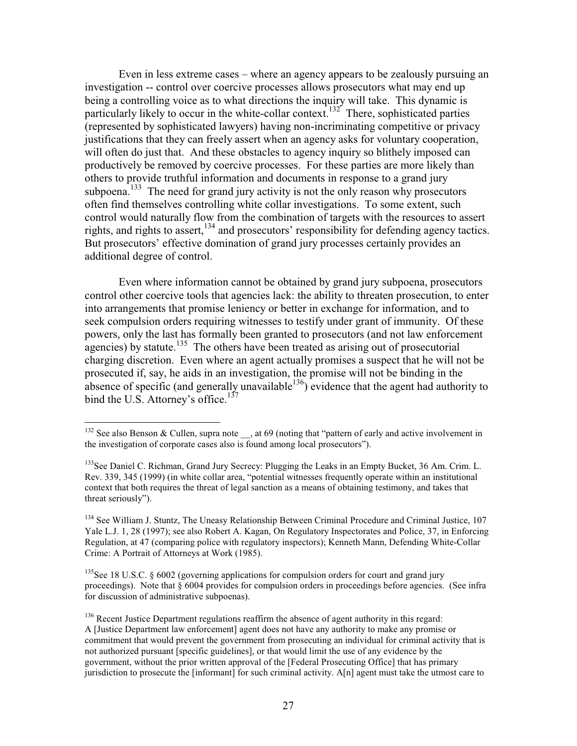Even in less extreme cases – where an agency appears to be zealously pursuing an investigation -- control over coercive processes allows prosecutors what may end up being a controlling voice as to what directions the inquiry will take. This dynamic is particularly likely to occur in the white-collar context.[132] There, sophisticated parties (represented by sophisticated lawyers) having non-incriminating competitive or privacy justifications that they can freely assert when an agency asks for voluntary cooperation, will often do just that. And these obstacles to agency inquiry so blithely imposed can productively be removed by coercive processes. For these parties are more likely than others to provide truthful information and documents in response to a grand jury subpoena.[133] The need for grand jury activity is not the only reason why prosecutors often find themselves controlling white collar investigations. To some extent, such control would naturally flow from the combination of targets with the resources to assert rights, and rights to assert,[134] and prosecutors' responsibility for defending agency tactics. But prosecutors' effective domination of grand jury processes certainly provides an additional degree of control.

Even where information cannot be obtained by grand jury subpoena, prosecutors control other coercive tools that agencies lack: the ability to threaten prosecution, to enter into arrangements that promise leniency or better in exchange for information, and to seek compulsion orders requiring witnesses to testify under grant of immunity. Of these powers, only the last has formally been granted to prosecutors (and not law enforcement agencies) by statute.[135] The others have been treated as arising out of prosecutorial charging discretion. Even where an agent actually promises a suspect that he will not be prosecuted if, say, he aids in an investigation, the promise will not be binding in the absence of specific (and generally unavailable[136]) evidence that the agent had authority to bind the U.S. Attorney's office.[137]

---

[132] See also Benson & Cullen, supra note __, at 69 (noting that "pattern of early and active involvement in the investigation of corporate cases also is found among local prosecutors").

[133] See Daniel C. Richman, Grand Jury Secrecy: Plugging the Leaks in an Empty Bucket, 36 Am. Crim. L. Rev. 339, 345 (1999) (in white collar area, "potential witnesses frequently operate within an institutional context that both requires the threat of legal sanction as a means of obtaining testimony, and takes that threat seriously").

[134] See William J. Stuntz, The Uneasy Relationship Between Criminal Procedure and Criminal Justice, 107 Yale L.J. 1, 28 (1997); see also Robert A. Kagan, On Regulatory Inspectorates and Police, 37, in Enforcing Regulation, at 47 (comparing police with regulatory inspectors); Kenneth Mann, Defending White-Collar Crime: A Portrait of Attorneys at Work (1985).

[135] See 18 U.S.C. § 6002 (governing applications for compulsion orders for court and grand jury proceedings). Note that § 6004 provides for compulsion orders in proceedings before agencies. (See infra for discussion of administrative subpoenas).

[136] Recent Justice Department regulations reaffirm the absence of agent authority in this regard: A [Justice Department law enforcement] agent does not have any authority to make any promise or commitment that would prevent the government from prosecuting an individual for criminal activity that is not authorized pursuant [specific guidelines], or that would limit the use of any evidence by the government, without the prior written approval of the [Federal Prosecuting Office] that has primary jurisdiction to prosecute the [informant] for such criminal activity. A[n] agent must take the utmost care to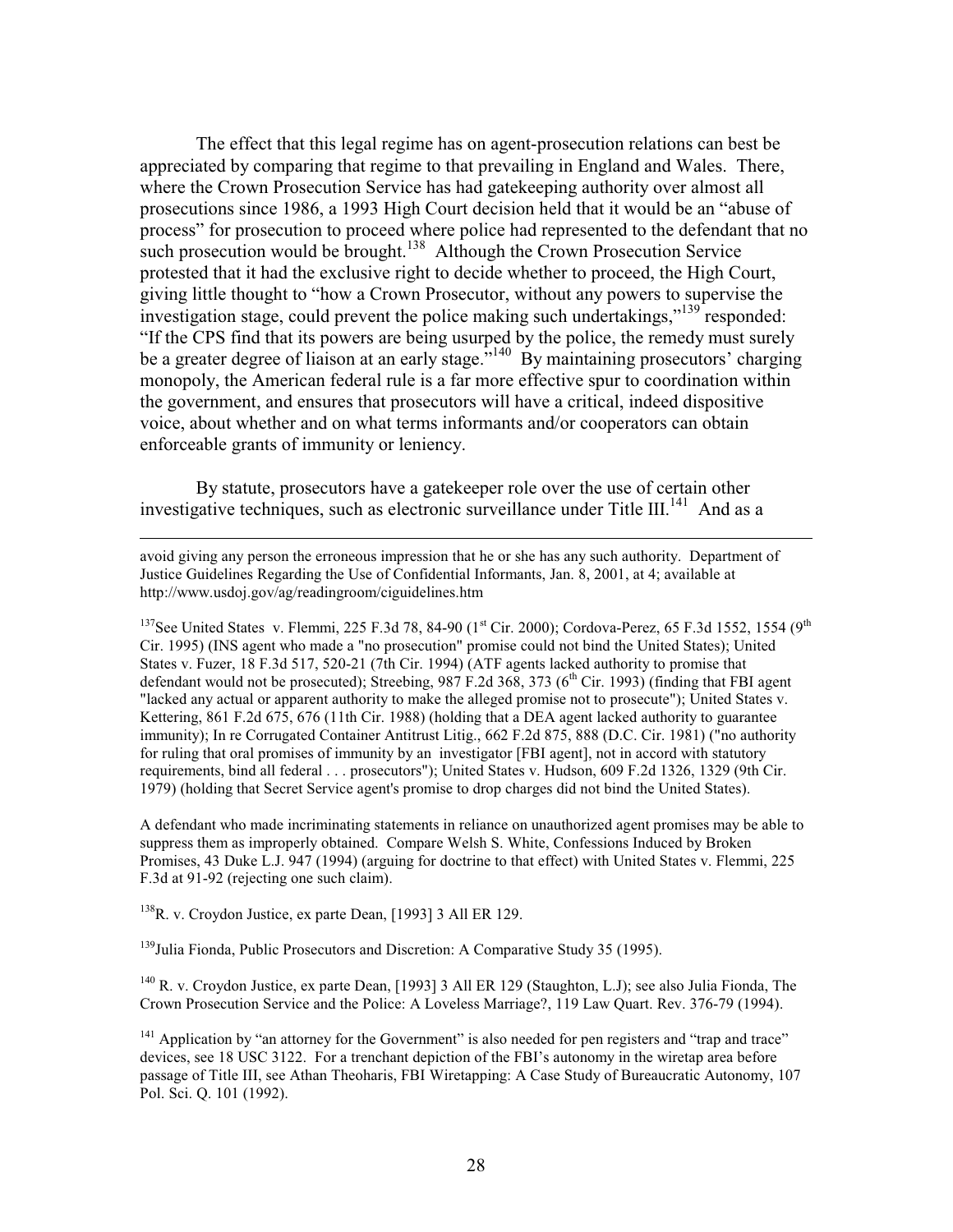The effect that this legal regime has on agent-prosecution relations can best be appreciated by comparing that regime to that prevailing in England and Wales. There, where the Crown Prosecution Service has had gatekeeping authority over almost all prosecutions since 1986, a 1993 High Court decision held that it would be an "abuse of process" for prosecution to proceed where police had represented to the defendant that no such prosecution would be brought.[138] Although the Crown Prosecution Service protested that it had the exclusive right to decide whether to proceed, the High Court, giving little thought to "how a Crown Prosecutor, without any powers to supervise the investigation stage, could prevent the police making such undertakings,"[139] responded: "If the CPS find that its powers are being usurped by the police, the remedy must surely be a greater degree of liaison at an early stage."[140] By maintaining prosecutors' charging monopoly, the American federal rule is a far more effective spur to coordination within the government, and ensures that prosecutors will have a critical, indeed dispositive voice, about whether and on what terms informants and/or cooperators can obtain enforceable grants of immunity or leniency.

By statute, prosecutors have a gatekeeper role over the use of certain other investigative techniques, such as electronic surveillance under Title III.[141] And as a

---

avoid giving any person the erroneous impression that he or she has any such authority. Department of Justice Guidelines Regarding the Use of Confidential Informants, Jan. 8, 2001, at 4; available at http://www.usdoj.gov/ag/readingroom/ciguidelines.htm

[137] See United States v. Flemmi, 225 F.3d 78, 84-90 (1st Cir. 2000); Cordova-Perez, 65 F.3d 1552, 1554 (9th Cir. 1995) (INS agent who made a "no prosecution" promise could not bind the United States); United States v. Fuzer, 18 F.3d 517, 520-21 (7th Cir. 1994) (ATF agents lacked authority to promise that defendant would not be prosecuted); Streebing, 987 F.2d 368, 373 (6th Cir. 1993) (finding that FBI agent "lacked any actual or apparent authority to make the alleged promise not to prosecute"); United States v. Kettering, 861 F.2d 675, 676 (11th Cir. 1988) (holding that a DEA agent lacked authority to guarantee immunity); In re Corrugated Container Antitrust Litig., 662 F.2d 875, 888 (D.C. Cir. 1981) ("no authority for ruling that oral promises of immunity by an investigator [FBI agent], not in accord with statutory requirements, bind all federal . . . prosecutors"); United States v. Hudson, 609 F.2d 1326, 1329 (9th Cir. 1979) (holding that Secret Service agent's promise to drop charges did not bind the United States).

A defendant who made incriminating statements in reliance on unauthorized agent promises may be able to suppress them as improperly obtained. Compare Welsh S. White, Confessions Induced by Broken Promises, 43 Duke L.J. 947 (1994) (arguing for doctrine to that effect) with United States v. Flemmi, 225 F.3d at 91-92 (rejecting one such claim).

[138] R. v. Croydon Justice, ex parte Dean, [1993] 3 All ER 129.

[139] Julia Fionda, Public Prosecutors and Discretion: A Comparative Study 35 (1995).

[140] R. v. Croydon Justice, ex parte Dean, [1993] 3 All ER 129 (Staughton, L.J); see also Julia Fionda, The Crown Prosecution Service and the Police: A Loveless Marriage?, 119 Law Quart. Rev. 376-79 (1994).

[141] Application by "an attorney for the Government" is also needed for pen registers and "trap and trace" devices, see 18 USC 3122. For a trenchant depiction of the FBI's autonomy in the wiretap area before passage of Title III, see Athan Theoharis, FBI Wiretapping: A Case Study of Bureaucratic Autonomy, 107 Pol. Sci. Q. 101 (1992).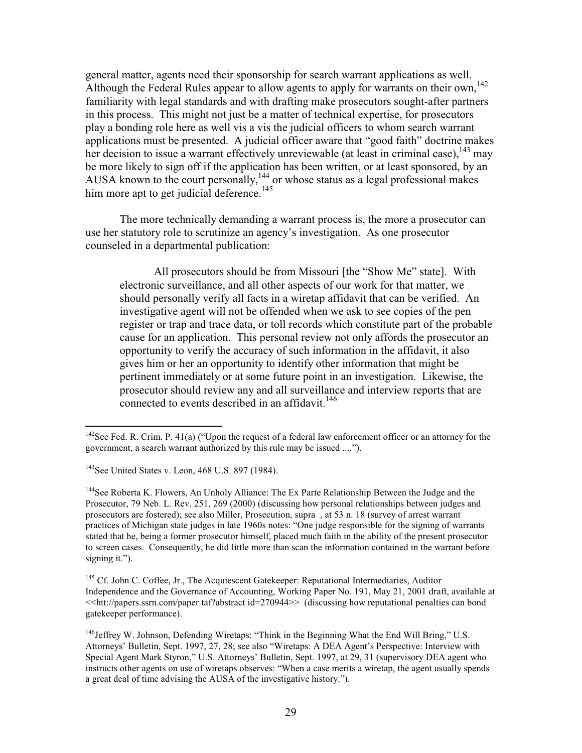general matter, agents need their sponsorship for search warrant applications as well. Although the Federal Rules appear to allow agents to apply for warrants on their own,[142] familiarity with legal standards and with drafting make prosecutors sought-after partners in this process. This might not just be a matter of technical expertise, for prosecutors play a bonding role here as well vis a vis the judicial officers to whom search warrant applications must be presented. A judicial officer aware that "good faith" doctrine makes her decision to issue a warrant effectively unreviewable (at least in criminal case),[143] may be more likely to sign off if the application has been written, or at least sponsored, by an AUSA known to the court personally,[144] or whose status as a legal professional makes him more apt to get judicial deference.[145]

The more technically demanding a warrant process is, the more a prosecutor can use her statutory role to scrutinize an agency's investigation. As one prosecutor counseled in a departmental publication:

> All prosecutors should be from Missouri [the "Show Me" state]. With electronic surveillance, and all other aspects of our work for that matter, we should personally verify all facts in a wiretap affidavit that can be verified. An investigative agent will not be offended when we ask to see copies of the pen register or trap and trace data, or toll records which constitute part of the probable cause for an application. This personal review not only affords the prosecutor an opportunity to verify the accuracy of such information in the affidavit, it also gives him or her an opportunity to identify other information that might be pertinent immediately or at some future point in an investigation. Likewise, the prosecutor should review any and all surveillance and interview reports that are connected to events described in an affidavit.[146]

---

[142] See Fed. R. Crim. P. 41(a) ("Upon the request of a federal law enforcement officer or an attorney for the government, a search warrant authorized by this rule may be issued ....").

[143] See United States v. Leon, 468 U.S. 897 (1984).

[144] See Roberta K. Flowers, An Unholy Alliance: The Ex Parte Relationship Between the Judge and the Prosecutor, 79 Neb. L. Rev. 251, 269 (2000) (discussing how personal relationships between judges and prosecutors are fostered); see also Miller, Prosecution, supra , at 53 n. 18 (survey of arrest warrant practices of Michigan state judges in late 1960s notes: "One judge responsible for the signing of warrants stated that he, being a former prosecutor himself, placed much faith in the ability of the present prosecutor to screen cases. Consequently, he did little more than scan the information contained in the warrant before signing it.").

[145] Cf. John C. Coffee, Jr., The Acquiescent Gatekeeper: Reputational Intermediaries, Auditor Independence and the Governance of Accounting, Working Paper No. 191, May 21, 2001 draft, available at <<htt://papers.ssrn.com/paper.taf?abstract id=270944>> (discussing how reputational penalties can bond gatekeeper performance).

[146] Jeffrey W. Johnson, Defending Wiretaps: "Think in the Beginning What the End Will Bring," U.S. Attorneys' Bulletin, Sept. 1997, 27, 28; see also "Wiretaps: A DEA Agent's Perspective: Interview with Special Agent Mark Styron," U.S. Attorneys' Bulletin, Sept. 1997, at 29, 31 (supervisory DEA agent who instructs other agents on use of wiretaps observes: "When a case merits a wiretap, the agent usually spends a great deal of time advising the AUSA of the investigative history.").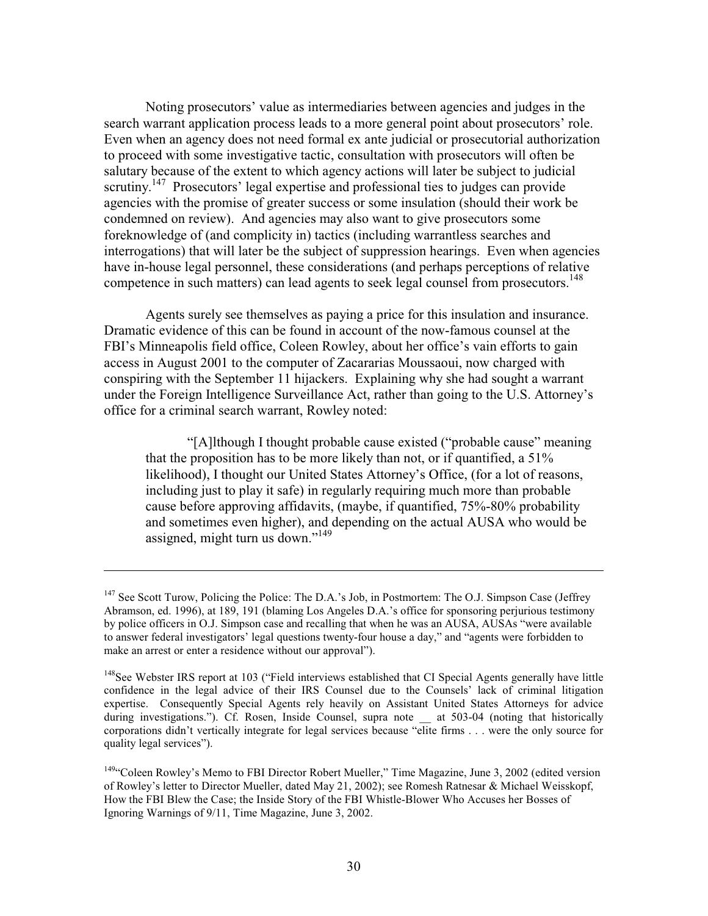Noting prosecutors' value as intermediaries between agencies and judges in the search warrant application process leads to a more general point about prosecutors' role. Even when an agency does not need formal ex ante judicial or prosecutorial authorization to proceed with some investigative tactic, consultation with prosecutors will often be salutary because of the extent to which agency actions will later be subject to judicial scrutiny.[147] Prosecutors' legal expertise and professional ties to judges can provide agencies with the promise of greater success or some insulation (should their work be condemned on review). And agencies may also want to give prosecutors some foreknowledge of (and complicity in) tactics (including warrantless searches and interrogations) that will later be the subject of suppression hearings. Even when agencies have in-house legal personnel, these considerations (and perhaps perceptions of relative competence in such matters) can lead agents to seek legal counsel from prosecutors.[148]

Agents surely see themselves as paying a price for this insulation and insurance. Dramatic evidence of this can be found in account of the now-famous counsel at the FBI's Minneapolis field office, Coleen Rowley, about her office's vain efforts to gain access in August 2001 to the computer of Zacararias Moussaoui, now charged with conspiring with the September 11 hijackers. Explaining why she had sought a warrant under the Foreign Intelligence Surveillance Act, rather than going to the U.S. Attorney's office for a criminal search warrant, Rowley noted:

> "[A]lthough I thought probable cause existed ("probable cause" meaning that the proposition has to be more likely than not, or if quantified, a 51% likelihood), I thought our United States Attorney's Office, (for a lot of reasons, including just to play it safe) in regularly requiring much more than probable cause before approving affidavits, (maybe, if quantified, 75%-80% probability and sometimes even higher), and depending on the actual AUSA who would be assigned, might turn us down."[149]

---

[147] See Scott Turow, Policing the Police: The D.A.'s Job, in Postmortem: The O.J. Simpson Case (Jeffrey Abramson, ed. 1996), at 189, 191 (blaming Los Angeles D.A.'s office for sponsoring perjurious testimony by police officers in O.J. Simpson case and recalling that when he was an AUSA, AUSAs "were available to answer federal investigators' legal questions twenty-four house a day," and "agents were forbidden to make an arrest or enter a residence without our approval").

[148] See Webster IRS report at 103 ("Field interviews established that CI Special Agents generally have little confidence in the legal advice of their IRS Counsel due to the Counsels' lack of criminal litigation expertise. Consequently Special Agents rely heavily on Assistant United States Attorneys for advice during investigations."). Cf. Rosen, Inside Counsel, supra note __ at 503-04 (noting that historically corporations didn't vertically integrate for legal services because "elite firms . . . were the only source for quality legal services").

[149] "Coleen Rowley's Memo to FBI Director Robert Mueller," Time Magazine, June 3, 2002 (edited version of Rowley's letter to Director Mueller, dated May 21, 2002); see Romesh Ratnesar & Michael Weisskopf, How the FBI Blew the Case; the Inside Story of the FBI Whistle-Blower Who Accuses her Bosses of Ignoring Warnings of 9/11, Time Magazine, June 3, 2002.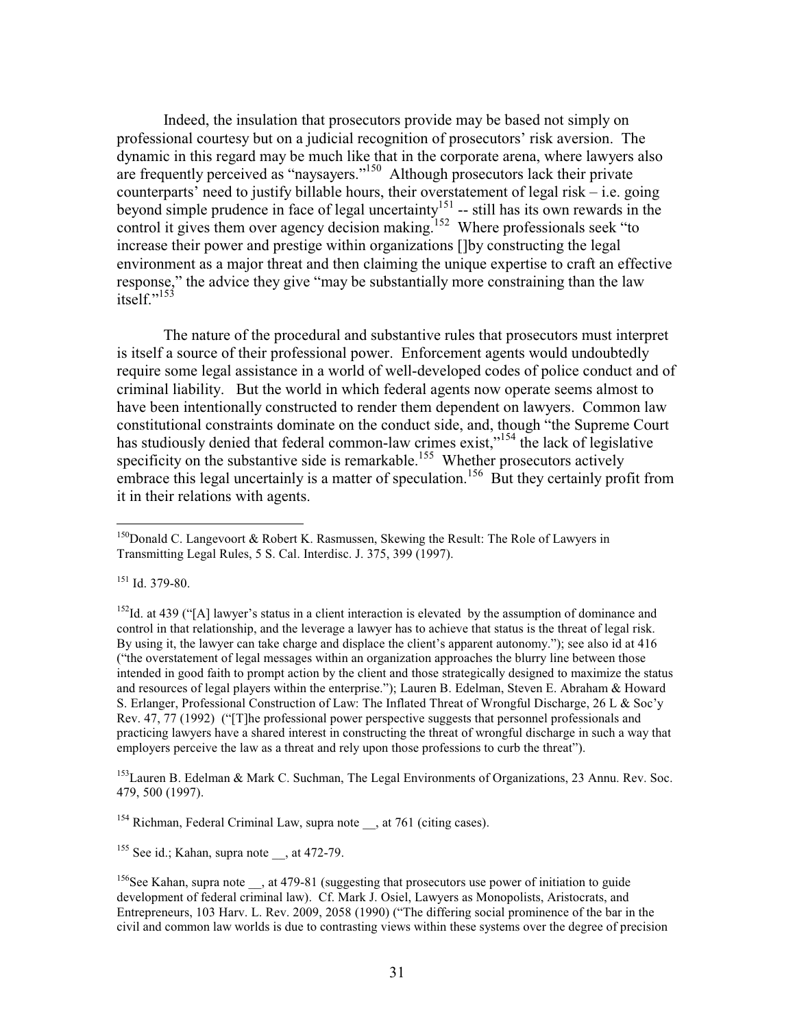Indeed, the insulation that prosecutors provide may be based not simply on professional courtesy but on a judicial recognition of prosecutors' risk aversion. The dynamic in this regard may be much like that in the corporate arena, where lawyers also are frequently perceived as "naysayers."[150] Although prosecutors lack their private counterparts' need to justify billable hours, their overstatement of legal risk – i.e. going beyond simple prudence in face of legal uncertainty[151] -- still has its own rewards in the control it gives them over agency decision making.[152] Where professionals seek "to increase their power and prestige within organizations []by constructing the legal environment as a major threat and then claiming the unique expertise to craft an effective response," the advice they give "may be substantially more constraining than the law itself."[153]

The nature of the procedural and substantive rules that prosecutors must interpret is itself a source of their professional power. Enforcement agents would undoubtedly require some legal assistance in a world of well-developed codes of police conduct and of criminal liability. But the world in which federal agents now operate seems almost to have been intentionally constructed to render them dependent on lawyers. Common law constitutional constraints dominate on the conduct side, and, though "the Supreme Court has studiously denied that federal common-law crimes exist,"[154] the lack of legislative specificity on the substantive side is remarkable.[155] Whether prosecutors actively embrace this legal uncertainly is a matter of speculation.[156] But they certainly profit from it in their relations with agents.

---

[150] Donald C. Langevoort & Robert K. Rasmussen, Skewing the Result: The Role of Lawyers in Transmitting Legal Rules, 5 S. Cal. Interdisc. J. 375, 399 (1997).

[151] Id. 379-80.

[152] Id. at 439 ("[A] lawyer's status in a client interaction is elevated by the assumption of dominance and control in that relationship, and the leverage a lawyer has to achieve that status is the threat of legal risk. By using it, the lawyer can take charge and displace the client's apparent autonomy."); see also id at 416 ("the overstatement of legal messages within an organization approaches the blurry line between those intended in good faith to prompt action by the client and those strategically designed to maximize the status and resources of legal players within the enterprise."); Lauren B. Edelman, Steven E. Abraham & Howard S. Erlanger, Professional Construction of Law: The Inflated Threat of Wrongful Discharge, 26 L & Soc'y Rev. 47, 77 (1992) ("[T]he professional power perspective suggests that personnel professionals and practicing lawyers have a shared interest in constructing the threat of wrongful discharge in such a way that employers perceive the law as a threat and rely upon those professions to curb the threat").

[153] Lauren B. Edelman & Mark C. Suchman, The Legal Environments of Organizations, 23 Annu. Rev. Soc. 479, 500 (1997).

[154] Richman, Federal Criminal Law, supra note __, at 761 (citing cases).

[155] See id.; Kahan, supra note __, at 472-79.

[156] See Kahan, supra note __, at 479-81 (suggesting that prosecutors use power of initiation to guide development of federal criminal law). Cf. Mark J. Osiel, Lawyers as Monopolists, Aristocrats, and Entrepreneurs, 103 Harv. L. Rev. 2009, 2058 (1990) ("The differing social prominence of the bar in the civil and common law worlds is due to contrasting views within these systems over the degree of precision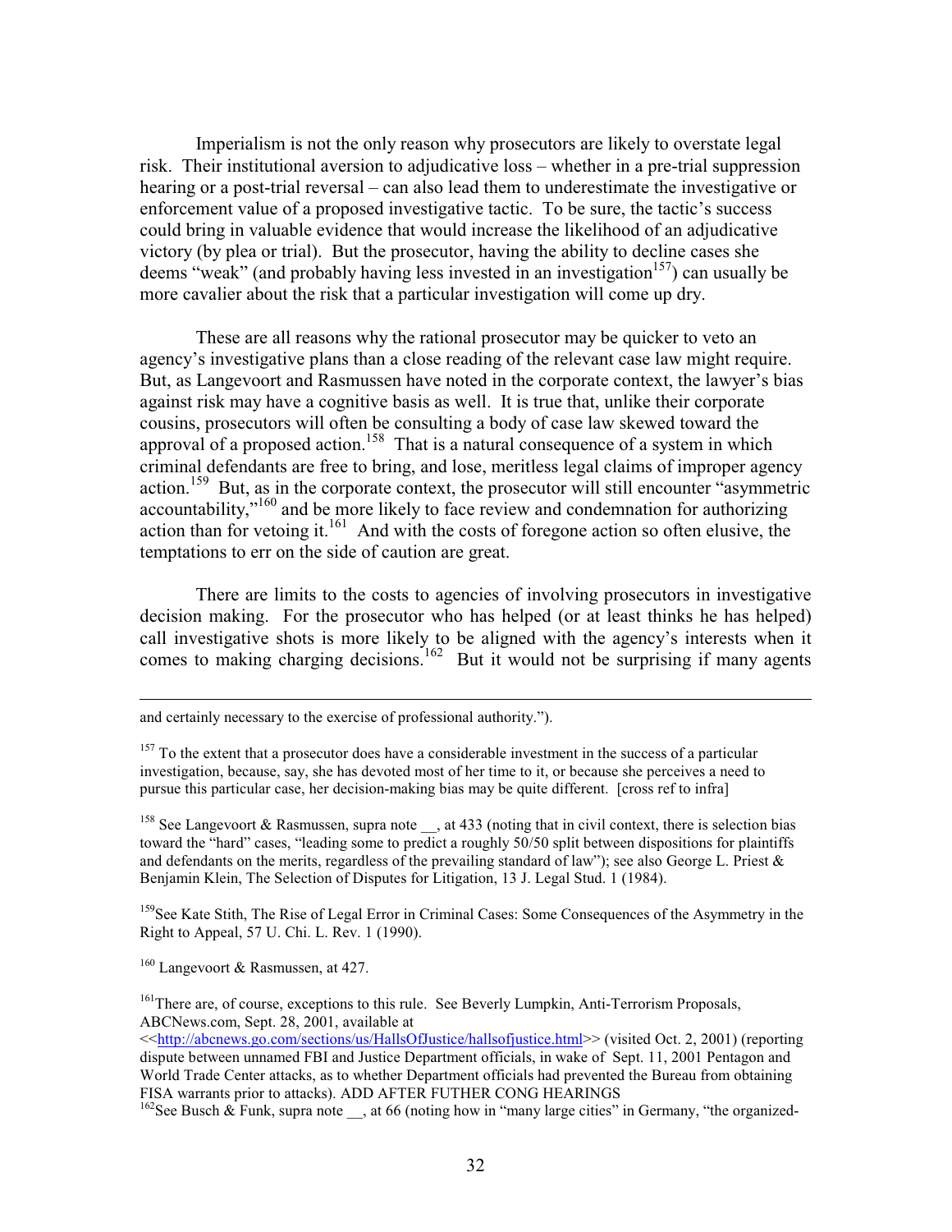Imperialism is not the only reason why prosecutors are likely to overstate legal risk. Their institutional aversion to adjudicative loss – whether in a pre-trial suppression hearing or a post-trial reversal – can also lead them to underestimate the investigative or enforcement value of a proposed investigative tactic. To be sure, the tactic's success could bring in valuable evidence that would increase the likelihood of an adjudicative victory (by plea or trial). But the prosecutor, having the ability to decline cases she deems "weak" (and probably having less invested in an investigation[157]) can usually be more cavalier about the risk that a particular investigation will come up dry.

These are all reasons why the rational prosecutor may be quicker to veto an agency's investigative plans than a close reading of the relevant case law might require. But, as Langevoort and Rasmussen have noted in the corporate context, the lawyer's bias against risk may have a cognitive basis as well. It is true that, unlike their corporate cousins, prosecutors will often be consulting a body of case law skewed toward the approval of a proposed action.[158] That is a natural consequence of a system in which criminal defendants are free to bring, and lose, meritless legal claims of improper agency action.[159] But, as in the corporate context, the prosecutor will still encounter "asymmetric accountability,"[160] and be more likely to face review and condemnation for authorizing action than for vetoing it.[161] And with the costs of foregone action so often elusive, the temptations to err on the side of caution are great.

There are limits to the costs to agencies of involving prosecutors in investigative decision making. For the prosecutor who has helped (or at least thinks he has helped) call investigative shots is more likely to be aligned with the agency's interests when it comes to making charging decisions.[162] But it would not be surprising if many agents

---

and certainly necessary to the exercise of professional authority.").

[157] To the extent that a prosecutor does have a considerable investment in the success of a particular investigation, because, say, she has devoted most of her time to it, or because she perceives a need to pursue this particular case, her decision-making bias may be quite different. [cross ref to infra]

[158] See Langevoort & Rasmussen, supra note __, at 433 (noting that in civil context, there is selection bias toward the "hard" cases, "leading some to predict a roughly 50/50 split between dispositions for plaintiffs and defendants on the merits, regardless of the prevailing standard of law"); see also George L. Priest & Benjamin Klein, The Selection of Disputes for Litigation, 13 J. Legal Stud. 1 (1984).

[159] See Kate Stith, The Rise of Legal Error in Criminal Cases: Some Consequences of the Asymmetry in the Right to Appeal, 57 U. Chi. L. Rev. 1 (1990).

[160] Langevoort & Rasmussen, at 427.

[161] There are, of course, exceptions to this rule. See Beverly Lumpkin, Anti-Terrorism Proposals, ABCNews.com, Sept. 28, 2001, available at <<http://abcnews.go.com/sections/us/HallsOfJustice/hallsofjustice.html>> (visited Oct. 2, 2001) (reporting dispute between unnamed FBI and Justice Department officials, in wake of Sept. 11, 2001 Pentagon and World Trade Center attacks, as to whether Department officials had prevented the Bureau from obtaining FISA warrants prior to attacks). ADD AFTER FUTHER CONG HEARINGS

[162] See Busch & Funk, supra note __, at 66 (noting how in "many large cities" in Germany, "the organized-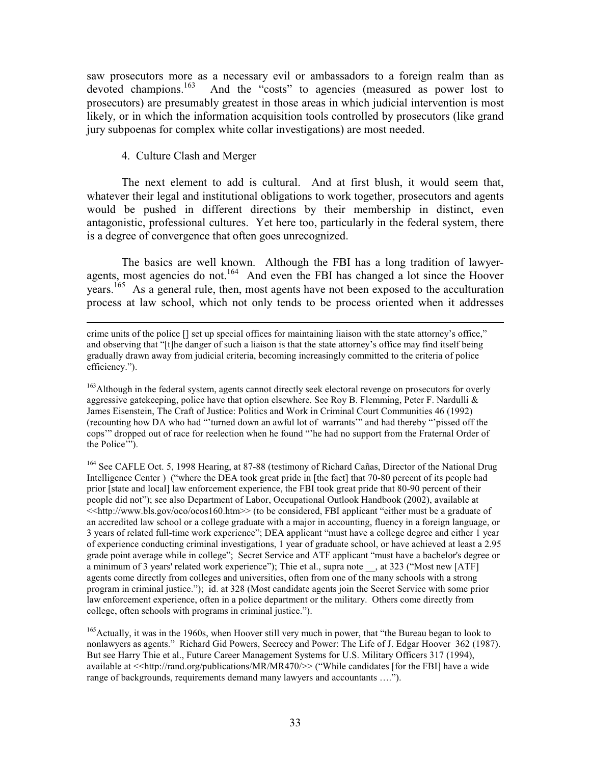saw prosecutors more as a necessary evil or ambassadors to a foreign realm than as devoted champions.[163] And the "costs" to agencies (measured as power lost to prosecutors) are presumably greatest in those areas in which judicial intervention is most likely, or in which the information acquisition tools controlled by prosecutors (like grand jury subpoenas for complex white collar investigations) are most needed.

4. Culture Clash and Merger

The next element to add is cultural. And at first blush, it would seem that, whatever their legal and institutional obligations to work together, prosecutors and agents would be pushed in different directions by their membership in distinct, even antagonistic, professional cultures. Yet here too, particularly in the federal system, there is a degree of convergence that often goes unrecognized.

The basics are well known. Although the FBI has a long tradition of lawyer-agents, most agencies do not.[164] And even the FBI has changed a lot since the Hoover years.[165] As a general rule, then, most agents have not been exposed to the acculturation process at law school, which not only tends to be process oriented when it addresses

---

crime units of the police [] set up special offices for maintaining liaison with the state attorney's office," and observing that "[t]he danger of such a liaison is that the state attorney's office may find itself being gradually drawn away from judicial criteria, becoming increasingly committed to the criteria of police efficiency.").

[163] Although in the federal system, agents cannot directly seek electoral revenge on prosecutors for overly aggressive gatekeeping, police have that option elsewhere. See Roy B. Flemming, Peter F. Nardulli & James Eisenstein, The Craft of Justice: Politics and Work in Criminal Court Communities 46 (1992) (recounting how DA who had "'turned down an awful lot of warrants'" and had thereby "'pissed off the cops'" dropped out of race for reelection when he found "'he had no support from the Fraternal Order of the Police'").

[164] See CAFLE Oct. 5, 1998 Hearing, at 87-88 (testimony of Richard Cañas, Director of the National Drug Intelligence Center ) ("where the DEA took great pride in [the fact] that 70-80 percent of its people had prior [state and local] law enforcement experience, the FBI took great pride that 80-90 percent of their people did not"); see also Department of Labor, Occupational Outlook Handbook (2002), available at <<http://www.bls.gov/oco/ocos160.htm>> (to be considered, FBI applicant "either must be a graduate of an accredited law school or a college graduate with a major in accounting, fluency in a foreign language, or 3 years of related full-time work experience"; DEA applicant "must have a college degree and either 1 year of experience conducting criminal investigations, 1 year of graduate school, or have achieved at least a 2.95 grade point average while in college"; Secret Service and ATF applicant "must have a bachelor's degree or a minimum of 3 years' related work experience"); Thie et al., supra note __, at 323 ("Most new [ATF] agents come directly from colleges and universities, often from one of the many schools with a strong program in criminal justice."); id. at 328 (Most candidate agents join the Secret Service with some prior law enforcement experience, often in a police department or the military. Others come directly from college, often schools with programs in criminal justice.").

[165] Actually, it was in the 1960s, when Hoover still very much in power, that "the Bureau began to look to nonlawyers as agents." Richard Gid Powers, Secrecy and Power: The Life of J. Edgar Hoover 362 (1987). But see Harry Thie et al., Future Career Management Systems for U.S. Military Officers 317 (1994), available at <<http://rand.org/publications/MR/MR470/>> ("While candidates [for the FBI] have a wide range of backgrounds, requirements demand many lawyers and accountants ….").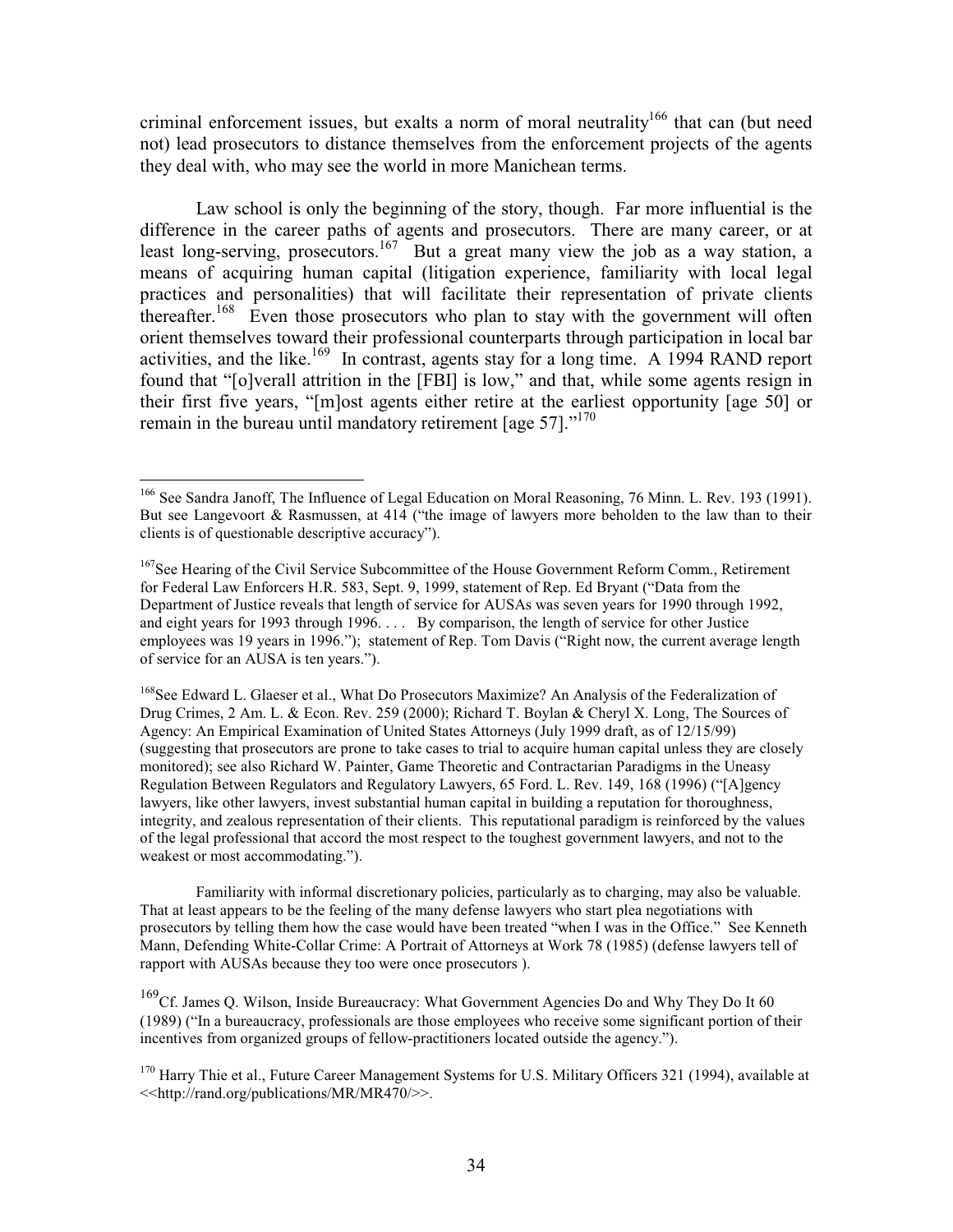criminal enforcement issues, but exalts a norm of moral neutrality[166] that can (but need not) lead prosecutors to distance themselves from the enforcement projects of the agents they deal with, who may see the world in more Manichean terms.

Law school is only the beginning of the story, though. Far more influential is the difference in the career paths of agents and prosecutors. There are many career, or at least long-serving, prosecutors.[167] But a great many view the job as a way station, a means of acquiring human capital (litigation experience, familiarity with local legal practices and personalities) that will facilitate their representation of private clients thereafter.[168] Even those prosecutors who plan to stay with the government will often orient themselves toward their professional counterparts through participation in local bar activities, and the like.[169] In contrast, agents stay for a long time. A 1994 RAND report found that "[o]verall attrition in the [FBI] is low," and that, while some agents resign in their first five years, "[m]ost agents either retire at the earliest opportunity [age 50] or remain in the bureau until mandatory retirement [age 57]."[170]

---

[166] See Sandra Janoff, The Influence of Legal Education on Moral Reasoning, 76 Minn. L. Rev. 193 (1991). But see Langevoort & Rasmussen, at 414 ("the image of lawyers more beholden to the law than to their clients is of questionable descriptive accuracy").

[167] See Hearing of the Civil Service Subcommittee of the House Government Reform Comm., Retirement for Federal Law Enforcers H.R. 583, Sept. 9, 1999, statement of Rep. Ed Bryant ("Data from the Department of Justice reveals that length of service for AUSAs was seven years for 1990 through 1992, and eight years for 1993 through 1996. . . . By comparison, the length of service for other Justice employees was 19 years in 1996."); statement of Rep. Tom Davis ("Right now, the current average length of service for an AUSA is ten years.").

[168] See Edward L. Glaeser et al., What Do Prosecutors Maximize? An Analysis of the Federalization of Drug Crimes, 2 Am. L. & Econ. Rev. 259 (2000); Richard T. Boylan & Cheryl X. Long, The Sources of Agency: An Empirical Examination of United States Attorneys (July 1999 draft, as of 12/15/99) (suggesting that prosecutors are prone to take cases to trial to acquire human capital unless they are closely monitored); see also Richard W. Painter, Game Theoretic and Contractarian Paradigms in the Uneasy Regulation Between Regulators and Regulatory Lawyers, 65 Ford. L. Rev. 149, 168 (1996) ("[A]gency lawyers, like other lawyers, invest substantial human capital in building a reputation for thoroughness, integrity, and zealous representation of their clients. This reputational paradigm is reinforced by the values of the legal professional that accord the most respect to the toughest government lawyers, and not to the weakest or most accommodating.").

Familiarity with informal discretionary policies, particularly as to charging, may also be valuable. That at least appears to be the feeling of the many defense lawyers who start plea negotiations with prosecutors by telling them how the case would have been treated "when I was in the Office." See Kenneth Mann, Defending White-Collar Crime: A Portrait of Attorneys at Work 78 (1985) (defense lawyers tell of rapport with AUSAs because they too were once prosecutors ).

[169] Cf. James Q. Wilson, Inside Bureaucracy: What Government Agencies Do and Why They Do It 60 (1989) ("In a bureaucracy, professionals are those employees who receive some significant portion of their incentives from organized groups of fellow-practitioners located outside the agency.").

[170] Harry Thie et al., Future Career Management Systems for U.S. Military Officers 321 (1994), available at <<http://rand.org/publications/MR/MR470/>>.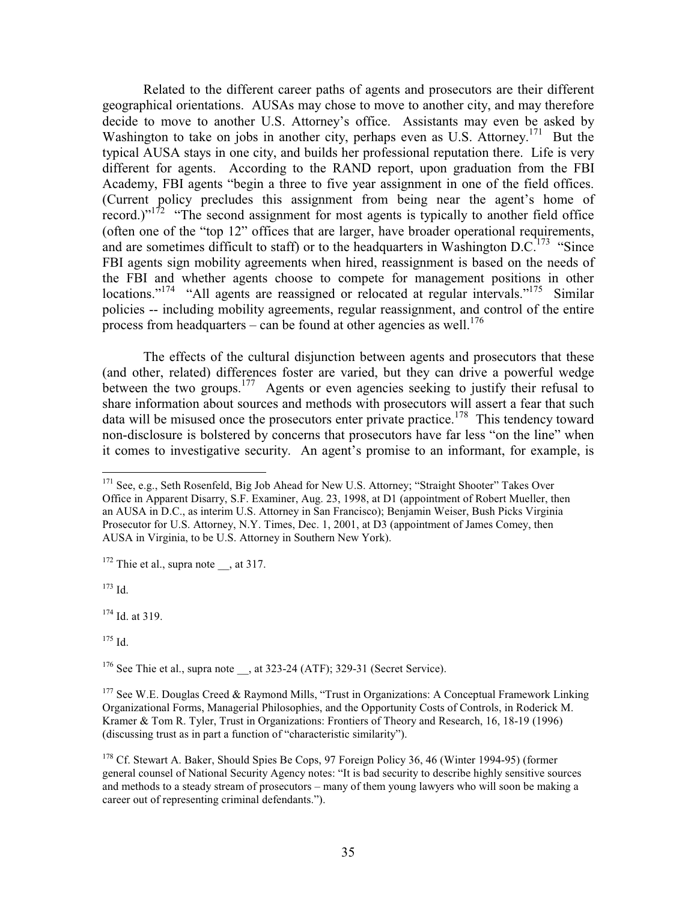Related to the different career paths of agents and prosecutors are their different geographical orientations. AUSAs may chose to move to another city, and may therefore decide to move to another U.S. Attorney's office. Assistants may even be asked by Washington to take on jobs in another city, perhaps even as U.S. Attorney.[171] But the typical AUSA stays in one city, and builds her professional reputation there. Life is very different for agents. According to the RAND report, upon graduation from the FBI Academy, FBI agents "begin a three to five year assignment in one of the field offices. (Current policy precludes this assignment from being near the agent's home of record.)"[172] "The second assignment for most agents is typically to another field office (often one of the "top 12" offices that are larger, have broader operational requirements, and are sometimes difficult to staff) or to the headquarters in Washington D.C.[173] "Since FBI agents sign mobility agreements when hired, reassignment is based on the needs of the FBI and whether agents choose to compete for management positions in other locations."[174] "All agents are reassigned or relocated at regular intervals."[175] Similar policies -- including mobility agreements, regular reassignment, and control of the entire process from headquarters – can be found at other agencies as well.[176]

The effects of the cultural disjunction between agents and prosecutors that these (and other, related) differences foster are varied, but they can drive a powerful wedge between the two groups.[177] Agents or even agencies seeking to justify their refusal to share information about sources and methods with prosecutors will assert a fear that such data will be misused once the prosecutors enter private practice.[178] This tendency toward non-disclosure is bolstered by concerns that prosecutors have far less "on the line" when it comes to investigative security. An agent's promise to an informant, for example, is

---

[171] See, e.g., Seth Rosenfeld, Big Job Ahead for New U.S. Attorney; "Straight Shooter" Takes Over Office in Apparent Disarry, S.F. Examiner, Aug. 23, 1998, at D1 (appointment of Robert Mueller, then an AUSA in D.C., as interim U.S. Attorney in San Francisco); Benjamin Weiser, Bush Picks Virginia Prosecutor for U.S. Attorney, N.Y. Times, Dec. 1, 2001, at D3 (appointment of James Comey, then AUSA in Virginia, to be U.S. Attorney in Southern New York).

[172] Thie et al., supra note __, at 317.

[173] Id.

[174] Id. at 319.

[175] Id.

[176] See Thie et al., supra note __, at 323-24 (ATF); 329-31 (Secret Service).

[177] See W.E. Douglas Creed & Raymond Mills, "Trust in Organizations: A Conceptual Framework Linking Organizational Forms, Managerial Philosophies, and the Opportunity Costs of Controls, in Roderick M. Kramer & Tom R. Tyler, Trust in Organizations: Frontiers of Theory and Research, 16, 18-19 (1996) (discussing trust as in part a function of "characteristic similarity").

[178] Cf. Stewart A. Baker, Should Spies Be Cops, 97 Foreign Policy 36, 46 (Winter 1994-95) (former general counsel of National Security Agency notes: "It is bad security to describe highly sensitive sources and methods to a steady stream of prosecutors – many of them young lawyers who will soon be making a career out of representing criminal defendants.").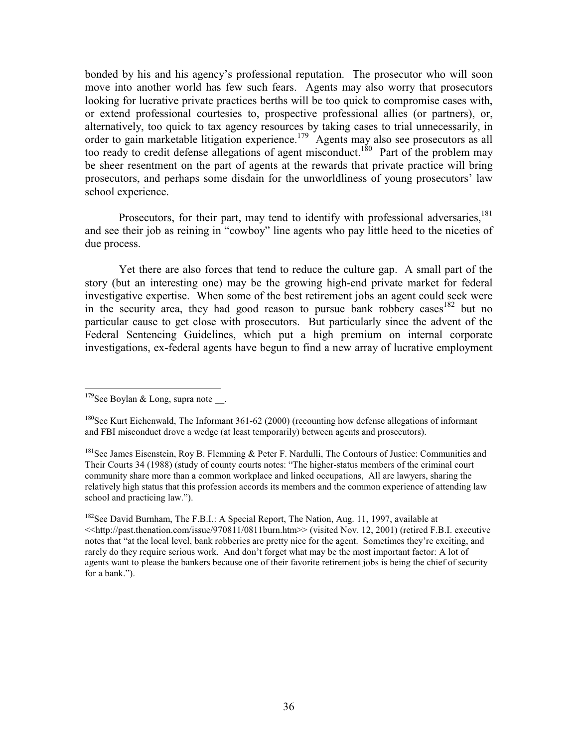bonded by his and his agency's professional reputation. The prosecutor who will soon move into another world has few such fears. Agents may also worry that prosecutors looking for lucrative private practices berths will be too quick to compromise cases with, or extend professional courtesies to, prospective professional allies (or partners), or, alternatively, too quick to tax agency resources by taking cases to trial unnecessarily, in order to gain marketable litigation experience.[179] Agents may also see prosecutors as all too ready to credit defense allegations of agent misconduct.[180] Part of the problem may be sheer resentment on the part of agents at the rewards that private practice will bring prosecutors, and perhaps some disdain for the unworldliness of young prosecutors' law school experience.

Prosecutors, for their part, may tend to identify with professional adversaries,[181] and see their job as reining in "cowboy" line agents who pay little heed to the niceties of due process.

Yet there are also forces that tend to reduce the culture gap. A small part of the story (but an interesting one) may be the growing high-end private market for federal investigative expertise. When some of the best retirement jobs an agent could seek were in the security area, they had good reason to pursue bank robbery cases[182] but no particular cause to get close with prosecutors. But particularly since the advent of the Federal Sentencing Guidelines, which put a high premium on internal corporate investigations, ex-federal agents have begun to find a new array of lucrative employment

---

[179] See Boylan & Long, supra note __.

[180] See Kurt Eichenwald, The Informant 361-62 (2000) (recounting how defense allegations of informant and FBI misconduct drove a wedge (at least temporarily) between agents and prosecutors).

[181] See James Eisenstein, Roy B. Flemming & Peter F. Nardulli, The Contours of Justice: Communities and Their Courts 34 (1988) (study of county courts notes: "The higher-status members of the criminal court community share more than a common workplace and linked occupations, All are lawyers, sharing the relatively high status that this profession accords its members and the common experience of attending law school and practicing law.").

[182] See David Burnham, The F.B.I.: A Special Report, The Nation, Aug. 11, 1997, available at <<http://past.thenation.com/issue/970811/0811burn.htm>> (visited Nov. 12, 2001) (retired F.B.I. executive notes that "at the local level, bank robberies are pretty nice for the agent. Sometimes they're exciting, and rarely do they require serious work. And don't forget what may be the most important factor: A lot of agents want to please the bankers because one of their favorite retirement jobs is being the chief of security for a bank.").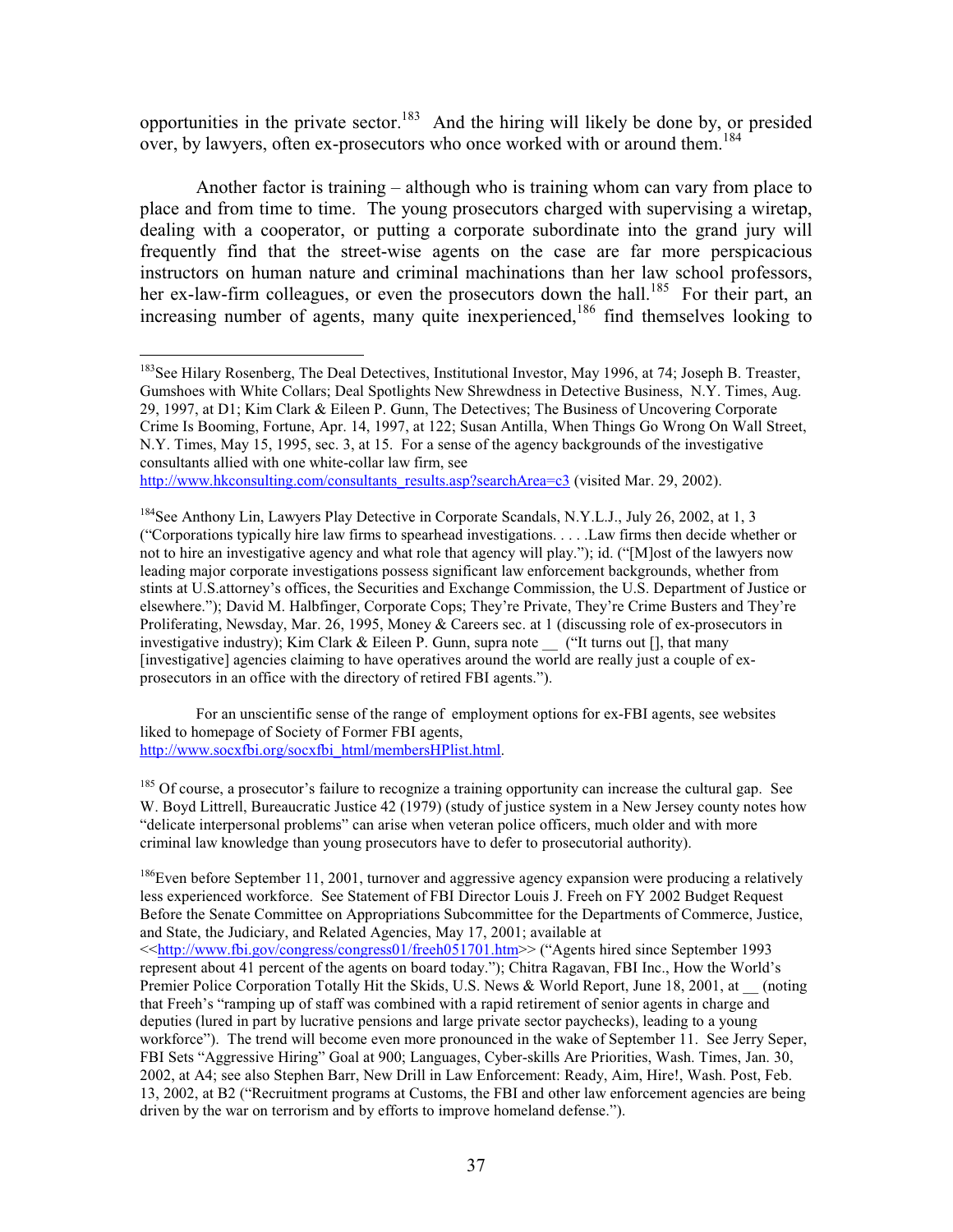opportunities in the private sector.[183] And the hiring will likely be done by, or presided over, by lawyers, often ex-prosecutors who once worked with or around them.[184]

Another factor is training – although who is training whom can vary from place to place and from time to time. The young prosecutors charged with supervising a wiretap, dealing with a cooperator, or putting a corporate subordinate into the grand jury will frequently find that the street-wise agents on the case are far more perspicacious instructors on human nature and criminal machinations than her law school professors, her ex-law-firm colleagues, or even the prosecutors down the hall.[185] For their part, an increasing number of agents, many quite inexperienced,[186] find themselves looking to

---

[183] See Hilary Rosenberg, The Deal Detectives, Institutional Investor, May 1996, at 74; Joseph B. Treaster, Gumshoes with White Collars; Deal Spotlights New Shrewdness in Detective Business, N.Y. Times, Aug. 29, 1997, at D1; Kim Clark & Eileen P. Gunn, The Detectives; The Business of Uncovering Corporate Crime Is Booming, Fortune, Apr. 14, 1997, at 122; Susan Antilla, When Things Go Wrong On Wall Street, N.Y. Times, May 15, 1995, sec. 3, at 15. For a sense of the agency backgrounds of the investigative consultants allied with one white-collar law firm, see http://www.hkconsulting.com/consultants_results.asp?searchArea=c3 (visited Mar. 29, 2002).

[184] See Anthony Lin, Lawyers Play Detective in Corporate Scandals, N.Y.L.J., July 26, 2002, at 1, 3 ("Corporations typically hire law firms to spearhead investigations. . . . .Law firms then decide whether or not to hire an investigative agency and what role that agency will play."); id. ("[M]ost of the lawyers now leading major corporate investigations possess significant law enforcement backgrounds, whether from stints at U.S.attorney's offices, the Securities and Exchange Commission, the U.S. Department of Justice or elsewhere."); David M. Halbfinger, Corporate Cops; They're Private, They're Crime Busters and They're Proliferating, Newsday, Mar. 26, 1995, Money & Careers sec. at 1 (discussing role of ex-prosecutors in investigative industry); Kim Clark & Eileen P. Gunn, supra note __ ("It turns out [], that many [investigative] agencies claiming to have operatives around the world are really just a couple of ex-prosecutors in an office with the directory of retired FBI agents.").

For an unscientific sense of the range of employment options for ex-FBI agents, see websites liked to homepage of Society of Former FBI agents, http://www.socxfbi.org/socxfbi_html/membersHPlist.html.

[185] Of course, a prosecutor's failure to recognize a training opportunity can increase the cultural gap. See W. Boyd Littrell, Bureaucratic Justice 42 (1979) (study of justice system in a New Jersey county notes how "delicate interpersonal problems" can arise when veteran police officers, much older and with more criminal law knowledge than young prosecutors have to defer to prosecutorial authority).

[186] Even before September 11, 2001, turnover and aggressive agency expansion were producing a relatively less experienced workforce. See Statement of FBI Director Louis J. Freeh on FY 2002 Budget Request Before the Senate Committee on Appropriations Subcommittee for the Departments of Commerce, Justice, and State, the Judiciary, and Related Agencies, May 17, 2001; available at <<http://www.fbi.gov/congress/congress01/freeh051701.htm>> ("Agents hired since September 1993 represent about 41 percent of the agents on board today."); Chitra Ragavan, FBI Inc., How the World's Premier Police Corporation Totally Hit the Skids, U.S. News & World Report, June 18, 2001, at __ (noting that Freeh's "ramping up of staff was combined with a rapid retirement of senior agents in charge and deputies (lured in part by lucrative pensions and large private sector paychecks), leading to a young workforce"). The trend will become even more pronounced in the wake of September 11. See Jerry Seper, FBI Sets "Aggressive Hiring" Goal at 900; Languages, Cyber-skills Are Priorities, Wash. Times, Jan. 30, 2002, at A4; see also Stephen Barr, New Drill in Law Enforcement: Ready, Aim, Hire!, Wash. Post, Feb. 13, 2002, at B2 ("Recruitment programs at Customs, the FBI and other law enforcement agencies are being driven by the war on terrorism and by efforts to improve homeland defense.").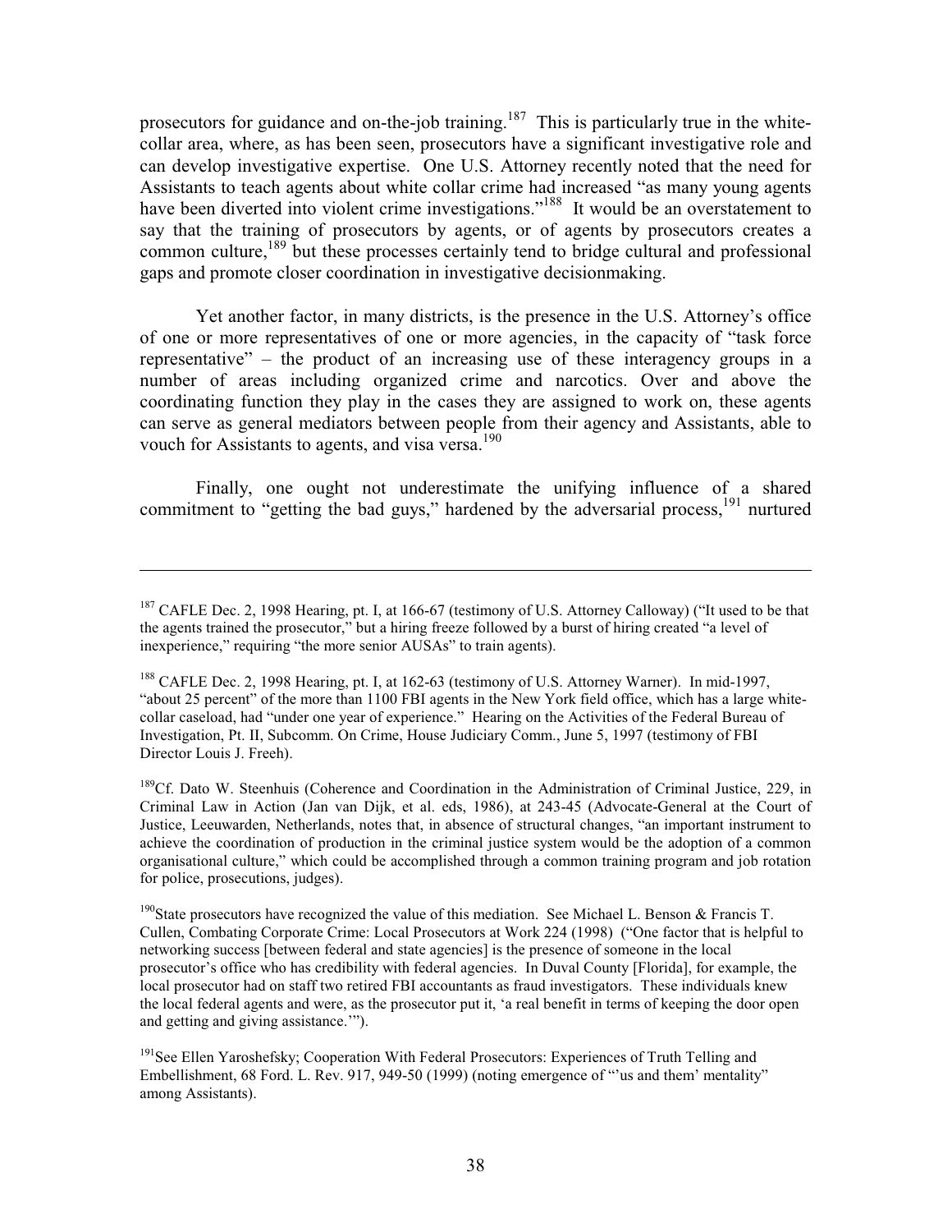prosecutors for guidance and on-the-job training.[187] This is particularly true in the white-collar area, where, as has been seen, prosecutors have a significant investigative role and can develop investigative expertise. One U.S. Attorney recently noted that the need for Assistants to teach agents about white collar crime had increased "as many young agents have been diverted into violent crime investigations."[188] It would be an overstatement to say that the training of prosecutors by agents, or of agents by prosecutors creates a common culture,[189] but these processes certainly tend to bridge cultural and professional gaps and promote closer coordination in investigative decisionmaking.

Yet another factor, in many districts, is the presence in the U.S. Attorney's office of one or more representatives of one or more agencies, in the capacity of "task force representative" – the product of an increasing use of these interagency groups in a number of areas including organized crime and narcotics. Over and above the coordinating function they play in the cases they are assigned to work on, these agents can serve as general mediators between people from their agency and Assistants, able to vouch for Assistants to agents, and visa versa.[190]

Finally, one ought not underestimate the unifying influence of a shared commitment to "getting the bad guys," hardened by the adversarial process,[191] nurtured

---

[187] CAFLE Dec. 2, 1998 Hearing, pt. I, at 166-67 (testimony of U.S. Attorney Calloway) ("It used to be that the agents trained the prosecutor," but a hiring freeze followed by a burst of hiring created "a level of inexperience," requiring "the more senior AUSAs" to train agents).

[188] CAFLE Dec. 2, 1998 Hearing, pt. I, at 162-63 (testimony of U.S. Attorney Warner). In mid-1997, "about 25 percent" of the more than 1100 FBI agents in the New York field office, which has a large white-collar caseload, had "under one year of experience." Hearing on the Activities of the Federal Bureau of Investigation, Pt. II, Subcomm. On Crime, House Judiciary Comm., June 5, 1997 (testimony of FBI Director Louis J. Freeh).

[189] Cf. Dato W. Steenhuis (Coherence and Coordination in the Administration of Criminal Justice, 229, in Criminal Law in Action (Jan van Dijk, et al. eds, 1986), at 243-45 (Advocate-General at the Court of Justice, Leeuwarden, Netherlands, notes that, in absence of structural changes, "an important instrument to achieve the coordination of production in the criminal justice system would be the adoption of a common organisational culture," which could be accomplished through a common training program and job rotation for police, prosecutions, judges).

[190] State prosecutors have recognized the value of this mediation. See Michael L. Benson & Francis T. Cullen, Combating Corporate Crime: Local Prosecutors at Work 224 (1998) ("One factor that is helpful to networking success [between federal and state agencies] is the presence of someone in the local prosecutor's office who has credibility with federal agencies. In Duval County [Florida], for example, the local prosecutor had on staff two retired FBI accountants as fraud investigators. These individuals knew the local federal agents and were, as the prosecutor put it, 'a real benefit in terms of keeping the door open and getting and giving assistance.'").

[191] See Ellen Yaroshefsky; Cooperation With Federal Prosecutors: Experiences of Truth Telling and Embellishment, 68 Ford. L. Rev. 917, 949-50 (1999) (noting emergence of "'us and them' mentality" among Assistants).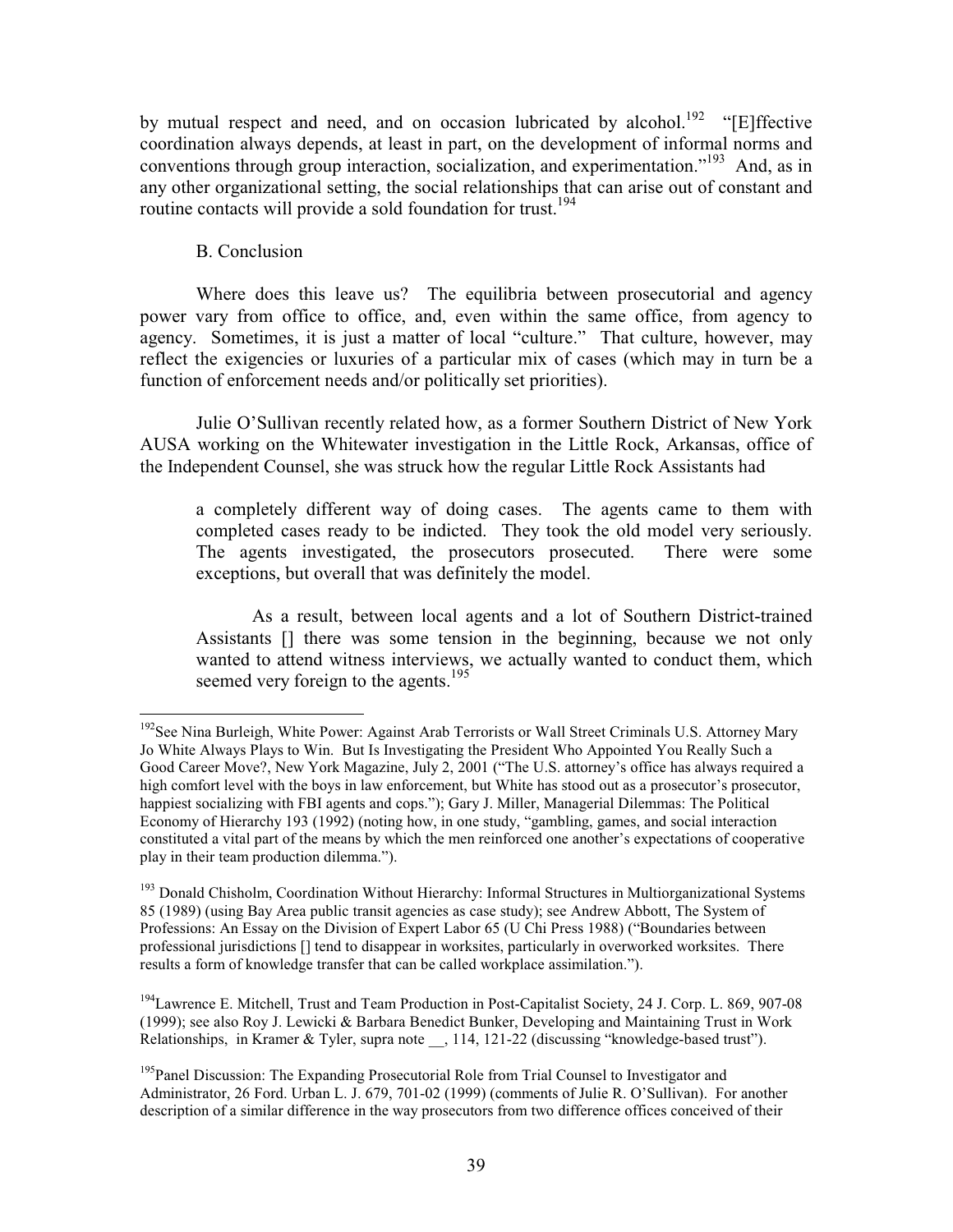by mutual respect and need, and on occasion lubricated by alcohol.[192] "[E]ffective coordination always depends, at least in part, on the development of informal norms and conventions through group interaction, socialization, and experimentation."[193] And, as in any other organizational setting, the social relationships that can arise out of constant and routine contacts will provide a sold foundation for trust.[194]

### B. Conclusion

Where does this leave us? The equilibria between prosecutorial and agency power vary from office to office, and, even within the same office, from agency to agency. Sometimes, it is just a matter of local "culture." That culture, however, may reflect the exigencies or luxuries of a particular mix of cases (which may in turn be a function of enforcement needs and/or politically set priorities).

Julie O'Sullivan recently related how, as a former Southern District of New York AUSA working on the Whitewater investigation in the Little Rock, Arkansas, office of the Independent Counsel, she was struck how the regular Little Rock Assistants had

> a completely different way of doing cases. The agents came to them with completed cases ready to be indicted. They took the old model very seriously. The agents investigated, the prosecutors prosecuted. There were some exceptions, but overall that was definitely the model.
>
> As a result, between local agents and a lot of Southern District-trained Assistants [] there was some tension in the beginning, because we not only wanted to attend witness interviews, we actually wanted to conduct them, which seemed very foreign to the agents.[195]

---

[192] See Nina Burleigh, White Power: Against Arab Terrorists or Wall Street Criminals U.S. Attorney Mary Jo White Always Plays to Win. But Is Investigating the President Who Appointed You Really Such a Good Career Move?, New York Magazine, July 2, 2001 ("The U.S. attorney's office has always required a high comfort level with the boys in law enforcement, but White has stood out as a prosecutor's prosecutor, happiest socializing with FBI agents and cops."); Gary J. Miller, Managerial Dilemmas: The Political Economy of Hierarchy 193 (1992) (noting how, in one study, "gambling, games, and social interaction constituted a vital part of the means by which the men reinforced one another's expectations of cooperative play in their team production dilemma.").

[193] Donald Chisholm, Coordination Without Hierarchy: Informal Structures in Multiorganizational Systems 85 (1989) (using Bay Area public transit agencies as case study); see Andrew Abbott, The System of Professions: An Essay on the Division of Expert Labor 65 (U Chi Press 1988) ("Boundaries between professional jurisdictions [] tend to disappear in worksites, particularly in overworked worksites. There results a form of knowledge transfer that can be called workplace assimilation.").

[194] Lawrence E. Mitchell, Trust and Team Production in Post-Capitalist Society, 24 J. Corp. L. 869, 907-08 (1999); see also Roy J. Lewicki & Barbara Benedict Bunker, Developing and Maintaining Trust in Work Relationships, in Kramer & Tyler, supra note __, 114, 121-22 (discussing "knowledge-based trust").

[195] Panel Discussion: The Expanding Prosecutorial Role from Trial Counsel to Investigator and Administrator, 26 Ford. Urban L. J. 679, 701-02 (1999) (comments of Julie R. O'Sullivan). For another description of a similar difference in the way prosecutors from two difference offices conceived of their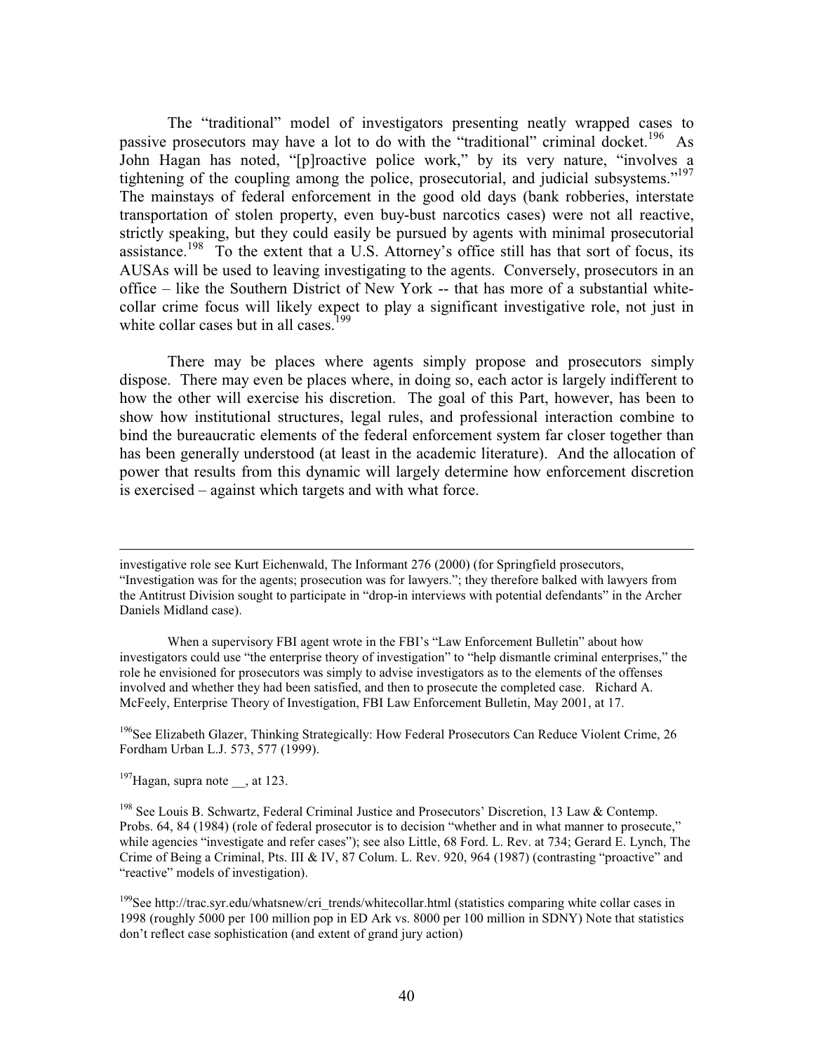The "traditional" model of investigators presenting neatly wrapped cases to passive prosecutors may have a lot to do with the "traditional" criminal docket.[196] As John Hagan has noted, "[p]roactive police work," by its very nature, "involves a tightening of the coupling among the police, prosecutorial, and judicial subsystems."[197] The mainstays of federal enforcement in the good old days (bank robberies, interstate transportation of stolen property, even buy-bust narcotics cases) were not all reactive, strictly speaking, but they could easily be pursued by agents with minimal prosecutorial assistance.[198] To the extent that a U.S. Attorney's office still has that sort of focus, its AUSAs will be used to leaving investigating to the agents. Conversely, prosecutors in an office – like the Southern District of New York -- that has more of a substantial white-collar crime focus will likely expect to play a significant investigative role, not just in white collar cases but in all cases.[199]

There may be places where agents simply propose and prosecutors simply dispose. There may even be places where, in doing so, each actor is largely indifferent to how the other will exercise his discretion. The goal of this Part, however, has been to show how institutional structures, legal rules, and professional interaction combine to bind the bureaucratic elements of the federal enforcement system far closer together than has been generally understood (at least in the academic literature). And the allocation of power that results from this dynamic will largely determine how enforcement discretion is exercised – against which targets and with what force.

---

investigative role see Kurt Eichenwald, The Informant 276 (2000) (for Springfield prosecutors, "Investigation was for the agents; prosecution was for lawyers."; they therefore balked with lawyers from the Antitrust Division sought to participate in "drop-in interviews with potential defendants" in the Archer Daniels Midland case).

When a supervisory FBI agent wrote in the FBI's "Law Enforcement Bulletin" about how investigators could use "the enterprise theory of investigation" to "help dismantle criminal enterprises," the role he envisioned for prosecutors was simply to advise investigators as to the elements of the offenses involved and whether they had been satisfied, and then to prosecute the completed case. Richard A. McFeely, Enterprise Theory of Investigation, FBI Law Enforcement Bulletin, May 2001, at 17.

[196] See Elizabeth Glazer, Thinking Strategically: How Federal Prosecutors Can Reduce Violent Crime, 26 Fordham Urban L.J. 573, 577 (1999).

[197] Hagan, supra note __, at 123.

[198] See Louis B. Schwartz, Federal Criminal Justice and Prosecutors' Discretion, 13 Law & Contemp. Probs. 64, 84 (1984) (role of federal prosecutor is to decision "whether and in what manner to prosecute," while agencies "investigate and refer cases"); see also Little, 68 Ford. L. Rev. at 734; Gerard E. Lynch, The Crime of Being a Criminal, Pts. III & IV, 87 Colum. L. Rev. 920, 964 (1987) (contrasting "proactive" and "reactive" models of investigation).

[199] See http://trac.syr.edu/whatsnew/cri_trends/whitecollar.html (statistics comparing white collar cases in 1998 (roughly 5000 per 100 million pop in ED Ark vs. 8000 per 100 million in SDNY) Note that statistics don't reflect case sophistication (and extent of grand jury action)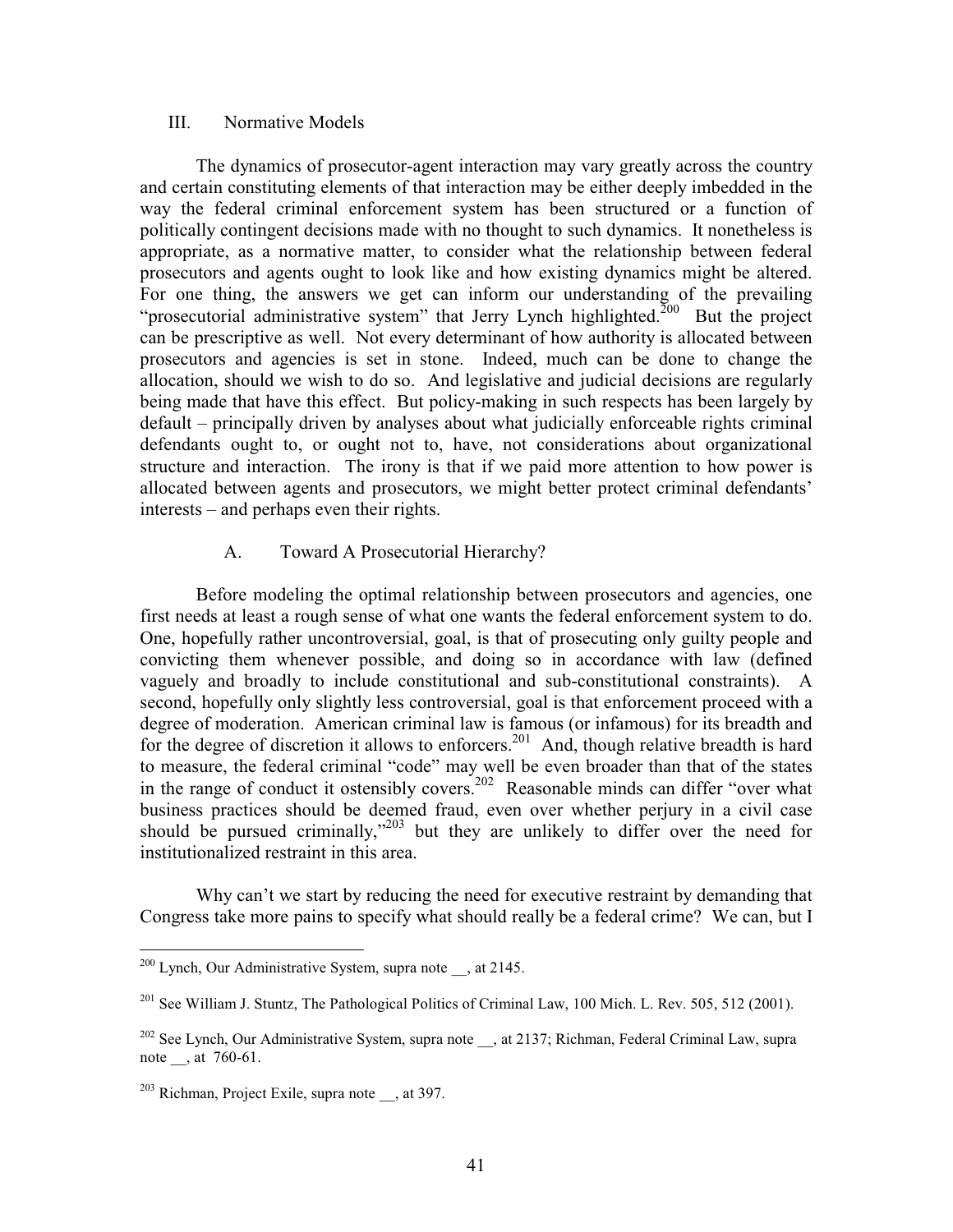## III. Normative Models

The dynamics of prosecutor-agent interaction may vary greatly across the country and certain constituting elements of that interaction may be either deeply imbedded in the way the federal criminal enforcement system has been structured or a function of politically contingent decisions made with no thought to such dynamics. It nonetheless is appropriate, as a normative matter, to consider what the relationship between federal prosecutors and agents ought to look like and how existing dynamics might be altered. For one thing, the answers we get can inform our understanding of the prevailing "prosecutorial administrative system" that Jerry Lynch highlighted.[200] But the project can be prescriptive as well. Not every determinant of how authority is allocated between prosecutors and agencies is set in stone. Indeed, much can be done to change the allocation, should we wish to do so. And legislative and judicial decisions are regularly being made that have this effect. But policy-making in such respects has been largely by default – principally driven by analyses about what judicially enforceable rights criminal defendants ought to, or ought not to, have, not considerations about organizational structure and interaction. The irony is that if we paid more attention to how power is allocated between agents and prosecutors, we might better protect criminal defendants' interests – and perhaps even their rights.

### A. Toward A Prosecutorial Hierarchy?

Before modeling the optimal relationship between prosecutors and agencies, one first needs at least a rough sense of what one wants the federal enforcement system to do. One, hopefully rather uncontroversial, goal, is that of prosecuting only guilty people and convicting them whenever possible, and doing so in accordance with law (defined vaguely and broadly to include constitutional and sub-constitutional constraints). A second, hopefully only slightly less controversial, goal is that enforcement proceed with a degree of moderation. American criminal law is famous (or infamous) for its breadth and for the degree of discretion it allows to enforcers.[201] And, though relative breadth is hard to measure, the federal criminal "code" may well be even broader than that of the states in the range of conduct it ostensibly covers.[202] Reasonable minds can differ "over what business practices should be deemed fraud, even over whether perjury in a civil case should be pursued criminally,"[203] but they are unlikely to differ over the need for institutionalized restraint in this area.

Why can't we start by reducing the need for executive restraint by demanding that Congress take more pains to specify what should really be a federal crime? We can, but I

---

[200] Lynch, Our Administrative System, supra note __, at 2145.

[201] See William J. Stuntz, The Pathological Politics of Criminal Law, 100 Mich. L. Rev. 505, 512 (2001).

[202] See Lynch, Our Administrative System, supra note __, at 2137; Richman, Federal Criminal Law, supra note __, at 760-61.

[203] Richman, Project Exile, supra note __, at 397.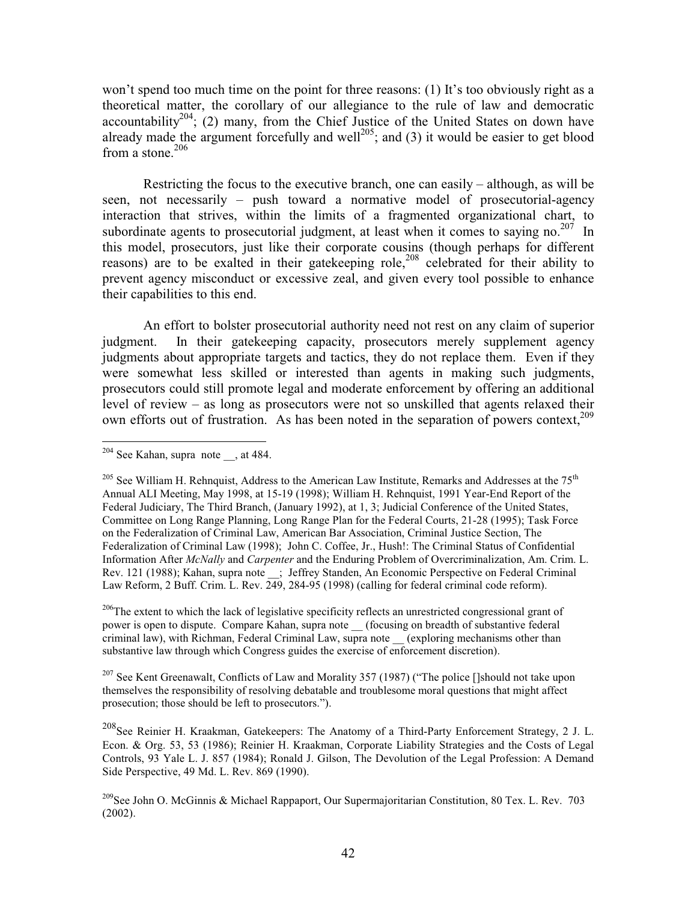won't spend too much time on the point for three reasons: (1) It's too obviously right as a theoretical matter, the corollary of our allegiance to the rule of law and democratic accountability[204]; (2) many, from the Chief Justice of the United States on down have already made the argument forcefully and well[205]; and (3) it would be easier to get blood from a stone.[206]

Restricting the focus to the executive branch, one can easily – although, as will be seen, not necessarily – push toward a normative model of prosecutorial-agency interaction that strives, within the limits of a fragmented organizational chart, to subordinate agents to prosecutorial judgment, at least when it comes to saying no.[207] In this model, prosecutors, just like their corporate cousins (though perhaps for different reasons) are to be exalted in their gatekeeping role,[208] celebrated for their ability to prevent agency misconduct or excessive zeal, and given every tool possible to enhance their capabilities to this end.

An effort to bolster prosecutorial authority need not rest on any claim of superior judgment. In their gatekeeping capacity, prosecutors merely supplement agency judgments about appropriate targets and tactics, they do not replace them. Even if they were somewhat less skilled or interested than agents in making such judgments, prosecutors could still promote legal and moderate enforcement by offering an additional level of review – as long as prosecutors were not so unskilled that agents relaxed their own efforts out of frustration. As has been noted in the separation of powers context,[209]

---

[204] See Kahan, supra note __, at 484.

[205] See William H. Rehnquist, Address to the American Law Institute, Remarks and Addresses at the 75th Annual ALI Meeting, May 1998, at 15-19 (1998); William H. Rehnquist, 1991 Year-End Report of the Federal Judiciary, The Third Branch, (January 1992), at 1, 3; Judicial Conference of the United States, Committee on Long Range Planning, Long Range Plan for the Federal Courts, 21-28 (1995); Task Force on the Federalization of Criminal Law, American Bar Association, Criminal Justice Section, The Federalization of Criminal Law (1998); John C. Coffee, Jr., Hush!: The Criminal Status of Confidential Information After *McNally* and *Carpenter* and the Enduring Problem of Overcriminalization, Am. Crim. L. Rev. 121 (1988); Kahan, supra note __; Jeffrey Standen, An Economic Perspective on Federal Criminal Law Reform, 2 Buff. Crim. L. Rev. 249, 284-95 (1998) (calling for federal criminal code reform).

[206] The extent to which the lack of legislative specificity reflects an unrestricted congressional grant of power is open to dispute. Compare Kahan, supra note __ (focusing on breadth of substantive federal criminal law), with Richman, Federal Criminal Law, supra note __ (exploring mechanisms other than substantive law through which Congress guides the exercise of enforcement discretion).

[207] See Kent Greenawalt, Conflicts of Law and Morality 357 (1987) ("The police []should not take upon themselves the responsibility of resolving debatable and troublesome moral questions that might affect prosecution; those should be left to prosecutors.").

[208] See Reinier H. Kraakman, Gatekeepers: The Anatomy of a Third-Party Enforcement Strategy, 2 J. L. Econ. & Org. 53, 53 (1986); Reinier H. Kraakman, Corporate Liability Strategies and the Costs of Legal Controls, 93 Yale L. J. 857 (1984); Ronald J. Gilson, The Devolution of the Legal Profession: A Demand Side Perspective, 49 Md. L. Rev. 869 (1990).

[209] See John O. McGinnis & Michael Rappaport, Our Supermajoritarian Constitution, 80 Tex. L. Rev. 703 (2002).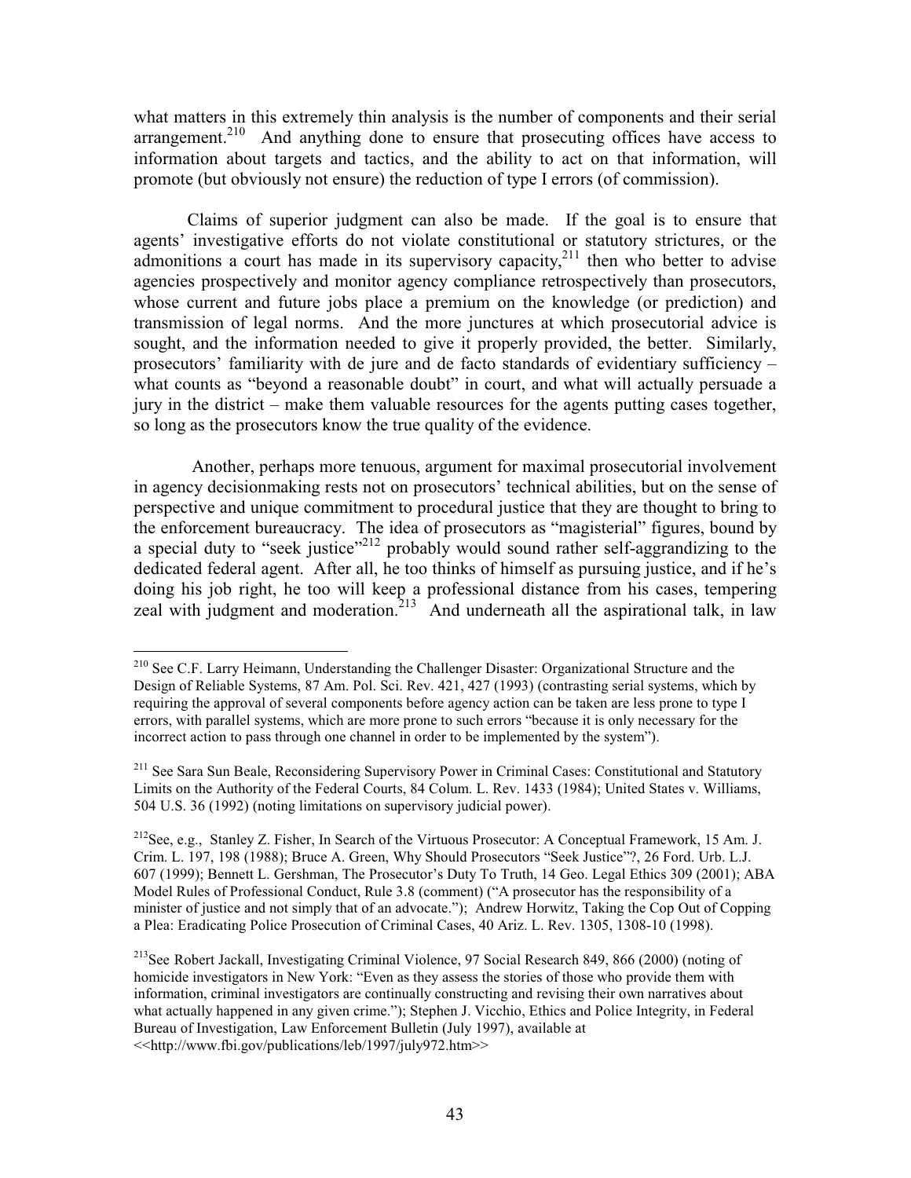what matters in this extremely thin analysis is the number of components and their serial arrangement.[210] And anything done to ensure that prosecuting offices have access to information about targets and tactics, and the ability to act on that information, will promote (but obviously not ensure) the reduction of type I errors (of commission).

Claims of superior judgment can also be made. If the goal is to ensure that agents' investigative efforts do not violate constitutional or statutory strictures, or the admonitions a court has made in its supervisory capacity,[211] then who better to advise agencies prospectively and monitor agency compliance retrospectively than prosecutors, whose current and future jobs place a premium on the knowledge (or prediction) and transmission of legal norms. And the more junctures at which prosecutorial advice is sought, and the information needed to give it properly provided, the better. Similarly, prosecutors' familiarity with de jure and de facto standards of evidentiary sufficiency – what counts as "beyond a reasonable doubt" in court, and what will actually persuade a jury in the district – make them valuable resources for the agents putting cases together, so long as the prosecutors know the true quality of the evidence.

Another, perhaps more tenuous, argument for maximal prosecutorial involvement in agency decisionmaking rests not on prosecutors' technical abilities, but on the sense of perspective and unique commitment to procedural justice that they are thought to bring to the enforcement bureaucracy. The idea of prosecutors as "magisterial" figures, bound by a special duty to "seek justice"[212] probably would sound rather self-aggrandizing to the dedicated federal agent. After all, he too thinks of himself as pursuing justice, and if he's doing his job right, he too will keep a professional distance from his cases, tempering zeal with judgment and moderation.[213] And underneath all the aspirational talk, in law

---

[210] See C.F. Larry Heimann, Understanding the Challenger Disaster: Organizational Structure and the Design of Reliable Systems, 87 Am. Pol. Sci. Rev. 421, 427 (1993) (contrasting serial systems, which by requiring the approval of several components before agency action can be taken are less prone to type I errors, with parallel systems, which are more prone to such errors "because it is only necessary for the incorrect action to pass through one channel in order to be implemented by the system").

[211] See Sara Sun Beale, Reconsidering Supervisory Power in Criminal Cases: Constitutional and Statutory Limits on the Authority of the Federal Courts, 84 Colum. L. Rev. 1433 (1984); United States v. Williams, 504 U.S. 36 (1992) (noting limitations on supervisory judicial power).

[212] See, e.g., Stanley Z. Fisher, In Search of the Virtuous Prosecutor: A Conceptual Framework, 15 Am. J. Crim. L. 197, 198 (1988); Bruce A. Green, Why Should Prosecutors "Seek Justice"?, 26 Ford. Urb. L.J. 607 (1999); Bennett L. Gershman, The Prosecutor's Duty To Truth, 14 Geo. Legal Ethics 309 (2001); ABA Model Rules of Professional Conduct, Rule 3.8 (comment) ("A prosecutor has the responsibility of a minister of justice and not simply that of an advocate."); Andrew Horwitz, Taking the Cop Out of Copping a Plea: Eradicating Police Prosecution of Criminal Cases, 40 Ariz. L. Rev. 1305, 1308-10 (1998).

[213] See Robert Jackall, Investigating Criminal Violence, 97 Social Research 849, 866 (2000) (noting of homicide investigators in New York: "Even as they assess the stories of those who provide them with information, criminal investigators are continually constructing and revising their own narratives about what actually happened in any given crime."); Stephen J. Vicchio, Ethics and Police Integrity, in Federal Bureau of Investigation, Law Enforcement Bulletin (July 1997), available at <<http://www.fbi.gov/publications/leb/1997/july972.htm>>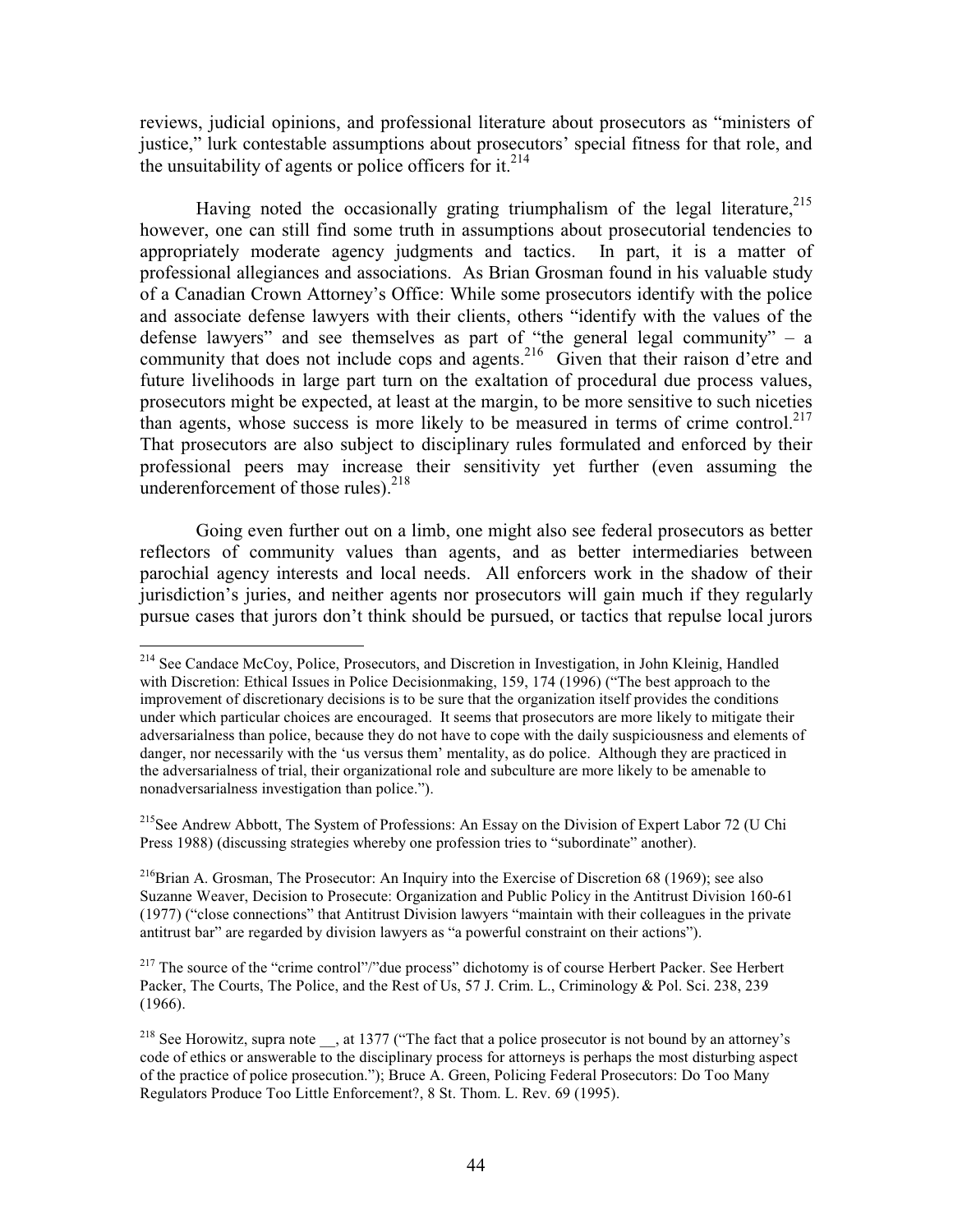reviews, judicial opinions, and professional literature about prosecutors as "ministers of justice," lurk contestable assumptions about prosecutors' special fitness for that role, and the unsuitability of agents or police officers for it.[214]

Having noted the occasionally grating triumphalism of the legal literature,[215] however, one can still find some truth in assumptions about prosecutorial tendencies to appropriately moderate agency judgments and tactics. In part, it is a matter of professional allegiances and associations. As Brian Grosman found in his valuable study of a Canadian Crown Attorney's Office: While some prosecutors identify with the police and associate defense lawyers with their clients, others "identify with the values of the defense lawyers" and see themselves as part of "the general legal community" – a community that does not include cops and agents.[216] Given that their raison d'etre and future livelihoods in large part turn on the exaltation of procedural due process values, prosecutors might be expected, at least at the margin, to be more sensitive to such niceties than agents, whose success is more likely to be measured in terms of crime control.[217] That prosecutors are also subject to disciplinary rules formulated and enforced by their professional peers may increase their sensitivity yet further (even assuming the underenforcement of those rules).[218]

Going even further out on a limb, one might also see federal prosecutors as better reflectors of community values than agents, and as better intermediaries between parochial agency interests and local needs. All enforcers work in the shadow of their jurisdiction's juries, and neither agents nor prosecutors will gain much if they regularly pursue cases that jurors don't think should be pursued, or tactics that repulse local jurors

---

[214] See Candace McCoy, Police, Prosecutors, and Discretion in Investigation, in John Kleinig, Handled with Discretion: Ethical Issues in Police Decisionmaking, 159, 174 (1996) ("The best approach to the improvement of discretionary decisions is to be sure that the organization itself provides the conditions under which particular choices are encouraged. It seems that prosecutors are more likely to mitigate their adversarialness than police, because they do not have to cope with the daily suspiciousness and elements of danger, nor necessarily with the 'us versus them' mentality, as do police. Although they are practiced in the adversarialness of trial, their organizational role and subculture are more likely to be amenable to nonadversarialness investigation than police.").

[215] See Andrew Abbott, The System of Professions: An Essay on the Division of Expert Labor 72 (U Chi Press 1988) (discussing strategies whereby one profession tries to "subordinate" another).

[216] Brian A. Grosman, The Prosecutor: An Inquiry into the Exercise of Discretion 68 (1969); see also Suzanne Weaver, Decision to Prosecute: Organization and Public Policy in the Antitrust Division 160-61 (1977) ("close connections" that Antitrust Division lawyers "maintain with their colleagues in the private antitrust bar" are regarded by division lawyers as "a powerful constraint on their actions").

[217] The source of the "crime control"/"due process" dichotomy is of course Herbert Packer. See Herbert Packer, The Courts, The Police, and the Rest of Us, 57 J. Crim. L., Criminology & Pol. Sci. 238, 239 (1966).

[218] See Horowitz, supra note __, at 1377 ("The fact that a police prosecutor is not bound by an attorney's code of ethics or answerable to the disciplinary process for attorneys is perhaps the most disturbing aspect of the practice of police prosecution."); Bruce A. Green, Policing Federal Prosecutors: Do Too Many Regulators Produce Too Little Enforcement?, 8 St. Thom. L. Rev. 69 (1995).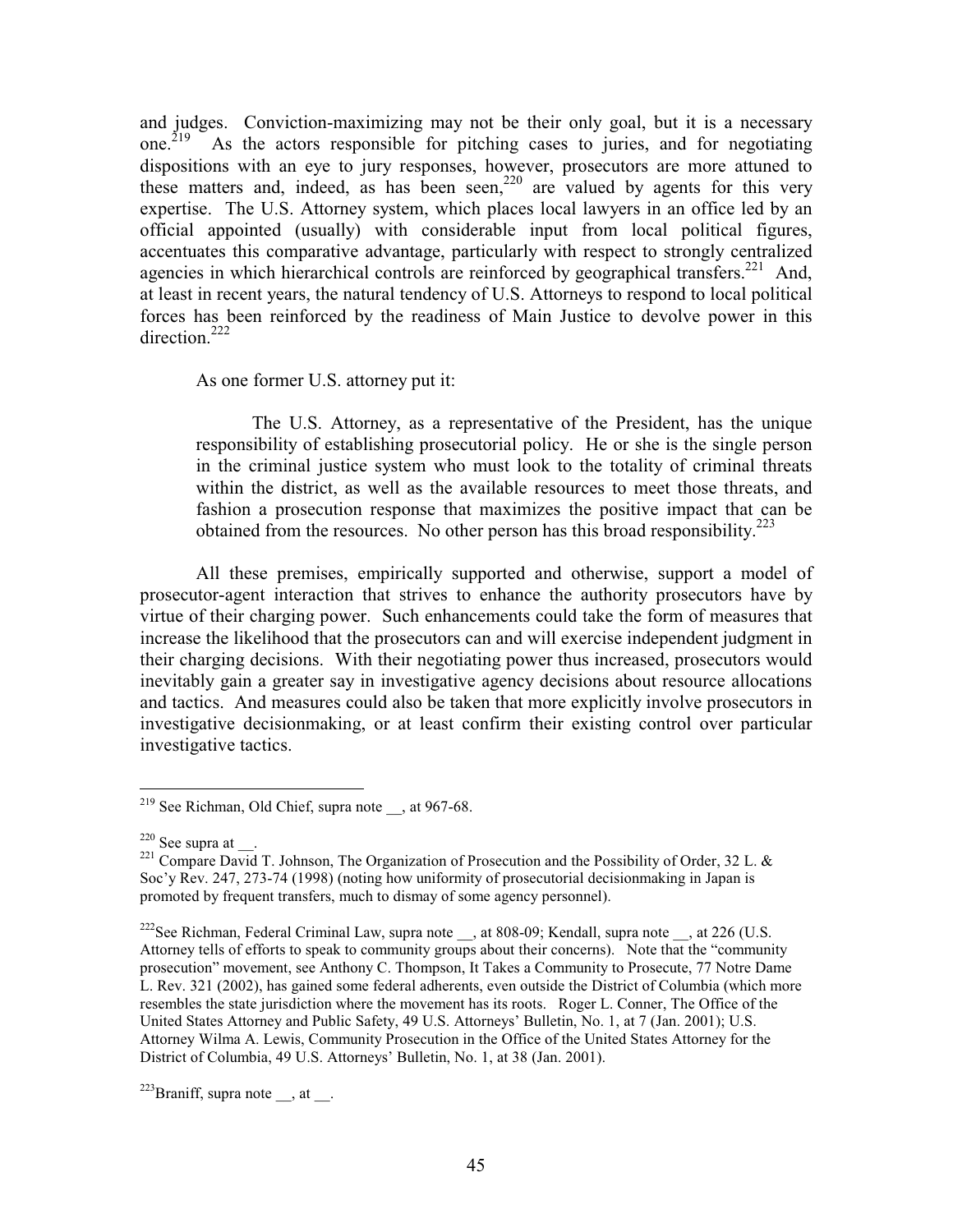and judges. Conviction-maximizing may not be their only goal, but it is a necessary one.[219] As the actors responsible for pitching cases to juries, and for negotiating dispositions with an eye to jury responses, however, prosecutors are more attuned to these matters and, indeed, as has been seen,[220] are valued by agents for this very expertise. The U.S. Attorney system, which places local lawyers in an office led by an official appointed (usually) with considerable input from local political figures, accentuates this comparative advantage, particularly with respect to strongly centralized agencies in which hierarchical controls are reinforced by geographical transfers.[221] And, at least in recent years, the natural tendency of U.S. Attorneys to respond to local political forces has been reinforced by the readiness of Main Justice to devolve power in this direction.[222]

As one former U.S. attorney put it:

> The U.S. Attorney, as a representative of the President, has the unique responsibility of establishing prosecutorial policy. He or she is the single person in the criminal justice system who must look to the totality of criminal threats within the district, as well as the available resources to meet those threats, and fashion a prosecution response that maximizes the positive impact that can be obtained from the resources. No other person has this broad responsibility.[223]

All these premises, empirically supported and otherwise, support a model of prosecutor-agent interaction that strives to enhance the authority prosecutors have by virtue of their charging power. Such enhancements could take the form of measures that increase the likelihood that the prosecutors can and will exercise independent judgment in their charging decisions. With their negotiating power thus increased, prosecutors would inevitably gain a greater say in investigative agency decisions about resource allocations and tactics. And measures could also be taken that more explicitly involve prosecutors in investigative decisionmaking, or at least confirm their existing control over particular investigative tactics.

---

[219] See Richman, Old Chief, supra note __, at 967-68.

[220] See supra at __.

[221] Compare David T. Johnson, The Organization of Prosecution and the Possibility of Order, 32 L. & Soc'y Rev. 247, 273-74 (1998) (noting how uniformity of prosecutorial decisionmaking in Japan is promoted by frequent transfers, much to dismay of some agency personnel).

[222] See Richman, Federal Criminal Law, supra note __, at 808-09; Kendall, supra note __, at 226 (U.S. Attorney tells of efforts to speak to community groups about their concerns). Note that the "community prosecution" movement, see Anthony C. Thompson, It Takes a Community to Prosecute, 77 Notre Dame L. Rev. 321 (2002), has gained some federal adherents, even outside the District of Columbia (which more resembles the state jurisdiction where the movement has its roots. Roger L. Conner, The Office of the United States Attorney and Public Safety, 49 U.S. Attorneys' Bulletin, No. 1, at 7 (Jan. 2001); U.S. Attorney Wilma A. Lewis, Community Prosecution in the Office of the United States Attorney for the District of Columbia, 49 U.S. Attorneys' Bulletin, No. 1, at 38 (Jan. 2001).

[223] Braniff, supra note __, at __.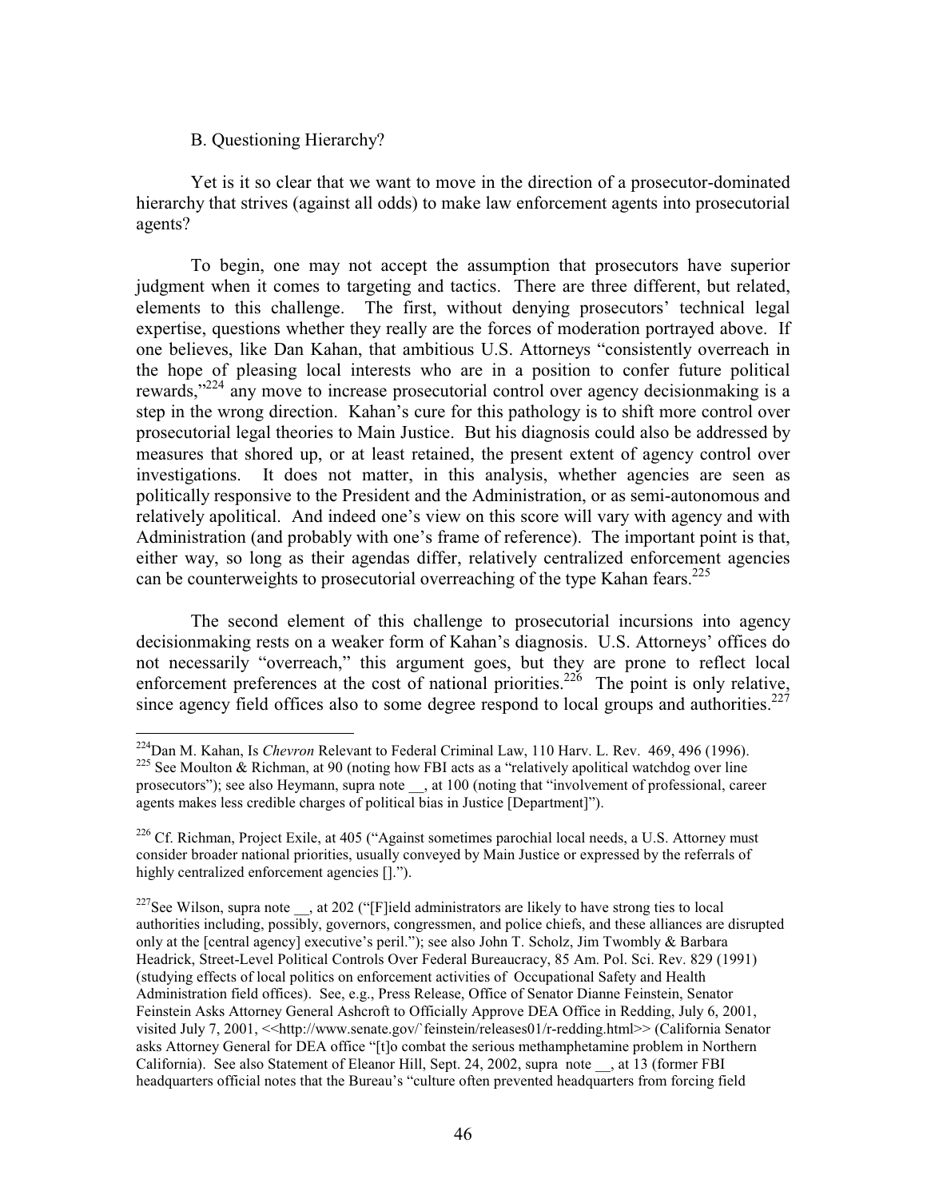B. Questioning Hierarchy?

Yet is it so clear that we want to move in the direction of a prosecutor-dominated hierarchy that strives (against all odds) to make law enforcement agents into prosecutorial agents?

To begin, one may not accept the assumption that prosecutors have superior judgment when it comes to targeting and tactics. There are three different, but related, elements to this challenge. The first, without denying prosecutors' technical legal expertise, questions whether they really are the forces of moderation portrayed above. If one believes, like Dan Kahan, that ambitious U.S. Attorneys "consistently overreach in the hope of pleasing local interests who are in a position to confer future political rewards,"[224] any move to increase prosecutorial control over agency decisionmaking is a step in the wrong direction. Kahan's cure for this pathology is to shift more control over prosecutorial legal theories to Main Justice. But his diagnosis could also be addressed by measures that shored up, or at least retained, the present extent of agency control over investigations. It does not matter, in this analysis, whether agencies are seen as politically responsive to the President and the Administration, or as semi-autonomous and relatively apolitical. And indeed one's view on this score will vary with agency and with Administration (and probably with one's frame of reference). The important point is that, either way, so long as their agendas differ, relatively centralized enforcement agencies can be counterweights to prosecutorial overreaching of the type Kahan fears.[225]

The second element of this challenge to prosecutorial incursions into agency decisionmaking rests on a weaker form of Kahan's diagnosis. U.S. Attorneys' offices do not necessarily "overreach," this argument goes, but they are prone to reflect local enforcement preferences at the cost of national priorities.[226] The point is only relative, since agency field offices also to some degree respond to local groups and authorities.[227]

---

[224]Dan M. Kahan, Is *Chevron* Relevant to Federal Criminal Law, 110 Harv. L. Rev. 469, 496 (1996).

[225] See Moulton & Richman, at 90 (noting how FBI acts as a "relatively apolitical watchdog over line prosecutors"); see also Heymann, supra note __, at 100 (noting that "involvement of professional, career agents makes less credible charges of political bias in Justice [Department]").

[226] Cf. Richman, Project Exile, at 405 ("Against sometimes parochial local needs, a U.S. Attorney must consider broader national priorities, usually conveyed by Main Justice or expressed by the referrals of highly centralized enforcement agencies [].").

[227]See Wilson, supra note __, at 202 ("[F]ield administrators are likely to have strong ties to local authorities including, possibly, governors, congressmen, and police chiefs, and these alliances are disrupted only at the [central] executive's peril."); see also John T. Scholz, Jim Twombly & Barbara Headrick, Street-Level Political Controls Over Federal Bureaucracy, 85 Am. Pol. Sci. Rev. 829 (1991) (studying effects of local politics on enforcement activities of Occupational Safety and Health Administration field offices). See, e.g., Press Release, Office of Senator Dianne Feinstein, Senator Feinstein Asks Attorney General Ashcroft to Officially Approve DEA Office in Redding, July 6, 2001, visited July 7, 2001, <<http://www.senate.gov/`feinstein/releases01/r-redding.html>> (California Senator asks Attorney General for DEA office "[t]o combat the serious methamphetamine problem in Northern California). See also Statement of Eleanor Hill, Sept. 24, 2002, supra note __, at 13 (former FBI headquarters official notes that the Bureau's "culture often prevented headquarters from forcing field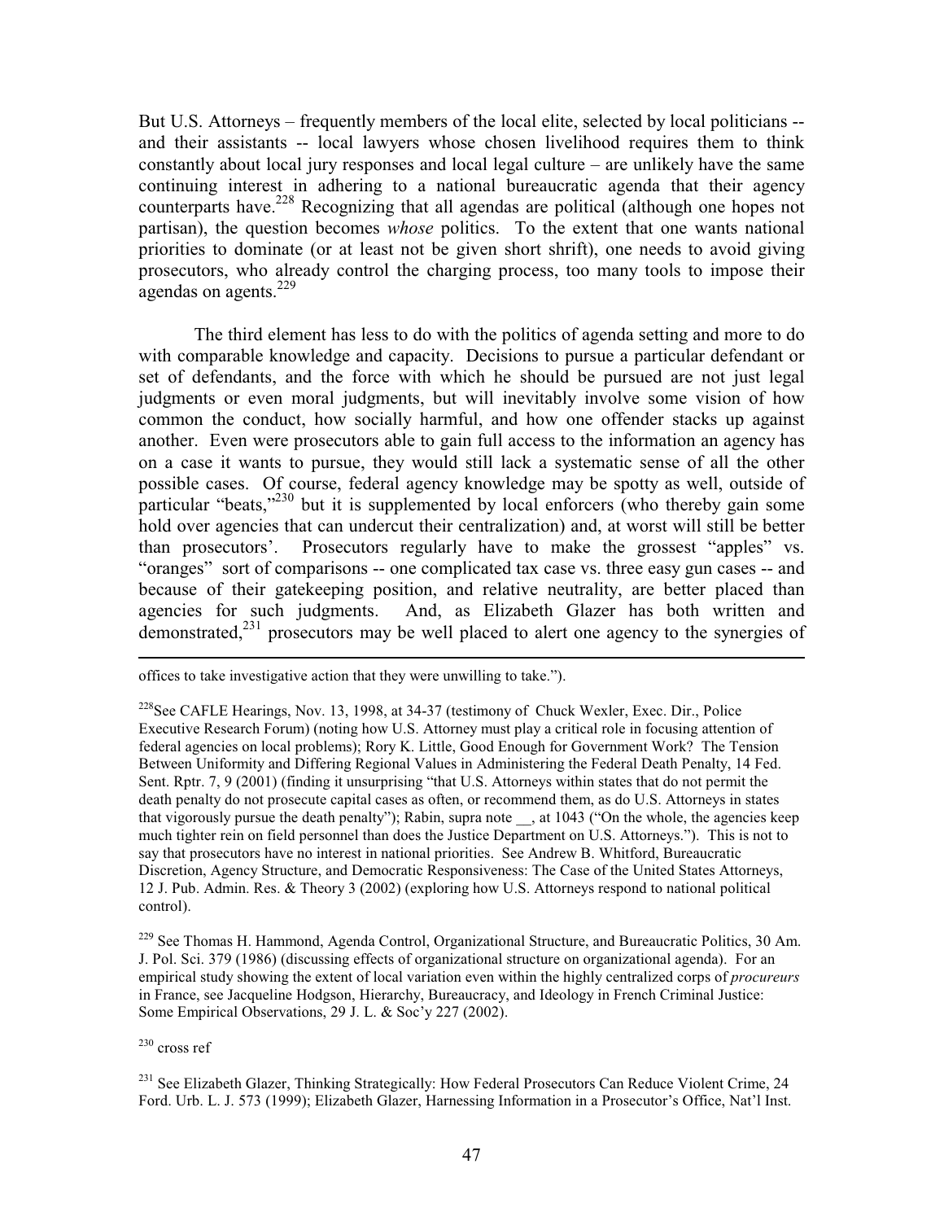But U.S. Attorneys – frequently members of the local elite, selected by local politicians -- and their assistants -- local lawyers whose chosen livelihood requires them to think constantly about local jury responses and local legal culture – are unlikely have the same continuing interest in adhering to a national bureaucratic agenda that their agency counterparts have.[228] Recognizing that all agendas are political (although one hopes not partisan), the question becomes *whose* politics. To the extent that one wants national priorities to dominate (or at least not be given short shrift), one needs to avoid giving prosecutors, who already control the charging process, too many tools to impose their agendas on agents.[229]

The third element has less to do with the politics of agenda setting and more to do with comparable knowledge and capacity. Decisions to pursue a particular defendant or set of defendants, and the force with which he should be pursued are not just legal judgments or even moral judgments, but will inevitably involve some vision of how common the conduct, how socially harmful, and how one offender stacks up against another. Even were prosecutors able to gain full access to the information an agency has on a case it wants to pursue, they would still lack a systematic sense of all the other possible cases. Of course, federal agency knowledge may be spotty as well, outside of particular "beats,"[230] but it is supplemented by local enforcers (who thereby gain some hold over agencies that can undercut their centralization) and, at worst will still be better than prosecutors'. Prosecutors regularly have to make the grossest "apples" vs. "oranges" sort of comparisons -- one complicated tax case vs. three easy gun cases -- and because of their gatekeeping position, and relative neutrality, are better placed than agencies for such judgments. And, as Elizabeth Glazer has both written and demonstrated,[231] prosecutors may be well placed to alert one agency to the synergies of

---

offices to take investigative action that they were unwilling to take.").

[228] See CAFLE Hearings, Nov. 13, 1998, at 34-37 (testimony of Chuck Wexler, Exec. Dir., Police Executive Research Forum) (noting how U.S. Attorney must play a critical role in focusing attention of federal agencies on local problems); Rory K. Little, Good Enough for Government Work? The Tension Between Uniformity and Differing Regional Values in Administering the Federal Death Penalty, 14 Fed. Sent. Rptr. 7, 9 (2001) (finding it unsurprising "that U.S. Attorneys within states that do not permit the death penalty do not prosecute capital cases as often, or recommend them, as do U.S. Attorneys in states that vigorously pursue the death penalty"); Rabin, supra note __, at 1043 ("On the whole, the agencies keep much tighter rein on field personnel than does the Justice Department on U.S. Attorneys."). This is not to say that prosecutors have no interest in national priorities. See Andrew B. Whitford, Bureaucratic Discretion, Agency Structure, and Democratic Responsiveness: The Case of the United States Attorneys, 12 J. Pub. Admin. Res. & Theory 3 (2002) (exploring how U.S. Attorneys respond to national political control).

[229] See Thomas H. Hammond, Agenda Control, Organizational Structure, and Bureaucratic Politics, 30 Am. J. Pol. Sci. 379 (1986) (discussing effects of organizational structure on organizational agenda). For an empirical study showing the extent of local variation even within the highly centralized corps of *procureurs* in France, see Jacqueline Hodgson, Hierarchy, Bureaucracy, and Ideology in French Criminal Justice: Some Empirical Observations, 29 J. L. & Soc'y 227 (2002).

[230] cross ref

[231] See Elizabeth Glazer, Thinking Strategically: How Federal Prosecutors Can Reduce Violent Crime, 24 Ford. Urb. L. J. 573 (1999); Elizabeth Glazer, Harnessing Information in a Prosecutor's Office, Nat'l Inst.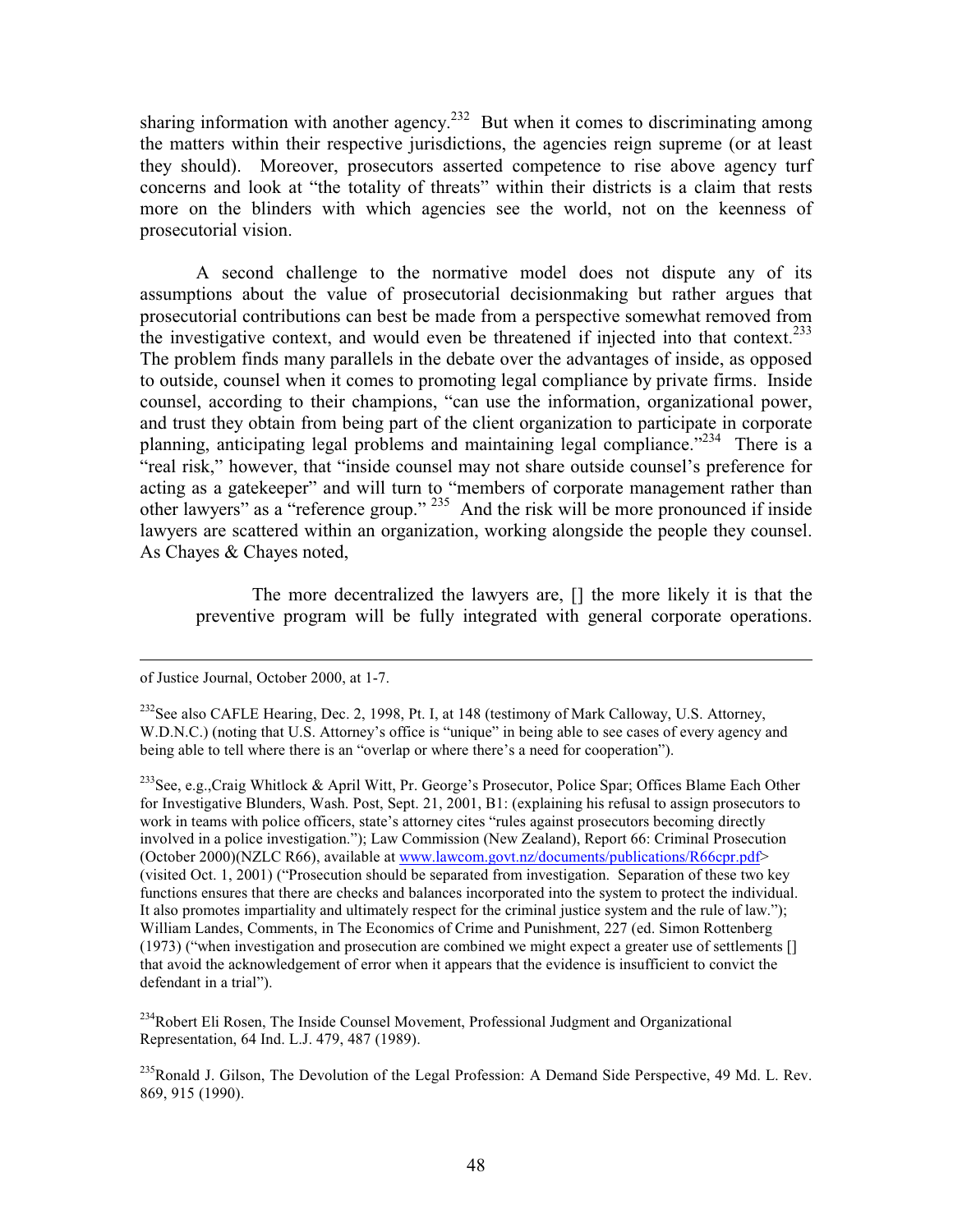sharing information with another agency.[232] But when it comes to discriminating among the matters within their respective jurisdictions, the agencies reign supreme (or at least they should). Moreover, prosecutors asserted competence to rise above agency turf concerns and look at "the totality of threats" within their districts is a claim that rests more on the blinders with which agencies see the world, not on the keenness of prosecutorial vision.

A second challenge to the normative model does not dispute any of its assumptions about the value of prosecutorial decisionmaking but rather argues that prosecutorial contributions can best be made from a perspective somewhat removed from the investigative context, and would even be threatened if injected into that context.[233] The problem finds many parallels in the debate over the advantages of inside, as opposed to outside, counsel when it comes to promoting legal compliance by private firms. Inside counsel, according to their champions, "can use the information, organizational power, and trust they obtain from being part of the client organization to participate in corporate planning, anticipating legal problems and maintaining legal compliance."[234] There is a "real risk," however, that "inside counsel may not share outside counsel's preference for acting as a gatekeeper" and will turn to "members of corporate management rather than other lawyers" as a "reference group." [235] And the risk will be more pronounced if inside lawyers are scattered within an organization, working alongside the people they counsel. As Chayes & Chayes noted,

> The more decentralized the lawyers are, [] the more likely it is that the preventive program will be fully integrated with general corporate operations.

---

of Justice Journal, October 2000, at 1-7.

[232] See also CAFLE Hearing, Dec. 2, 1998, Pt. I, at 148 (testimony of Mark Calloway, U.S. Attorney, W.D.N.C.) (noting that U.S. Attorney's office is "unique" in being able to see cases of every agency and being able to tell where there is an "overlap or where there's a need for cooperation").

[233] See, e.g.,Craig Whitlock & April Witt, Pr. George's Prosecutor, Police Spar; Offices Blame Each Other for Investigative Blunders, Wash. Post, Sept. 21, 2001, B1: (explaining his refusal to assign prosecutors to work in teams with police officers, state's attorney cites "rules against prosecutors becoming directly involved in a police investigation."); Law Commission (New Zealand), Report 66: Criminal Prosecution (October 2000)(NZLC R66), available at www.lawcom.govt.nz/documents/publications/R66cpr.pdf> (visited Oct. 1, 2001) ("Prosecution should be separated from investigation. Separation of these two key functions ensures that there are checks and balances incorporated into the system to protect the individual. It also promotes impartiality and ultimately respect for the criminal justice system and the rule of law."); William Landes, Comments, in The Economics of Crime and Punishment, 227 (ed. Simon Rottenberg (1973) ("when investigation and prosecution are combined we might expect a greater use of settlements [] that avoid the acknowledgement of error when it appears that the evidence is insufficient to convict the defendant in a trial").

[234] Robert Eli Rosen, The Inside Counsel Movement, Professional Judgment and Organizational Representation, 64 Ind. L.J. 479, 487 (1989).

[235] Ronald J. Gilson, The Devolution of the Legal Profession: A Demand Side Perspective, 49 Md. L. Rev. 869, 915 (1990).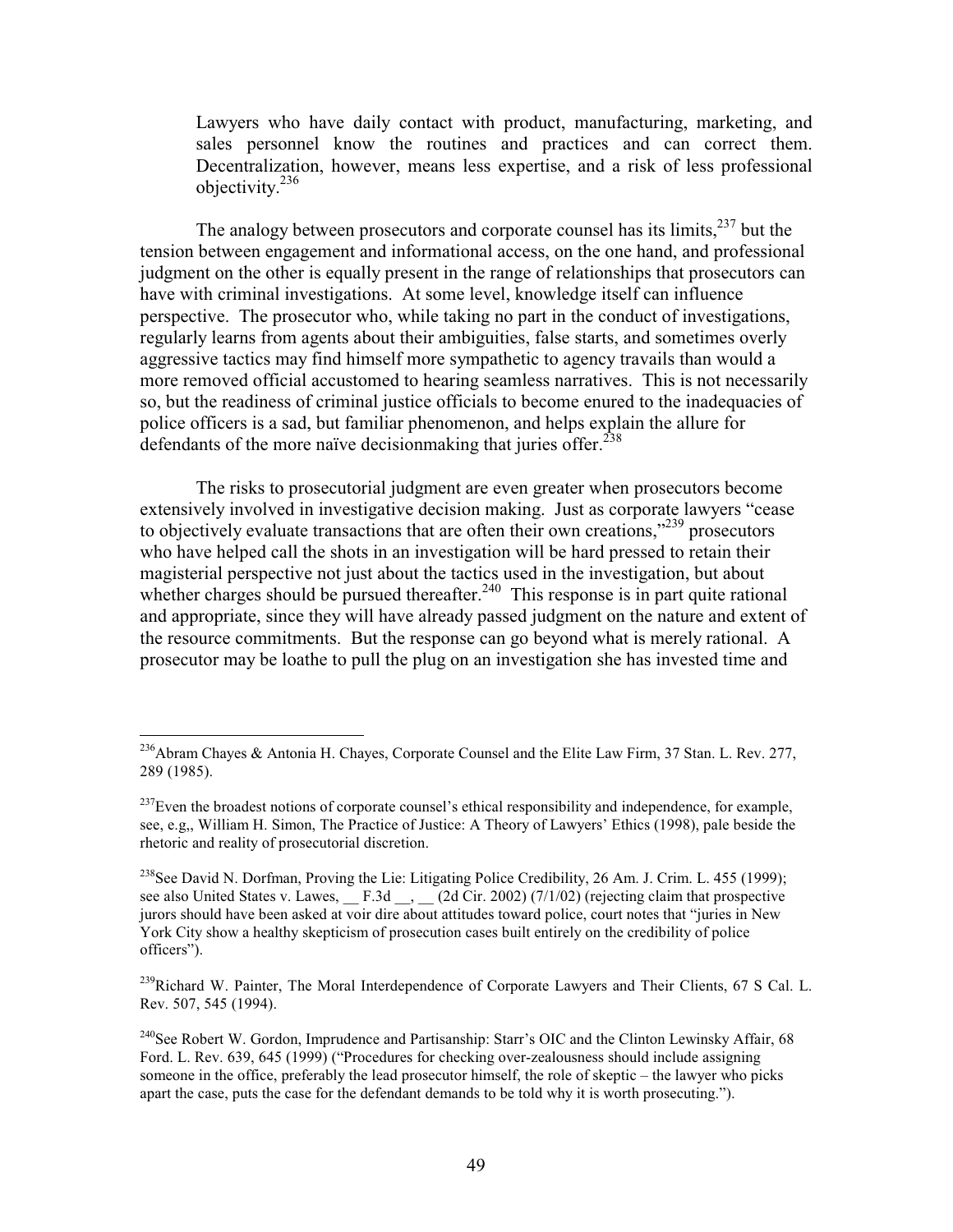> Lawyers who have daily contact with product, manufacturing, marketing, and sales personnel know the routines and practices and can correct them. Decentralization, however, means less expertise, and a risk of less professional objectivity.[236]

The analogy between prosecutors and corporate counsel has its limits,[237] but the tension between engagement and informational access, on the one hand, and professional judgment on the other is equally present in the range of relationships that prosecutors can have with criminal investigations. At some level, knowledge itself can influence perspective. The prosecutor who, while taking no part in the conduct of investigations, regularly learns from agents about their ambiguities, false starts, and sometimes overly aggressive tactics may find himself more sympathetic to agency travails than would a more removed official accustomed to hearing seamless narratives. This is not necessarily so, but the readiness of criminal justice officials to become enured to the inadequacies of police officers is a sad, but familiar phenomenon, and helps explain the allure for defendants of the more naïve decisionmaking that juries offer.[238]

The risks to prosecutorial judgment are even greater when prosecutors become extensively involved in investigative decision making. Just as corporate lawyers "cease to objectively evaluate transactions that are often their own creations,"[239] prosecutors who have helped call the shots in an investigation will be hard pressed to retain their magisterial perspective not just about the tactics used in the investigation, but about whether charges should be pursued thereafter.[240] This response is in part quite rational and appropriate, since they will have already passed judgment on the nature and extent of the resource commitments. But the response can go beyond what is merely rational. A prosecutor may be loathe to pull the plug on an investigation she has invested time and

---

[236] Abram Chayes & Antonia H. Chayes, Corporate Counsel and the Elite Law Firm, 37 Stan. L. Rev. 277, 289 (1985).

[237] Even the broadest notions of corporate counsel's ethical responsibility and independence, for example, see, e.g,, William H. Simon, The Practice of Justice: A Theory of Lawyers' Ethics (1998), pale beside the rhetoric and reality of prosecutorial discretion.

[238] See David N. Dorfman, Proving the Lie: Litigating Police Credibility, 26 Am. J. Crim. L. 455 (1999); see also United States v. Lawes, __ F.3d __, __ (2d Cir. 2002) (7/1/02) (rejecting claim that prospective jurors should have been asked at voir dire about attitudes toward police, court notes that "juries in New York City show a healthy skepticism of prosecution cases built entirely on the credibility of police officers").

[239] Richard W. Painter, The Moral Interdependence of Corporate Lawyers and Their Clients, 67 S Cal. L. Rev. 507, 545 (1994).

[240] See Robert W. Gordon, Imprudence and Partisanship: Starr's OIC and the Clinton Lewinsky Affair, 68 Ford. L. Rev. 639, 645 (1999) ("Procedures for checking over-zealousness should include assigning someone in the office, preferably the lead prosecutor himself, the role of skeptic – the lawyer who picks apart the case, puts the case for the defendant demands to be told why it is worth prosecuting.").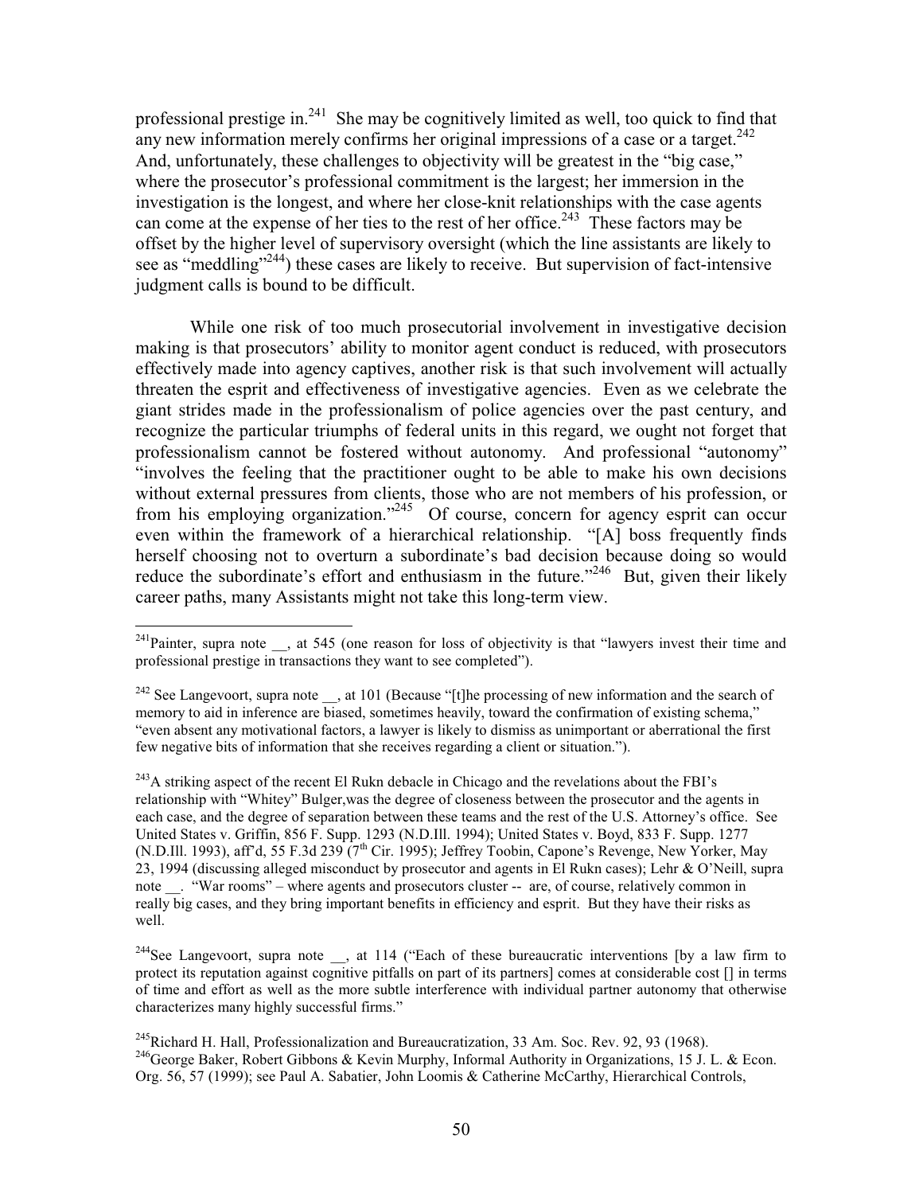professional prestige in.[241] She may be cognitively limited as well, too quick to find that any new information merely confirms her original impressions of a case or a target.[242] And, unfortunately, these challenges to objectivity will be greatest in the "big case," where the prosecutor's professional commitment is the largest; her immersion in the investigation is the longest, and where her close-knit relationships with the case agents can come at the expense of her ties to the rest of her office.[243] These factors may be offset by the higher level of supervisory oversight (which the line assistants are likely to see as "meddling"[244]) these cases are likely to receive. But supervision of fact-intensive judgment calls is bound to be difficult.

While one risk of too much prosecutorial involvement in investigative decision making is that prosecutors' ability to monitor agent conduct is reduced, with prosecutors effectively made into agency captives, another risk is that such involvement will actually threaten the esprit and effectiveness of investigative agencies. Even as we celebrate the giant strides made in the professionalism of police agencies over the past century, and recognize the particular triumphs of federal units in this regard, we ought not forget that professionalism cannot be fostered without autonomy. And professional "autonomy" "involves the feeling that the practitioner ought to be able to make his own decisions without external pressures from clients, those who are not members of his profession, or from his employing organization."[245] Of course, concern for agency esprit can occur even within the framework of a hierarchical relationship. "[A] boss frequently finds herself choosing not to overturn a subordinate's bad decision because doing so would reduce the subordinate's effort and enthusiasm in the future."[246] But, given their likely career paths, many Assistants might not take this long-term view.

---

[241] Painter, supra note __, at 545 (one reason for loss of objectivity is that "lawyers invest their time and professional prestige in transactions they want to see completed").

[242] See Langevoort, supra note __, at 101 (Because "[t]he processing of new information and the search of memory to aid in inference are biased, sometimes heavily, toward the confirmation of existing schema," "even absent any motivational factors, a lawyer is likely to dismiss as unimportant or aberrational the first few negative bits of information that she receives regarding a client or situation.").

[243] A striking aspect of the recent El Rukn debacle in Chicago and the revelations about the FBI's relationship with "Whitey" Bulger,was the degree of closeness between the prosecutor and the agents in each case, and the degree of separation between these teams and the rest of the U.S. Attorney's office. See United States v. Griffin, 856 F. Supp. 1293 (N.D.Ill. 1994); United States v. Boyd, 833 F. Supp. 1277 (N.D.Ill. 1993), aff'd, 55 F.3d 239 (7th Cir. 1995); Jeffrey Toobin, Capone's Revenge, New Yorker, May 23, 1994 (discussing alleged misconduct by prosecutor and agents in El Rukn cases); Lehr & O'Neill, supra note __. "War rooms" – where agents and prosecutors cluster -- are, of course, relatively common in really big cases, and they bring important benefits in efficiency and esprit. But they have their risks as well.

[244] See Langevoort, supra note __, at 114 ("Each of these bureaucratic interventions [by a law firm to protect its reputation against cognitive pitfalls on part of its partners] comes at considerable cost [] in terms of time and effort as well as the more subtle interference with individual partner autonomy that otherwise characterizes many highly successful firms."

[245] Richard H. Hall, Professionalization and Bureaucratization, 33 Am. Soc. Rev. 92, 93 (1968).

[246] George Baker, Robert Gibbons & Kevin Murphy, Informal Authority in Organizations, 15 J. L. & Econ. Org. 56, 57 (1999); see Paul A. Sabatier, John Loomis & Catherine McCarthy, Hierarchical Controls,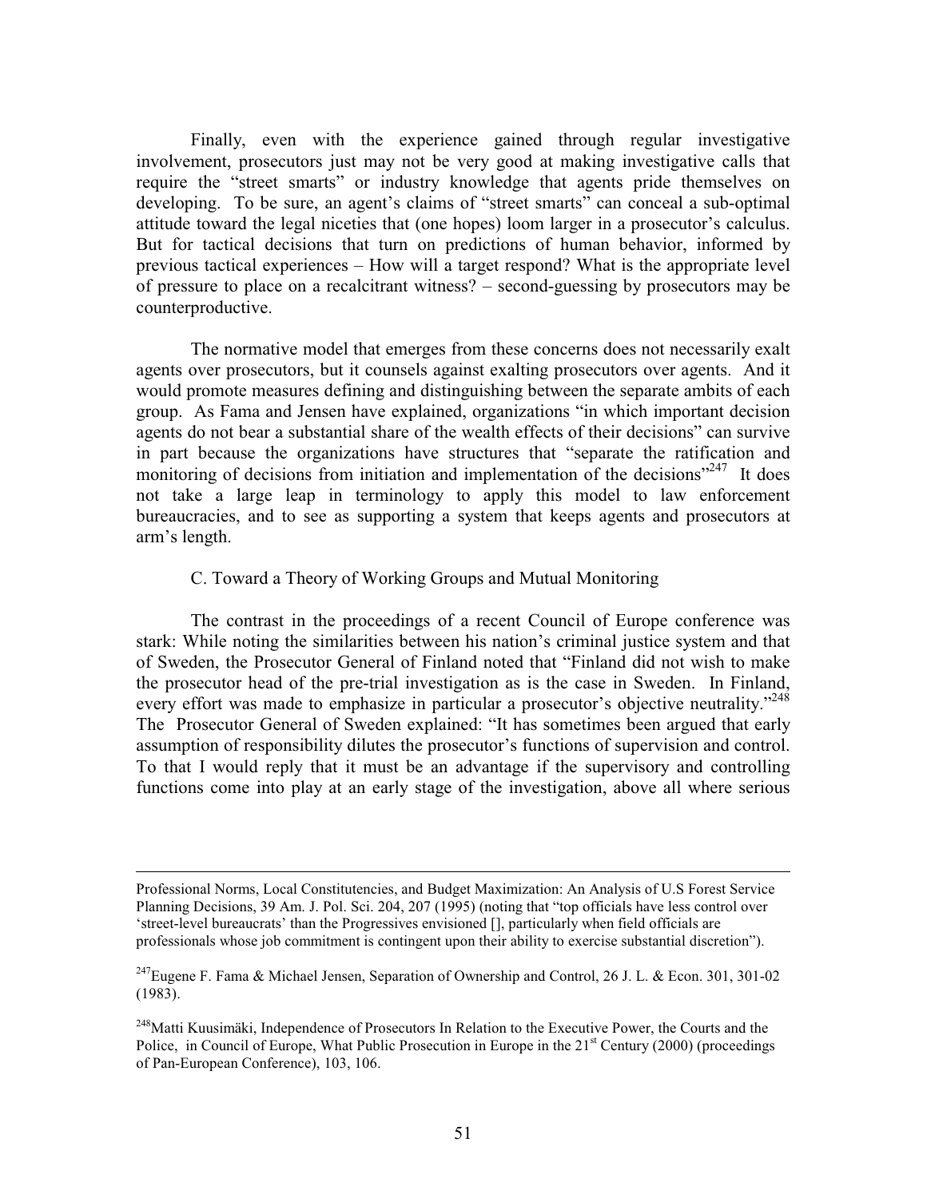Finally, even with the experience gained through regular investigative involvement, prosecutors just may not be very good at making investigative calls that require the "street smarts" or industry knowledge that agents pride themselves on developing. To be sure, an agent's claims of "street smarts" can conceal a sub-optimal attitude toward the legal niceties that (one hopes) loom larger in a prosecutor's calculus. But for tactical decisions that turn on predictions of human behavior, informed by previous tactical experiences – How will a target respond? What is the appropriate level of pressure to place on a recalcitrant witness? – second-guessing by prosecutors may be counterproductive.

The normative model that emerges from these concerns does not necessarily exalt agents over prosecutors, but it counsels against exalting prosecutors over agents. And it would promote measures defining and distinguishing between the separate ambits of each group. As Fama and Jensen have explained, organizations "in which important decision agents do not bear a substantial share of the wealth effects of their decisions" can survive in part because the organizations have structures that "separate the ratification and monitoring of decisions from initiation and implementation of the decisions"[247] It does not take a large leap in terminology to apply this model to law enforcement bureaucracies, and to see as supporting a system that keeps agents and prosecutors at arm's length.

### C. Toward a Theory of Working Groups and Mutual Monitoring

The contrast in the proceedings of a recent Council of Europe conference was stark: While noting the similarities between his nation's criminal justice system and that of Sweden, the Prosecutor General of Finland noted that "Finland did not wish to make the prosecutor head of the pre-trial investigation as is the case in Sweden. In Finland, every effort was made to emphasize in particular a prosecutor's objective neutrality."[248] The Prosecutor General of Sweden explained: "It has sometimes been argued that early assumption of responsibility dilutes the prosecutor's functions of supervision and control. To that I would reply that it must be an advantage if the supervisory and controlling functions come into play at an early stage of the investigation, above all where serious

---

Professional Norms, Local Constituencies, and Budget Maximization: An Analysis of U.S Forest Service Planning Decisions, 39 Am. J. Pol. Sci. 204, 207 (1995) (noting that "top officials have less control over 'street-level bureaucrats' than the Progressives envisioned [], particularly when field officials are professionals whose job commitment is contingent upon their ability to exercise substantial discretion").

[247] Eugene F. Fama & Michael Jensen, Separation of Ownership and Control, 26 J. L. & Econ. 301, 301-02 (1983).

[248] Matti Kuusimäki, Independence of Prosecutors In Relation to the Executive Power, the Courts and the Police, in Council of Europe, What Public Prosecution in Europe in the 21st Century (2000) (proceedings of Pan-European Conference), 103, 106.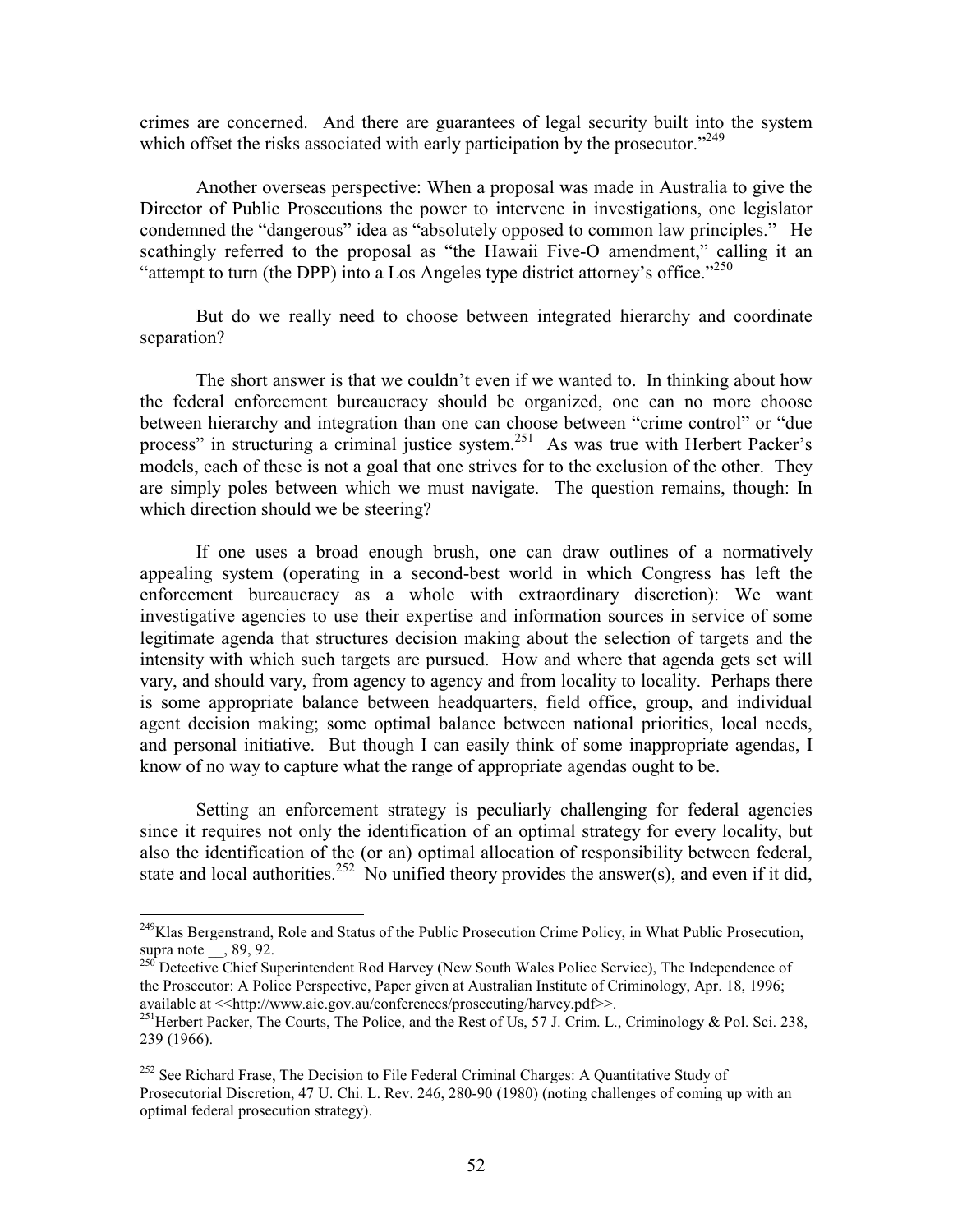crimes are concerned. And there are guarantees of legal security built into the system which offset the risks associated with early participation by the prosecutor."[249]

Another overseas perspective: When a proposal was made in Australia to give the Director of Public Prosecutions the power to intervene in investigations, one legislator condemned the "dangerous" idea as "absolutely opposed to common law principles." He scathingly referred to the proposal as "the Hawaii Five-O amendment," calling it an "attempt to turn (the DPP) into a Los Angeles type district attorney's office."[250]

But do we really need to choose between integrated hierarchy and coordinate separation?

The short answer is that we couldn't even if we wanted to. In thinking about how the federal enforcement bureaucracy should be organized, one can no more choose between hierarchy and integration than one can choose between "crime control" or "due process" in structuring a criminal justice system.[251] As was true with Herbert Packer's models, each of these is not a goal that one strives for to the exclusion of the other. They are simply poles between which we must navigate. The question remains, though: In which direction should we be steering?

If one uses a broad enough brush, one can draw outlines of a normatively appealing system (operating in a second-best world in which Congress has left the enforcement bureaucracy as a whole with extraordinary discretion): We want investigative agencies to use their expertise and information sources in service of some legitimate agenda that structures decision making about the selection of targets and the intensity with which such targets are pursued. How and where that agenda gets set will vary, and should vary, from agency to agency and from locality to locality. Perhaps there is some appropriate balance between headquarters, field office, group, and individual agent decision making; some optimal balance between national priorities, local needs, and personal initiative. But though I can easily think of some inappropriate agendas, I know of no way to capture what the range of appropriate agendas ought to be.

Setting an enforcement strategy is peculiarly challenging for federal agencies since it requires not only the identification of an optimal strategy for every locality, but also the identification of the (or an) optimal allocation of responsibility between federal, state and local authorities.[252] No unified theory provides the answer(s), and even if it did,

---

[249] Klas Bergenstrand, Role and Status of the Public Prosecution Crime Policy, in What Public Prosecution, supra note __, 89, 92.

[250] Detective Chief Superintendent Rod Harvey (New South Wales Police Service), The Independence of the Prosecutor: A Police Perspective, Paper given at Australian Institute of Criminology, Apr. 18, 1996; available at <<http://www.aic.gov.au/conferences/prosecuting/harvey.pdf>>.

[251] Herbert Packer, The Courts, The Police, and the Rest of Us, 57 J. Crim. L., Criminology & Pol. Sci. 238, 239 (1966).

[252] See Richard Frase, The Decision to File Federal Criminal Charges: A Quantitative Study of Prosecutorial Discretion, 47 U. Chi. L. Rev. 246, 280-90 (1980) (noting challenges of coming up with an optimal federal prosecution strategy).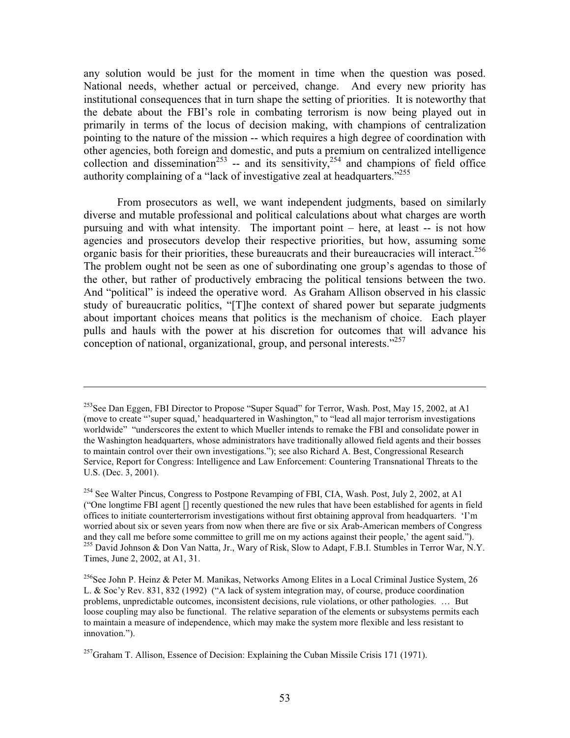any solution would be just for the moment in time when the question was posed. National needs, whether actual or perceived, change. And every new priority has institutional consequences that in turn shape the setting of priorities. It is noteworthy that the debate about the FBI's role in combating terrorism is now being played out in primarily in terms of the locus of decision making, with champions of centralization pointing to the nature of the mission -- which requires a high degree of coordination with other agencies, both foreign and domestic, and puts a premium on centralized intelligence collection and dissemination[253] -- and its sensitivity,[254] and champions of field office authority complaining of a "lack of investigative zeal at headquarters."[255]

From prosecutors as well, we want independent judgments, based on similarly diverse and mutable professional and political calculations about what charges are worth pursuing and with what intensity. The important point – here, at least -- is not how agencies and prosecutors develop their respective priorities, but how, assuming some organic basis for their priorities, these bureaucrats and their bureaucracies will interact.[256] The problem ought not be seen as one of subordinating one group's agendas to those of the other, but rather of productively embracing the political tensions between the two. And "political" is indeed the operative word. As Graham Allison observed in his classic study of bureaucratic politics, "[T]he context of shared power but separate judgments about important choices means that politics is the mechanism of choice. Each player pulls and hauls with the power at his discretion for outcomes that will advance his conception of national, organizational, group, and personal interests."[257]

---

[253] See Dan Eggen, FBI Director to Propose "Super Squad" for Terror, Wash. Post, May 15, 2002, at A1 (move to create "'super squad,' headquartered in Washington," to "lead all major terrorism investigations worldwide" "underscores the extent to which Mueller intends to remake the FBI and consolidate power in the Washington headquarters, whose administrators have traditionally allowed field agents and their bosses to maintain control over their own investigations."); see also Richard A. Best, Congressional Research Service, Report for Congress: Intelligence and Law Enforcement: Countering Transnational Threats to the U.S. (Dec. 3, 2001).

[254] See Walter Pincus, Congress to Postpone Revamping of FBI, CIA, Wash. Post, July 2, 2002, at A1 ("One longtime FBI agent [] recently questioned the new rules that have been established for agents in field offices to initiate counterterrorism investigations without first obtaining approval from headquarters. 'I'm worried about six or seven years from now when there are five or six Arab-American members of Congress and they call me before some committee to grill me on my actions against their people,' the agent said.").

[255] David Johnson & Don Van Natta, Jr., Wary of Risk, Slow to Adapt, F.B.I. Stumbles in Terror War, N.Y. Times, June 2, 2002, at A1, 31.

[256] See John P. Heinz & Peter M. Manikas, Networks Among Elites in a Local Criminal Justice System, 26 L. & Soc'y Rev. 831, 832 (1992) ("A lack of system integration may, of course, produce coordination problems, unpredictable outcomes, inconsistent decisions, rule violations, or other pathologies. … But loose coupling may also be functional. The relative separation of the elements or subsystems permits each to maintain a measure of independence, which may make the system more flexible and less resistant to innovation.").

[257] Graham T. Allison, Essence of Decision: Explaining the Cuban Missile Crisis 171 (1971).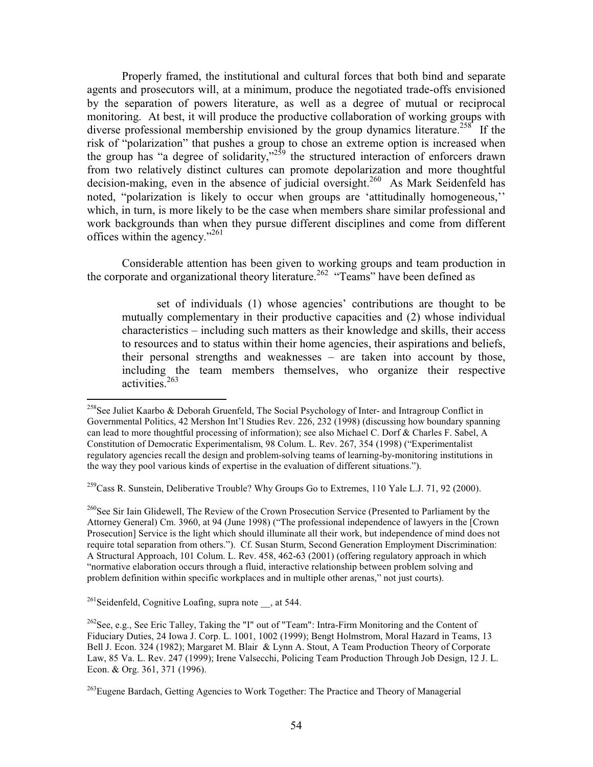Properly framed, the institutional and cultural forces that both bind and separate agents and prosecutors will, at a minimum, produce the negotiated trade-offs envisioned by the separation of powers literature, as well as a degree of mutual or reciprocal monitoring. At best, it will produce the productive collaboration of working groups with diverse professional membership envisioned by the group dynamics literature.[258] If the risk of "polarization" that pushes a group to chose an extreme option is increased when the group has "a degree of solidarity,"[259] the structured interaction of enforcers drawn from two relatively distinct cultures can promote depolarization and more thoughtful decision-making, even in the absence of judicial oversight.[260] As Mark Seidenfeld has noted, "polarization is likely to occur when groups are 'attitudinally homogeneous,'' which, in turn, is more likely to be the case when members share similar professional and work backgrounds than when they pursue different disciplines and come from different offices within the agency."[261]

Considerable attention has been given to working groups and team production in the corporate and organizational theory literature.[262] "Teams" have been defined as

> set of individuals (1) whose agencies' contributions are thought to be mutually complementary in their productive capacities and (2) whose individual characteristics – including such matters as their knowledge and skills, their access to resources and to status within their home agencies, their aspirations and beliefs, their personal strengths and weaknesses – are taken into account by those, including the team members themselves, who organize their respective activities.[263]

---

[258] See Juliet Kaarbo & Deborah Gruenfeld, The Social Psychology of Inter- and Intragroup Conflict in Governmental Politics, 42 Mershon Int'l Studies Rev. 226, 232 (1998) (discussing how boundary spanning can lead to more thoughtful processing of information); see also Michael C. Dorf & Charles F. Sabel, A Constitution of Democratic Experimentalism, 98 Colum. L. Rev. 267, 354 (1998) ("Experimentalist regulatory agencies recall the design and problem-solving teams of learning-by-monitoring institutions in the way they pool various kinds of expertise in the evaluation of different situations.").

[259] Cass R. Sunstein, Deliberative Trouble? Why Groups Go to Extremes, 110 Yale L.J. 71, 92 (2000).

[260] See Sir Iain Glidewell, The Review of the Crown Prosecution Service (Presented to Parliament by the Attorney General) Cm. 3960, at 94 (June 1998) ("The professional independence of lawyers in the [Crown Prosecution] Service is the light which should illuminate all their work, but independence of mind does not require total separation from others."). Cf. Susan Sturm, Second Generation Employment Discrimination: A Structural Approach, 101 Colum. L. Rev. 458, 462-63 (2001) (offering regulatory approach in which "normative elaboration occurs through a fluid, interactive relationship between problem solving and problem definition within specific workplaces and in multiple other arenas," not just courts).

[261] Seidenfeld, Cognitive Loafing, supra note __, at 544.

[262] See, e.g., See Eric Talley, Taking the "I" out of "Team": Intra-Firm Monitoring and the Content of Fiduciary Duties, 24 Iowa J. Corp. L. 1001, 1002 (1999); Bengt Holmstrom, Moral Hazard in Teams, 13 Bell J. Econ. 324 (1982); Margaret M. Blair & Lynn A. Stout, A Team Production Theory of Corporate Law, 85 Va. L. Rev. 247 (1999); Irene Valsecchi, Policing Team Production Through Job Design, 12 J. L. Econ. & Org. 361, 371 (1996).

[263] Eugene Bardach, Getting Agencies to Work Together: The Practice and Theory of Managerial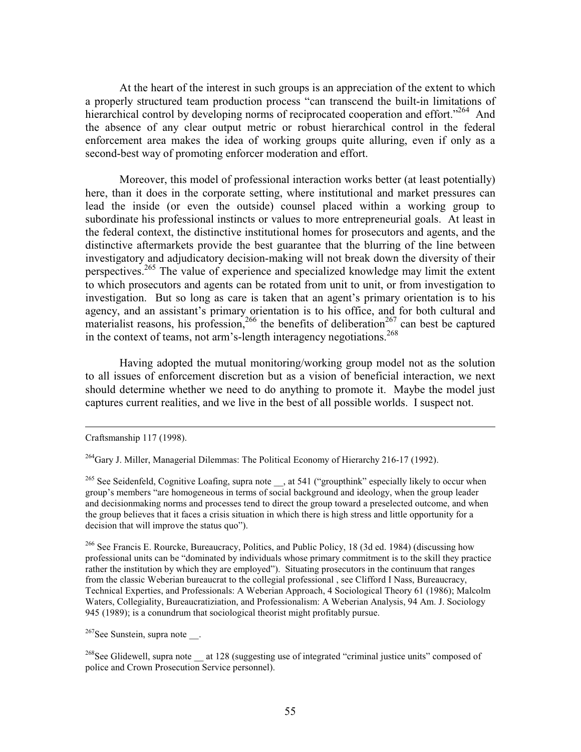At the heart of the interest in such groups is an appreciation of the extent to which a properly structured team production process "can transcend the built-in limitations of hierarchical control by developing norms of reciprocated cooperation and effort."[264] And the absence of any clear output metric or robust hierarchical control in the federal enforcement area makes the idea of working groups quite alluring, even if only as a second-best way of promoting enforcer moderation and effort.

Moreover, this model of professional interaction works better (at least potentially) here, than it does in the corporate setting, where institutional and market pressures can lead the inside (or even the outside) counsel placed within a working group to subordinate his professional instincts or values to more entrepreneurial goals. At least in the federal context, the distinctive institutional homes for prosecutors and agents, and the distinctive aftermarkets provide the best guarantee that the blurring of the line between investigatory and adjudicatory decision-making will not break down the diversity of their perspectives.[265] The value of experience and specialized knowledge may limit the extent to which prosecutors and agents can be rotated from unit to unit, or from investigation to investigation. But so long as care is taken that an agent's primary orientation is to his agency, and an assistant's primary orientation is to his office, and for both cultural and materialist reasons, his profession,[266] the benefits of deliberation[267] can best be captured in the context of teams, not arm's-length interagency negotiations.[268]

Having adopted the mutual monitoring/working group model not as the solution to all issues of enforcement discretion but as a vision of beneficial interaction, we next should determine whether we need to do anything to promote it. Maybe the model just captures current realities, and we live in the best of all possible worlds. I suspect not.

---

Craftsmanship 117 (1998).

[264] Gary J. Miller, Managerial Dilemmas: The Political Economy of Hierarchy 216-17 (1992).

[265] See Seidenfeld, Cognitive Loafing, supra note __, at 541 ("groupthink" especially likely to occur when group's members "are homogeneous in terms of social background and ideology, when the group leader and decisionmaking norms and processes tend to direct the group toward a preselected outcome, and when the group believes that it faces a crisis situation in which there is high stress and little opportunity for a decision that will improve the status quo").

[266] See Francis E. Rourcke, Bureaucracy, Politics, and Public Policy, 18 (3d ed. 1984) (discussing how professional units can be "dominated by individuals whose primary commitment is to the skill they practice rather the institution by which they are employed"). Situating prosecutors in the continuum that ranges from the classic Weberian bureaucrat to the collegial professional , see Clifford I Nass, Bureaucracy, Technical Expertise, and Professionals: A Weberian Approach, 4 Sociological Theory 61 (1986); Malcolm Waters, Collegiality, Bureaucratiziation, and Professionalism: A Weberian Analysis, 94 Am. J. Sociology 945 (1989); is a conundrum that sociological theorist might profitably pursue.

[267] See Sunstein, supra note __.

[268] See Glidewell, supra note __ at 128 (suggesting use of integrated "criminal justice units" composed of police and Crown Prosecution Service personnel).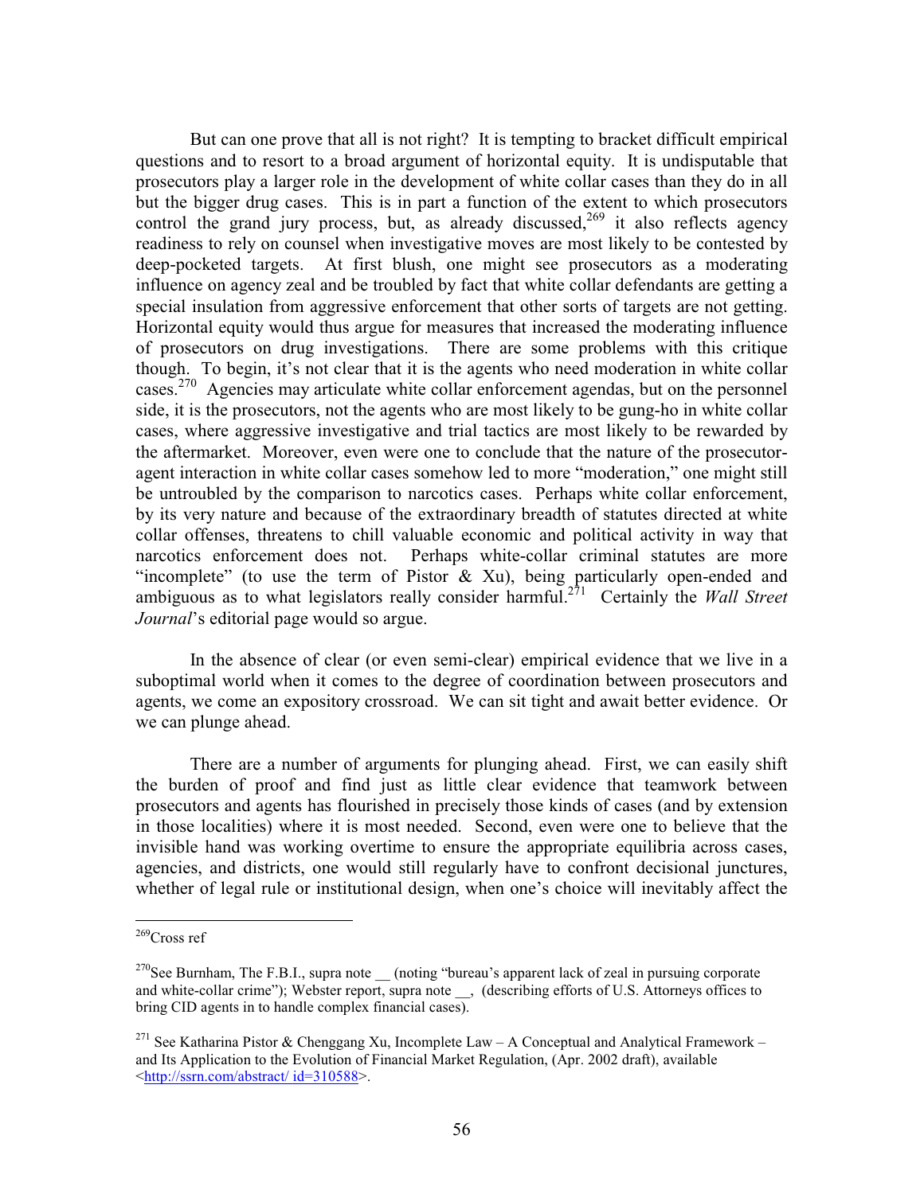But can one prove that all is not right? It is tempting to bracket difficult empirical questions and to resort to a broad argument of horizontal equity. It is undisputable that prosecutors play a larger role in the development of white collar cases than they do in all but the bigger drug cases. This is in part a function of the extent to which prosecutors control the grand jury process, but, as already discussed,[269] it also reflects agency readiness to rely on counsel when investigative moves are most likely to be contested by deep-pocketed targets. At first blush, one might see prosecutors as a moderating influence on agency zeal and be troubled by fact that white collar defendants are getting a special insulation from aggressive enforcement that other sorts of targets are not getting. Horizontal equity would thus argue for measures that increased the moderating influence of prosecutors on drug investigations. There are some problems with this critique though. To begin, it's not clear that it is the agents who need moderation in white collar cases.[270] Agencies may articulate white collar enforcement agendas, but on the personnel side, it is the prosecutors, not the agents who are most likely to be gung-ho in white collar cases, where aggressive investigative and trial tactics are most likely to be rewarded by the aftermarket. Moreover, even were one to conclude that the nature of the prosecutor-agent interaction in white collar cases somehow led to more "moderation," one might still be untroubled by the comparison to narcotics cases. Perhaps white collar enforcement, by its very nature and because of the extraordinary breadth of statutes directed at white collar offenses, threatens to chill valuable economic and political activity in way that narcotics enforcement does not. Perhaps white-collar criminal statutes are more "incomplete" (to use the term of Pistor & Xu), being particularly open-ended and ambiguous as to what legislators really consider harmful.[271] Certainly the *Wall Street Journal*'s editorial page would so argue.

In the absence of clear (or even semi-clear) empirical evidence that we live in a suboptimal world when it comes to the degree of coordination between prosecutors and agents, we come an expository crossroad. We can sit tight and await better evidence. Or we can plunge ahead.

There are a number of arguments for plunging ahead. First, we can easily shift the burden of proof and find just as little clear evidence that teamwork between prosecutors and agents has flourished in precisely those kinds of cases (and by extension in those localities) where it is most needed. Second, even were one to believe that the invisible hand was working overtime to ensure the appropriate equilibria across cases, agencies, and districts, one would still regularly have to confront decisional junctures, whether of legal rule or institutional design, when one's choice will inevitably affect the

---

[269] Cross ref

[270] See Burnham, The F.B.I., supra note __ (noting "bureau's apparent lack of zeal in pursuing corporate and white-collar crime"); Webster report, supra note __, (describing efforts of U.S. Attorneys offices to bring CID agents in to handle complex financial cases).

[271] See Katharina Pistor & Chenggang Xu, Incomplete Law – A Conceptual and Analytical Framework – and Its Application to the Evolution of Financial Market Regulation, (Apr. 2002 draft), available <http://ssrn.com/abstract/ id=310588>.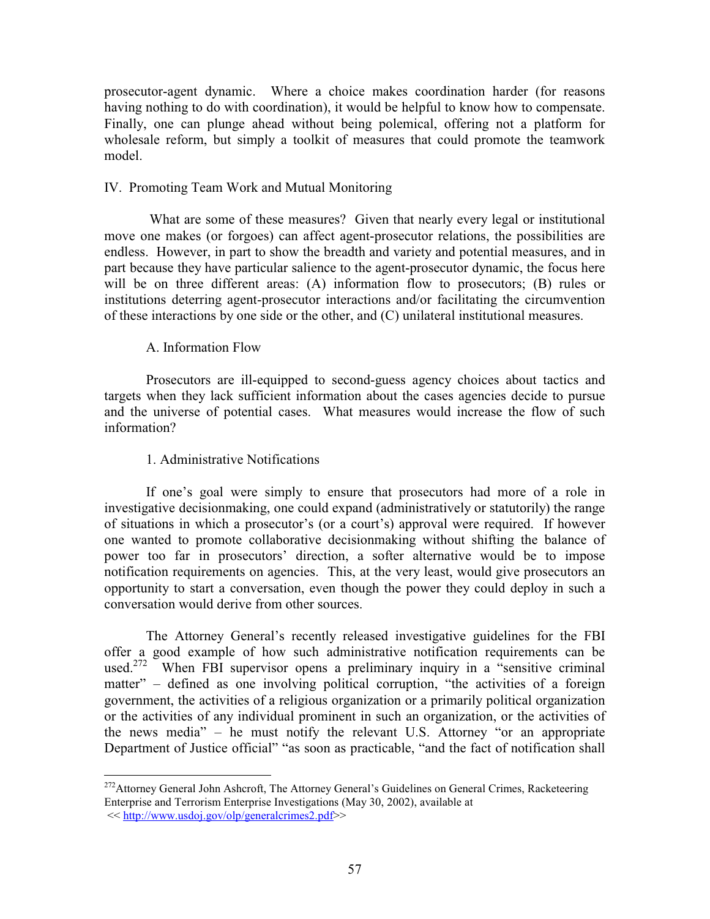prosecutor-agent dynamic. Where a choice makes coordination harder (for reasons having nothing to do with coordination), it would be helpful to know how to compensate. Finally, one can plunge ahead without being polemical, offering not a platform for wholesale reform, but simply a toolkit of measures that could promote the teamwork model.

## IV. Promoting Team Work and Mutual Monitoring

What are some of these measures? Given that nearly every legal or institutional move one makes (or forgoes) can affect agent-prosecutor relations, the possibilities are endless. However, in part to show the breadth and variety and potential measures, and in part because they have particular salience to the agent-prosecutor dynamic, the focus here will be on three different areas: (A) information flow to prosecutors; (B) rules or institutions deterring agent-prosecutor interactions and/or facilitating the circumvention of these interactions by one side or the other, and (C) unilateral institutional measures.

### A. Information Flow

Prosecutors are ill-equipped to second-guess agency choices about tactics and targets when they lack sufficient information about the cases agencies decide to pursue and the universe of potential cases. What measures would increase the flow of such information?

#### 1. Administrative Notifications

If one's goal were simply to ensure that prosecutors had more of a role in investigative decisionmaking, one could expand (administratively or statutorily) the range of situations in which a prosecutor's (or a court's) approval were required. If however one wanted to promote collaborative decisionmaking without shifting the balance of power too far in prosecutors' direction, a softer alternative would be to impose notification requirements on agencies. This, at the very least, would give prosecutors an opportunity to start a conversation, even though the power they could deploy in such a conversation would derive from other sources.

The Attorney General's recently released investigative guidelines for the FBI offer a good example of how such administrative notification requirements can be used.[272] When FBI supervisor opens a preliminary inquiry in a "sensitive criminal matter" – defined as one involving political corruption, "the activities of a foreign government, the activities of a religious organization or a primarily political organization or the activities of any individual prominent in such an organization, or the activities of the news media" – he must notify the relevant U.S. Attorney "or an appropriate Department of Justice official" "as soon as practicable, "and the fact of notification shall

---

[272] Attorney General John Ashcroft, The Attorney General's Guidelines on General Crimes, Racketeering Enterprise and Terrorism Enterprise Investigations (May 30, 2002), available at << http://www.usdoj.gov/olp/generalcrimes2.pdf>>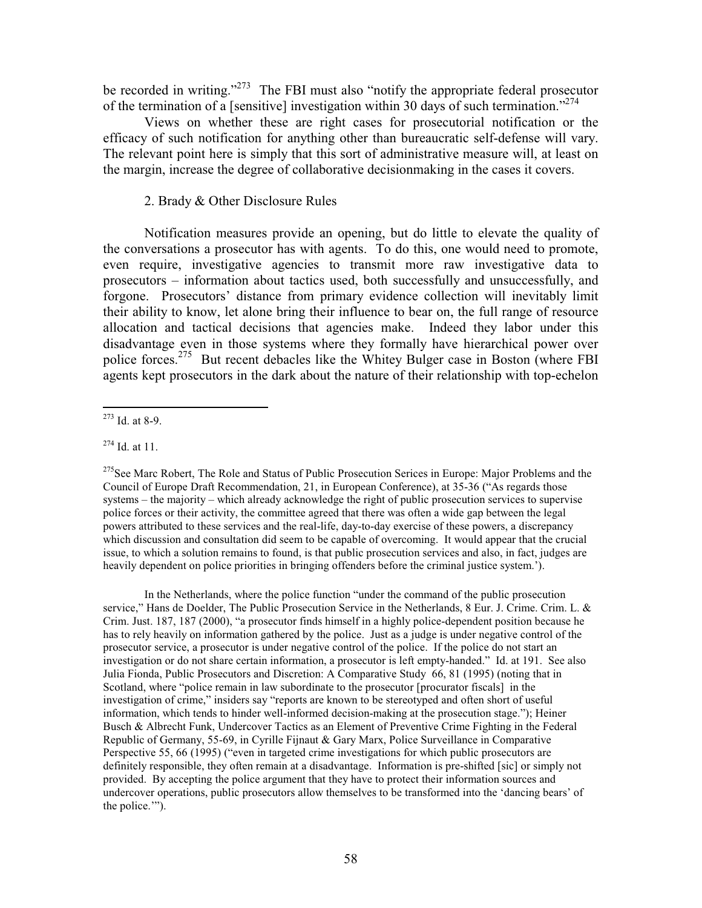be recorded in writing."[273] The FBI must also "notify the appropriate federal prosecutor of the termination of a [sensitive] investigation within 30 days of such termination."[274]

Views on whether these are right cases for prosecutorial notification or the efficacy of such notification for anything other than bureaucratic self-defense will vary. The relevant point here is simply that this sort of administrative measure will, at least on the margin, increase the degree of collaborative decisionmaking in the cases it covers.

2. Brady & Other Disclosure Rules

Notification measures provide an opening, but do little to elevate the quality of the conversations a prosecutor has with agents. To do this, one would need to promote, even require, investigative agencies to transmit more raw investigative data to prosecutors – information about tactics used, both successfully and unsuccessfully, and forgone. Prosecutors' distance from primary evidence collection will inevitably limit their ability to know, let alone bring their influence to bear on, the full range of resource allocation and tactical decisions that agencies make. Indeed they labor under this disadvantage even in those systems where they formally have hierarchical power over police forces.[275] But recent debacles like the Whitey Bulger case in Boston (where FBI agents kept prosecutors in the dark about the nature of their relationship with top-echelon

---

[273] Id. at 8-9.

[274] Id. at 11.

[275] See Marc Robert, The Role and Status of Public Prosecution Serices in Europe: Major Problems and the Council of Europe Draft Recommendation, 21, in European Conference), at 35-36 ("As regards those systems – the majority – which already acknowledge the right of public prosecution services to supervise police forces or their activity, the committee agreed that there was often a wide gap between the legal powers attributed to these services and the real-life, day-to-day exercise of these powers, a discrepancy which discussion and consultation did seem to be capable of overcoming. It would appear that the crucial issue, to which a solution remains to found, is that public prosecution services and also, in fact, judges are heavily dependent on police priorities in bringing offenders before the criminal justice system.').

In the Netherlands, where the police function "under the command of the public prosecution service," Hans de Doelder, The Public Prosecution Service in the Netherlands, 8 Eur. J. Crime. Crim. L. & Crim. Just. 187, 187 (2000), "a prosecutor finds himself in a highly police-dependent position because he has to rely heavily on information gathered by the police. Just as a judge is under negative control of the prosecutor service, a prosecutor is under negative control of the police. If the police do not start an investigation or do not share certain information, a prosecutor is left empty-handed." Id. at 191. See also Julia Fionda, Public Prosecutors and Discretion: A Comparative Study 66, 81 (1995) (noting that in Scotland, where "police remain in law subordinate to the prosecutor [procurator fiscals] in the investigation of crime," insiders say "reports are known to be stereotyped and often short of useful information, which tends to hinder well-informed decision-making at the prosecution stage."); Heiner Busch & Albrecht Funk, Undercover Tactics as an Element of Preventive Crime Fighting in the Federal Republic of Germany, 55-69, in Cyrille Fijnaut & Gary Marx, Police Surveillance in Comparative Perspective 55, 66 (1995) ("even in targeted crime investigations for which public prosecutors are definitely responsible, they often remain at a disadvantage. Information is pre-shifted [sic] or simply not provided. By accepting the police argument that they have to protect their information sources and undercover operations, public prosecutors allow themselves to be transformed into the 'dancing bears' of the police.'").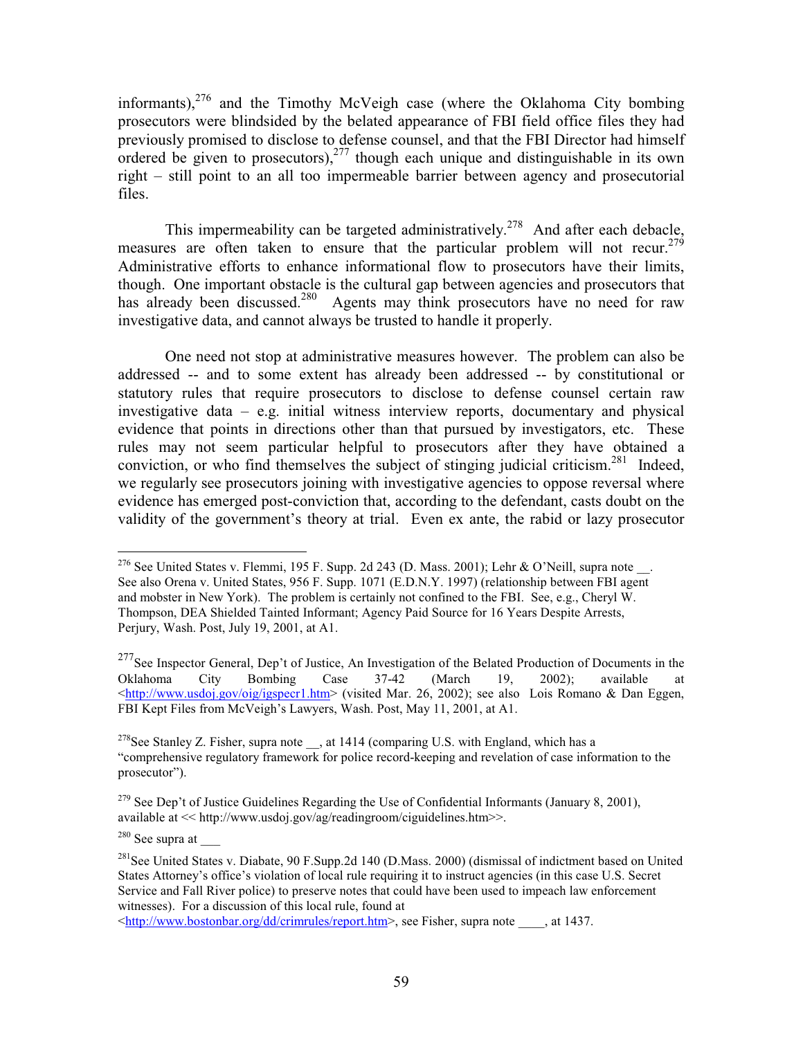informants),[276] and the Timothy McVeigh case (where the Oklahoma City bombing prosecutors were blindsided by the belated appearance of FBI field office files they had previously promised to disclose to defense counsel, and that the FBI Director had himself ordered be given to prosecutors),[277] though each unique and distinguishable in its own right – still point to an all too impermeable barrier between agency and prosecutorial files.

This impermeability can be targeted administratively.[278] And after each debacle, measures are often taken to ensure that the particular problem will not recur.[279] Administrative efforts to enhance informational flow to prosecutors have their limits, though. One important obstacle is the cultural gap between agencies and prosecutors that has already been discussed.[280] Agents may think prosecutors have no need for raw investigative data, and cannot always be trusted to handle it properly.

One need not stop at administrative measures however. The problem can also be addressed -- and to some extent has already been addressed -- by constitutional or statutory rules that require prosecutors to disclose to defense counsel certain raw investigative data – e.g. initial witness interview reports, documentary and physical evidence that points in directions other than that pursued by investigators, etc. These rules may not seem particular helpful to prosecutors after they have obtained a conviction, or who find themselves the subject of stinging judicial criticism.[281] Indeed, we regularly see prosecutors joining with investigative agencies to oppose reversal where evidence has emerged post-conviction that, according to the defendant, casts doubt on the validity of the government's theory at trial. Even ex ante, the rabid or lazy prosecutor

---

[276] See United States v. Flemmi, 195 F. Supp. 2d 243 (D. Mass. 2001); Lehr & O'Neill, supra note __. See also Orena v. United States, 956 F. Supp. 1071 (E.D.N.Y. 1997) (relationship between FBI agent and mobster in New York). The problem is certainly not confined to the FBI. See, e.g., Cheryl W. Thompson, DEA Shielded Tainted Informant; Agency Paid Source for 16 Years Despite Arrests, Perjury, Wash. Post, July 19, 2001, at A1.

[277] See Inspector General, Dep't of Justice, An Investigation of the Belated Production of Documents in the Oklahoma City Bombing Case 37-42 (March 19, 2002); available at <http://www.usdoj.gov/oig/igspecr1.htm> (visited Mar. 26, 2002); see also Lois Romano & Dan Eggen, FBI Kept Files from McVeigh's Lawyers, Wash. Post, May 11, 2001, at A1.

[278] See Stanley Z. Fisher, supra note __, at 1414 (comparing U.S. with England, which has a "comprehensive regulatory framework for police record-keeping and revelation of case information to the prosecutor").

[279] See Dep't of Justice Guidelines Regarding the Use of Confidential Informants (January 8, 2001), available at << http://www.usdoj.gov/ag/readingroom/ciguidelines.htm>>.

[280] See supra at ___

[281] See United States v. Diabate, 90 F.Supp.2d 140 (D.Mass. 2000) (dismissal of indictment based on United States Attorney's office's violation of local rule requiring it to instruct agencies (in this case U.S. Secret Service and Fall River police) to preserve notes that could have been used to impeach law enforcement witnesses). For a discussion of this local rule, found at <http://www.bostonbar.org/dd/crimrules/report.htm>, see Fisher, supra note ____, at 1437.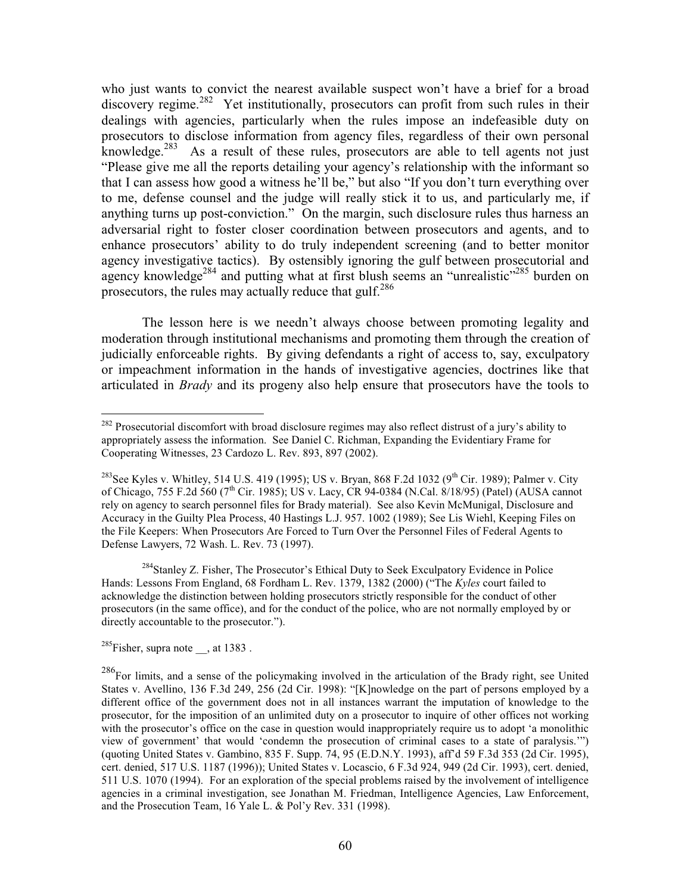who just wants to convict the nearest available suspect won't have a brief for a broad discovery regime.[282] Yet institutionally, prosecutors can profit from such rules in their dealings with agencies, particularly when the rules impose an indefeasible duty on prosecutors to disclose information from agency files, regardless of their own personal knowledge.[283] As a result of these rules, prosecutors are able to tell agents not just "Please give me all the reports detailing your agency's relationship with the informant so that I can assess how good a witness he'll be," but also "If you don't turn everything over to me, defense counsel and the judge will really stick it to us, and particularly me, if anything turns up post-conviction." On the margin, such disclosure rules thus harness an adversarial right to foster closer coordination between prosecutors and agents, and to enhance prosecutors' ability to do truly independent screening (and to better monitor agency investigative tactics). By ostensibly ignoring the gulf between prosecutorial and agency knowledge[284] and putting what at first blush seems an "unrealistic"[285] burden on prosecutors, the rules may actually reduce that gulf.[286]

The lesson here is we needn't always choose between promoting legality and moderation through institutional mechanisms and promoting them through the creation of judicially enforceable rights. By giving defendants a right of access to, say, exculpatory or impeachment information in the hands of investigative agencies, doctrines like that articulated in *Brady* and its progeny also help ensure that prosecutors have the tools to

---

[282] Prosecutorial discomfort with broad disclosure regimes may also reflect distrust of a jury's ability to appropriately assess the information. See Daniel C. Richman, Expanding the Evidentiary Frame for Cooperating Witnesses, 23 Cardozo L. Rev. 893, 897 (2002).

[283] See Kyles v. Whitley, 514 U.S. 419 (1995); US v. Bryan, 868 F.2d 1032 (9th Cir. 1989); Palmer v. City of Chicago, 755 F.2d 560 (7th Cir. 1985); US v. Lacy, CR 94-0384 (N.Cal. 8/18/95) (Patel) (AUSA cannot rely on agency to search personnel files for Brady material). See also Kevin McMunigal, Disclosure and Accuracy in the Guilty Plea Process, 40 Hastings L.J. 957. 1002 (1989); See Lis Wiehl, Keeping Files on the File Keepers: When Prosecutors Are Forced to Turn Over the Personnel Files of Federal Agents to Defense Lawyers, 72 Wash. L. Rev. 73 (1997).

[284] Stanley Z. Fisher, The Prosecutor's Ethical Duty to Seek Exculpatory Evidence in Police Hands: Lessons From England, 68 Fordham L. Rev. 1379, 1382 (2000) ("The *Kyles* court failed to acknowledge the distinction between holding prosecutors strictly responsible for the conduct of other prosecutors (in the same office), and for the conduct of the police, who are not normally employed by or directly accountable to the prosecutor.").

[285] Fisher, supra note __, at 1383 .

[286] For limits, and a sense of the policymaking involved in the articulation of the Brady right, see United States v. Avellino, 136 F.3d 249, 256 (2d Cir. 1998): "[K]nowledge on the part of persons employed by a different office of the government does not in all instances warrant the imputation of knowledge to the prosecutor, for the imposition of an unlimited duty on a prosecutor to inquire of other offices not working with the prosecutor's office on the case in question would inappropriately require us to adopt 'a monolithic view of government' that would 'condemn the prosecution of criminal cases to a state of paralysis.'") (quoting United States v. Gambino, 835 F. Supp. 74, 95 (E.D.N.Y. 1993), aff'd 59 F.3d 353 (2d Cir. 1995), cert. denied, 517 U.S. 1187 (1996)); United States v. Locascio, 6 F.3d 924, 949 (2d Cir. 1993), cert. denied, 511 U.S. 1070 (1994). For an exploration of the special problems raised by the involvement of intelligence agencies in a criminal investigation, see Jonathan M. Friedman, Intelligence Agencies, Law Enforcement, and the Prosecution Team, 16 Yale L. & Pol'y Rev. 331 (1998).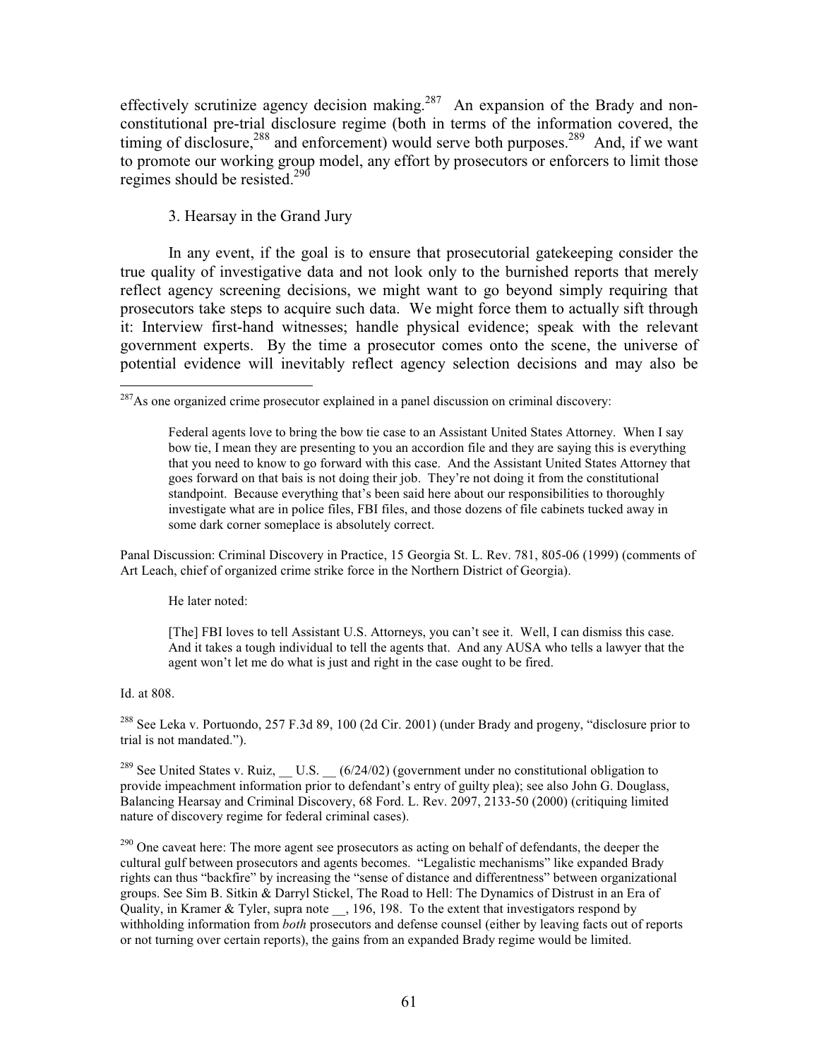effectively scrutinize agency decision making.[287] An expansion of the Brady and non-constitutional pre-trial disclosure regime (both in terms of the information covered, the timing of disclosure,[288] and enforcement) would serve both purposes.[289] And, if we want to promote our working group model, any effort by prosecutors or enforcers to limit those regimes should be resisted.[290]

### 3. Hearsay in the Grand Jury

In any event, if the goal is to ensure that prosecutorial gatekeeping consider the true quality of investigative data and not look only to the burnished reports that merely reflect agency screening decisions, we might want to go beyond simply requiring that prosecutors take steps to acquire such data. We might force them to actually sift through it: Interview first-hand witnesses; handle physical evidence; speak with the relevant government experts. By the time a prosecutor comes onto the scene, the universe of potential evidence will inevitably reflect agency selection decisions and may also be

---

[287] As one organized crime prosecutor explained in a panel discussion on criminal discovery:

> Federal agents love to bring the bow tie case to an Assistant United States Attorney. When I say bow tie, I mean they are presenting to you an accordion file and they are saying this is everything that you need to know to go forward with this case. And the Assistant United States Attorney that goes forward on that bais is not doing their job. They're not doing it from the constitutional standpoint. Because everything that's been said here about our responsibilities to thoroughly investigate what are in police files, FBI files, and those dozens of file cabinets tucked away in some dark corner someplace is absolutely correct.

Panal Discussion: Criminal Discovery in Practice, 15 Georgia St. L. Rev. 781, 805-06 (1999) (comments of Art Leach, chief of organized crime strike force in the Northern District of Georgia).

He later noted:

> [The] FBI loves to tell Assistant U.S. Attorneys, you can't see it. Well, I can dismiss this case. And it takes a tough individual to tell the agents that. And any AUSA who tells a lawyer that the agent won't let me do what is just and right in the case ought to be fired.

Id. at 808.

[288] See Leka v. Portuondo, 257 F.3d 89, 100 (2d Cir. 2001) (under Brady and progeny, "disclosure prior to trial is not mandated.").

[289] See United States v. Ruiz, __ U.S. __ (6/24/02) (government under no constitutional obligation to provide impeachment information prior to defendant's entry of guilty plea); see also John G. Douglass, Balancing Hearsay and Criminal Discovery, 68 Ford. L. Rev. 2097, 2133-50 (2000) (critiquing limited nature of discovery regime for federal criminal cases).

[290] One caveat here: The more agent see prosecutors as acting on behalf of defendants, the deeper the cultural gulf between prosecutors and agents becomes. "Legalistic mechanisms" like expanded Brady rights can thus "backfire" by increasing the "sense of distance and differentness" between organizational groups. See Sim B. Sitkin & Darryl Stickel, The Road to Hell: The Dynamics of Distrust in an Era of Quality, in Kramer & Tyler, supra note __, 196, 198. To the extent that investigators respond by withholding information from *both* prosecutors and defense counsel (either by leaving facts out of reports or not turning over certain reports), the gains from an expanded Brady regime would be limited.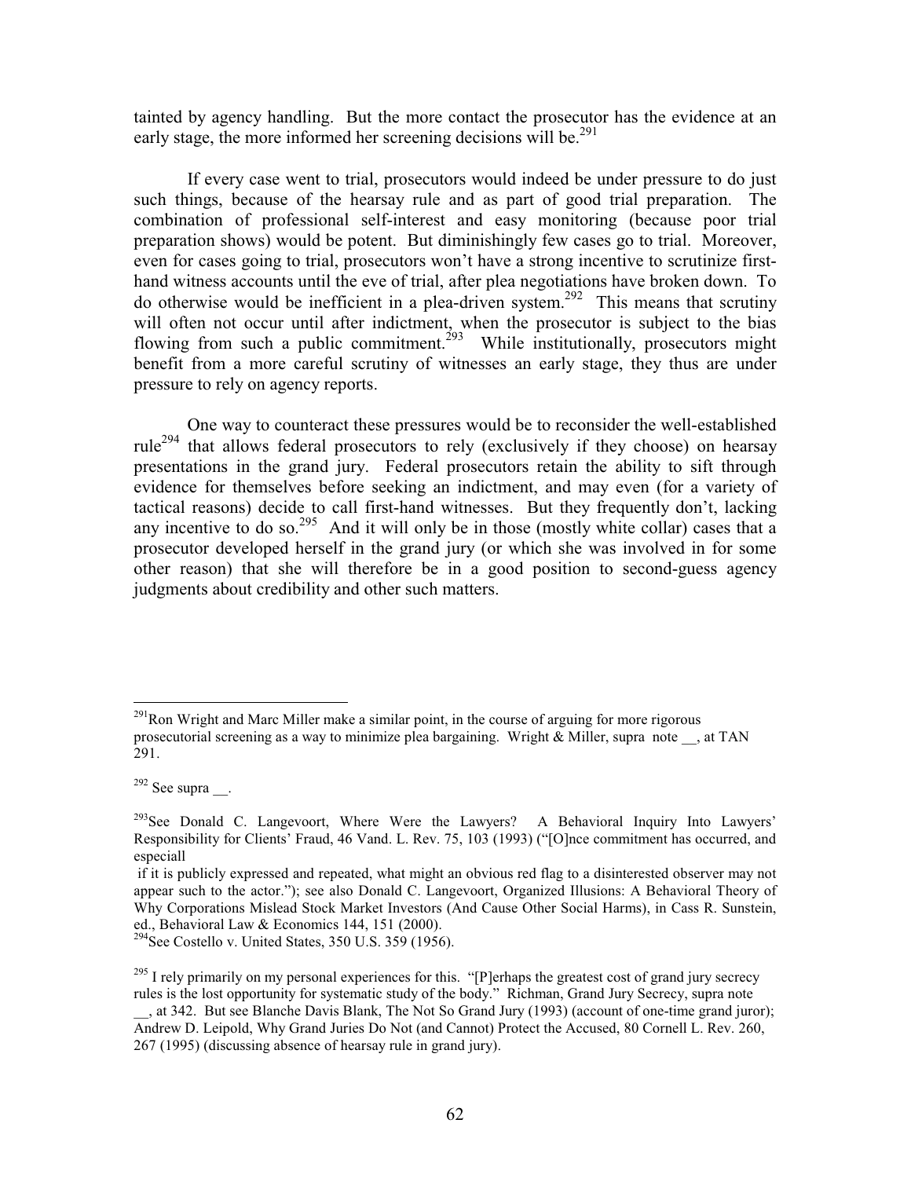tainted by agency handling. But the more contact the prosecutor has the evidence at an early stage, the more informed her screening decisions will be.[291]

If every case went to trial, prosecutors would indeed be under pressure to do just such things, because of the hearsay rule and as part of good trial preparation. The combination of professional self-interest and easy monitoring (because poor trial preparation shows) would be potent. But diminishingly few cases go to trial. Moreover, even for cases going to trial, prosecutors won't have a strong incentive to scrutinize first-hand witness accounts until the eve of trial, after plea negotiations have broken down. To do otherwise would be inefficient in a plea-driven system.[292] This means that scrutiny will often not occur until after indictment, when the prosecutor is subject to the bias flowing from such a public commitment.[293] While institutionally, prosecutors might benefit from a more careful scrutiny of witnesses an early stage, they thus are under pressure to rely on agency reports.

One way to counteract these pressures would be to reconsider the well-established rule[294] that allows federal prosecutors to rely (exclusively if they choose) on hearsay presentations in the grand jury. Federal prosecutors retain the ability to sift through evidence for themselves before seeking an indictment, and may even (for a variety of tactical reasons) decide to call first-hand witnesses. But they frequently don't, lacking any incentive to do so.[295] And it will only be in those (mostly white collar) cases that a prosecutor developed herself in the grand jury (or which she was involved in for some other reason) that she will therefore be in a good position to second-guess agency judgments about credibility and other such matters.

---

[291]Ron Wright and Marc Miller make a similar point, in the course of arguing for more rigorous prosecutorial screening as a way to minimize plea bargaining. Wright & Miller, supra note __, at TAN 291.

[292] See supra __.

[293]See Donald C. Langevoort, Where Were the Lawyers? A Behavioral Inquiry Into Lawyers' Responsibility for Clients' Fraud, 46 Vand. L. Rev. 75, 103 (1993) ("[O]nce commitment has occurred, and especiall
if it is publicly expressed and repeated, what might an obvious red flag to a disinterested observer may not appear such to the actor."); see also Donald C. Langevoort, Organized Illusions: A Behavioral Theory of Why Corporations Mislead Stock Market Investors (And Cause Other Social Harms), in Cass R. Sunstein, ed., Behavioral Law & Economics 144, 151 (2000).

[294]See Costello v. United States, 350 U.S. 359 (1956).

[295] I rely primarily on my personal experiences for this. "[P]erhaps the greatest cost of grand jury secrecy rules is the lost opportunity for systematic study of the body." Richman, Grand Jury Secrecy, supra note __, at 342. But see Blanche Davis Blank, The Not So Grand Jury (1993) (account of one-time grand juror); Andrew D. Leipold, Why Grand Juries Do Not (and Cannot) Protect the Accused, 80 Cornell L. Rev. 260, 267 (1995) (discussing absence of hearsay rule in grand jury).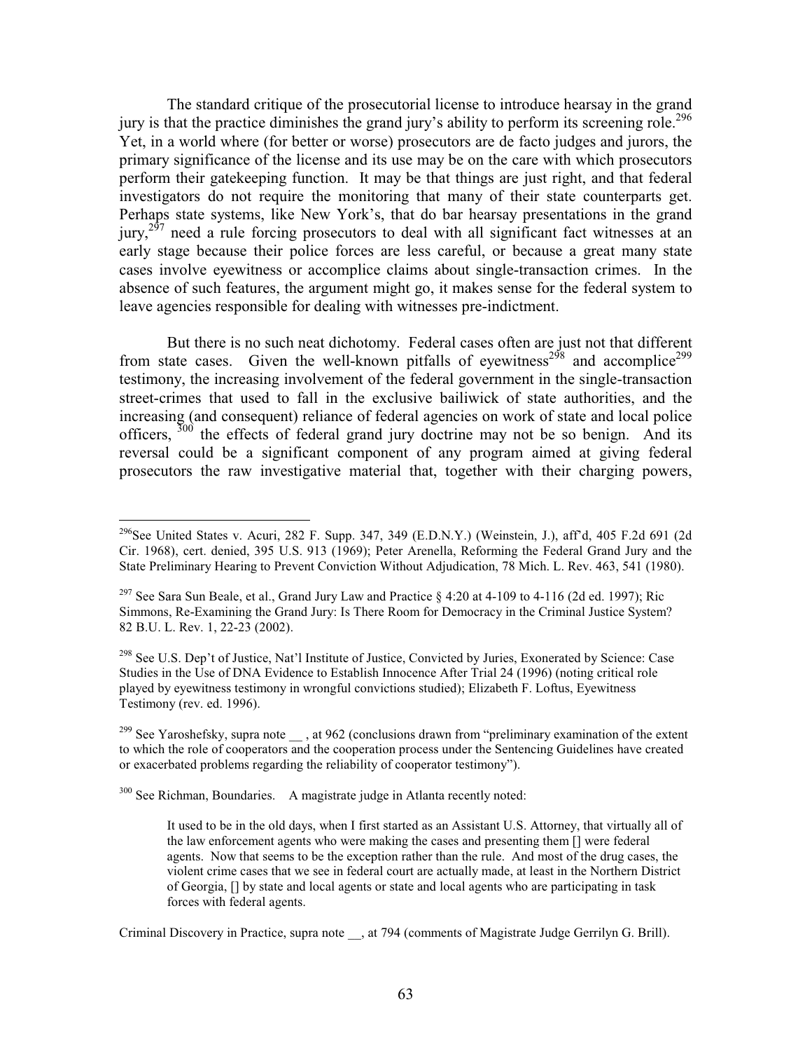The standard critique of the prosecutorial license to introduce hearsay in the grand jury is that the practice diminishes the grand jury's ability to perform its screening role.[296] Yet, in a world where (for better or worse) prosecutors are de facto judges and jurors, the primary significance of the license and its use may be on the care with which prosecutors perform their gatekeeping function. It may be that things are just right, and that federal investigators do not require the monitoring that many of their state counterparts get. Perhaps state systems, like New York's, that do bar hearsay presentations in the grand jury,[297] need a rule forcing prosecutors to deal with all significant fact witnesses at an early stage because their police forces are less careful, or because a great many state cases involve eyewitness or accomplice claims about single-transaction crimes. In the absence of such features, the argument might go, it makes sense for the federal system to leave agencies responsible for dealing with witnesses pre-indictment.

But there is no such neat dichotomy. Federal cases often are just not that different from state cases. Given the well-known pitfalls of eyewitness[298] and accomplice[299] testimony, the increasing involvement of the federal government in the single-transaction street-crimes that used to fall in the exclusive bailiwick of state authorities, and the increasing (and consequent) reliance of federal agencies on work of state and local police officers, [300] the effects of federal grand jury doctrine may not be so benign. And its reversal could be a significant component of any program aimed at giving federal prosecutors the raw investigative material that, together with their charging powers,

---

[296]See United States v. Acuri, 282 F. Supp. 347, 349 (E.D.N.Y.) (Weinstein, J.), aff'd, 405 F.2d 691 (2d Cir. 1968), cert. denied, 395 U.S. 913 (1969); Peter Arenella, Reforming the Federal Grand Jury and the State Preliminary Hearing to Prevent Conviction Without Adjudication, 78 Mich. L. Rev. 463, 541 (1980).

[297] See Sara Sun Beale, et al., Grand Jury Law and Practice § 4:20 at 4-109 to 4-116 (2d ed. 1997); Ric Simmons, Re-Examining the Grand Jury: Is There Room for Democracy in the Criminal Justice System? 82 B.U. L. Rev. 1, 22-23 (2002).

[298] See U.S. Dep't of Justice, Nat'l Institute of Justice, Convicted by Juries, Exonerated by Science: Case Studies in the Use of DNA Evidence to Establish Innocence After Trial 24 (1996) (noting critical role played by eyewitness testimony in wrongful convictions studied); Elizabeth F. Loftus, Eyewitness Testimony (rev. ed. 1996).

[299] See Yaroshefsky, supra note __ , at 962 (conclusions drawn from "preliminary examination of the extent to which the role of cooperators and the cooperation process under the Sentencing Guidelines have created or exacerbated problems regarding the reliability of cooperator testimony").

[300] See Richman, Boundaries. A magistrate judge in Atlanta recently noted:

> It used to be in the old days, when I first started as an Assistant U.S. Attorney, that virtually all of the law enforcement agents who were making the cases and presenting them [] were federal agents. Now that seems to be the exception rather than the rule. And most of the drug cases, the violent crime cases that we see in federal court are actually made, at least in the Northern District of Georgia, [] by state and local agents or state and local agents who are participating in task forces with federal agents.

Criminal Discovery in Practice, supra note __, at 794 (comments of Magistrate Judge Gerrilyn G. Brill).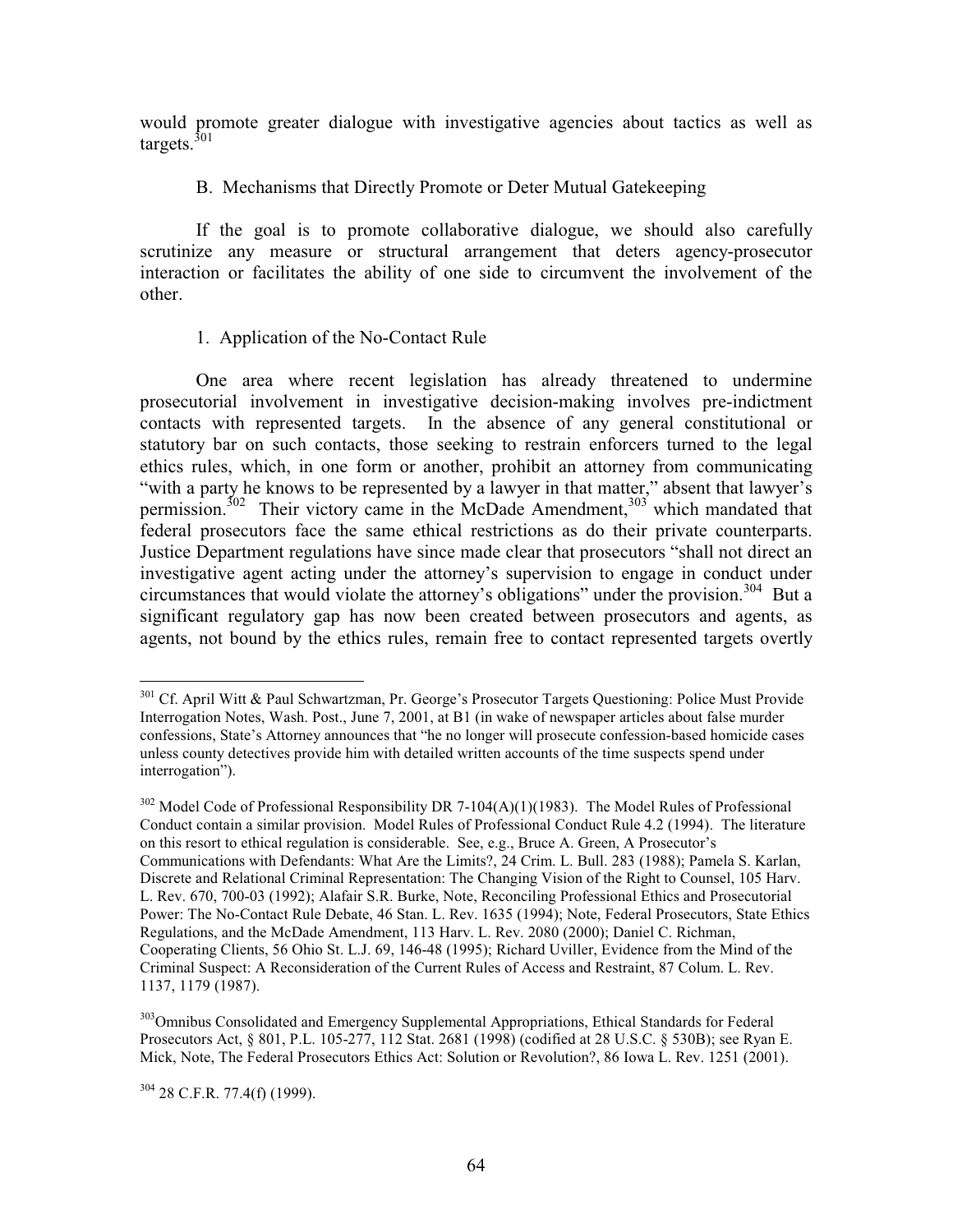would promote greater dialogue with investigative agencies about tactics as well as targets.[301]

### B. Mechanisms that Directly Promote or Deter Mutual Gatekeeping

If the goal is to promote collaborative dialogue, we should also carefully scrutinize any measure or structural arrangement that deters agency-prosecutor interaction or facilitates the ability of one side to circumvent the involvement of the other.

#### 1. Application of the No-Contact Rule

One area where recent legislation has already threatened to undermine prosecutorial involvement in investigative decision-making involves pre-indictment contacts with represented targets. In the absence of any general constitutional or statutory bar on such contacts, those seeking to restrain enforcers turned to the legal ethics rules, which, in one form or another, prohibit an attorney from communicating "with a party he knows to be represented by a lawyer in that matter," absent that lawyer's permission.[302] Their victory came in the McDade Amendment,[303] which mandated that federal prosecutors face the same ethical restrictions as do their private counterparts. Justice Department regulations have since made clear that prosecutors "shall not direct an investigative agent acting under the attorney's supervision to engage in conduct under circumstances that would violate the attorney's obligations" under the provision.[304] But a significant regulatory gap has now been created between prosecutors and agents, as agents, not bound by the ethics rules, remain free to contact represented targets overtly

---

[301] Cf. April Witt & Paul Schwartzman, Pr. George's Prosecutor Targets Questioning: Police Must Provide Interrogation Notes, Wash. Post., June 7, 2001, at B1 (in wake of newspaper articles about false murder confessions, State's Attorney announces that "he no longer will prosecute confession-based homicide cases unless county detectives provide him with detailed written accounts of the time suspects spend under interrogation").

[302] Model Code of Professional Responsibility DR 7-104(A)(1)(1983). The Model Rules of Professional Conduct contain a similar provision. Model Rules of Professional Conduct Rule 4.2 (1994). The literature on this resort to ethical regulation is considerable. See, e.g., Bruce A. Green, A Prosecutor's Communications with Defendants: What Are the Limits?, 24 Crim. L. Bull. 283 (1988); Pamela S. Karlan, Discrete and Relational Criminal Representation: The Changing Vision of the Right to Counsel, 105 Harv. L. Rev. 670, 700-03 (1992); Alafair S.R. Burke, Note, Reconciling Professional Ethics and Prosecutorial Power: The No-Contact Rule Debate, 46 Stan. L. Rev. 1635 (1994); Note, Federal Prosecutors, State Ethics Regulations, and the McDade Amendment, 113 Harv. L. Rev. 2080 (2000); Daniel C. Richman, Cooperating Clients, 56 Ohio St. L.J. 69, 146-48 (1995); Richard Uviller, Evidence from the Mind of the Criminal Suspect: A Reconsideration of the Current Rules of Access and Restraint, 87 Colum. L. Rev. 1137, 1179 (1987).

[303] Omnibus Consolidated and Emergency Supplemental Appropriations, Ethical Standards for Federal Prosecutors Act, § 801, P.L. 105-277, 112 Stat. 2681 (1998) (codified at 28 U.S.C. § 530B); see Ryan E. Mick, Note, The Federal Prosecutors Ethics Act: Solution or Revolution?, 86 Iowa L. Rev. 1251 (2001).

[304] 28 C.F.R. 77.4(f) (1999).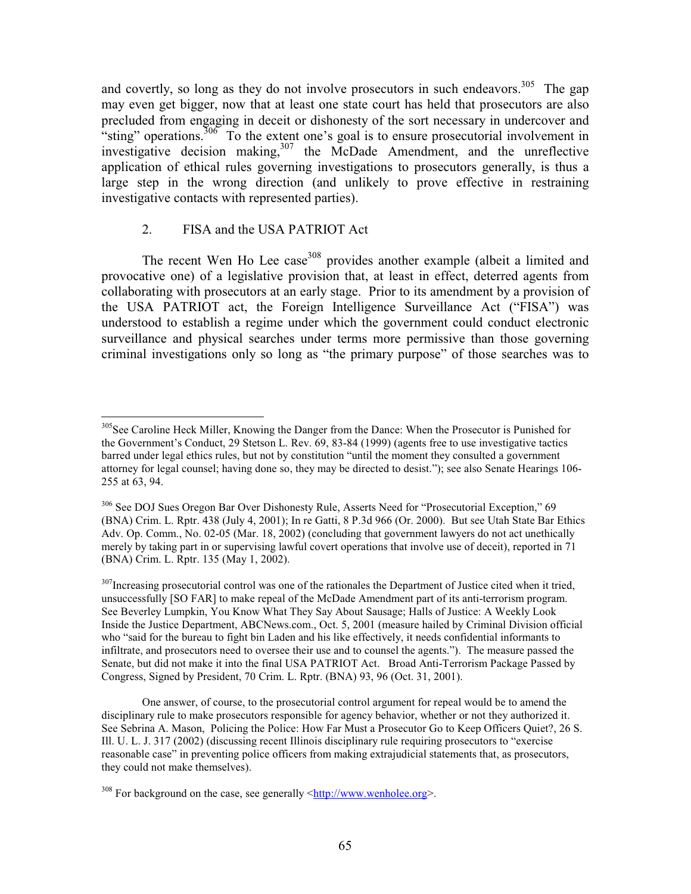and covertly, so long as they do not involve prosecutors in such endeavors.[305] The gap may even get bigger, now that at least one state court has held that prosecutors are also precluded from engaging in deceit or dishonesty of the sort necessary in undercover and "sting" operations.[306] To the extent one's goal is to ensure prosecutorial involvement in investigative decision making,[307] the McDade Amendment, and the unreflective application of ethical rules governing investigations to prosecutors generally, is thus a large step in the wrong direction (and unlikely to prove effective in restraining investigative contacts with represented parties).

### 2. FISA and the USA PATRIOT Act

The recent Wen Ho Lee case[308] provides another example (albeit a limited and provocative one) of a legislative provision that, at least in effect, deterred agents from collaborating with prosecutors at an early stage. Prior to its amendment by a provision of the USA PATRIOT act, the Foreign Intelligence Surveillance Act ("FISA") was understood to establish a regime under which the government could conduct electronic surveillance and physical searches under terms more permissive than those governing criminal investigations only so long as "the primary purpose" of those searches was to

---

[305] See Caroline Heck Miller, Knowing the Danger from the Dance: When the Prosecutor is Punished for the Government's Conduct, 29 Stetson L. Rev. 69, 83-84 (1999) (agents free to use investigative tactics barred under legal ethics rules, but not by constitution "until the moment they consulted a government attorney for legal counsel; having done so, they may be directed to desist."); see also Senate Hearings 106-255 at 63, 94.

[306] See DOJ Sues Oregon Bar Over Dishonesty Rule, Asserts Need for "Prosecutorial Exception," 69 (BNA) Crim. L. Rptr. 438 (July 4, 2001); In re Gatti, 8 P.3d 966 (Or. 2000). But see Utah State Bar Ethics Adv. Op. Comm., No. 02-05 (Mar. 18, 2002) (concluding that government lawyers do not act unethically merely by taking part in or supervising lawful covert operations that involve use of deceit), reported in 71 (BNA) Crim. L. Rptr. 135 (May 1, 2002).

[307] Increasing prosecutorial control was one of the rationales the Department of Justice cited when it tried, unsuccessfully [SO FAR] to make repeal of the McDade Amendment part of its anti-terrorism program. See Beverley Lumpkin, You Know What They Say About Sausage; Halls of Justice: A Weekly Look Inside the Justice Department, ABCNews.com., Oct. 5, 2001 (measure hailed by Criminal Division official who "said for the bureau to fight bin Laden and his like effectively, it needs confidential informants to infiltrate, and prosecutors need to oversee their use and to counsel the agents."). The measure passed the Senate, but did not make it into the final USA PATRIOT Act. Broad Anti-Terrorism Package Passed by Congress, Signed by President, 70 Crim. L. Rptr. (BNA) 93, 96 (Oct. 31, 2001).

One answer, of course, to the prosecutorial control argument for repeal would be to amend the disciplinary rule to make prosecutors responsible for agency behavior, whether or not they authorized it. See Sebrina A. Mason, Policing the Police: How Far Must a Prosecutor Go to Keep Officers Quiet?, 26 S. Ill. U. L. J. 317 (2002) (discussing recent Illinois disciplinary rule requiring prosecutors to "exercise reasonable case" in preventing police officers from making extrajudicial statements that, as prosecutors, they could not make themselves).

[308] For background on the case, see generally <http://www.wenholee.org>.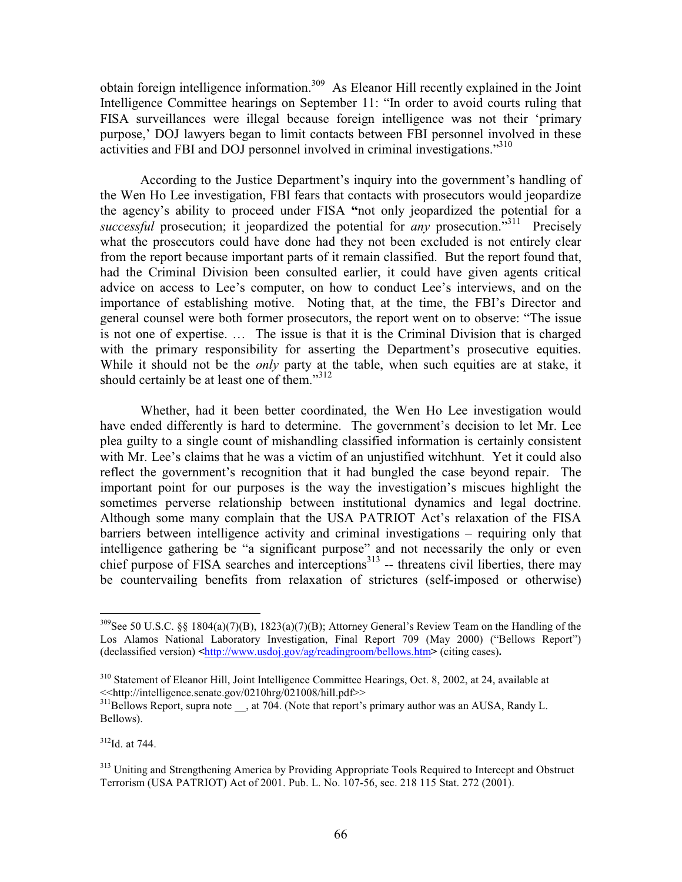obtain foreign intelligence information.[309] As Eleanor Hill recently explained in the Joint Intelligence Committee hearings on September 11: "In order to avoid courts ruling that FISA surveillances were illegal because foreign intelligence was not their 'primary purpose,' DOJ lawyers began to limit contacts between FBI personnel involved in these activities and FBI and DOJ personnel involved in criminal investigations."[310]

According to the Justice Department's inquiry into the government's handling of the Wen Ho Lee investigation, FBI fears that contacts with prosecutors would jeopardize the agency's ability to proceed under FISA **"**not only jeopardized the potential for a *successful* prosecution; it jeopardized the potential for *any* prosecution."[311] Precisely what the prosecutors could have done had they not been excluded is not entirely clear from the report because important parts of it remain classified. But the report found that, had the Criminal Division been consulted earlier, it could have given agents critical advice on access to Lee's computer, on how to conduct Lee's interviews, and on the importance of establishing motive. Noting that, at the time, the FBI's Director and general counsel were both former prosecutors, the report went on to observe: "The issue is not one of expertise. … The issue is that it is the Criminal Division that is charged with the primary responsibility for asserting the Department's prosecutive equities. While it should not be the *only* party at the table, when such equities are at stake, it should certainly be at least one of them."[312]

Whether, had it been better coordinated, the Wen Ho Lee investigation would have ended differently is hard to determine. The government's decision to let Mr. Lee plea guilty to a single count of mishandling classified information is certainly consistent with Mr. Lee's claims that he was a victim of an unjustified witchhunt. Yet it could also reflect the government's recognition that it had bungled the case beyond repair. The important point for our purposes is the way the investigation's miscues highlight the sometimes perverse relationship between institutional dynamics and legal doctrine. Although some many complain that the USA PATRIOT Act's relaxation of the FISA barriers between intelligence activity and criminal investigations – requiring only that intelligence gathering be "a significant purpose" and not necessarily the only or even chief purpose of FISA searches and interceptions[313] -- threatens civil liberties, there may be countervailing benefits from relaxation of strictures (self-imposed or otherwise)

---

[309] See 50 U.S.C. §§ 1804(a)(7)(B), 1823(a)(7)(B); Attorney General's Review Team on the Handling of the Los Alamos National Laboratory Investigation, Final Report 709 (May 2000) ("Bellows Report") (declassified version) **<**http://www.usdoj.gov/ag/readingroom/bellows.htm**>** (citing cases)**.**

[310] Statement of Eleanor Hill, Joint Intelligence Committee Hearings, Oct. 8, 2002, at 24, available at <<http://intelligence.senate.gov/0210hrg/021008/hill.pdf>>

[311] Bellows Report, supra note __, at 704. (Note that report's primary author was an AUSA, Randy L. Bellows).

[312] Id. at 744.

[313] Uniting and Strengthening America by Providing Appropriate Tools Required to Intercept and Obstruct Terrorism (USA PATRIOT) Act of 2001. Pub. L. No. 107-56, sec. 218 115 Stat. 272 (2001).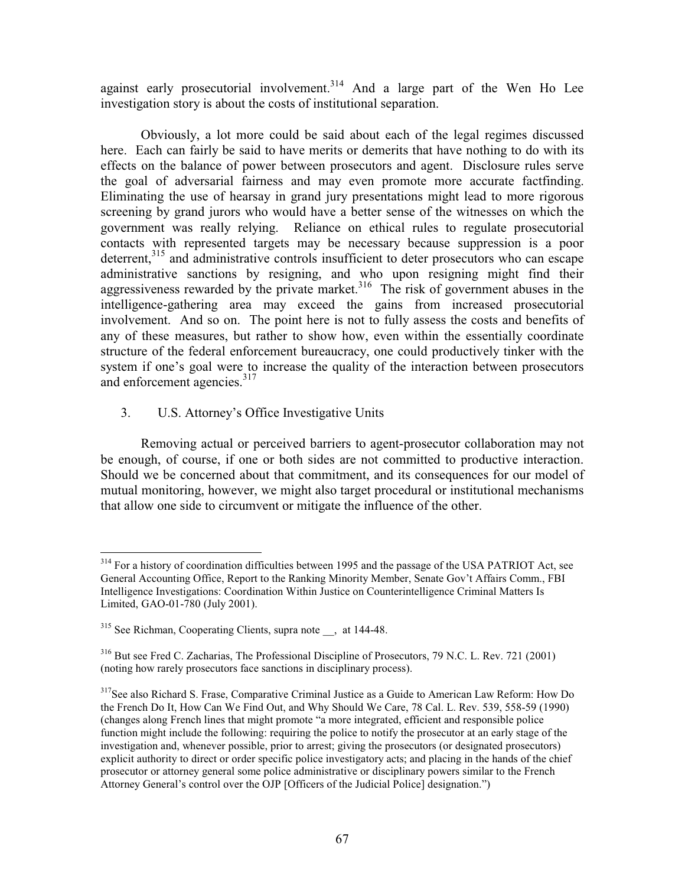against early prosecutorial involvement.[314] And a large part of the Wen Ho Lee investigation story is about the costs of institutional separation.

Obviously, a lot more could be said about each of the legal regimes discussed here. Each can fairly be said to have merits or demerits that have nothing to do with its effects on the balance of power between prosecutors and agent. Disclosure rules serve the goal of adversarial fairness and may even promote more accurate factfinding. Eliminating the use of hearsay in grand jury presentations might lead to more rigorous screening by grand jurors who would have a better sense of the witnesses on which the government was really relying. Reliance on ethical rules to regulate prosecutorial contacts with represented targets may be necessary because suppression is a poor deterrent,[315] and administrative controls insufficient to deter prosecutors who can escape administrative sanctions by resigning, and who upon resigning might find their aggressiveness rewarded by the private market.[316] The risk of government abuses in the intelligence-gathering area may exceed the gains from increased prosecutorial involvement. And so on. The point here is not to fully assess the costs and benefits of any of these measures, but rather to show how, even within the essentially coordinate structure of the federal enforcement bureaucracy, one could productively tinker with the system if one's goal were to increase the quality of the interaction between prosecutors and enforcement agencies.[317]

### 3. U.S. Attorney's Office Investigative Units

Removing actual or perceived barriers to agent-prosecutor collaboration may not be enough, of course, if one or both sides are not committed to productive interaction. Should we be concerned about that commitment, and its consequences for our model of mutual monitoring, however, we might also target procedural or institutional mechanisms that allow one side to circumvent or mitigate the influence of the other.

---

[314] For a history of coordination difficulties between 1995 and the passage of the USA PATRIOT Act, see General Accounting Office, Report to the Ranking Minority Member, Senate Gov't Affairs Comm., FBI Intelligence Investigations: Coordination Within Justice on Counterintelligence Criminal Matters Is Limited, GAO-01-780 (July 2001).

[315] See Richman, Cooperating Clients, supra note __, at 144-48.

[316] But see Fred C. Zacharias, The Professional Discipline of Prosecutors, 79 N.C. L. Rev. 721 (2001) (noting how rarely prosecutors face sanctions in disciplinary process).

[317] See also Richard S. Frase, Comparative Criminal Justice as a Guide to American Law Reform: How Do the French Do It, How Can We Find Out, and Why Should We Care, 78 Cal. L. Rev. 539, 558-59 (1990) (changes along French lines that might promote "a more integrated, efficient and responsible police function might include the following: requiring the police to notify the prosecutor at an early stage of the investigation and, whenever possible, prior to arrest; giving the prosecutors (or designated prosecutors) explicit authority to direct or order specific police investigatory acts; and placing in the hands of the chief prosecutor or attorney general some police administrative or disciplinary powers similar to the French Attorney General's control over the OJP [Officers of the Judicial Police] designation.")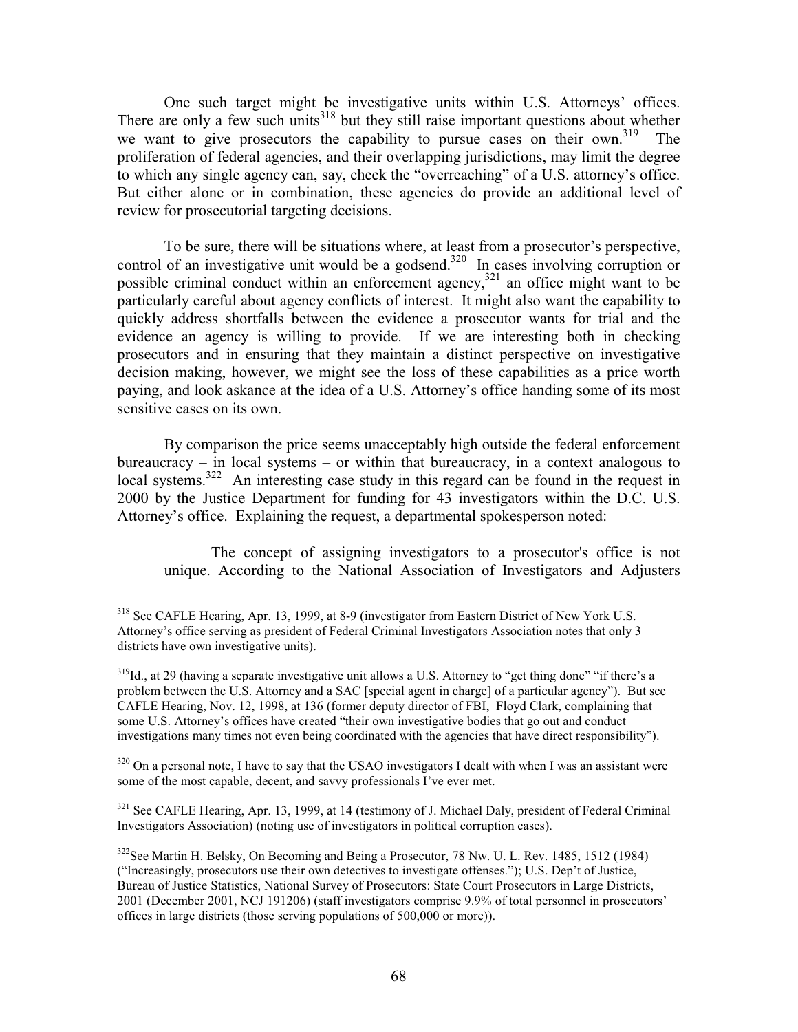One such target might be investigative units within U.S. Attorneys' offices. There are only a few such units[318] but they still raise important questions about whether we want to give prosecutors the capability to pursue cases on their own.[319] The proliferation of federal agencies, and their overlapping jurisdictions, may limit the degree to which any single agency can, say, check the "overreaching" of a U.S. attorney's office. But either alone or in combination, these agencies do provide an additional level of review for prosecutorial targeting decisions.

To be sure, there will be situations where, at least from a prosecutor's perspective, control of an investigative unit would be a godsend.[320] In cases involving corruption or possible criminal conduct within an enforcement agency,[321] an office might want to be particularly careful about agency conflicts of interest. It might also want the capability to quickly address shortfalls between the evidence a prosecutor wants for trial and the evidence an agency is willing to provide. If we are interesting both in checking prosecutors and in ensuring that they maintain a distinct perspective on investigative decision making, however, we might see the loss of these capabilities as a price worth paying, and look askance at the idea of a U.S. Attorney's office handing some of its most sensitive cases on its own.

By comparison the price seems unacceptably high outside the federal enforcement bureaucracy – in local systems – or within that bureaucracy, in a context analogous to local systems.[322] An interesting case study in this regard can be found in the request in 2000 by the Justice Department for funding for 43 investigators within the D.C. U.S. Attorney's office. Explaining the request, a departmental spokesperson noted:

> The concept of assigning investigators to a prosecutor's office is not unique. According to the National Association of Investigators and Adjusters

---

[318] See CAFLE Hearing, Apr. 13, 1999, at 8-9 (investigator from Eastern District of New York U.S. Attorney's office serving as president of Federal Criminal Investigators Association notes that only 3 districts have own investigative units).

[319] Id., at 29 (having a separate investigative unit allows a U.S. Attorney to "get thing done" "if there's a problem between the U.S. Attorney and a SAC [special agent in charge] of a particular agency"). But see CAFLE Hearing, Nov. 12, 1998, at 136 (former deputy director of FBI, Floyd Clark, complaining that some U.S. Attorney's offices have created "their own investigative bodies that go out and conduct investigations many times not even being coordinated with the agencies that have direct responsibility").

[320] On a personal note, I have to say that the USAO investigators I dealt with when I was an assistant were some of the most capable, decent, and savvy professionals I've ever met.

[321] See CAFLE Hearing, Apr. 13, 1999, at 14 (testimony of J. Michael Daly, president of Federal Criminal Investigators Association) (noting use of investigators in political corruption cases).

[322] See Martin H. Belsky, On Becoming and Being a Prosecutor, 78 Nw. U. L. Rev. 1485, 1512 (1984) ("Increasingly, prosecutors use their own detectives to investigate offenses."); U.S. Dep't of Justice, Bureau of Justice Statistics, National Survey of Prosecutors: State Court Prosecutors in Large Districts, 2001 (December 2001, NCJ 191206) (staff investigators comprise 9.9% of total personnel in prosecutors' offices in large districts (those serving populations of 500,000 or more)).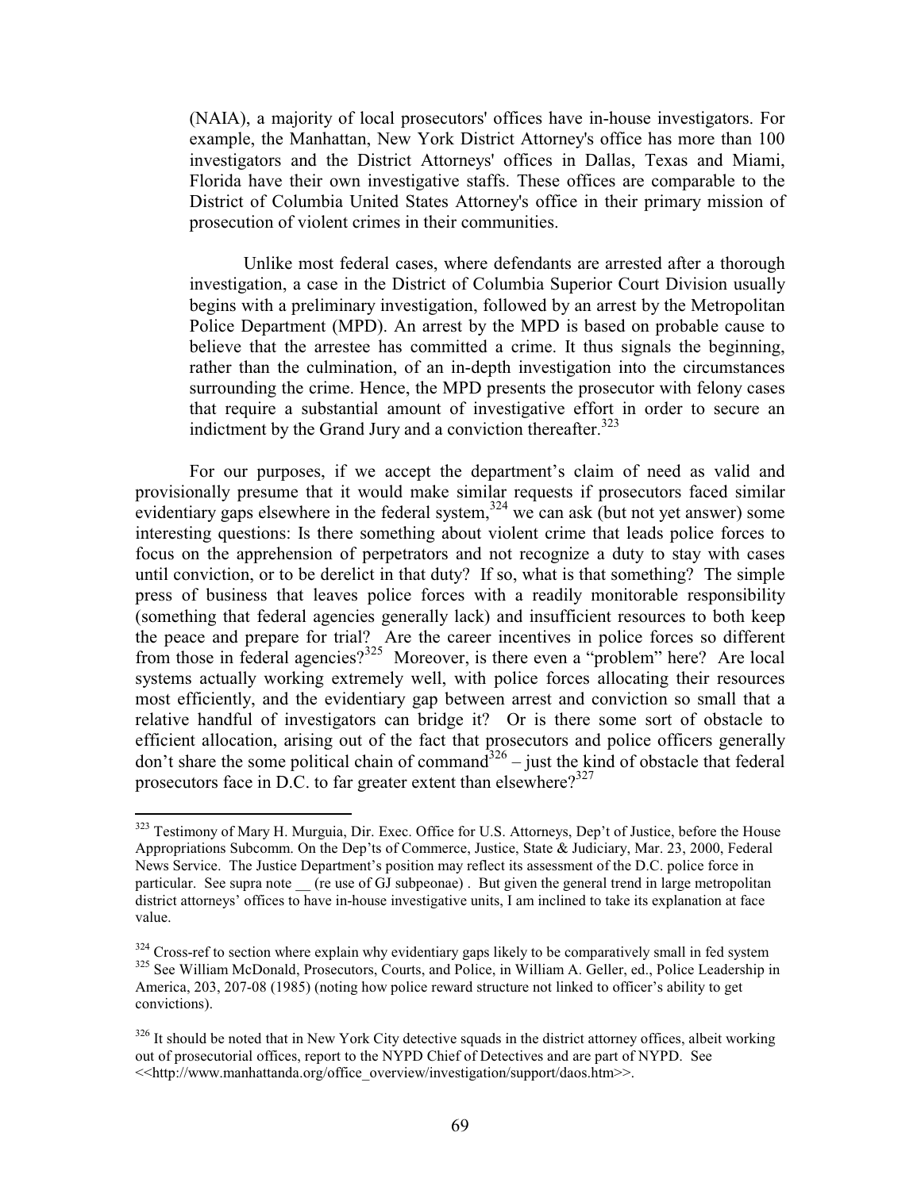> (NAIA), a majority of local prosecutors' offices have in-house investigators. For example, the Manhattan, New York District Attorney's office has more than 100 investigators and the District Attorneys' offices in Dallas, Texas and Miami, Florida have their own investigative staffs. These offices are comparable to the District of Columbia United States Attorney's office in their primary mission of prosecution of violent crimes in their communities.
>
> Unlike most federal cases, where defendants are arrested after a thorough investigation, a case in the District of Columbia Superior Court Division usually begins with a preliminary investigation, followed by an arrest by the Metropolitan Police Department (MPD). An arrest by the MPD is based on probable cause to believe that the arrestee has committed a crime. It thus signals the beginning, rather than the culmination, of an in-depth investigation into the circumstances surrounding the crime. Hence, the MPD presents the prosecutor with felony cases that require a substantial amount of investigative effort in order to secure an indictment by the Grand Jury and a conviction thereafter.[323]

For our purposes, if we accept the department's claim of need as valid and provisionally presume that it would make similar requests if prosecutors faced similar evidentiary gaps elsewhere in the federal system,[324] we can ask (but not yet answer) some interesting questions: Is there something about violent crime that leads police forces to focus on the apprehension of perpetrators and not recognize a duty to stay with cases until conviction, or to be derelict in that duty? If so, what is that something? The simple press of business that leaves police forces with a readily monitorable responsibility (something that federal agencies generally lack) and insufficient resources to both keep the peace and prepare for trial? Are the career incentives in police forces so different from those in federal agencies?[325] Moreover, is there even a "problem" here? Are local systems actually working extremely well, with police forces allocating their resources most efficiently, and the evidentiary gap between arrest and conviction so small that a relative handful of investigators can bridge it? Or is there some sort of obstacle to efficient allocation, arising out of the fact that prosecutors and police officers generally don't share the some political chain of command[326] – just the kind of obstacle that federal prosecutors face in D.C. to far greater extent than elsewhere?[327]

---

[323] Testimony of Mary H. Murguia, Dir. Exec. Office for U.S. Attorneys, Dep't of Justice, before the House Appropriations Subcomm. On the Dep'ts of Commerce, Justice, State & Judiciary, Mar. 23, 2000, Federal News Service. The Justice Department's position may reflect its assessment of the D.C. police force in particular. See supra note __ (re use of GJ subpeonae) . But given the general trend in large metropolitan district attorneys' offices to have in-house investigative units, I am inclined to take its explanation at face value.

[324] Cross-ref to section where explain why evidentiary gaps likely to be comparatively small in fed system

[325] See William McDonald, Prosecutors, Courts, and Police, in William A. Geller, ed., Police Leadership in America, 203, 207-08 (1985) (noting how police reward structure not linked to officer's ability to get convictions).

[326] It should be noted that in New York City detective squads in the district attorney offices, albeit working out of prosecutorial offices, report to the NYPD Chief of Detectives and are part of NYPD. See <<http://www.manhattanda.org/office_overview/investigation/support/daos.htm>>.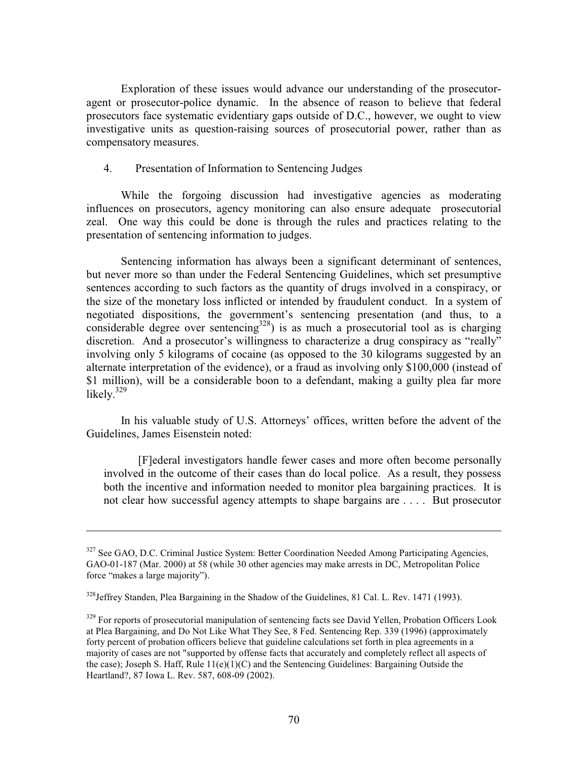Exploration of these issues would advance our understanding of the prosecutor-agent or prosecutor-police dynamic. In the absence of reason to believe that federal prosecutors face systematic evidentiary gaps outside of D.C., however, we ought to view investigative units as question-raising sources of prosecutorial power, rather than as compensatory measures.

4. Presentation of Information to Sentencing Judges

While the forgoing discussion had investigative agencies as moderating influences on prosecutors, agency monitoring can also ensure adequate prosecutorial zeal. One way this could be done is through the rules and practices relating to the presentation of sentencing information to judges.

Sentencing information has always been a significant determinant of sentences, but never more so than under the Federal Sentencing Guidelines, which set presumptive sentences according to such factors as the quantity of drugs involved in a conspiracy, or the size of the monetary loss inflicted or intended by fraudulent conduct. In a system of negotiated dispositions, the government's sentencing presentation (and thus, to a considerable degree over sentencing[328]) is as much a prosecutorial tool as is charging discretion. And a prosecutor's willingness to characterize a drug conspiracy as "really" involving only 5 kilograms of cocaine (as opposed to the 30 kilograms suggested by an alternate interpretation of the evidence), or a fraud as involving only $100,000 (instead of $1 million), will be a considerable boon to a defendant, making a guilty plea far more likely.[329]

In his valuable study of U.S. Attorneys' offices, written before the advent of the Guidelines, James Eisenstein noted:

> [F]ederal investigators handle fewer cases and more often become personally involved in the outcome of their cases than do local police. As a result, they possess both the incentive and information needed to monitor plea bargaining practices. It is not clear how successful agency attempts to shape bargains are . . . . But prosecutor

---

[327] See GAO, D.C. Criminal Justice System: Better Coordination Needed Among Participating Agencies, GAO-01-187 (Mar. 2000) at 58 (while 30 other agencies may make arrests in DC, Metropolitan Police force "makes a large majority").

[328] Jeffrey Standen, Plea Bargaining in the Shadow of the Guidelines, 81 Cal. L. Rev. 1471 (1993).

[329] For reports of prosecutorial manipulation of sentencing facts see David Yellen, Probation Officers Look at Plea Bargaining, and Do Not Like What They See, 8 Fed. Sentencing Rep. 339 (1996) (approximately forty percent of probation officers believe that guideline calculations set forth in plea agreements in a majority of cases are not "supported by offense facts that accurately and completely reflect all aspects of the case); Joseph S. Haff, Rule 11(e)(1)(C) and the Sentencing Guidelines: Bargaining Outside the Heartland?, 87 Iowa L. Rev. 587, 608-09 (2002).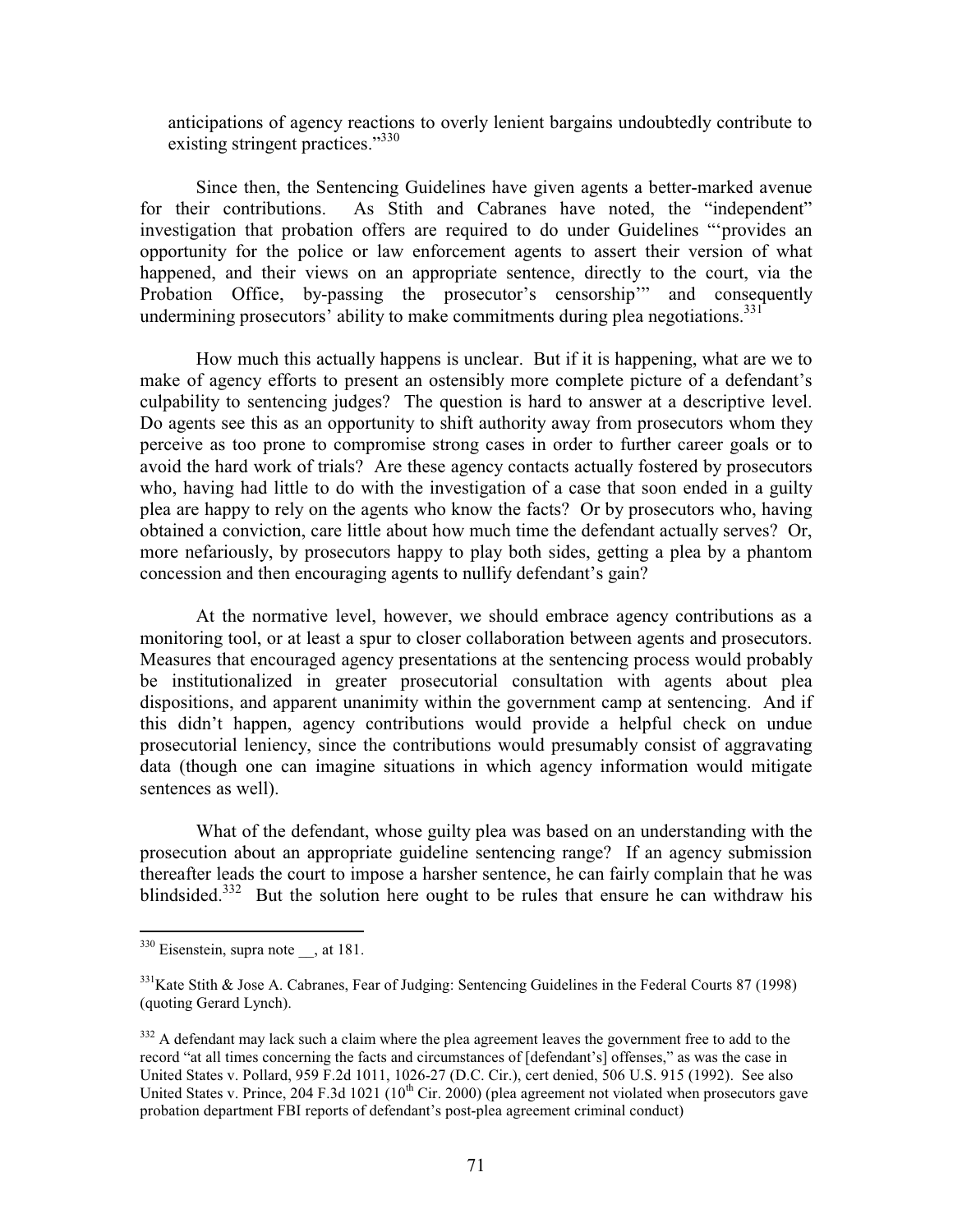anticipations of agency reactions to overly lenient bargains undoubtedly contribute to existing stringent practices."[330]

Since then, the Sentencing Guidelines have given agents a better-marked avenue for their contributions. As Stith and Cabranes have noted, the "independent" investigation that probation offers are required to do under Guidelines "'provides an opportunity for the police or law enforcement agents to assert their version of what happened, and their views on an appropriate sentence, directly to the court, via the Probation Office, by-passing the prosecutor's censorship'" and consequently undermining prosecutors' ability to make commitments during plea negotiations.[331]

How much this actually happens is unclear. But if it is happening, what are we to make of agency efforts to present an ostensibly more complete picture of a defendant's culpability to sentencing judges? The question is hard to answer at a descriptive level. Do agents see this as an opportunity to shift authority away from prosecutors whom they perceive as too prone to compromise strong cases in order to further career goals or to avoid the hard work of trials? Are these agency contacts actually fostered by prosecutors who, having had little to do with the investigation of a case that soon ended in a guilty plea are happy to rely on the agents who know the facts? Or by prosecutors who, having obtained a conviction, care little about how much time the defendant actually serves? Or, more nefariously, by prosecutors happy to play both sides, getting a plea by a phantom concession and then encouraging agents to nullify defendant's gain?

At the normative level, however, we should embrace agency contributions as a monitoring tool, or at least a spur to closer collaboration between agents and prosecutors. Measures that encouraged agency presentations at the sentencing process would probably be institutionalized in greater prosecutorial consultation with agents about plea dispositions, and apparent unanimity within the government camp at sentencing. And if this didn't happen, agency contributions would provide a helpful check on undue prosecutorial leniency, since the contributions would presumably consist of aggravating data (though one can imagine situations in which agency information would mitigate sentences as well).

What of the defendant, whose guilty plea was based on an understanding with the prosecution about an appropriate guideline sentencing range? If an agency submission thereafter leads the court to impose a harsher sentence, he can fairly complain that he was blindsided.[332] But the solution here ought to be rules that ensure he can withdraw his

---

[330] Eisenstein, supra note __, at 181.

[331] Kate Stith & Jose A. Cabranes, Fear of Judging: Sentencing Guidelines in the Federal Courts 87 (1998) (quoting Gerard Lynch).

[332] A defendant may lack such a claim where the plea agreement leaves the government free to add to the record "at all times concerning the facts and circumstances of [defendant's] offenses," as was the case in United States v. Pollard, 959 F.2d 1011, 1026-27 (D.C. Cir.), cert denied, 506 U.S. 915 (1992). See also United States v. Prince, 204 F.3d 1021 (10th Cir. 2000) (plea agreement not violated when prosecutors gave probation department FBI reports of defendant's post-plea agreement criminal conduct)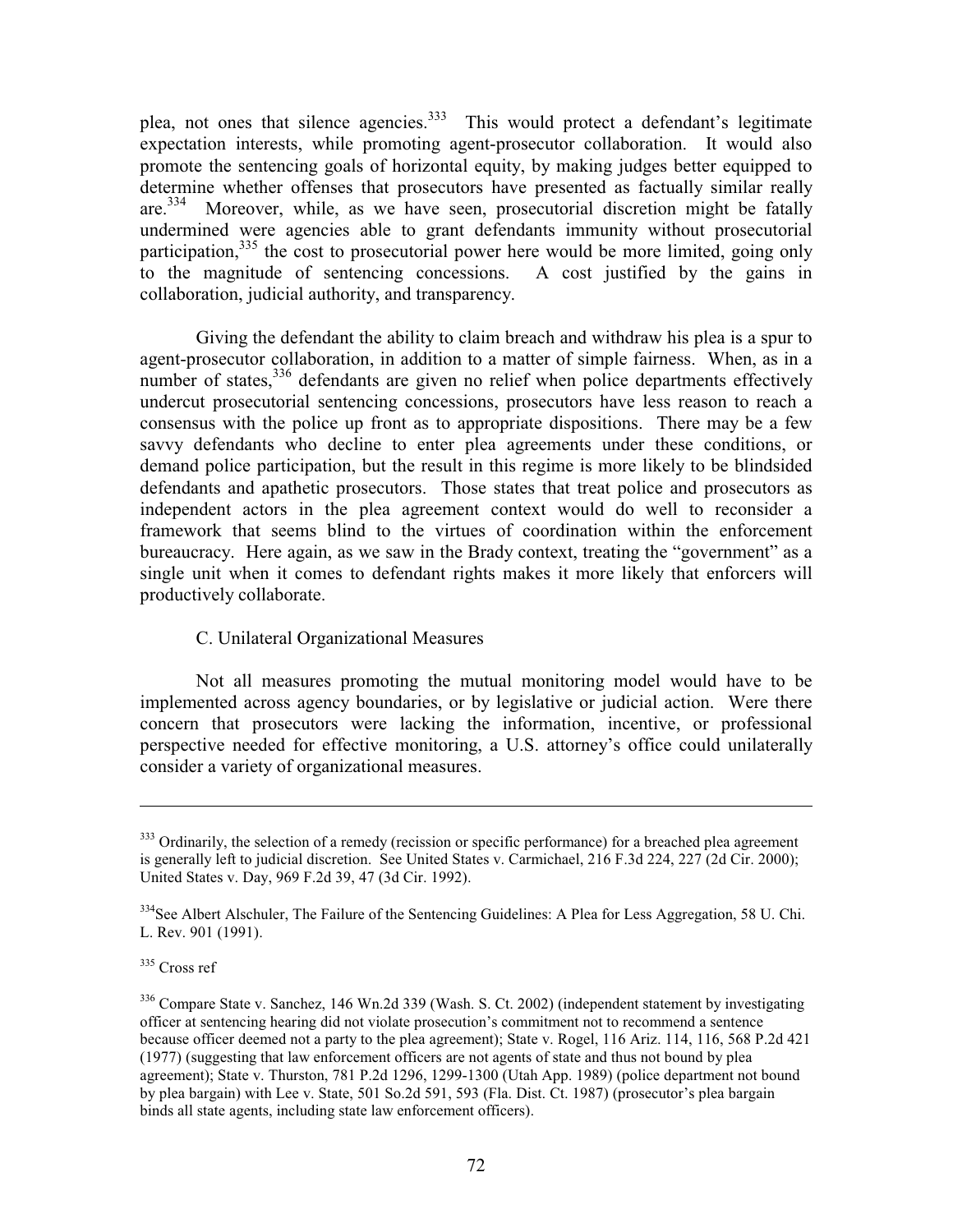plea, not ones that silence agencies.[333] This would protect a defendant's legitimate expectation interests, while promoting agent-prosecutor collaboration. It would also promote the sentencing goals of horizontal equity, by making judges better equipped to determine whether offenses that prosecutors have presented as factually similar really are.[334] Moreover, while, as we have seen, prosecutorial discretion might be fatally undermined were agencies able to grant defendants immunity without prosecutorial participation,[335] the cost to prosecutorial power here would be more limited, going only to the magnitude of sentencing concessions. A cost justified by the gains in collaboration, judicial authority, and transparency.

Giving the defendant the ability to claim breach and withdraw his plea is a spur to agent-prosecutor collaboration, in addition to a matter of simple fairness. When, as in a number of states,[336] defendants are given no relief when police departments effectively undercut prosecutorial sentencing concessions, prosecutors have less reason to reach a consensus with the police up front as to appropriate dispositions. There may be a few savvy defendants who decline to enter plea agreements under these conditions, or demand police participation, but the result in this regime is more likely to be blindsided defendants and apathetic prosecutors. Those states that treat police and prosecutors as independent actors in the plea agreement context would do well to reconsider a framework that seems blind to the virtues of coordination within the enforcement bureaucracy. Here again, as we saw in the Brady context, treating the "government" as a single unit when it comes to defendant rights makes it more likely that enforcers will productively collaborate.

### C. Unilateral Organizational Measures

Not all measures promoting the mutual monitoring model would have to be implemented across agency boundaries, or by legislative or judicial action. Were there concern that prosecutors were lacking the information, incentive, or professional perspective needed for effective monitoring, a U.S. attorney's office could unilaterally consider a variety of organizational measures.

---

[333] Ordinarily, the selection of a remedy (recission or specific performance) for a breached plea agreement is generally left to judicial discretion. See United States v. Carmichael, 216 F.3d 224, 227 (2d Cir. 2000); United States v. Day, 969 F.2d 39, 47 (3d Cir. 1992).

[334] See Albert Alschuler, The Failure of the Sentencing Guidelines: A Plea for Less Aggregation, 58 U. Chi. L. Rev. 901 (1991).

[335] Cross ref

[336] Compare State v. Sanchez, 146 Wn.2d 339 (Wash. S. Ct. 2002) (independent statement by investigating officer at sentencing hearing did not violate prosecution's commitment not to recommend a sentence because officer deemed not a party to the plea agreement); State v. Rogel, 116 Ariz. 114, 116, 568 P.2d 421 (1977) (suggesting that law enforcement officers are not agents of state and thus not bound by plea agreement); State v. Thurston, 781 P.2d 1296, 1299-1300 (Utah App. 1989) (police department not bound by plea bargain) with Lee v. State, 501 So.2d 591, 593 (Fla. Dist. Ct. 1987) (prosecutor's plea bargain binds all state agents, including state law enforcement officers).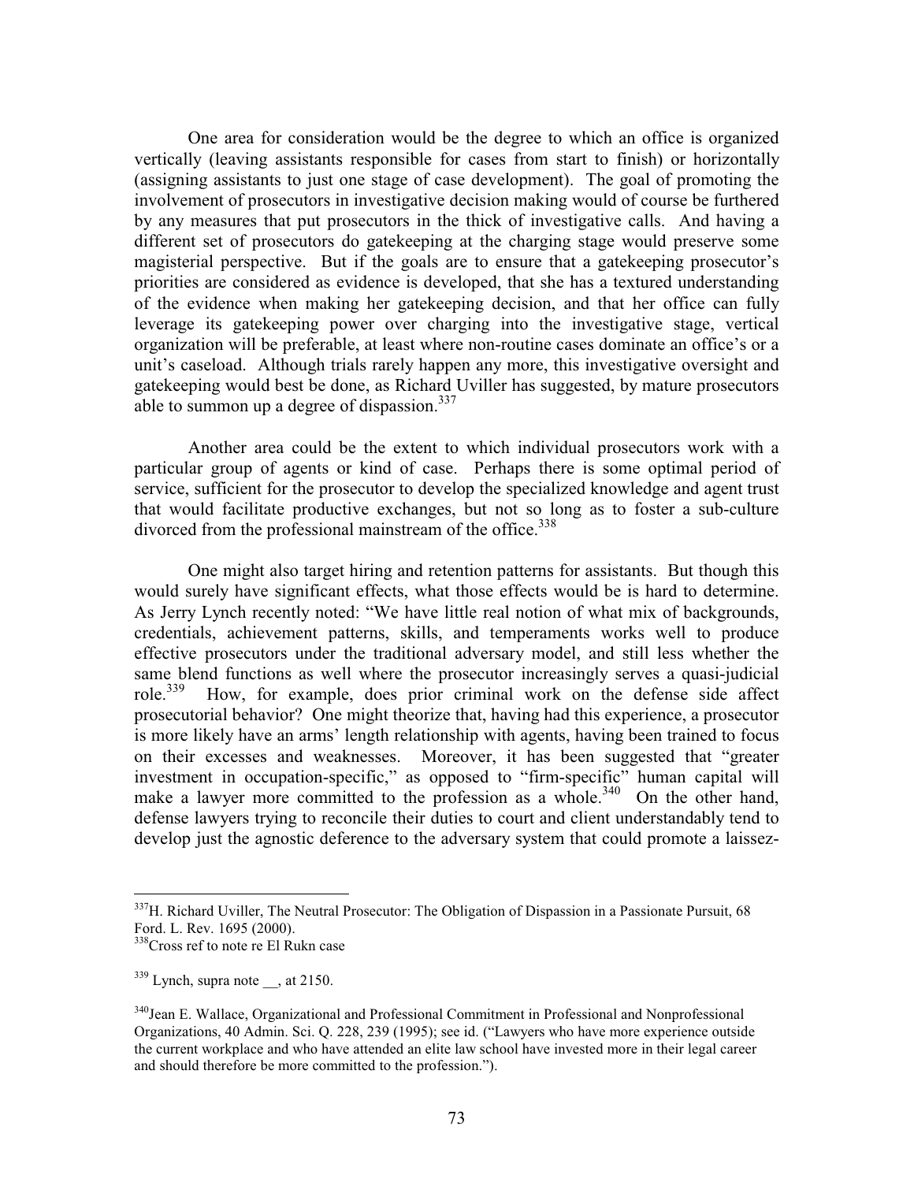One area for consideration would be the degree to which an office is organized vertically (leaving assistants responsible for cases from start to finish) or horizontally (assigning assistants to just one stage of case development). The goal of promoting the involvement of prosecutors in investigative decision making would of course be furthered by any measures that put prosecutors in the thick of investigative calls. And having a different set of prosecutors do gatekeeping at the charging stage would preserve some magisterial perspective. But if the goals are to ensure that a gatekeeping prosecutor's priorities are considered as evidence is developed, that she has a textured understanding of the evidence when making her gatekeeping decision, and that her office can fully leverage its gatekeeping power over charging into the investigative stage, vertical organization will be preferable, at least where non-routine cases dominate an office's or a unit's caseload. Although trials rarely happen any more, this investigative oversight and gatekeeping would best be done, as Richard Uviller has suggested, by mature prosecutors able to summon up a degree of dispassion.[337]

Another area could be the extent to which individual prosecutors work with a particular group of agents or kind of case. Perhaps there is some optimal period of service, sufficient for the prosecutor to develop the specialized knowledge and agent trust that would facilitate productive exchanges, but not so long as to foster a sub-culture divorced from the professional mainstream of the office.[338]

One might also target hiring and retention patterns for assistants. But though this would surely have significant effects, what those effects would be is hard to determine. As Jerry Lynch recently noted: "We have little real notion of what mix of backgrounds, credentials, achievement patterns, skills, and temperaments works well to produce effective prosecutors under the traditional adversary model, and still less whether the same blend functions as well where the prosecutor increasingly serves a quasi-judicial role.[339] How, for example, does prior criminal work on the defense side affect prosecutorial behavior? One might theorize that, having had this experience, a prosecutor is more likely have an arms' length relationship with agents, having been trained to focus on their excesses and weaknesses. Moreover, it has been suggested that "greater investment in occupation-specific," as opposed to "firm-specific" human capital will make a lawyer more committed to the profession as a whole.[340] On the other hand, defense lawyers trying to reconcile their duties to court and client understandably tend to develop just the agnostic deference to the adversary system that could promote a laissez-

---

[337] H. Richard Uviller, The Neutral Prosecutor: The Obligation of Dispassion in a Passionate Pursuit, 68 Ford. L. Rev. 1695 (2000).

[338] Cross ref to note re El Rukn case

[339] Lynch, supra note __, at 2150.

[340] Jean E. Wallace, Organizational and Professional Commitment in Professional and Nonprofessional Organizations, 40 Admin. Sci. Q. 228, 239 (1995); see id. ("Lawyers who have more experience outside the current workplace and who have attended an elite law school have invested more in their legal career and should therefore be more committed to the profession.").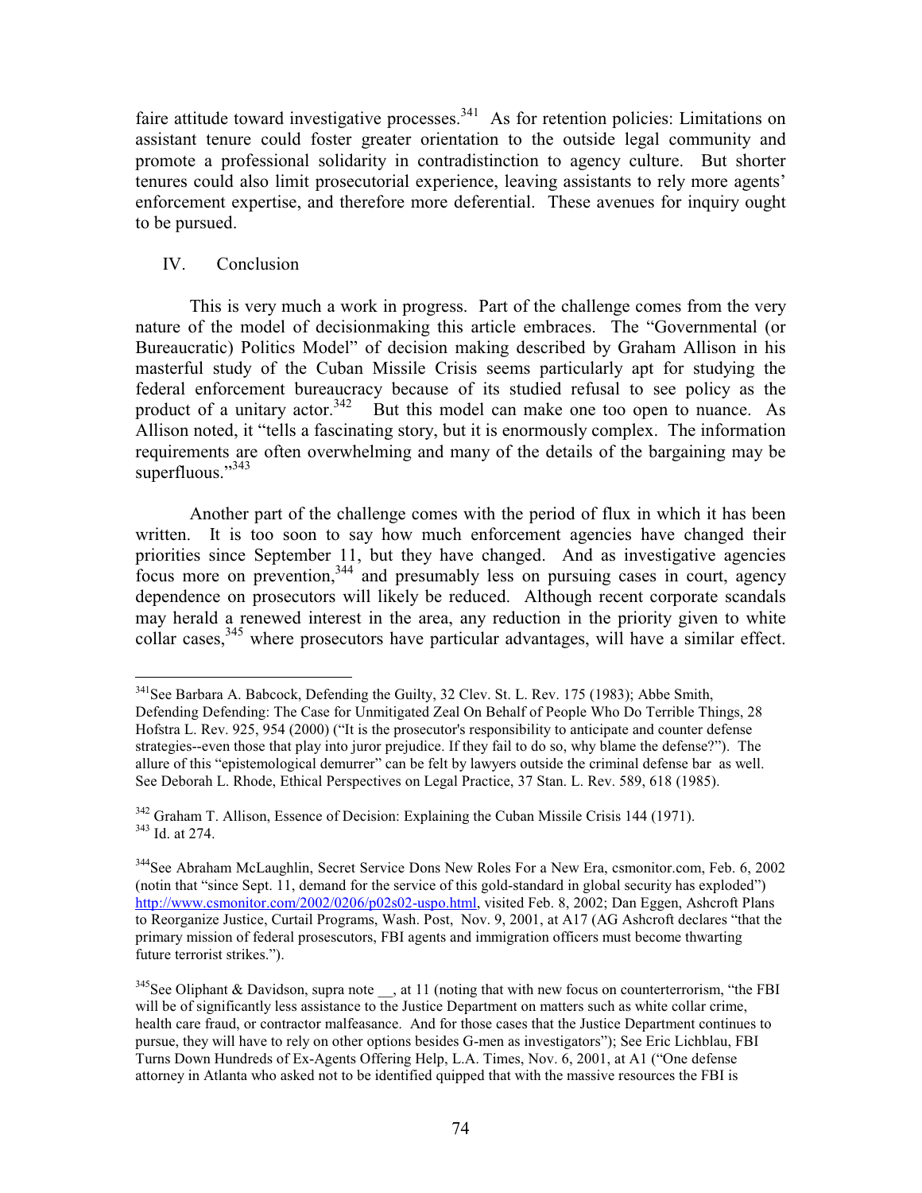faire attitude toward investigative processes.[341] As for retention policies: Limitations on assistant tenure could foster greater orientation to the outside legal community and promote a professional solidarity in contradistinction to agency culture. But shorter tenures could also limit prosecutorial experience, leaving assistants to rely more agents' enforcement expertise, and therefore more deferential. These avenues for inquiry ought to be pursued.

## IV. Conclusion

This is very much a work in progress. Part of the challenge comes from the very nature of the model of decisionmaking this article embraces. The "Governmental (or Bureaucratic) Politics Model" of decision making described by Graham Allison in his masterful study of the Cuban Missile Crisis seems particularly apt for studying the federal enforcement bureaucracy because of its studied refusal to see policy as the product of a unitary actor.[342] But this model can make one too open to nuance. As Allison noted, it "tells a fascinating story, but it is enormously complex. The information requirements are often overwhelming and many of the details of the bargaining may be superfluous."[343]

Another part of the challenge comes with the period of flux in which it has been written. It is too soon to say how much enforcement agencies have changed their priorities since September 11, but they have changed. And as investigative agencies focus more on prevention,[344] and presumably less on pursuing cases in court, agency dependence on prosecutors will likely be reduced. Although recent corporate scandals may herald a renewed interest in the area, any reduction in the priority given to white collar cases,[345] where prosecutors have particular advantages, will have a similar effect.

---

[341] See Barbara A. Babcock, Defending the Guilty, 32 Clev. St. L. Rev. 175 (1983); Abbe Smith, Defending Defending: The Case for Unmitigated Zeal On Behalf of People Who Do Terrible Things, 28 Hofstra L. Rev. 925, 954 (2000) ("It is the prosecutor's responsibility to anticipate and counter defense strategies--even those that play into juror prejudice. If they fail to do so, why blame the defense?"). The allure of this "epistemological demurrer" can be felt by lawyers outside the criminal defense bar as well. See Deborah L. Rhode, Ethical Perspectives on Legal Practice, 37 Stan. L. Rev. 589, 618 (1985).

[342] Graham T. Allison, Essence of Decision: Explaining the Cuban Missile Crisis 144 (1971).

[343] Id. at 274.

[344] See Abraham McLaughlin, Secret Service Dons New Roles For a New Era, csmonitor.com, Feb. 6, 2002 (notin that "since Sept. 11, demand for the service of this gold-standard in global security has exploded") http://www.csmonitor.com/2002/0206/p02s02-uspo.html, visited Feb. 8, 2002; Dan Eggen, Ashcroft Plans to Reorganize Justice, Curtail Programs, Wash. Post, Nov. 9, 2001, at A17 (AG Ashcroft declares "that the primary mission of federal prosecutors, FBI agents and immigration officers must become thwarting future terrorist strikes.").

[345] See Oliphant & Davidson, supra note __, at 11 (noting that with new focus on counterterrorism, "the FBI will be of significantly less assistance to the Justice Department on matters such as white collar crime, health care fraud, or contractor malfeasance. And for those cases that the Justice Department continues to pursue, they will have to rely on other options besides G-men as investigators"); See Eric Lichblau, FBI Turns Down Hundreds of Ex-Agents Offering Help, L.A. Times, Nov. 6, 2001, at A1 ("One defense attorney in Atlanta who asked not to be identified quipped that with the massive resources the FBI is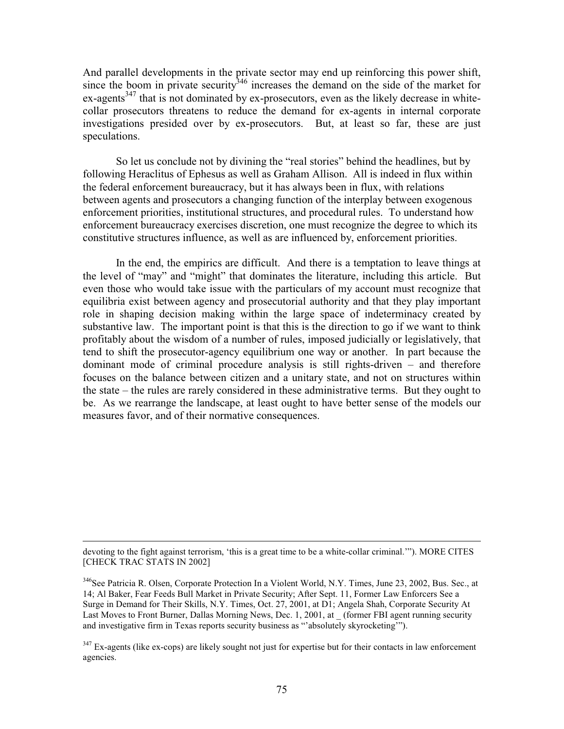And parallel developments in the private sector may end up reinforcing this power shift, since the boom in private security[346] increases the demand on the side of the market for ex-agents[347] that is not dominated by ex-prosecutors, even as the likely decrease in white-collar prosecutors threatens to reduce the demand for ex-agents in internal corporate investigations presided over by ex-prosecutors. But, at least so far, these are just speculations.

So let us conclude not by divining the "real stories" behind the headlines, but by following Heraclitus of Ephesus as well as Graham Allison. All is indeed in flux within the federal enforcement bureaucracy, but it has always been in flux, with relations between agents and prosecutors a changing function of the interplay between exogenous enforcement priorities, institutional structures, and procedural rules. To understand how enforcement bureaucracy exercises discretion, one must recognize the degree to which its constitutive structures influence, as well as are influenced by, enforcement priorities.

In the end, the empirics are difficult. And there is a temptation to leave things at the level of "may" and "might" that dominates the literature, including this article. But even those who would take issue with the particulars of my account must recognize that equilibria exist between agency and prosecutorial authority and that they play important role in shaping decision making within the large space of indeterminacy created by substantive law. The important point is that this is the direction to go if we want to think profitably about the wisdom of a number of rules, imposed judicially or legislatively, that tend to shift the prosecutor-agency equilibrium one way or another. In part because the dominant mode of criminal procedure analysis is still rights-driven – and therefore focuses on the balance between citizen and a unitary state, and not on structures within the state – the rules are rarely considered in these administrative terms. But they ought to be. As we rearrange the landscape, at least ought to have better sense of the models our measures favor, and of their normative consequences.

---

devoting to the fight against terrorism, 'this is a great time to be a white-collar criminal.'"). MORE CITES [CHECK TRAC STATS IN 2002]

[346] See Patricia R. Olsen, Corporate Protection In a Violent World, N.Y. Times, June 23, 2002, Bus. Sec., at 14; Al Baker, Fear Feeds Bull Market in Private Security; After Sept. 11, Former Law Enforcers See a Surge in Demand for Their Skills, N.Y. Times, Oct. 27, 2001, at D1; Angela Shah, Corporate Security At Last Moves to Front Burner, Dallas Morning News, Dec. 1, 2001, at _ (former FBI agent running security and investigative firm in Texas reports security business as "'absolutely skyrocketing'").

[347] Ex-agents (like ex-cops) are likely sought not just for expertise but for their contacts in law enforcement agencies.